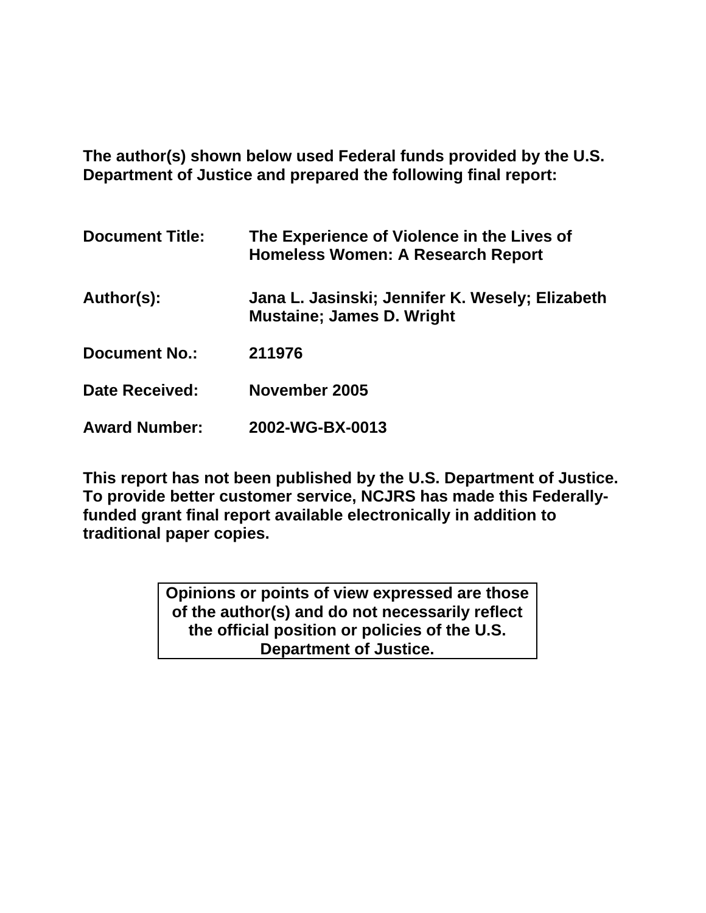**The author(s) shown below used Federal funds provided by the U.S. Department of Justice and prepared the following final report:**

| | |
|---|---|
| **Document Title:** | **The Experience of Violence in the Lives of Homeless Women: A Research Report** |
| **Author(s):** | **Jana L. Jasinski; Jennifer K. Wesely; Elizabeth Mustaine; James D. Wright** |
| **Document No.:** | **211976** |
| **Date Received:** | **November 2005** |
| **Award Number:** | **2002-WG-BX-0013** |

**This report has not been published by the U.S. Department of Justice. To provide better customer service, NCJRS has made this Federally-funded grant final report available electronically in addition to traditional paper copies.**

**Opinions or points of view expressed are those of the author(s) and do not necessarily reflect the official position or policies of the U.S. Department of Justice.**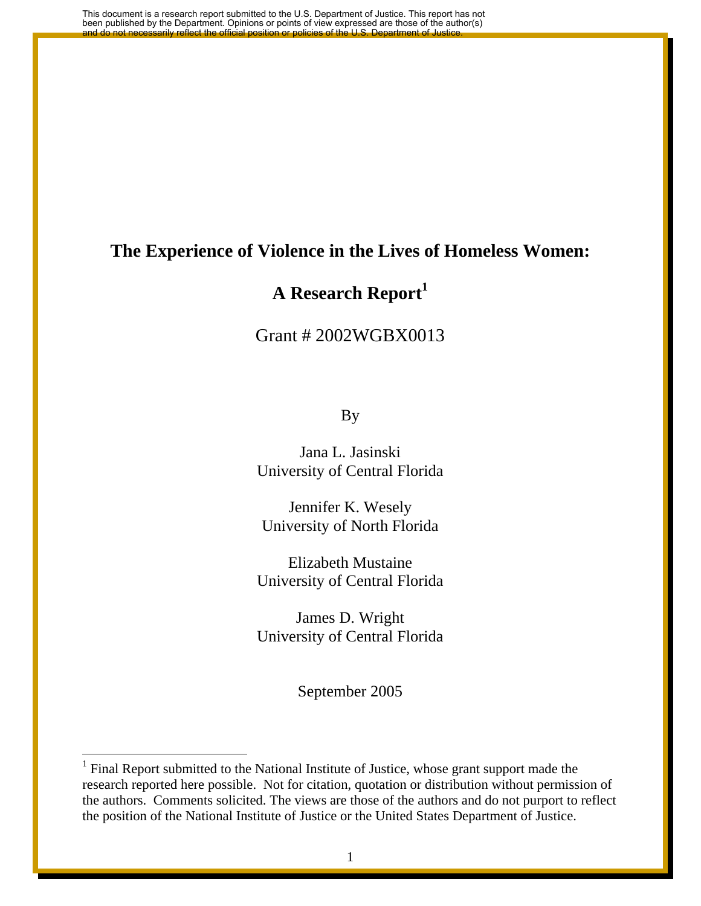This document is a research report submitted to the U.S. Department of Justice. This report has not been published by the Department. Opinions or points of view expressed are those of the author(s) and do not necessarily reflect the official position or policies of the U.S. Department of Justice.

# The Experience of Violence in the Lives of Homeless Women:

# A Research Report[1]

Grant # 2002WGBX0013

By

Jana L. Jasinski
University of Central Florida

Jennifer K. Wesely
University of North Florida

Elizabeth Mustaine
University of Central Florida

James D. Wright
University of Central Florida

September 2005

[1] Final Report submitted to the National Institute of Justice, whose grant support made the research reported here possible. Not for citation, quotation or distribution without permission of the authors. Comments solicited. The views are those of the authors and do not purport to reflect the position of the National Institute of Justice or the United States Department of Justice.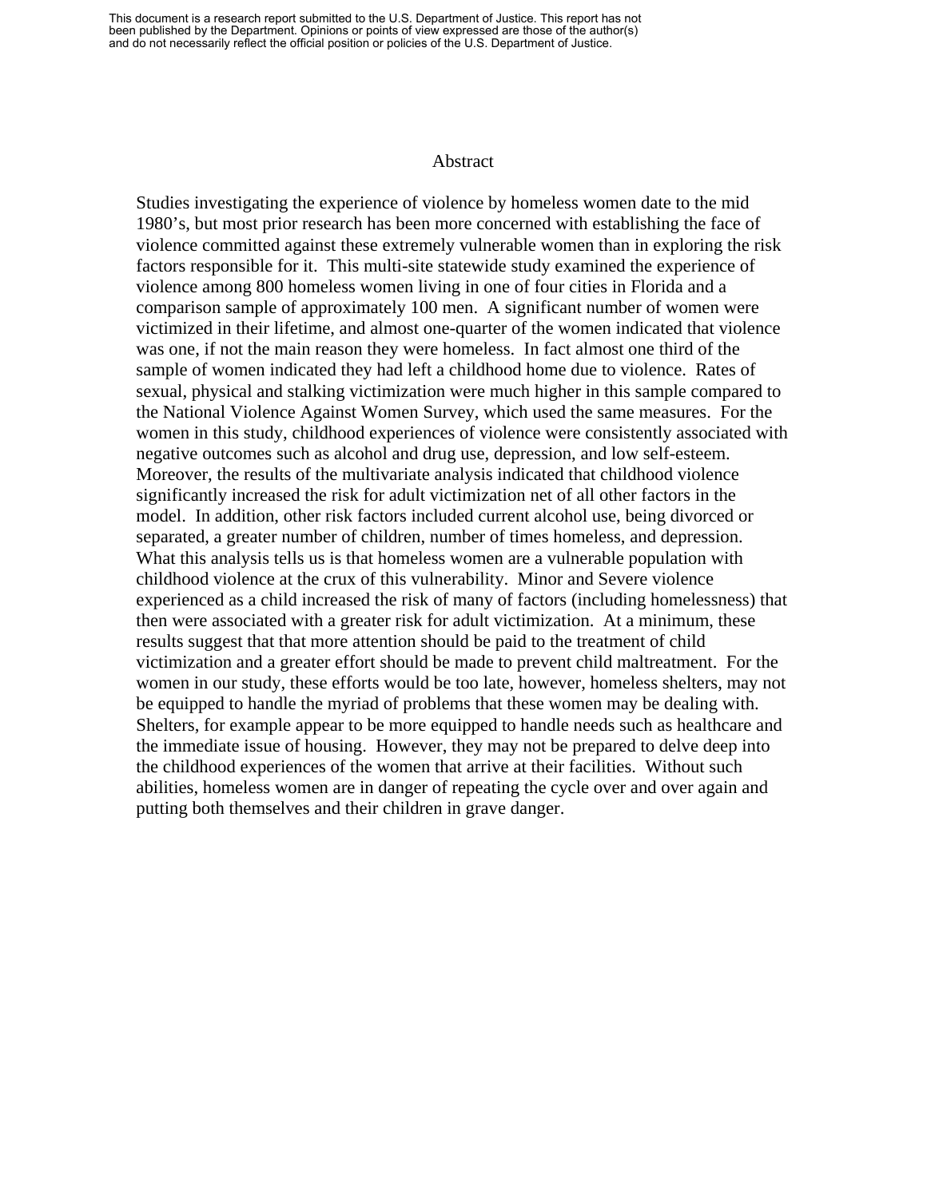# Abstract

Studies investigating the experience of violence by homeless women date to the mid 1980's, but most prior research has been more concerned with establishing the face of violence committed against these extremely vulnerable women than in exploring the risk factors responsible for it. This multi-site statewide study examined the experience of violence among 800 homeless women living in one of four cities in Florida and a comparison sample of approximately 100 men. A significant number of women were victimized in their lifetime, and almost one-quarter of the women indicated that violence was one, if not the main reason they were homeless. In fact almost one third of the sample of women indicated they had left a childhood home due to violence. Rates of sexual, physical and stalking victimization were much higher in this sample compared to the National Violence Against Women Survey, which used the same measures. For the women in this study, childhood experiences of violence were consistently associated with negative outcomes such as alcohol and drug use, depression, and low self-esteem. Moreover, the results of the multivariate analysis indicated that childhood violence significantly increased the risk for adult victimization net of all other factors in the model. In addition, other risk factors included current alcohol use, being divorced or separated, a greater number of children, number of times homeless, and depression. What this analysis tells us is that homeless women are a vulnerable population with childhood violence at the crux of this vulnerability. Minor and Severe violence experienced as a child increased the risk of many of factors (including homelessness) that then were associated with a greater risk for adult victimization. At a minimum, these results suggest that that more attention should be paid to the treatment of child victimization and a greater effort should be made to prevent child maltreatment. For the women in our study, these efforts would be too late, however, homeless shelters, may not be equipped to handle the myriad of problems that these women may be dealing with. Shelters, for example appear to be more equipped to handle needs such as healthcare and the immediate issue of housing. However, they may not be prepared to delve deep into the childhood experiences of the women that arrive at their facilities. Without such abilities, homeless women are in danger of repeating the cycle over and over again and putting both themselves and their children in grave danger.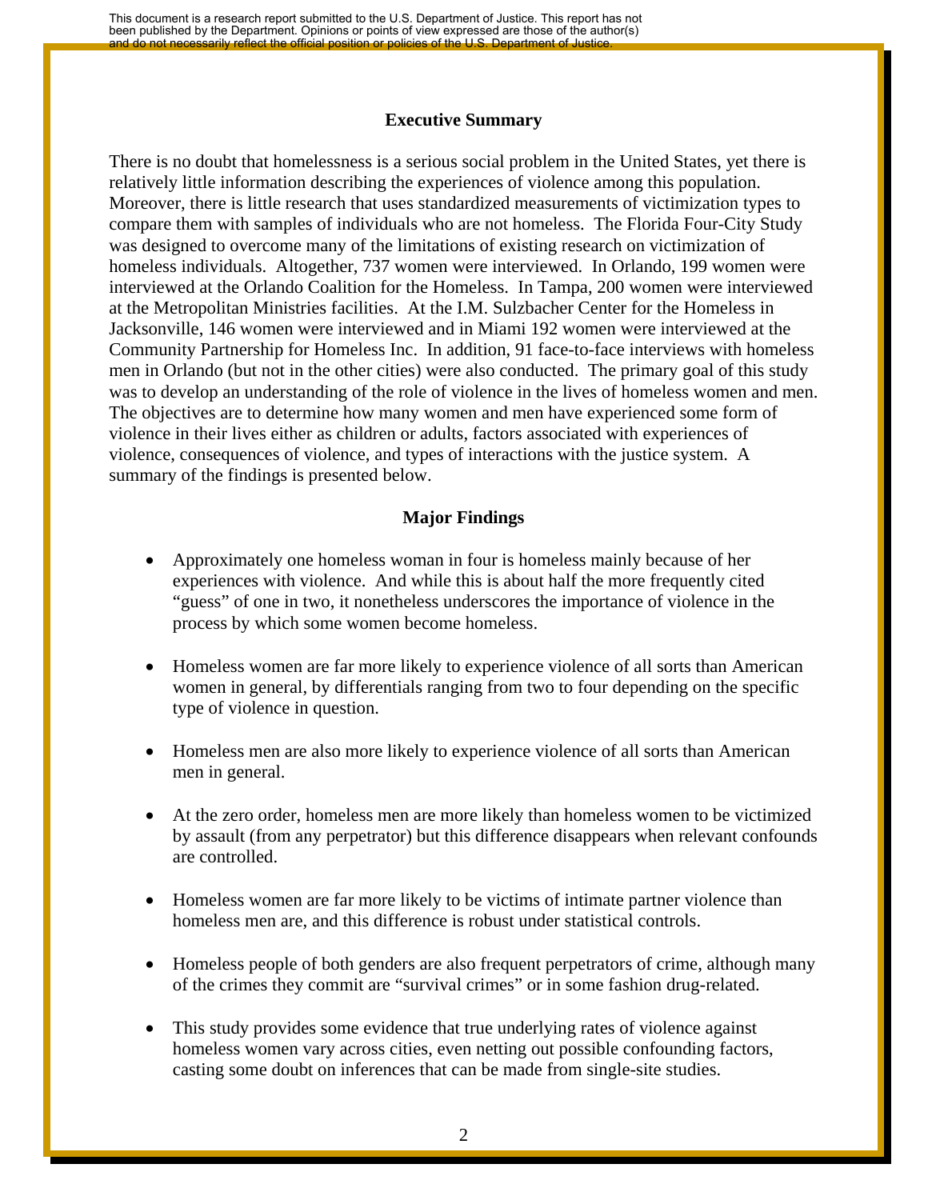## Executive Summary

There is no doubt that homelessness is a serious social problem in the United States, yet there is relatively little information describing the experiences of violence among this population. Moreover, there is little research that uses standardized measurements of victimization types to compare them with samples of individuals who are not homeless. The Florida Four-City Study was designed to overcome many of the limitations of existing research on victimization of homeless individuals. Altogether, 737 women were interviewed. In Orlando, 199 women were interviewed at the Orlando Coalition for the Homeless. In Tampa, 200 women were interviewed at the Metropolitan Ministries facilities. At the I.M. Sulzbacher Center for the Homeless in Jacksonville, 146 women were interviewed and in Miami 192 women were interviewed at the Community Partnership for Homeless Inc. In addition, 91 face-to-face interviews with homeless men in Orlando (but not in the other cities) were also conducted. The primary goal of this study was to develop an understanding of the role of violence in the lives of homeless women and men. The objectives are to determine how many women and men have experienced some form of violence in their lives either as children or adults, factors associated with experiences of violence, consequences of violence, and types of interactions with the justice system. A summary of the findings is presented below.

### Major Findings

- Approximately one homeless woman in four is homeless mainly because of her experiences with violence. And while this is about half the more frequently cited "guess" of one in two, it nonetheless underscores the importance of violence in the process by which some women become homeless.

- Homeless women are far more likely to experience violence of all sorts than American women in general, by differentials ranging from two to four depending on the specific type of violence in question.

- Homeless men are also more likely to experience violence of all sorts than American men in general.

- At the zero order, homeless men are more likely than homeless women to be victimized by assault (from any perpetrator) but this difference disappears when relevant confounds are controlled.

- Homeless women are far more likely to be victims of intimate partner violence than homeless men are, and this difference is robust under statistical controls.

- Homeless people of both genders are also frequent perpetrators of crime, although many of the crimes they commit are "survival crimes" or in some fashion drug-related.

- This study provides some evidence that true underlying rates of violence against homeless women vary across cities, even netting out possible confounding factors, casting some doubt on inferences that can be made from single-site studies.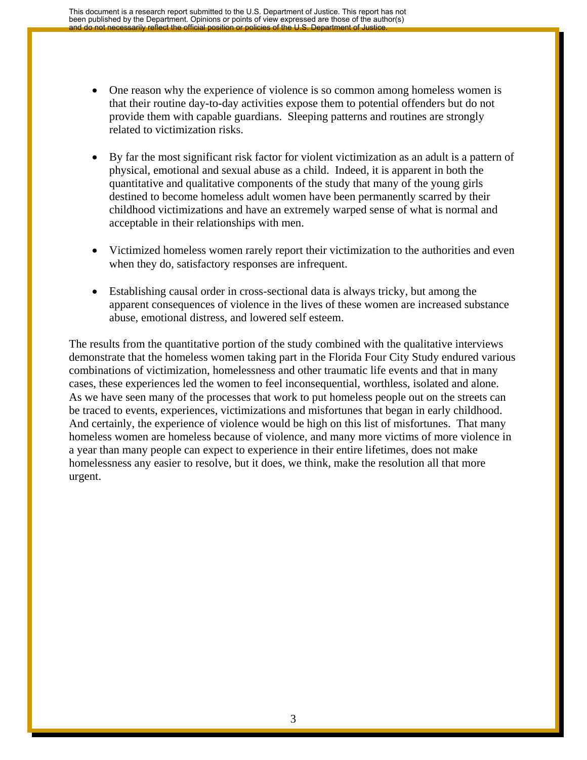- One reason why the experience of violence is so common among homeless women is that their routine day-to-day activities expose them to potential offenders but do not provide them with capable guardians. Sleeping patterns and routines are strongly related to victimization risks.

- By far the most significant risk factor for violent victimization as an adult is a pattern of physical, emotional and sexual abuse as a child. Indeed, it is apparent in both the quantitative and qualitative components of the study that many of the young girls destined to become homeless adult women have been permanently scarred by their childhood victimizations and have an extremely warped sense of what is normal and acceptable in their relationships with men.

- Victimized homeless women rarely report their victimization to the authorities and even when they do, satisfactory responses are infrequent.

- Establishing causal order in cross-sectional data is always tricky, but among the apparent consequences of violence in the lives of these women are increased substance abuse, emotional distress, and lowered self esteem.

The results from the quantitative portion of the study combined with the qualitative interviews demonstrate that the homeless women taking part in the Florida Four City Study endured various combinations of victimization, homelessness and other traumatic life events and that in many cases, these experiences led the women to feel inconsequential, worthless, isolated and alone. As we have seen many of the processes that work to put homeless people out on the streets can be traced to events, experiences, victimizations and misfortunes that began in early childhood. And certainly, the experience of violence would be high on this list of misfortunes. That many homeless women are homeless because of violence, and many more victims of more violence in a year than many people can expect to experience in their entire lifetimes, does not make homelessness any easier to resolve, but it does, we think, make the resolution all that more urgent.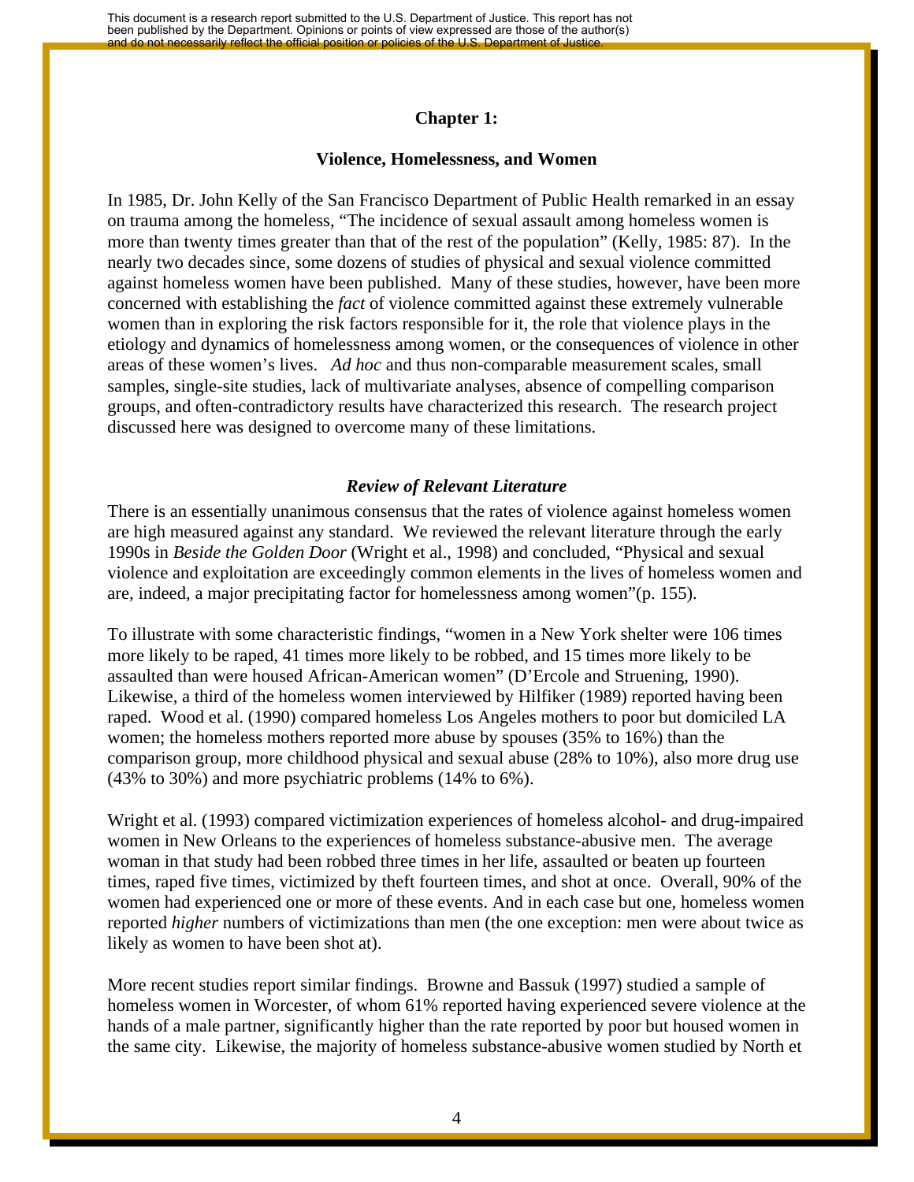## Chapter 1:

### Violence, Homelessness, and Women

In 1985, Dr. John Kelly of the San Francisco Department of Public Health remarked in an essay on trauma among the homeless, "The incidence of sexual assault among homeless women is more than twenty times greater than that of the rest of the population" (Kelly, 1985: 87). In the nearly two decades since, some dozens of studies of physical and sexual violence committed against homeless women have been published. Many of these studies, however, have been more concerned with establishing the *fact* of violence committed against these extremely vulnerable women than in exploring the risk factors responsible for it, the role that violence plays in the etiology and dynamics of homelessness among women, or the consequences of violence in other areas of these women's lives. *Ad hoc* and thus non-comparable measurement scales, small samples, single-site studies, lack of multivariate analyses, absence of compelling comparison groups, and often-contradictory results have characterized this research. The research project discussed here was designed to overcome many of these limitations.

### *Review of Relevant Literature*

There is an essentially unanimous consensus that the rates of violence against homeless women are high measured against any standard. We reviewed the relevant literature through the early 1990s in *Beside the Golden Door* (Wright et al., 1998) and concluded, "Physical and sexual violence and exploitation are exceedingly common elements in the lives of homeless women and are, indeed, a major precipitating factor for homelessness among women"(p. 155).

To illustrate with some characteristic findings, "women in a New York shelter were 106 times more likely to be raped, 41 times more likely to be robbed, and 15 times more likely to be assaulted than were housed African-American women" (D'Ercole and Struening, 1990). Likewise, a third of the homeless women interviewed by Hilfiker (1989) reported having been raped. Wood et al. (1990) compared homeless Los Angeles mothers to poor but domiciled LA women; the homeless mothers reported more abuse by spouses (35% to 16%) than the comparison group, more childhood physical and sexual abuse (28% to 10%), also more drug use (43% to 30%) and more psychiatric problems (14% to 6%).

Wright et al. (1993) compared victimization experiences of homeless alcohol- and drug-impaired women in New Orleans to the experiences of homeless substance-abusive men. The average woman in that study had been robbed three times in her life, assaulted or beaten up fourteen times, raped five times, victimized by theft fourteen times, and shot at once. Overall, 90% of the women had experienced one or more of these events. And in each case but one, homeless women reported *higher* numbers of victimizations than men (the one exception: men were about twice as likely as women to have been shot at).

More recent studies report similar findings. Browne and Bassuk (1997) studied a sample of homeless women in Worcester, of whom 61% reported having experienced severe violence at the hands of a male partner, significantly higher than the rate reported by poor but housed women in the same city. Likewise, the majority of homeless substance-abusive women studied by North et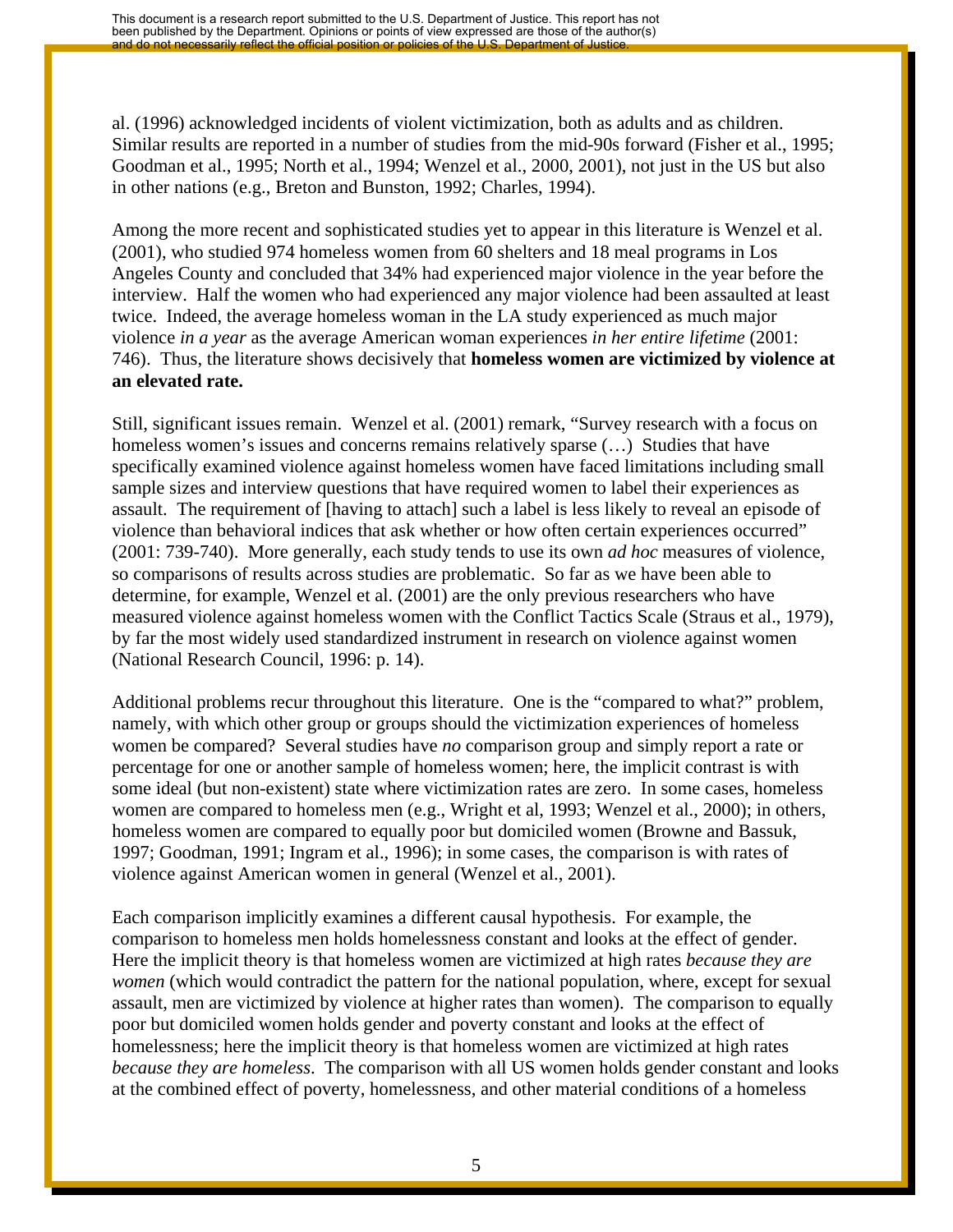al. (1996) acknowledged incidents of violent victimization, both as adults and as children. Similar results are reported in a number of studies from the mid-90s forward (Fisher et al., 1995; Goodman et al., 1995; North et al., 1994; Wenzel et al., 2000, 2001), not just in the US but also in other nations (e.g., Breton and Bunston, 1992; Charles, 1994).

Among the more recent and sophisticated studies yet to appear in this literature is Wenzel et al. (2001), who studied 974 homeless women from 60 shelters and 18 meal programs in Los Angeles County and concluded that 34% had experienced major violence in the year before the interview. Half the women who had experienced any major violence had been assaulted at least twice. Indeed, the average homeless woman in the LA study experienced as much major violence *in a year* as the average American woman experiences *in her entire lifetime* (2001: 746). Thus, the literature shows decisively that **homeless women are victimized by violence at an elevated rate.**

Still, significant issues remain. Wenzel et al. (2001) remark, "Survey research with a focus on homeless women's issues and concerns remains relatively sparse (…) Studies that have specifically examined violence against homeless women have faced limitations including small sample sizes and interview questions that have required women to label their experiences as assault. The requirement of [having to attach] such a label is less likely to reveal an episode of violence than behavioral indices that ask whether or how often certain experiences occurred" (2001: 739-740). More generally, each study tends to use its own *ad hoc* measures of violence, so comparisons of results across studies are problematic. So far as we have been able to determine, for example, Wenzel et al. (2001) are the only previous researchers who have measured violence against homeless women with the Conflict Tactics Scale (Straus et al., 1979), by far the most widely used standardized instrument in research on violence against women (National Research Council, 1996: p. 14).

Additional problems recur throughout this literature. One is the "compared to what?" problem, namely, with which other group or groups should the victimization experiences of homeless women be compared? Several studies have *no* comparison group and simply report a rate or percentage for one or another sample of homeless women; here, the implicit contrast is with some ideal (but non-existent) state where victimization rates are zero. In some cases, homeless women are compared to homeless men (e.g., Wright et al, 1993; Wenzel et al., 2000); in others, homeless women are compared to equally poor but domiciled women (Browne and Bassuk, 1997; Goodman, 1991; Ingram et al., 1996); in some cases, the comparison is with rates of violence against American women in general (Wenzel et al., 2001).

Each comparison implicitly examines a different causal hypothesis. For example, the comparison to homeless men holds homelessness constant and looks at the effect of gender. Here the implicit theory is that homeless women are victimized at high rates *because they are women* (which would contradict the pattern for the national population, where, except for sexual assault, men are victimized by violence at higher rates than women). The comparison to equally poor but domiciled women holds gender and poverty constant and looks at the effect of homelessness; here the implicit theory is that homeless women are victimized at high rates *because they are homeless*. The comparison with all US women holds gender constant and looks at the combined effect of poverty, homelessness, and other material conditions of a homeless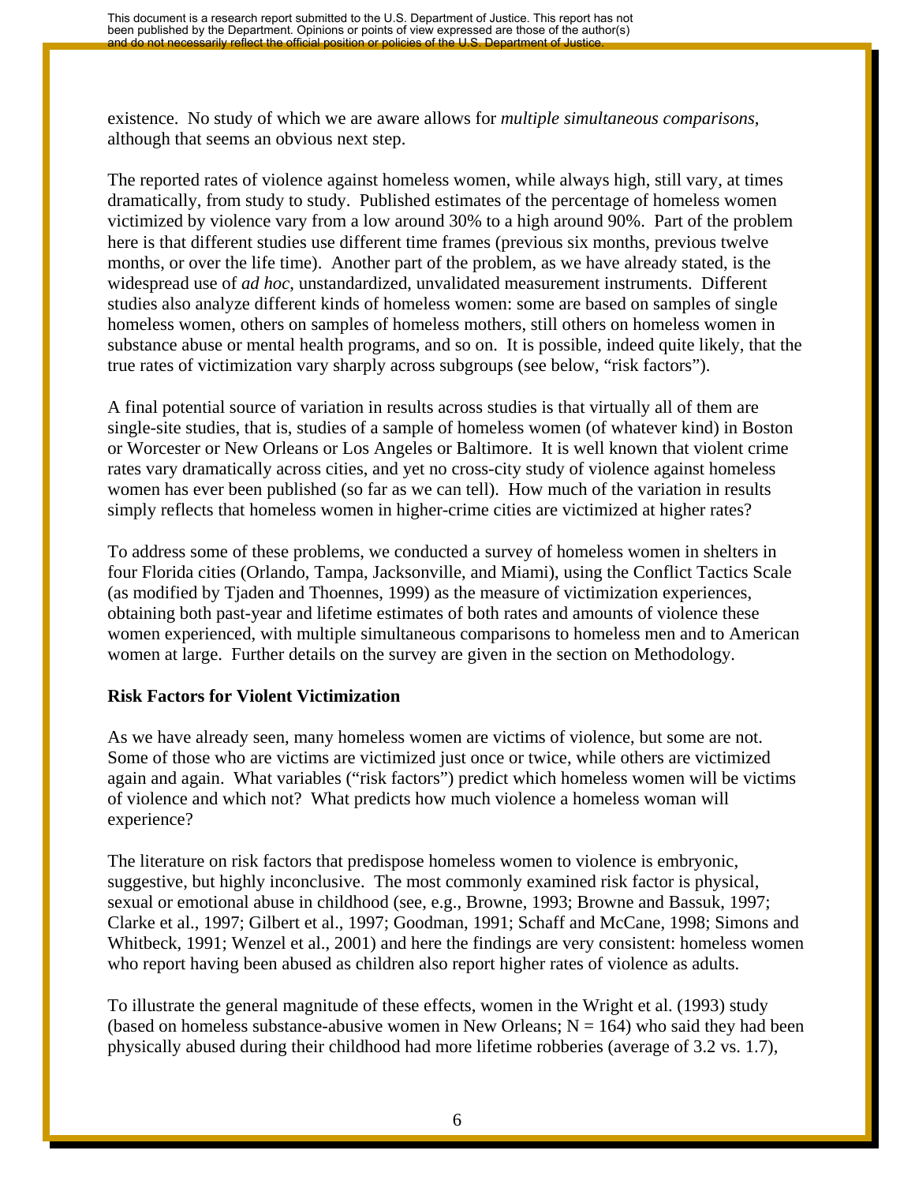existence. No study of which we are aware allows for *multiple simultaneous comparisons*, although that seems an obvious next step.

The reported rates of violence against homeless women, while always high, still vary, at times dramatically, from study to study. Published estimates of the percentage of homeless women victimized by violence vary from a low around 30% to a high around 90%. Part of the problem here is that different studies use different time frames (previous six months, previous twelve months, or over the life time). Another part of the problem, as we have already stated, is the widespread use of *ad hoc*, unstandardized, unvalidated measurement instruments. Different studies also analyze different kinds of homeless women: some are based on samples of single homeless women, others on samples of homeless mothers, still others on homeless women in substance abuse or mental health programs, and so on. It is possible, indeed quite likely, that the true rates of victimization vary sharply across subgroups (see below, "risk factors").

A final potential source of variation in results across studies is that virtually all of them are single-site studies, that is, studies of a sample of homeless women (of whatever kind) in Boston or Worcester or New Orleans or Los Angeles or Baltimore. It is well known that violent crime rates vary dramatically across cities, and yet no cross-city study of violence against homeless women has ever been published (so far as we can tell). How much of the variation in results simply reflects that homeless women in higher-crime cities are victimized at higher rates?

To address some of these problems, we conducted a survey of homeless women in shelters in four Florida cities (Orlando, Tampa, Jacksonville, and Miami), using the Conflict Tactics Scale (as modified by Tjaden and Thoennes, 1999) as the measure of victimization experiences, obtaining both past-year and lifetime estimates of both rates and amounts of violence these women experienced, with multiple simultaneous comparisons to homeless men and to American women at large. Further details on the survey are given in the section on Methodology.

**Risk Factors for Violent Victimization**

As we have already seen, many homeless women are victims of violence, but some are not. Some of those who are victims are victimized just once or twice, while others are victimized again and again. What variables ("risk factors") predict which homeless women will be victims of violence and which not? What predicts how much violence a homeless woman will experience?

The literature on risk factors that predispose homeless women to violence is embryonic, suggestive, but highly inconclusive. The most commonly examined risk factor is physical, sexual or emotional abuse in childhood (see, e.g., Browne, 1993; Browne and Bassuk, 1997; Clarke et al., 1997; Gilbert et al., 1997; Goodman, 1991; Schaff and McCane, 1998; Simons and Whitbeck, 1991; Wenzel et al., 2001) and here the findings are very consistent: homeless women who report having been abused as children also report higher rates of violence as adults.

To illustrate the general magnitude of these effects, women in the Wright et al. (1993) study (based on homeless substance-abusive women in New Orleans; N = 164) who said they had been physically abused during their childhood had more lifetime robberies (average of 3.2 vs. 1.7),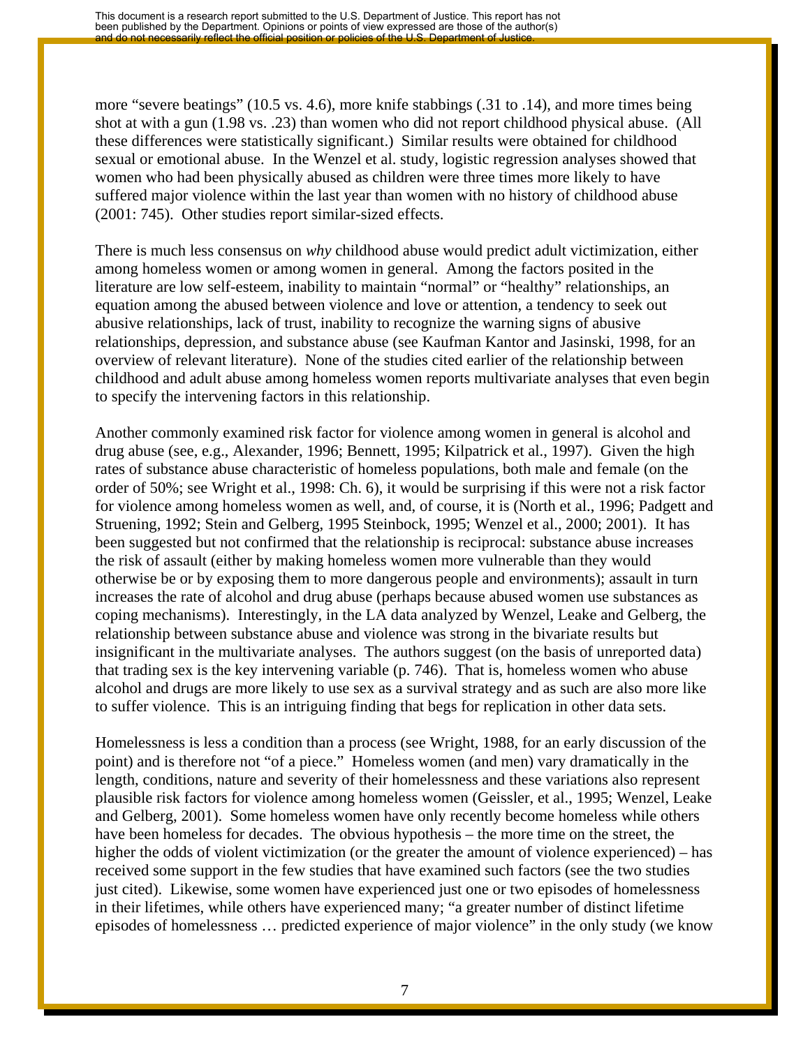more "severe beatings" (10.5 vs. 4.6), more knife stabbings (.31 to .14), and more times being shot at with a gun (1.98 vs. .23) than women who did not report childhood physical abuse. (All these differences were statistically significant.) Similar results were obtained for childhood sexual or emotional abuse. In the Wenzel et al. study, logistic regression analyses showed that women who had been physically abused as children were three times more likely to have suffered major violence within the last year than women with no history of childhood abuse (2001: 745). Other studies report similar-sized effects.

There is much less consensus on *why* childhood abuse would predict adult victimization, either among homeless women or among women in general. Among the factors posited in the literature are low self-esteem, inability to maintain "normal" or "healthy" relationships, an equation among the abused between violence and love or attention, a tendency to seek out abusive relationships, lack of trust, inability to recognize the warning signs of abusive relationships, depression, and substance abuse (see Kaufman Kantor and Jasinski, 1998, for an overview of relevant literature). None of the studies cited earlier of the relationship between childhood and adult abuse among homeless women reports multivariate analyses that even begin to specify the intervening factors in this relationship.

Another commonly examined risk factor for violence among women in general is alcohol and drug abuse (see, e.g., Alexander, 1996; Bennett, 1995; Kilpatrick et al., 1997). Given the high rates of substance abuse characteristic of homeless populations, both male and female (on the order of 50%; see Wright et al., 1998: Ch. 6), it would be surprising if this were not a risk factor for violence among homeless women as well, and, of course, it is (North et al., 1996; Padgett and Struening, 1992; Stein and Gelberg, 1995 Steinbock, 1995; Wenzel et al., 2000; 2001). It has been suggested but not confirmed that the relationship is reciprocal: substance abuse increases the risk of assault (either by making homeless women more vulnerable than they would otherwise be or by exposing them to more dangerous people and environments); assault in turn increases the rate of alcohol and drug abuse (perhaps because abused women use substances as coping mechanisms). Interestingly, in the LA data analyzed by Wenzel, Leake and Gelberg, the relationship between substance abuse and violence was strong in the bivariate results but insignificant in the multivariate analyses. The authors suggest (on the basis of unreported data) that trading sex is the key intervening variable (p. 746). That is, homeless women who abuse alcohol and drugs are more likely to use sex as a survival strategy and as such are also more like to suffer violence. This is an intriguing finding that begs for replication in other data sets.

Homelessness is less a condition than a process (see Wright, 1988, for an early discussion of the point) and is therefore not "of a piece." Homeless women (and men) vary dramatically in the length, conditions, nature and severity of their homelessness and these variations also represent plausible risk factors for violence among homeless women (Geissler, et al., 1995; Wenzel, Leake and Gelberg, 2001). Some homeless women have only recently become homeless while others have been homeless for decades. The obvious hypothesis – the more time on the street, the higher the odds of violent victimization (or the greater the amount of violence experienced) – has received some support in the few studies that have examined such factors (see the two studies just cited). Likewise, some women have experienced just one or two episodes of homelessness in their lifetimes, while others have experienced many; "a greater number of distinct lifetime episodes of homelessness … predicted experience of major violence" in the only study (we know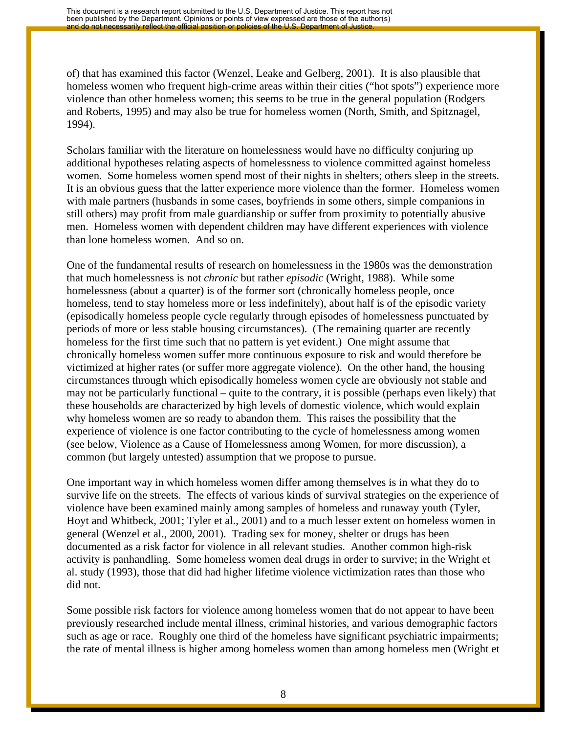of) that has examined this factor (Wenzel, Leake and Gelberg, 2001). It is also plausible that homeless women who frequent high-crime areas within their cities ("hot spots") experience more violence than other homeless women; this seems to be true in the general population (Rodgers and Roberts, 1995) and may also be true for homeless women (North, Smith, and Spitznagel, 1994).

Scholars familiar with the literature on homelessness would have no difficulty conjuring up additional hypotheses relating aspects of homelessness to violence committed against homeless women. Some homeless women spend most of their nights in shelters; others sleep in the streets. It is an obvious guess that the latter experience more violence than the former. Homeless women with male partners (husbands in some cases, boyfriends in some others, simple companions in still others) may profit from male guardianship or suffer from proximity to potentially abusive men. Homeless women with dependent children may have different experiences with violence than lone homeless women. And so on.

One of the fundamental results of research on homelessness in the 1980s was the demonstration that much homelessness is not *chronic* but rather *episodic* (Wright, 1988). While some homelessness (about a quarter) is of the former sort (chronically homeless people, once homeless, tend to stay homeless more or less indefinitely), about half is of the episodic variety (episodically homeless people cycle regularly through episodes of homelessness punctuated by periods of more or less stable housing circumstances). (The remaining quarter are recently homeless for the first time such that no pattern is yet evident.) One might assume that chronically homeless women suffer more continuous exposure to risk and would therefore be victimized at higher rates (or suffer more aggregate violence). On the other hand, the housing circumstances through which episodically homeless women cycle are obviously not stable and may not be particularly functional – quite to the contrary, it is possible (perhaps even likely) that these households are characterized by high levels of domestic violence, which would explain why homeless women are so ready to abandon them. This raises the possibility that the experience of violence is one factor contributing to the cycle of homelessness among women (see below, Violence as a Cause of Homelessness among Women, for more discussion), a common (but largely untested) assumption that we propose to pursue.

One important way in which homeless women differ among themselves is in what they do to survive life on the streets. The effects of various kinds of survival strategies on the experience of violence have been examined mainly among samples of homeless and runaway youth (Tyler, Hoyt and Whitbeck, 2001; Tyler et al., 2001) and to a much lesser extent on homeless women in general (Wenzel et al., 2000, 2001). Trading sex for money, shelter or drugs has been documented as a risk factor for violence in all relevant studies. Another common high-risk activity is panhandling. Some homeless women deal drugs in order to survive; in the Wright et al. study (1993), those that did had higher lifetime violence victimization rates than those who did not.

Some possible risk factors for violence among homeless women that do not appear to have been previously researched include mental illness, criminal histories, and various demographic factors such as age or race. Roughly one third of the homeless have significant psychiatric impairments; the rate of mental illness is higher among homeless women than among homeless men (Wright et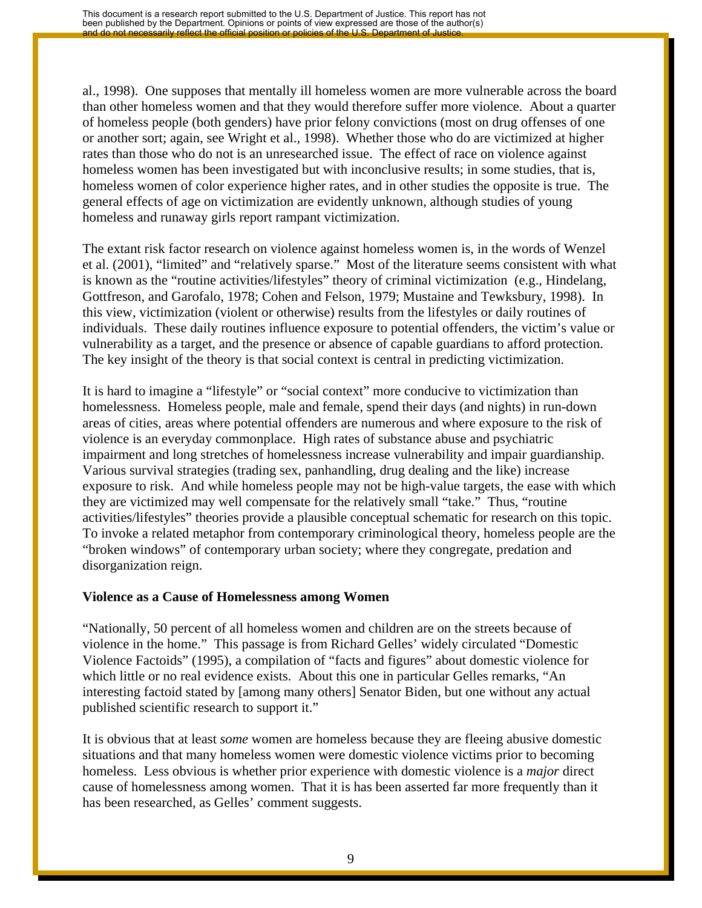al., 1998). One supposes that mentally ill homeless women are more vulnerable across the board than other homeless women and that they would therefore suffer more violence. About a quarter of homeless people (both genders) have prior felony convictions (most on drug offenses of one or another sort; again, see Wright et al., 1998). Whether those who do are victimized at higher rates than those who do not is an unresearched issue. The effect of race on violence against homeless women has been investigated but with inconclusive results; in some studies, that is, homeless women of color experience higher rates, and in other studies the opposite is true. The general effects of age on victimization are evidently unknown, although studies of young homeless and runaway girls report rampant victimization.

The extant risk factor research on violence against homeless women is, in the words of Wenzel et al. (2001), "limited" and "relatively sparse." Most of the literature seems consistent with what is known as the "routine activities/lifestyles" theory of criminal victimization (e.g., Hindelang, Gottfreson, and Garofalo, 1978; Cohen and Felson, 1979; Mustaine and Tewksbury, 1998). In this view, victimization (violent or otherwise) results from the lifestyles or daily routines of individuals. These daily routines influence exposure to potential offenders, the victim's value or vulnerability as a target, and the presence or absence of capable guardians to afford protection. The key insight of the theory is that social context is central in predicting victimization.

It is hard to imagine a "lifestyle" or "social context" more conducive to victimization than homelessness. Homeless people, male and female, spend their days (and nights) in run-down areas of cities, areas where potential offenders are numerous and where exposure to the risk of violence is an everyday commonplace. High rates of substance abuse and psychiatric impairment and long stretches of homelessness increase vulnerability and impair guardianship. Various survival strategies (trading sex, panhandling, drug dealing and the like) increase exposure to risk. And while homeless people may not be high-value targets, the ease with which they are victimized may well compensate for the relatively small "take." Thus, "routine activities/lifestyles" theories provide a plausible conceptual schematic for research on this topic. To invoke a related metaphor from contemporary criminological theory, homeless people are the "broken windows" of contemporary urban society; where they congregate, predation and disorganization reign.

**Violence as a Cause of Homelessness among Women**

"Nationally, 50 percent of all homeless women and children are on the streets because of violence in the home." This passage is from Richard Gelles' widely circulated "Domestic Violence Factoids" (1995), a compilation of "facts and figures" about domestic violence for which little or no real evidence exists. About this one in particular Gelles remarks, "An interesting factoid stated by [among many others] Senator Biden, but one without any actual published scientific research to support it."

It is obvious that at least *some* women are homeless because they are fleeing abusive domestic situations and that many homeless women were domestic violence victims prior to becoming homeless. Less obvious is whether prior experience with domestic violence is a *major* direct cause of homelessness among women. That it is has been asserted far more frequently than it has been researched, as Gelles' comment suggests.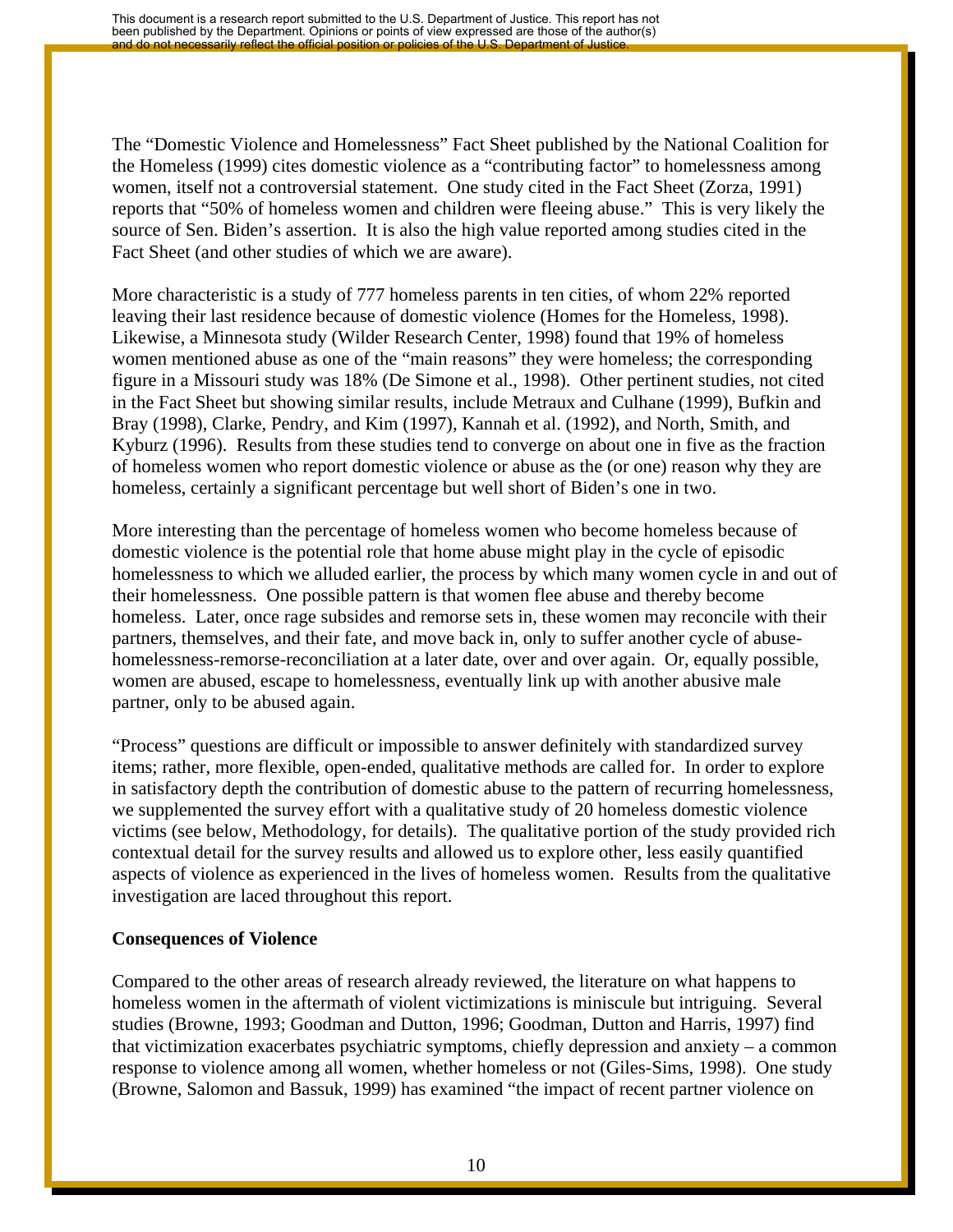The "Domestic Violence and Homelessness" Fact Sheet published by the National Coalition for the Homeless (1999) cites domestic violence as a "contributing factor" to homelessness among women, itself not a controversial statement. One study cited in the Fact Sheet (Zorza, 1991) reports that "50% of homeless women and children were fleeing abuse." This is very likely the source of Sen. Biden's assertion. It is also the high value reported among studies cited in the Fact Sheet (and other studies of which we are aware).

More characteristic is a study of 777 homeless parents in ten cities, of whom 22% reported leaving their last residence because of domestic violence (Homes for the Homeless, 1998). Likewise, a Minnesota study (Wilder Research Center, 1998) found that 19% of homeless women mentioned abuse as one of the "main reasons" they were homeless; the corresponding figure in a Missouri study was 18% (De Simone et al., 1998). Other pertinent studies, not cited in the Fact Sheet but showing similar results, include Metraux and Culhane (1999), Bufkin and Bray (1998), Clarke, Pendry, and Kim (1997), Kannah et al. (1992), and North, Smith, and Kyburz (1996). Results from these studies tend to converge on about one in five as the fraction of homeless women who report domestic violence or abuse as the (or one) reason why they are homeless, certainly a significant percentage but well short of Biden's one in two.

More interesting than the percentage of homeless women who become homeless because of domestic violence is the potential role that home abuse might play in the cycle of episodic homelessness to which we alluded earlier, the process by which many women cycle in and out of their homelessness. One possible pattern is that women flee abuse and thereby become homeless. Later, once rage subsides and remorse sets in, these women may reconcile with their partners, themselves, and their fate, and move back in, only to suffer another cycle of abuse-homelessness-remorse-reconciliation at a later date, over and over again. Or, equally possible, women are abused, escape to homelessness, eventually link up with another abusive male partner, only to be abused again.

"Process" questions are difficult or impossible to answer definitely with standardized survey items; rather, more flexible, open-ended, qualitative methods are called for. In order to explore in satisfactory depth the contribution of domestic abuse to the pattern of recurring homelessness, we supplemented the survey effort with a qualitative study of 20 homeless domestic violence victims (see below, Methodology, for details). The qualitative portion of the study provided rich contextual detail for the survey results and allowed us to explore other, less easily quantified aspects of violence as experienced in the lives of homeless women. Results from the qualitative investigation are laced throughout this report.

**Consequences of Violence**

Compared to the other areas of research already reviewed, the literature on what happens to homeless women in the aftermath of violent victimizations is miniscule but intriguing. Several studies (Browne, 1993; Goodman and Dutton, 1996; Goodman, Dutton and Harris, 1997) find that victimization exacerbates psychiatric symptoms, chiefly depression and anxiety – a common response to violence among all women, whether homeless or not (Giles-Sims, 1998). One study (Browne, Salomon and Bassuk, 1999) has examined "the impact of recent partner violence on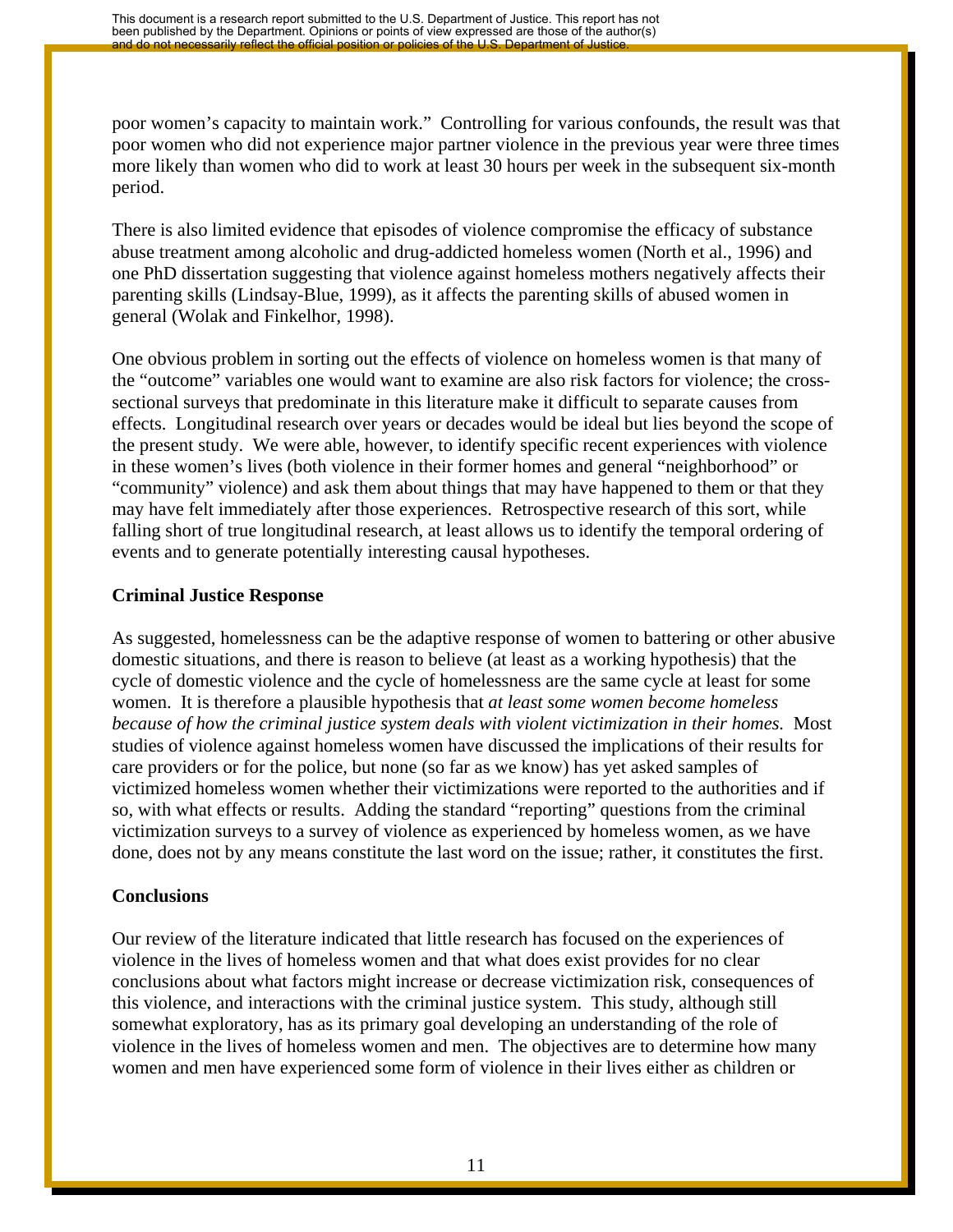poor women's capacity to maintain work." Controlling for various confounds, the result was that poor women who did not experience major partner violence in the previous year were three times more likely than women who did to work at least 30 hours per week in the subsequent six-month period.

There is also limited evidence that episodes of violence compromise the efficacy of substance abuse treatment among alcoholic and drug-addicted homeless women (North et al., 1996) and one PhD dissertation suggesting that violence against homeless mothers negatively affects their parenting skills (Lindsay-Blue, 1999), as it affects the parenting skills of abused women in general (Wolak and Finkelhor, 1998).

One obvious problem in sorting out the effects of violence on homeless women is that many of the "outcome" variables one would want to examine are also risk factors for violence; the cross-sectional surveys that predominate in this literature make it difficult to separate causes from effects. Longitudinal research over years or decades would be ideal but lies beyond the scope of the present study. We were able, however, to identify specific recent experiences with violence in these women's lives (both violence in their former homes and general "neighborhood" or "community" violence) and ask them about things that may have happened to them or that they may have felt immediately after those experiences. Retrospective research of this sort, while falling short of true longitudinal research, at least allows us to identify the temporal ordering of events and to generate potentially interesting causal hypotheses.

**Criminal Justice Response**

As suggested, homelessness can be the adaptive response of women to battering or other abusive domestic situations, and there is reason to believe (at least as a working hypothesis) that the cycle of domestic violence and the cycle of homelessness are the same cycle at least for some women. It is therefore a plausible hypothesis that *at least some women become homeless because of how the criminal justice system deals with violent victimization in their homes.* Most studies of violence against homeless women have discussed the implications of their results for care providers or for the police, but none (so far as we know) has yet asked samples of victimized homeless women whether their victimizations were reported to the authorities and if so, with what effects or results. Adding the standard "reporting" questions from the criminal victimization surveys to a survey of violence as experienced by homeless women, as we have done, does not by any means constitute the last word on the issue; rather, it constitutes the first.

**Conclusions**

Our review of the literature indicated that little research has focused on the experiences of violence in the lives of homeless women and that what does exist provides for no clear conclusions about what factors might increase or decrease victimization risk, consequences of this violence, and interactions with the criminal justice system. This study, although still somewhat exploratory, has as its primary goal developing an understanding of the role of violence in the lives of homeless women and men. The objectives are to determine how many women and men have experienced some form of violence in their lives either as children or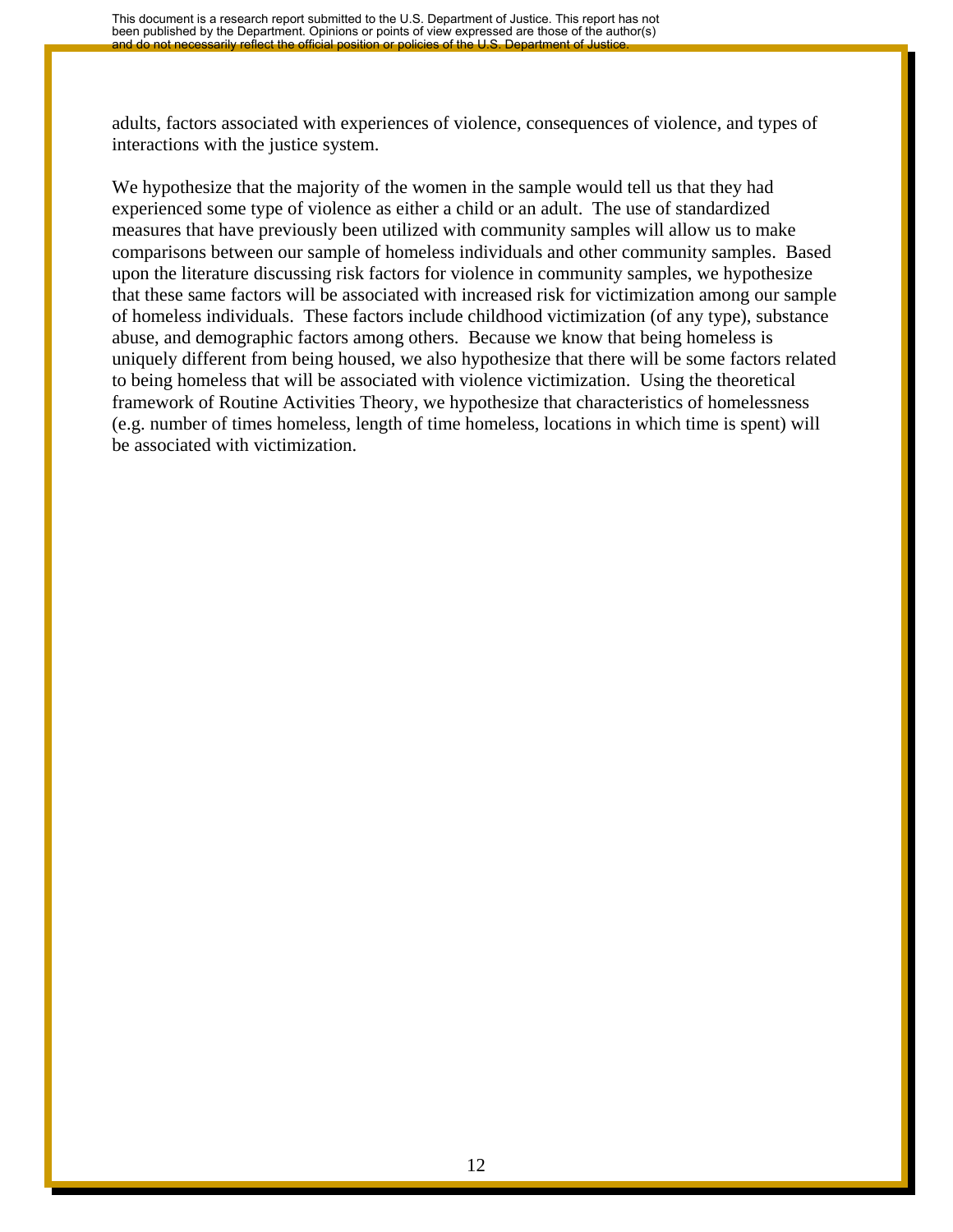adults, factors associated with experiences of violence, consequences of violence, and types of interactions with the justice system.

We hypothesize that the majority of the women in the sample would tell us that they had experienced some type of violence as either a child or an adult. The use of standardized measures that have previously been utilized with community samples will allow us to make comparisons between our sample of homeless individuals and other community samples. Based upon the literature discussing risk factors for violence in community samples, we hypothesize that these same factors will be associated with increased risk for victimization among our sample of homeless individuals. These factors include childhood victimization (of any type), substance abuse, and demographic factors among others. Because we know that being homeless is uniquely different from being housed, we also hypothesize that there will be some factors related to being homeless that will be associated with violence victimization. Using the theoretical framework of Routine Activities Theory, we hypothesize that characteristics of homelessness (e.g. number of times homeless, length of time homeless, locations in which time is spent) will be associated with victimization.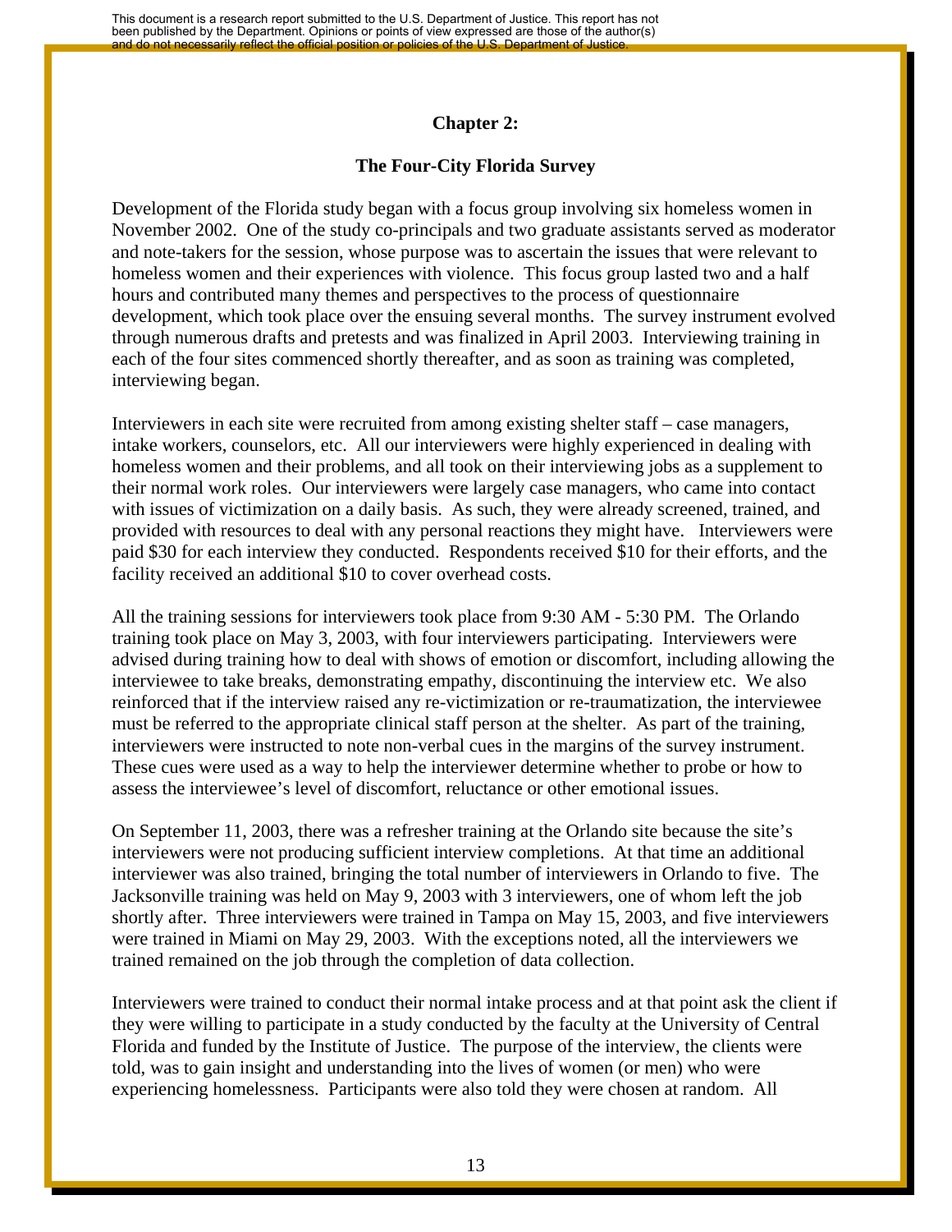## Chapter 2:

## The Four-City Florida Survey

Development of the Florida study began with a focus group involving six homeless women in November 2002. One of the study co-principals and two graduate assistants served as moderator and note-takers for the session, whose purpose was to ascertain the issues that were relevant to homeless women and their experiences with violence. This focus group lasted two and a half hours and contributed many themes and perspectives to the process of questionnaire development, which took place over the ensuing several months. The survey instrument evolved through numerous drafts and pretests and was finalized in April 2003. Interviewing training in each of the four sites commenced shortly thereafter, and as soon as training was completed, interviewing began.

Interviewers in each site were recruited from among existing shelter staff – case managers, intake workers, counselors, etc. All our interviewers were highly experienced in dealing with homeless women and their problems, and all took on their interviewing jobs as a supplement to their normal work roles. Our interviewers were largely case managers, who came into contact with issues of victimization on a daily basis. As such, they were already screened, trained, and provided with resources to deal with any personal reactions they might have. Interviewers were paid $30 for each interview they conducted. Respondents received $10 for their efforts, and the facility received an additional $10 to cover overhead costs.

All the training sessions for interviewers took place from 9:30 AM - 5:30 PM. The Orlando training took place on May 3, 2003, with four interviewers participating. Interviewers were advised during training how to deal with shows of emotion or discomfort, including allowing the interviewee to take breaks, demonstrating empathy, discontinuing the interview etc. We also reinforced that if the interview raised any re-victimization or re-traumatization, the interviewee must be referred to the appropriate clinical staff person at the shelter. As part of the training, interviewers were instructed to note non-verbal cues in the margins of the survey instrument. These cues were used as a way to help the interviewer determine whether to probe or how to assess the interviewee's level of discomfort, reluctance or other emotional issues.

On September 11, 2003, there was a refresher training at the Orlando site because the site's interviewers were not producing sufficient interview completions. At that time an additional interviewer was also trained, bringing the total number of interviewers in Orlando to five. The Jacksonville training was held on May 9, 2003 with 3 interviewers, one of whom left the job shortly after. Three interviewers were trained in Tampa on May 15, 2003, and five interviewers were trained in Miami on May 29, 2003. With the exceptions noted, all the interviewers we trained remained on the job through the completion of data collection.

Interviewers were trained to conduct their normal intake process and at that point ask the client if they were willing to participate in a study conducted by the faculty at the University of Central Florida and funded by the Institute of Justice. The purpose of the interview, the clients were told, was to gain insight and understanding into the lives of women (or men) who were experiencing homelessness. Participants were also told they were chosen at random. All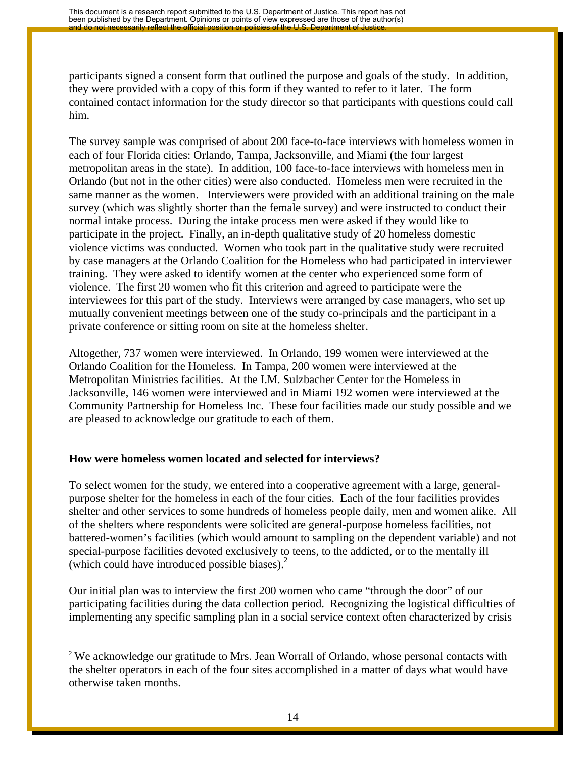participants signed a consent form that outlined the purpose and goals of the study. In addition, they were provided with a copy of this form if they wanted to refer to it later. The form contained contact information for the study director so that participants with questions could call him.

The survey sample was comprised of about 200 face-to-face interviews with homeless women in each of four Florida cities: Orlando, Tampa, Jacksonville, and Miami (the four largest metropolitan areas in the state). In addition, 100 face-to-face interviews with homeless men in Orlando (but not in the other cities) were also conducted. Homeless men were recruited in the same manner as the women. Interviewers were provided with an additional training on the male survey (which was slightly shorter than the female survey) and were instructed to conduct their normal intake process. During the intake process men were asked if they would like to participate in the project. Finally, an in-depth qualitative study of 20 homeless domestic violence victims was conducted. Women who took part in the qualitative study were recruited by case managers at the Orlando Coalition for the Homeless who had participated in interviewer training. They were asked to identify women at the center who experienced some form of violence. The first 20 women who fit this criterion and agreed to participate were the interviewees for this part of the study. Interviews were arranged by case managers, who set up mutually convenient meetings between one of the study co-principals and the participant in a private conference or sitting room on site at the homeless shelter.

Altogether, 737 women were interviewed. In Orlando, 199 women were interviewed at the Orlando Coalition for the Homeless. In Tampa, 200 women were interviewed at the Metropolitan Ministries facilities. At the I.M. Sulzbacher Center for the Homeless in Jacksonville, 146 women were interviewed and in Miami 192 women were interviewed at the Community Partnership for Homeless Inc. These four facilities made our study possible and we are pleased to acknowledge our gratitude to each of them.

**How were homeless women located and selected for interviews?**

To select women for the study, we entered into a cooperative agreement with a large, general-purpose shelter for the homeless in each of the four cities. Each of the four facilities provides shelter and other services to some hundreds of homeless people daily, men and women alike. All of the shelters where respondents were solicited are general-purpose homeless facilities, not battered-women's facilities (which would amount to sampling on the dependent variable) and not special-purpose facilities devoted exclusively to teens, to the addicted, or to the mentally ill (which could have introduced possible biases).[2]

Our initial plan was to interview the first 200 women who came "through the door" of our participating facilities during the data collection period. Recognizing the logistical difficulties of implementing any specific sampling plan in a social service context often characterized by crisis

[2] We acknowledge our gratitude to Mrs. Jean Worrall of Orlando, whose personal contacts with the shelter operators in each of the four sites accomplished in a matter of days what would have otherwise taken months.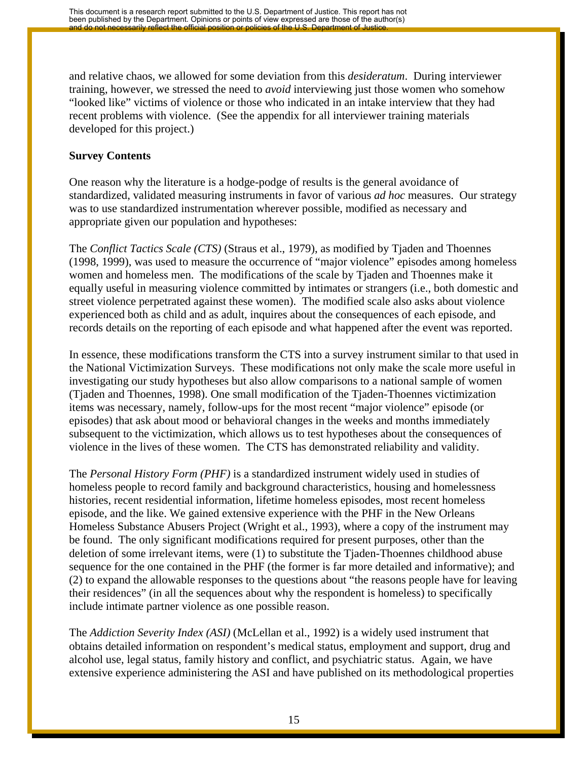and relative chaos, we allowed for some deviation from this *desideratum*. During interviewer training, however, we stressed the need to *avoid* interviewing just those women who somehow "looked like" victims of violence or those who indicated in an intake interview that they had recent problems with violence. (See the appendix for all interviewer training materials developed for this project.)

**Survey Contents**

One reason why the literature is a hodge-podge of results is the general avoidance of standardized, validated measuring instruments in favor of various *ad hoc* measures. Our strategy was to use standardized instrumentation wherever possible, modified as necessary and appropriate given our population and hypotheses:

The *Conflict Tactics Scale (CTS)* (Straus et al., 1979), as modified by Tjaden and Thoennes (1998, 1999), was used to measure the occurrence of "major violence" episodes among homeless women and homeless men. The modifications of the scale by Tjaden and Thoennes make it equally useful in measuring violence committed by intimates or strangers (i.e., both domestic and street violence perpetrated against these women). The modified scale also asks about violence experienced both as child and as adult, inquires about the consequences of each episode, and records details on the reporting of each episode and what happened after the event was reported.

In essence, these modifications transform the CTS into a survey instrument similar to that used in the National Victimization Surveys. These modifications not only make the scale more useful in investigating our study hypotheses but also allow comparisons to a national sample of women (Tjaden and Thoennes, 1998). One small modification of the Tjaden-Thoennes victimization items was necessary, namely, follow-ups for the most recent "major violence" episode (or episodes) that ask about mood or behavioral changes in the weeks and months immediately subsequent to the victimization, which allows us to test hypotheses about the consequences of violence in the lives of these women. The CTS has demonstrated reliability and validity.

The *Personal History Form (PHF)* is a standardized instrument widely used in studies of homeless people to record family and background characteristics, housing and homelessness histories, recent residential information, lifetime homeless episodes, most recent homeless episode, and the like. We gained extensive experience with the PHF in the New Orleans Homeless Substance Abusers Project (Wright et al., 1993), where a copy of the instrument may be found. The only significant modifications required for present purposes, other than the deletion of some irrelevant items, were (1) to substitute the Tjaden-Thoennes childhood abuse sequence for the one contained in the PHF (the former is far more detailed and informative); and (2) to expand the allowable responses to the questions about "the reasons people have for leaving their residences" (in all the sequences about why the respondent is homeless) to specifically include intimate partner violence as one possible reason.

The *Addiction Severity Index (ASI)* (McLellan et al., 1992) is a widely used instrument that obtains detailed information on respondent's medical status, employment and support, drug and alcohol use, legal status, family history and conflict, and psychiatric status. Again, we have extensive experience administering the ASI and have published on its methodological properties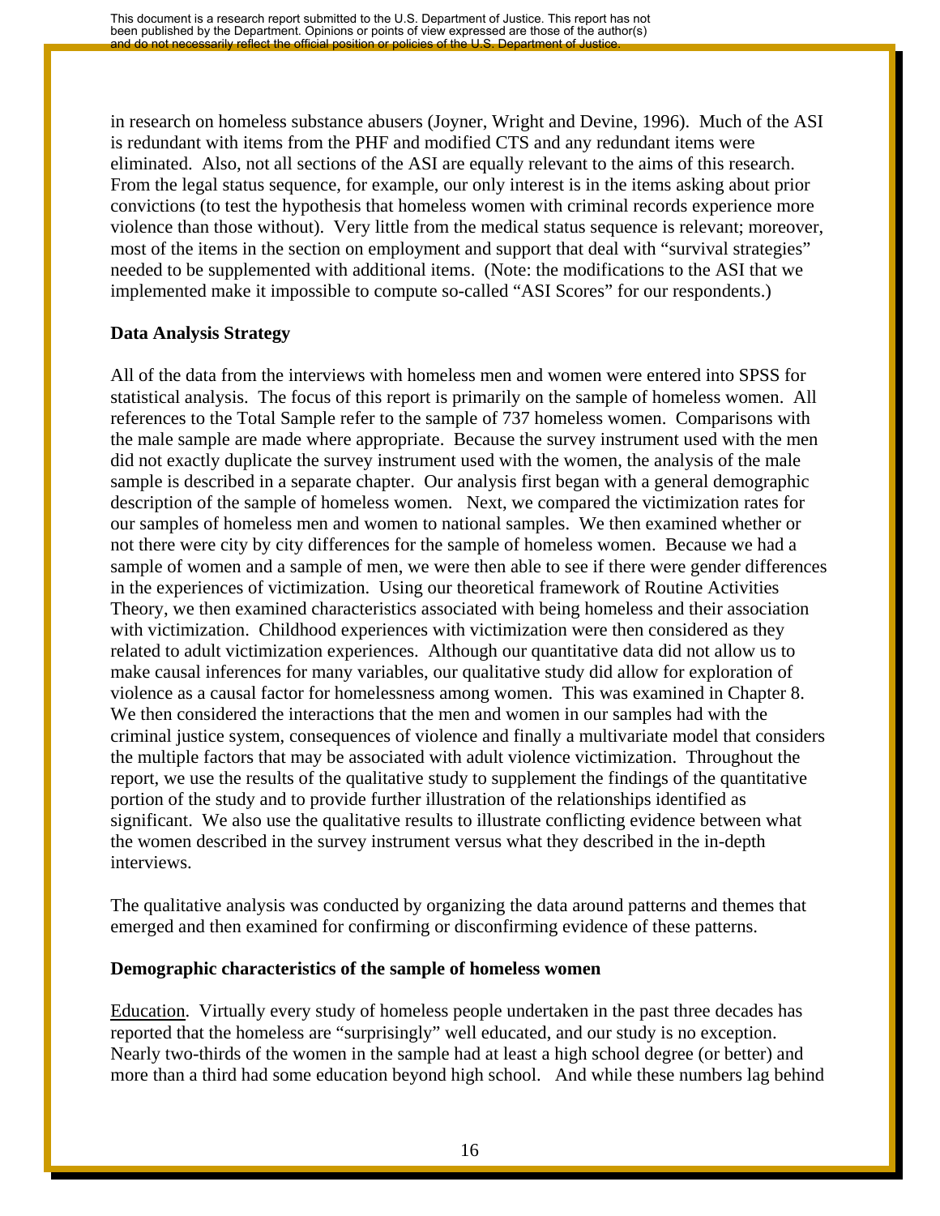in research on homeless substance abusers (Joyner, Wright and Devine, 1996). Much of the ASI is redundant with items from the PHF and modified CTS and any redundant items were eliminated. Also, not all sections of the ASI are equally relevant to the aims of this research. From the legal status sequence, for example, our only interest is in the items asking about prior convictions (to test the hypothesis that homeless women with criminal records experience more violence than those without). Very little from the medical status sequence is relevant; moreover, most of the items in the section on employment and support that deal with "survival strategies" needed to be supplemented with additional items. (Note: the modifications to the ASI that we implemented make it impossible to compute so-called "ASI Scores" for our respondents.)

**Data Analysis Strategy**

All of the data from the interviews with homeless men and women were entered into SPSS for statistical analysis. The focus of this report is primarily on the sample of homeless women. All references to the Total Sample refer to the sample of 737 homeless women. Comparisons with the male sample are made where appropriate. Because the survey instrument used with the men did not exactly duplicate the survey instrument used with the women, the analysis of the male sample is described in a separate chapter. Our analysis first began with a general demographic description of the sample of homeless women. Next, we compared the victimization rates for our samples of homeless men and women to national samples. We then examined whether or not there were city by city differences for the sample of homeless women. Because we had a sample of women and a sample of men, we were then able to see if there were gender differences in the experiences of victimization. Using our theoretical framework of Routine Activities Theory, we then examined characteristics associated with being homeless and their association with victimization. Childhood experiences with victimization were then considered as they related to adult victimization experiences. Although our quantitative data did not allow us to make causal inferences for many variables, our qualitative study did allow for exploration of violence as a causal factor for homelessness among women. This was examined in Chapter 8. We then considered the interactions that the men and women in our samples had with the criminal justice system, consequences of violence and finally a multivariate model that considers the multiple factors that may be associated with adult violence victimization. Throughout the report, we use the results of the qualitative study to supplement the findings of the quantitative portion of the study and to provide further illustration of the relationships identified as significant. We also use the qualitative results to illustrate conflicting evidence between what the women described in the survey instrument versus what they described in the in-depth interviews.

The qualitative analysis was conducted by organizing the data around patterns and themes that emerged and then examined for confirming or disconfirming evidence of these patterns.

**Demographic characteristics of the sample of homeless women**

Education. Virtually every study of homeless people undertaken in the past three decades has reported that the homeless are "surprisingly" well educated, and our study is no exception. Nearly two-thirds of the women in the sample had at least a high school degree (or better) and more than a third had some education beyond high school. And while these numbers lag behind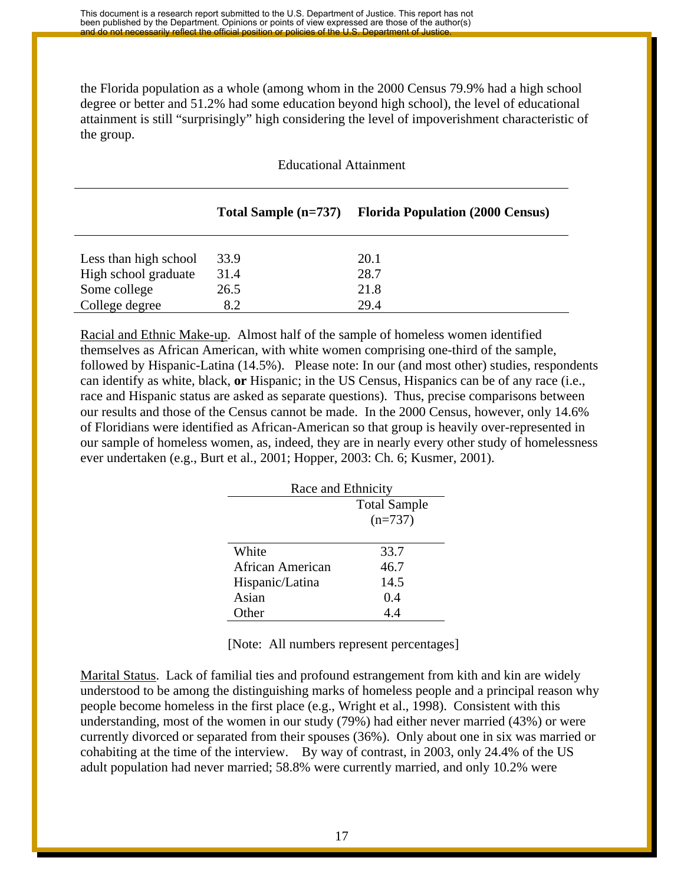the Florida population as a whole (among whom in the 2000 Census 79.9% had a high school degree or better and 51.2% had some education beyond high school), the level of educational attainment is still "surprisingly" high considering the level of impoverishment characteristic of the group.

Educational Attainment

| | **Total Sample (n=737)** | **Florida Population (2000 Census)** |
|---|---|---|
| Less than high school | 33.9 | 20.1 |
| High school graduate | 31.4 | 28.7 |
| Some college | 26.5 | 21.8 |
| College degree | 8.2 | 29.4 |

<u>Racial and Ethnic Make-up</u>. Almost half of the sample of homeless women identified themselves as African American, with white women comprising one-third of the sample, followed by Hispanic-Latina (14.5%). Please note: In our (and most other) studies, respondents can identify as white, black, **or** Hispanic; in the US Census, Hispanics can be of any race (i.e., race and Hispanic status are asked as separate questions). Thus, precise comparisons between our results and those of the Census cannot be made. In the 2000 Census, however, only 14.6% of Floridians were identified as African-American so that group is heavily over-represented in our sample of homeless women, as, indeed, they are in nearly every other study of homelessness ever undertaken (e.g., Burt et al., 2001; Hopper, 2003: Ch. 6; Kusmer, 2001).

Race and Ethnicity

| | Total Sample (n=737) |
|---|---|
| White | 33.7 |
| African American | 46.7 |
| Hispanic/Latina | 14.5 |
| Asian | 0.4 |
| Other | 4.4 |

[Note: All numbers represent percentages]

<u>Marital Status</u>. Lack of familial ties and profound estrangement from kith and kin are widely understood to be among the distinguishing marks of homeless people and a principal reason why people become homeless in the first place (e.g., Wright et al., 1998). Consistent with this understanding, most of the women in our study (79%) had either never married (43%) or were currently divorced or separated from their spouses (36%). Only about one in six was married or cohabiting at the time of the interview. By way of contrast, in 2003, only 24.4% of the US adult population had never married; 58.8% were currently married, and only 10.2% were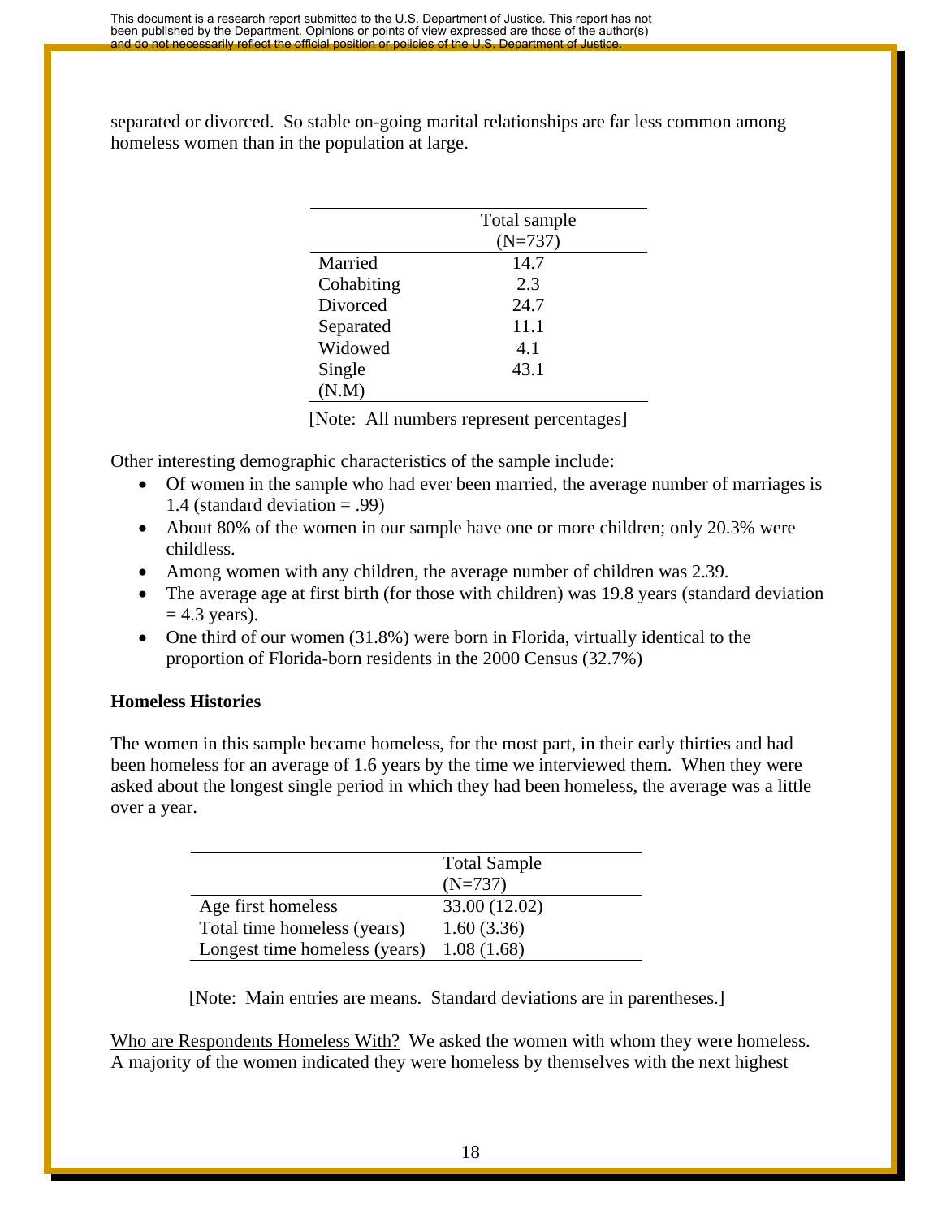separated or divorced. So stable on-going marital relationships are far less common among homeless women than in the population at large.

| | Total sample (N=737) |
|---|---|
| Married | 14.7 |
| Cohabiting | 2.3 |
| Divorced | 24.7 |
| Separated | 11.1 |
| Widowed | 4.1 |
| Single (N.M) | 43.1 |

[Note: All numbers represent percentages]

Other interesting demographic characteristics of the sample include:

- Of women in the sample who had ever been married, the average number of marriages is 1.4 (standard deviation = .99)
- About 80% of the women in our sample have one or more children; only 20.3% were childless.
- Among women with any children, the average number of children was 2.39.
- The average age at first birth (for those with children) was 19.8 years (standard deviation = 4.3 years).
- One third of our women (31.8%) were born in Florida, virtually identical to the proportion of Florida-born residents in the 2000 Census (32.7%)

**Homeless Histories**

The women in this sample became homeless, for the most part, in their early thirties and had been homeless for an average of 1.6 years by the time we interviewed them. When they were asked about the longest single period in which they had been homeless, the average was a little over a year.

| | Total Sample (N=737) |
|---|---|
| Age first homeless | 33.00 (12.02) |
| Total time homeless (years) | 1.60 (3.36) |
| Longest time homeless (years) | 1.08 (1.68) |

[Note: Main entries are means. Standard deviations are in parentheses.]

Who are Respondents Homeless With? We asked the women with whom they were homeless. A majority of the women indicated they were homeless by themselves with the next highest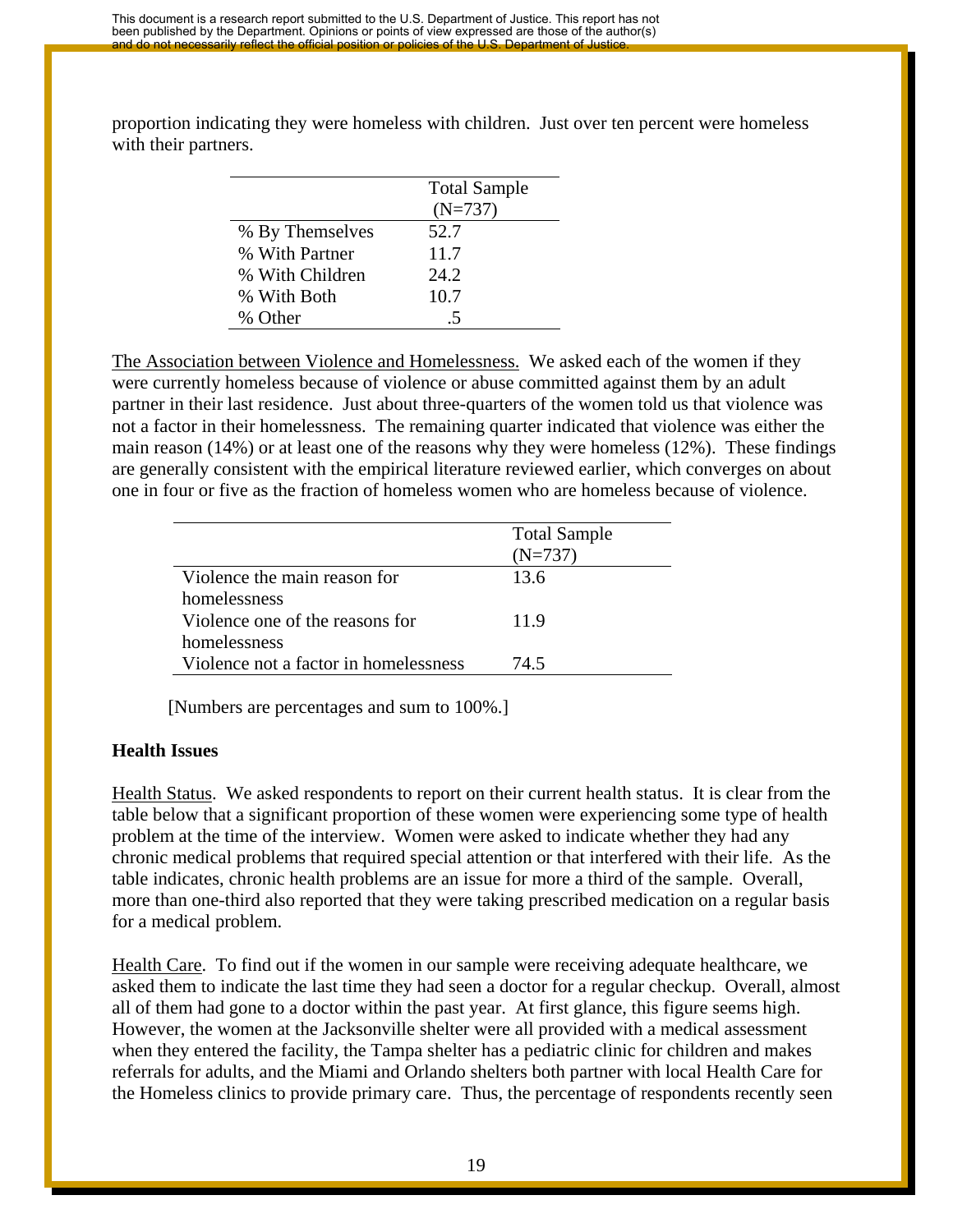proportion indicating they were homeless with children. Just over ten percent were homeless with their partners.

| | Total Sample (N=737) |
|---|---|
| % By Themselves | 52.7 |
| % With Partner | 11.7 |
| % With Children | 24.2 |
| % With Both | 10.7 |
| % Other | .5 |

The Association between Violence and Homelessness. We asked each of the women if they were currently homeless because of violence or abuse committed against them by an adult partner in their last residence. Just about three-quarters of the women told us that violence was not a factor in their homelessness. The remaining quarter indicated that violence was either the main reason (14%) or at least one of the reasons why they were homeless (12%). These findings are generally consistent with the empirical literature reviewed earlier, which converges on about one in four or five as the fraction of homeless women who are homeless because of violence.

| | Total Sample (N=737) |
|---|---|
| Violence the main reason for homelessness | 13.6 |
| Violence one of the reasons for homelessness | 11.9 |
| Violence not a factor in homelessness | 74.5 |

[Numbers are percentages and sum to 100%.]

**Health Issues**

Health Status. We asked respondents to report on their current health status. It is clear from the table below that a significant proportion of these women were experiencing some type of health problem at the time of the interview. Women were asked to indicate whether they had any chronic medical problems that required special attention or that interfered with their life. As the table indicates, chronic health problems are an issue for more a third of the sample. Overall, more than one-third also reported that they were taking prescribed medication on a regular basis for a medical problem.

Health Care. To find out if the women in our sample were receiving adequate healthcare, we asked them to indicate the last time they had seen a doctor for a regular checkup. Overall, almost all of them had gone to a doctor within the past year. At first glance, this figure seems high. However, the women at the Jacksonville shelter were all provided with a medical assessment when they entered the facility, the Tampa shelter has a pediatric clinic for children and makes referrals for adults, and the Miami and Orlando shelters both partner with local Health Care for the Homeless clinics to provide primary care. Thus, the percentage of respondents recently seen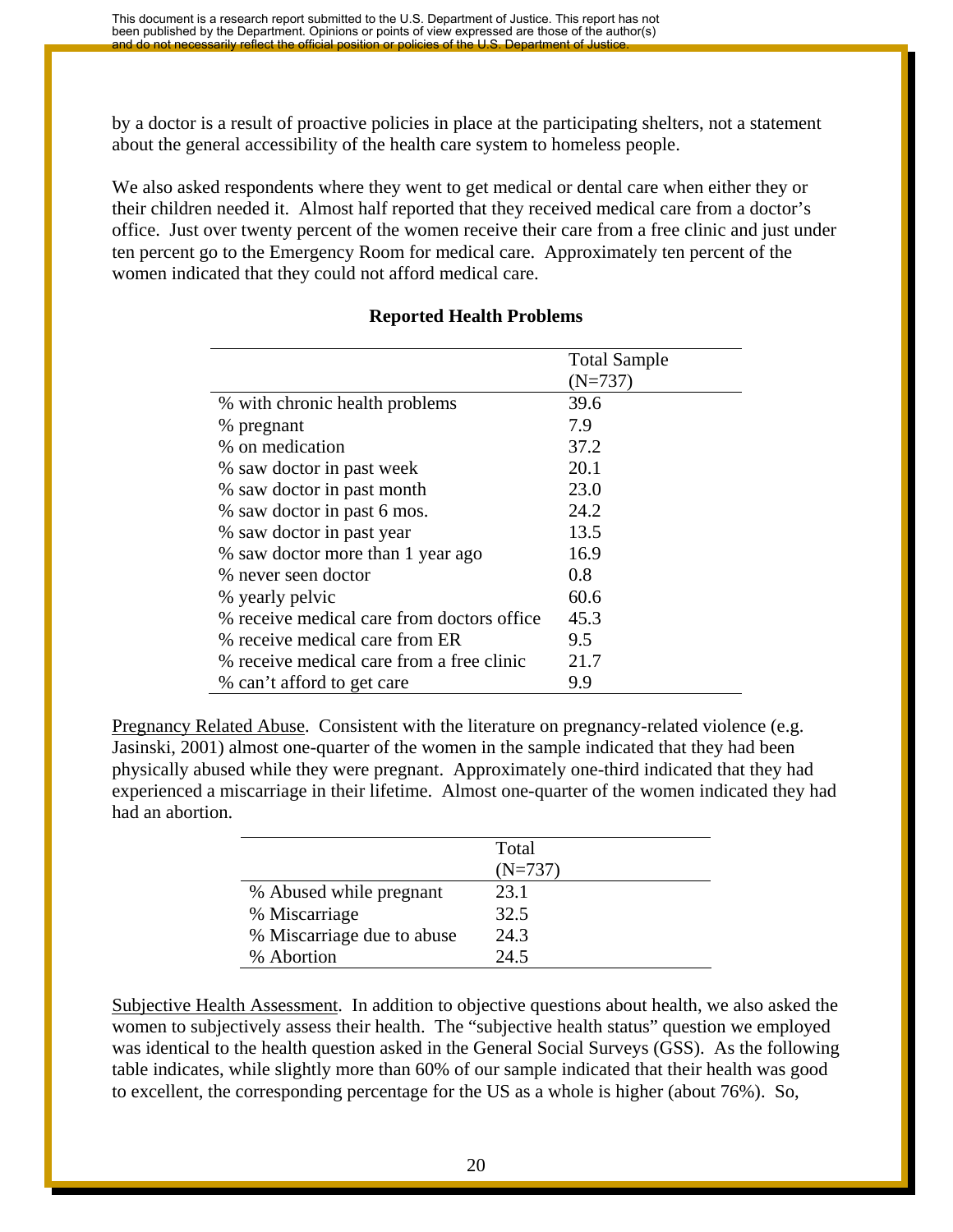by a doctor is a result of proactive policies in place at the participating shelters, not a statement about the general accessibility of the health care system to homeless people.

We also asked respondents where they went to get medical or dental care when either they or their children needed it. Almost half reported that they received medical care from a doctor's office. Just over twenty percent of the women receive their care from a free clinic and just under ten percent go to the Emergency Room for medical care. Approximately ten percent of the women indicated that they could not afford medical care.

**Reported Health Problems**

| | Total Sample (N=737) |
|---|---|
| % with chronic health problems | 39.6 |
| % pregnant | 7.9 |
| % on medication | 37.2 |
| % saw doctor in past week | 20.1 |
| % saw doctor in past month | 23.0 |
| % saw doctor in past 6 mos. | 24.2 |
| % saw doctor in past year | 13.5 |
| % saw doctor more than 1 year ago | 16.9 |
| % never seen doctor | 0.8 |
| % yearly pelvic | 60.6 |
| % receive medical care from doctors office | 45.3 |
| % receive medical care from ER | 9.5 |
| % receive medical care from a free clinic | 21.7 |
| % can't afford to get care | 9.9 |

<u>Pregnancy Related Abuse</u>. Consistent with the literature on pregnancy-related violence (e.g. Jasinski, 2001) almost one-quarter of the women in the sample indicated that they had been physically abused while they were pregnant. Approximately one-third indicated that they had experienced a miscarriage in their lifetime. Almost one-quarter of the women indicated they had had an abortion.

| | Total (N=737) |
|---|---|
| % Abused while pregnant | 23.1 |
| % Miscarriage | 32.5 |
| % Miscarriage due to abuse | 24.3 |
| % Abortion | 24.5 |

<u>Subjective Health Assessment</u>. In addition to objective questions about health, we also asked the women to subjectively assess their health. The "subjective health status" question we employed was identical to the health question asked in the General Social Surveys (GSS). As the following table indicates, while slightly more than 60% of our sample indicated that their health was good to excellent, the corresponding percentage for the US as a whole is higher (about 76%). So,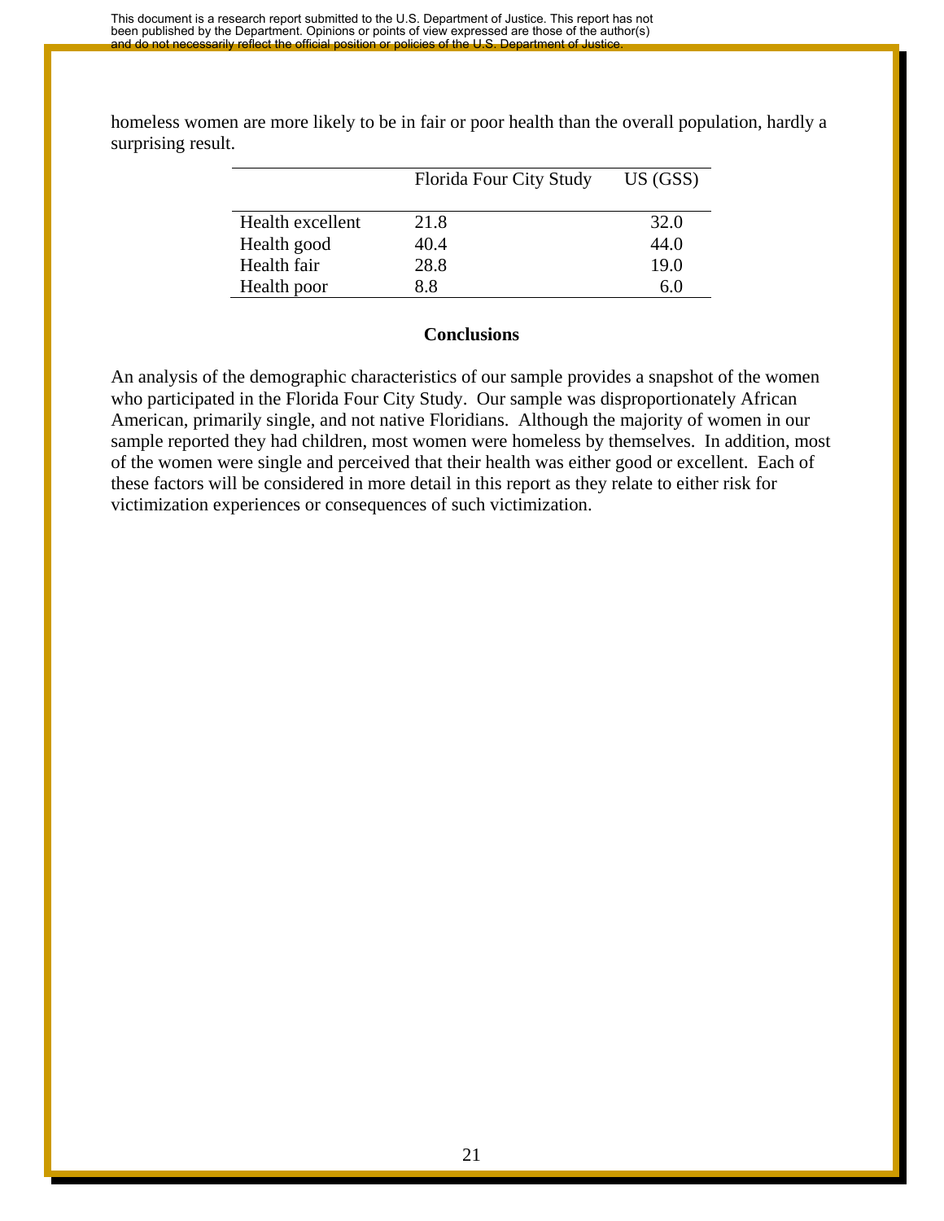homeless women are more likely to be in fair or poor health than the overall population, hardly a surprising result.

| | Florida Four City Study | US (GSS) |
|---|---|---|
| Health excellent | 21.8 | 32.0 |
| Health good | 40.4 | 44.0 |
| Health fair | 28.8 | 19.0 |
| Health poor | 8.8 | 6.0 |

## Conclusions

An analysis of the demographic characteristics of our sample provides a snapshot of the women who participated in the Florida Four City Study. Our sample was disproportionately African American, primarily single, and not native Floridians. Although the majority of women in our sample reported they had children, most women were homeless by themselves. In addition, most of the women were single and perceived that their health was either good or excellent. Each of these factors will be considered in more detail in this report as they relate to either risk for victimization experiences or consequences of such victimization.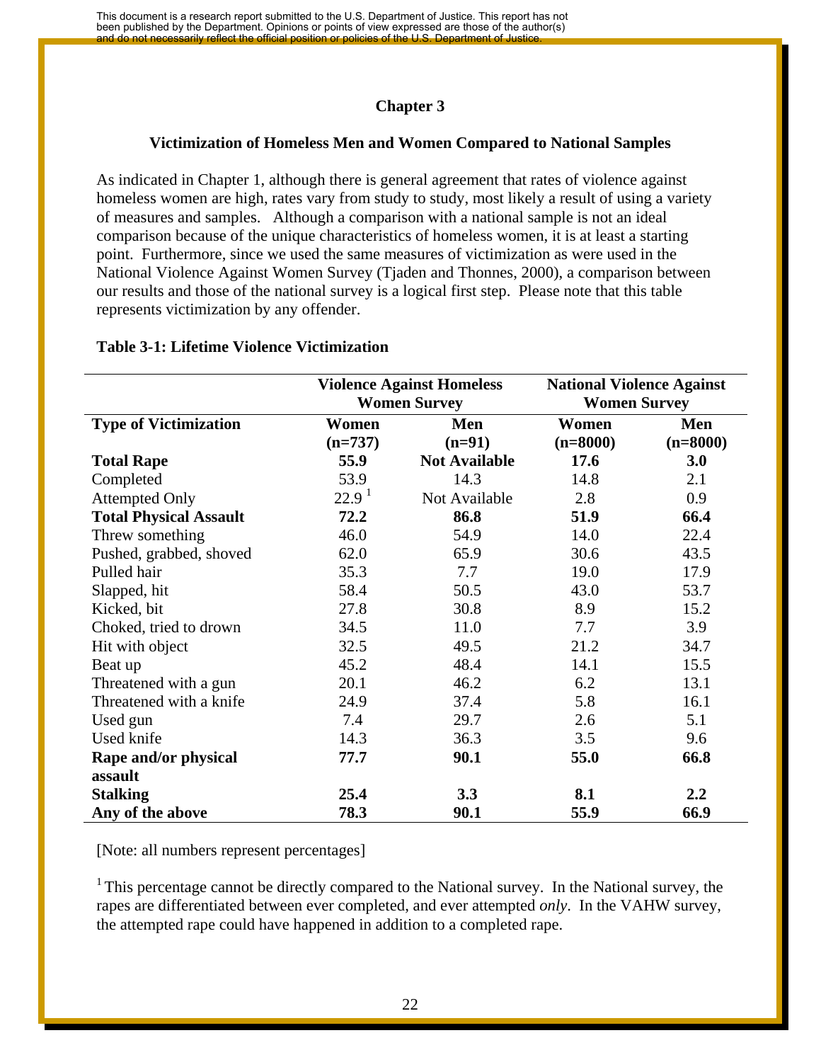## Chapter 3

### Victimization of Homeless Men and Women Compared to National Samples

As indicated in Chapter 1, although there is general agreement that rates of violence against homeless women are high, rates vary from study to study, most likely a result of using a variety of measures and samples. Although a comparison with a national sample is not an ideal comparison because of the unique characteristics of homeless women, it is at least a starting point. Furthermore, since we used the same measures of victimization as were used in the National Violence Against Women Survey (Tjaden and Thonnes, 2000), a comparison between our results and those of the national survey is a logical first step. Please note that this table represents victimization by any offender.

**Table 3-1: Lifetime Violence Victimization**

| | **Violence Against Homeless Women Survey** | | **National Violence Against Women Survey** | |
|---|---|---|---|---|
| **Type of Victimization** | **Women (n=737)** | **Men (n=91)** | **Women (n=8000)** | **Men (n=8000)** |
| **Total Rape** | **55.9** | **Not Available** | **17.6** | **3.0** |
| Completed | 53.9 | 14.3 | 14.8 | 2.1 |
| Attempted Only | 22.9 [1] | Not Available | 2.8 | 0.9 |
| **Total Physical Assault** | **72.2** | **86.8** | **51.9** | **66.4** |
| Threw something | 46.0 | 54.9 | 14.0 | 22.4 |
| Pushed, grabbed, shoved | 62.0 | 65.9 | 30.6 | 43.5 |
| Pulled hair | 35.3 | 7.7 | 19.0 | 17.9 |
| Slapped, hit | 58.4 | 50.5 | 43.0 | 53.7 |
| Kicked, bit | 27.8 | 30.8 | 8.9 | 15.2 |
| Choked, tried to drown | 34.5 | 11.0 | 7.7 | 3.9 |
| Hit with object | 32.5 | 49.5 | 21.2 | 34.7 |
| Beat up | 45.2 | 48.4 | 14.1 | 15.5 |
| Threatened with a gun | 20.1 | 46.2 | 6.2 | 13.1 |
| Threatened with a knife | 24.9 | 37.4 | 5.8 | 16.1 |
| Used gun | 7.4 | 29.7 | 2.6 | 5.1 |
| Used knife | 14.3 | 36.3 | 3.5 | 9.6 |
| **Rape and/or physical assault** | **77.7** | **90.1** | **55.0** | **66.8** |
| **Stalking** | **25.4** | **3.3** | **8.1** | **2.2** |
| **Any of the above** | **78.3** | **90.1** | **55.9** | **66.9** |

[Note: all numbers represent percentages]

[1] This percentage cannot be directly compared to the National survey. In the National survey, the rapes are differentiated between ever completed, and ever attempted *only*. In the VAHW survey, the attempted rape could have happened in addition to a completed rape.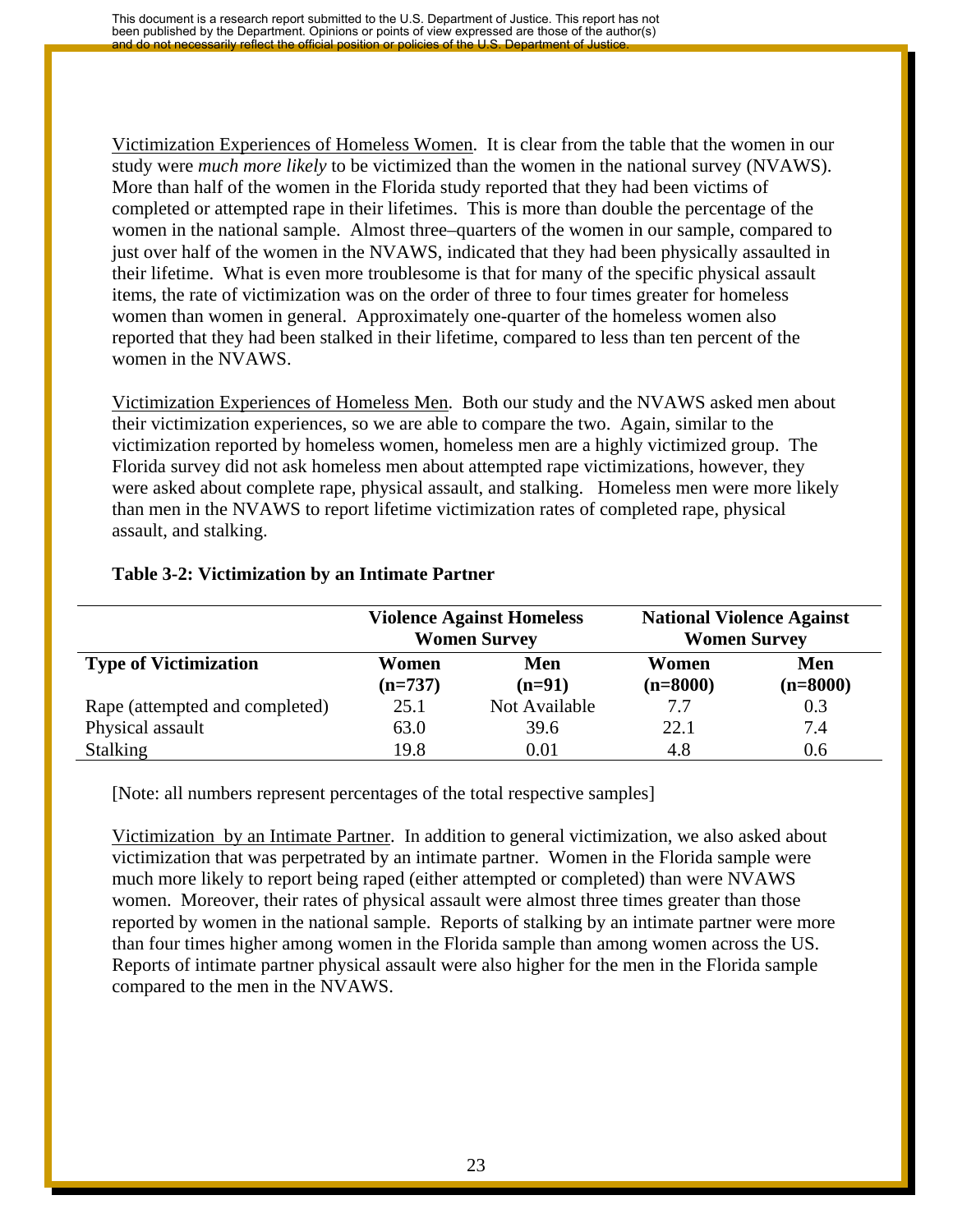Victimization Experiences of Homeless Women. It is clear from the table that the women in our study were *much more likely* to be victimized than the women in the national survey (NVAWS). More than half of the women in the Florida study reported that they had been victims of completed or attempted rape in their lifetimes. This is more than double the percentage of the women in the national sample. Almost three–quarters of the women in our sample, compared to just over half of the women in the NVAWS, indicated that they had been physically assaulted in their lifetime. What is even more troublesome is that for many of the specific physical assault items, the rate of victimization was on the order of three to four times greater for homeless women than women in general. Approximately one-quarter of the homeless women also reported that they had been stalked in their lifetime, compared to less than ten percent of the women in the NVAWS.

Victimization Experiences of Homeless Men. Both our study and the NVAWS asked men about their victimization experiences, so we are able to compare the two. Again, similar to the victimization reported by homeless women, homeless men are a highly victimized group. The Florida survey did not ask homeless men about attempted rape victimizations, however, they were asked about complete rape, physical assault, and stalking. Homeless men were more likely than men in the NVAWS to report lifetime victimization rates of completed rape, physical assault, and stalking.

**Table 3-2: Victimization by an Intimate Partner**

| | **Violence Against Homeless Women Survey** | | **National Violence Against Women Survey** | |
|---|---|---|---|---|
| **Type of Victimization** | **Women (n=737)** | **Men (n=91)** | **Women (n=8000)** | **Men (n=8000)** |
| Rape (attempted and completed) | 25.1 | Not Available | 7.7 | 0.3 |
| Physical assault | 63.0 | 39.6 | 22.1 | 7.4 |
| Stalking | 19.8 | 0.01 | 4.8 | 0.6 |

[Note: all numbers represent percentages of the total respective samples]

Victimization by an Intimate Partner. In addition to general victimization, we also asked about victimization that was perpetrated by an intimate partner. Women in the Florida sample were much more likely to report being raped (either attempted or completed) than were NVAWS women. Moreover, their rates of physical assault were almost three times greater than those reported by women in the national sample. Reports of stalking by an intimate partner were more than four times higher among women in the Florida sample than among women across the US. Reports of intimate partner physical assault were also higher for the men in the Florida sample compared to the men in the NVAWS.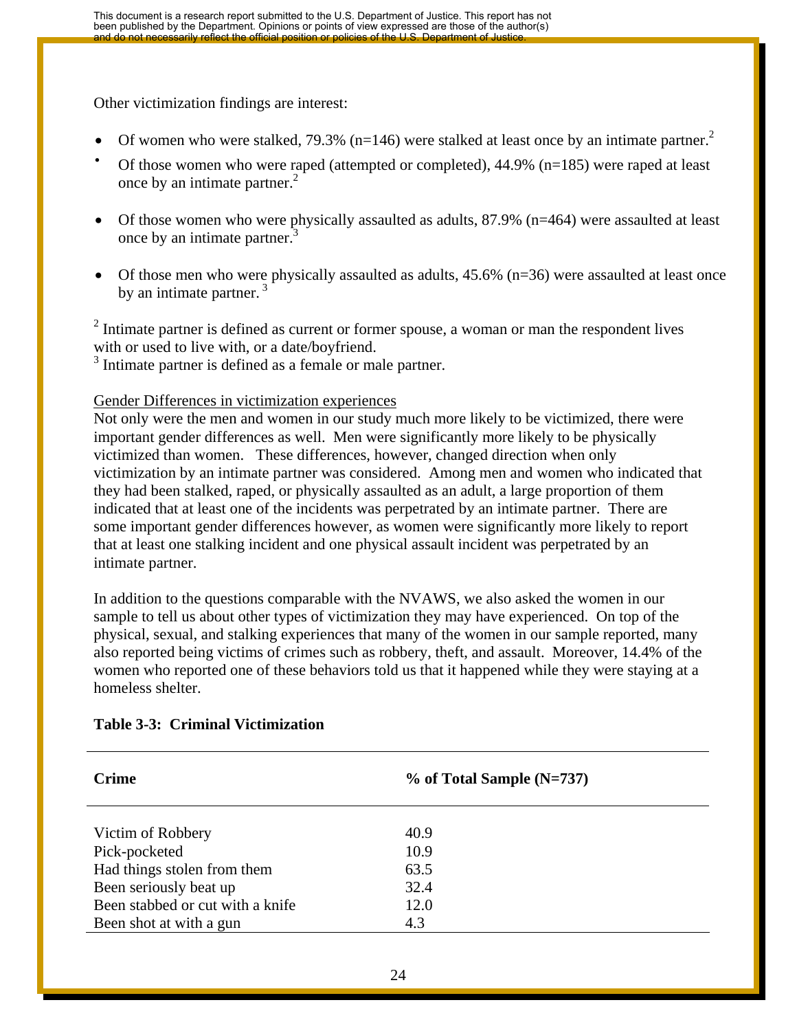Other victimization findings are interest:

- Of women who were stalked, 79.3% (n=146) were stalked at least once by an intimate partner.[2]
- Of those women who were raped (attempted or completed), 44.9% (n=185) were raped at least once by an intimate partner.[2]
- Of those women who were physically assaulted as adults, 87.9% (n=464) were assaulted at least once by an intimate partner.[3]
- Of those men who were physically assaulted as adults, 45.6% (n=36) were assaulted at least once by an intimate partner. [3]

[2] Intimate partner is defined as current or former spouse, a woman or man the respondent lives with or used to live with, or a date/boyfriend.
[3] Intimate partner is defined as a female or male partner.

Gender Differences in victimization experiences

Not only were the men and women in our study much more likely to be victimized, there were important gender differences as well. Men were significantly more likely to be physically victimized than women. These differences, however, changed direction when only victimization by an intimate partner was considered. Among men and women who indicated that they had been stalked, raped, or physically assaulted as an adult, a large proportion of them indicated that at least one of the incidents was perpetrated by an intimate partner. There are some important gender differences however, as women were significantly more likely to report that at least one stalking incident and one physical assault incident was perpetrated by an intimate partner.

In addition to the questions comparable with the NVAWS, we also asked the women in our sample to tell us about other types of victimization they may have experienced. On top of the physical, sexual, and stalking experiences that many of the women in our sample reported, many also reported being victims of crimes such as robbery, theft, and assault. Moreover, 14.4% of the women who reported one of these behaviors told us that it happened while they were staying at a homeless shelter.

**Table 3-3: Criminal Victimization**

| Crime | % of Total Sample (N=737) |
|---|---|
| Victim of Robbery | 40.9 |
| Pick-pocketed | 10.9 |
| Had things stolen from them | 63.5 |
| Been seriously beat up | 32.4 |
| Been stabbed or cut with a knife | 12.0 |
| Been shot at with a gun | 4.3 |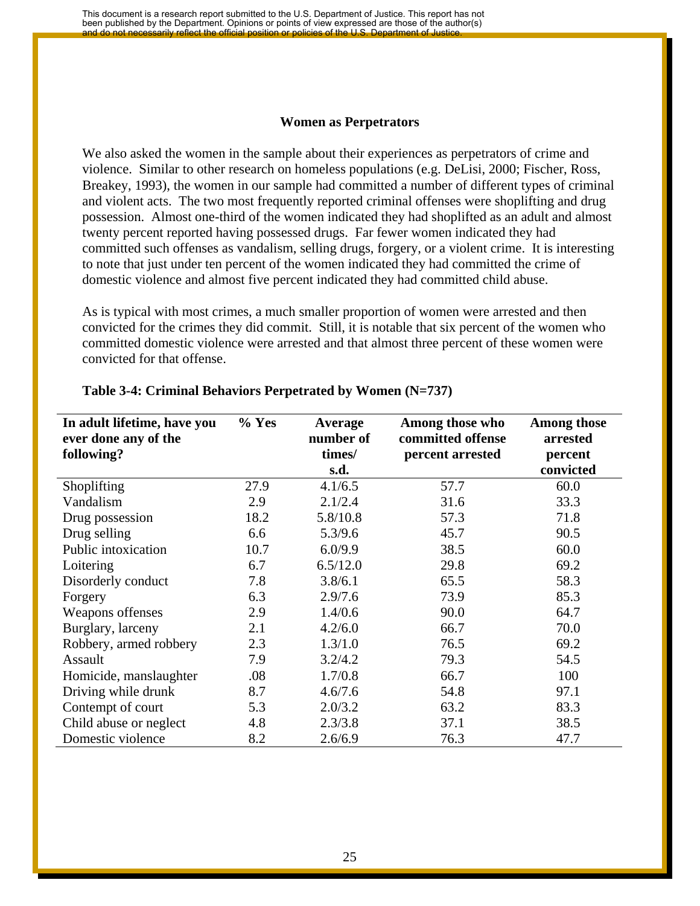### Women as Perpetrators

We also asked the women in the sample about their experiences as perpetrators of crime and violence. Similar to other research on homeless populations (e.g. DeLisi, 2000; Fischer, Ross, Breakey, 1993), the women in our sample had committed a number of different types of criminal and violent acts. The two most frequently reported criminal offenses were shoplifting and drug possession. Almost one-third of the women indicated they had shoplifted as an adult and almost twenty percent reported having possessed drugs. Far fewer women indicated they had committed such offenses as vandalism, selling drugs, forgery, or a violent crime. It is interesting to note that just under ten percent of the women indicated they had committed the crime of domestic violence and almost five percent indicated they had committed child abuse.

As is typical with most crimes, a much smaller proportion of women were arrested and then convicted for the crimes they did commit. Still, it is notable that six percent of the women who committed domestic violence were arrested and that almost three percent of these women were convicted for that offense.

**Table 3-4: Criminal Behaviors Perpetrated by Women (N=737)**

| In adult lifetime, have you ever done any of the following? | % Yes | Average number of times/ s.d. | Among those who committed offense percent arrested | Among those arrested percent convicted |
|---|---|---|---|---|
| Shoplifting | 27.9 | 4.1/6.5 | 57.7 | 60.0 |
| Vandalism | 2.9 | 2.1/2.4 | 31.6 | 33.3 |
| Drug possession | 18.2 | 5.8/10.8 | 57.3 | 71.8 |
| Drug selling | 6.6 | 5.3/9.6 | 45.7 | 90.5 |
| Public intoxication | 10.7 | 6.0/9.9 | 38.5 | 60.0 |
| Loitering | 6.7 | 6.5/12.0 | 29.8 | 69.2 |
| Disorderly conduct | 7.8 | 3.8/6.1 | 65.5 | 58.3 |
| Forgery | 6.3 | 2.9/7.6 | 73.9 | 85.3 |
| Weapons offenses | 2.9 | 1.4/0.6 | 90.0 | 64.7 |
| Burglary, larceny | 2.1 | 4.2/6.0 | 66.7 | 70.0 |
| Robbery, armed robbery | 2.3 | 1.3/1.0 | 76.5 | 69.2 |
| Assault | 7.9 | 3.2/4.2 | 79.3 | 54.5 |
| Homicide, manslaughter | .08 | 1.7/0.8 | 66.7 | 100 |
| Driving while drunk | 8.7 | 4.6/7.6 | 54.8 | 97.1 |
| Contempt of court | 5.3 | 2.0/3.2 | 63.2 | 83.3 |
| Child abuse or neglect | 4.8 | 2.3/3.8 | 37.1 | 38.5 |
| Domestic violence | 8.2 | 2.6/6.9 | 76.3 | 47.7 |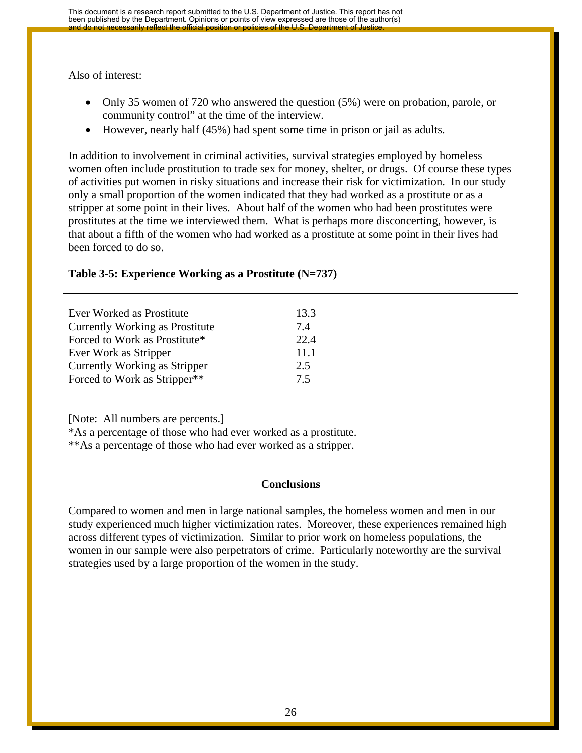Also of interest:

- Only 35 women of 720 who answered the question (5%) were on probation, parole, or community control" at the time of the interview.
- However, nearly half (45%) had spent some time in prison or jail as adults.

In addition to involvement in criminal activities, survival strategies employed by homeless women often include prostitution to trade sex for money, shelter, or drugs. Of course these types of activities put women in risky situations and increase their risk for victimization. In our study only a small proportion of the women indicated that they had worked as a prostitute or as a stripper at some point in their lives. About half of the women who had been prostitutes were prostitutes at the time we interviewed them. What is perhaps more disconcerting, however, is that about a fifth of the women who had worked as a prostitute at some point in their lives had been forced to do so.

**Table 3-5: Experience Working as a Prostitute (N=737)**

| | |
|---|---|
| Ever Worked as Prostitute | 13.3 |
| Currently Working as Prostitute | 7.4 |
| Forced to Work as Prostitute* | 22.4 |
| Ever Work as Stripper | 11.1 |
| Currently Working as Stripper | 2.5 |
| Forced to Work as Stripper** | 7.5 |

[Note: All numbers are percents.]
*As a percentage of those who had ever worked as a prostitute.
**As a percentage of those who had ever worked as a stripper.

## Conclusions

Compared to women and men in large national samples, the homeless women and men in our study experienced much higher victimization rates. Moreover, these experiences remained high across different types of victimization. Similar to prior work on homeless populations, the women in our sample were also perpetrators of crime. Particularly noteworthy are the survival strategies used by a large proportion of the women in the study.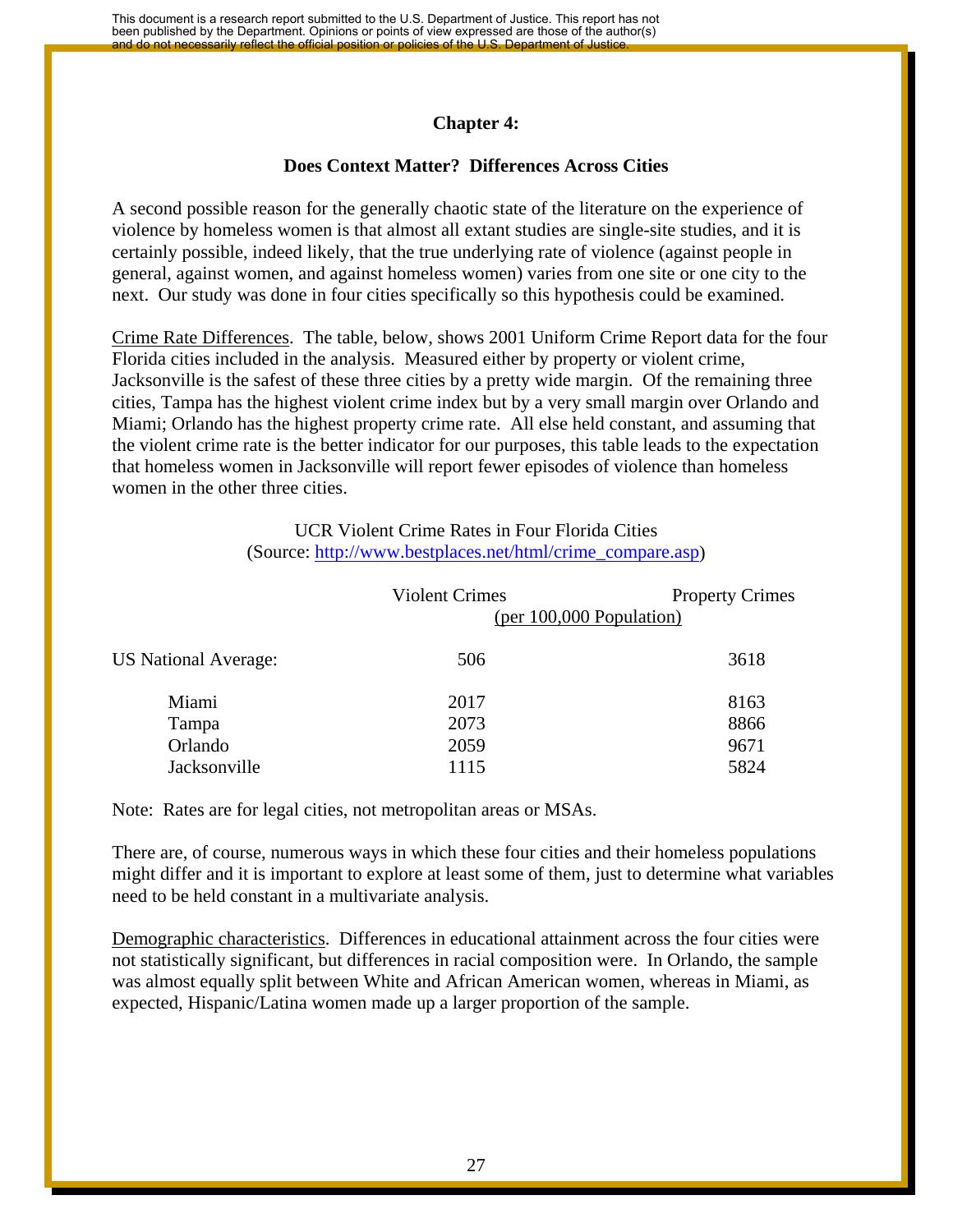## Chapter 4:

## Does Context Matter? Differences Across Cities

A second possible reason for the generally chaotic state of the literature on the experience of violence by homeless women is that almost all extant studies are single-site studies, and it is certainly possible, indeed likely, that the true underlying rate of violence (against people in general, against women, and against homeless women) varies from one site or one city to the next. Our study was done in four cities specifically so this hypothesis could be examined.

Crime Rate Differences. The table, below, shows 2001 Uniform Crime Report data for the four Florida cities included in the analysis. Measured either by property or violent crime, Jacksonville is the safest of these three cities by a pretty wide margin. Of the remaining three cities, Tampa has the highest violent crime index but by a very small margin over Orlando and Miami; Orlando has the highest property crime rate. All else held constant, and assuming that the violent crime rate is the better indicator for our purposes, this table leads to the expectation that homeless women in Jacksonville will report fewer episodes of violence than homeless women in the other three cities.

UCR Violent Crime Rates in Four Florida Cities
(Source: http://www.bestplaces.net/html/crime_compare.asp)

| | Violent Crimes (per 100,000 Population) | Property Crimes (per 100,000 Population) |
|---|---|---|
| US National Average: | 506 | 3618 |
| Miami | 2017 | 8163 |
| Tampa | 2073 | 8866 |
| Orlando | 2059 | 9671 |
| Jacksonville | 1115 | 5824 |

Note: Rates are for legal cities, not metropolitan areas or MSAs.

There are, of course, numerous ways in which these four cities and their homeless populations might differ and it is important to explore at least some of them, just to determine what variables need to be held constant in a multivariate analysis.

Demographic characteristics. Differences in educational attainment across the four cities were not statistically significant, but differences in racial composition were. In Orlando, the sample was almost equally split between White and African American women, whereas in Miami, as expected, Hispanic/Latina women made up a larger proportion of the sample.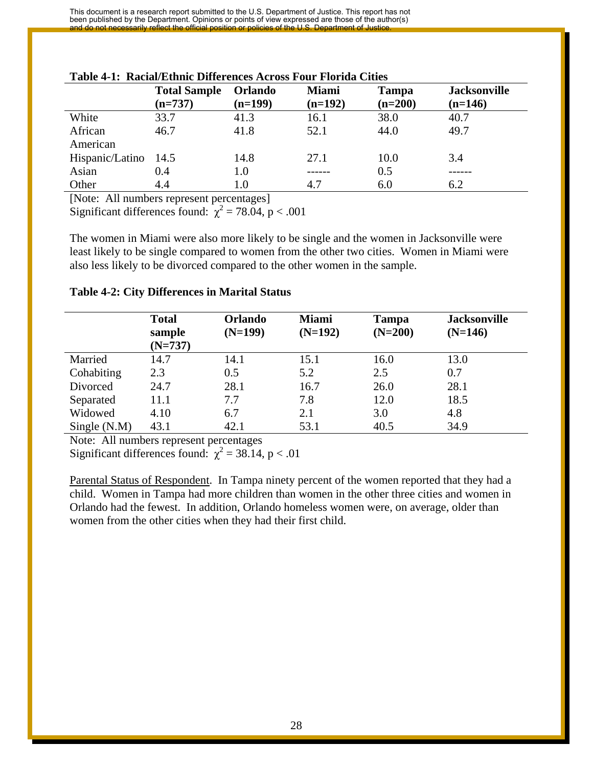**Table 4-1: Racial/Ethnic Differences Across Four Florida Cities**

| | Total Sample (n=737) | Orlando (n=199) | Miami (n=192) | Tampa (n=200) | Jacksonville (n=146) |
|---|---|---|---|---|---|
| White | 33.7 | 41.3 | 16.1 | 38.0 | 40.7 |
| African American | 46.7 | 41.8 | 52.1 | 44.0 | 49.7 |
| Hispanic/Latino | 14.5 | 14.8 | 27.1 | 10.0 | 3.4 |
| Asian | 0.4 | 1.0 | ------ | 0.5 | ------ |
| Other | 4.4 | 1.0 | 4.7 | 6.0 | 6.2 |

[Note: All numbers represent percentages]
Significant differences found: $\chi^2 = 78.04$, $p < .001$

The women in Miami were also more likely to be single and the women in Jacksonville were least likely to be single compared to women from the other two cities. Women in Miami were also less likely to be divorced compared to the other women in the sample.

**Table 4-2: City Differences in Marital Status**

| | Total sample (N=737) | Orlando (N=199) | Miami (N=192) | Tampa (N=200) | Jacksonville (N=146) |
|---|---|---|---|---|---|
| Married | 14.7 | 14.1 | 15.1 | 16.0 | 13.0 |
| Cohabiting | 2.3 | 0.5 | 5.2 | 2.5 | 0.7 |
| Divorced | 24.7 | 28.1 | 16.7 | 26.0 | 28.1 |
| Separated | 11.1 | 7.7 | 7.8 | 12.0 | 18.5 |
| Widowed | 4.10 | 6.7 | 2.1 | 3.0 | 4.8 |
| Single (N.M) | 43.1 | 42.1 | 53.1 | 40.5 | 34.9 |

Note: All numbers represent percentages
Significant differences found: $\chi^2 = 38.14$, $p < .01$

Parental Status of Respondent. In Tampa ninety percent of the women reported that they had a child. Women in Tampa had more children than women in the other three cities and women in Orlando had the fewest. In addition, Orlando homeless women were, on average, older than women from the other cities when they had their first child.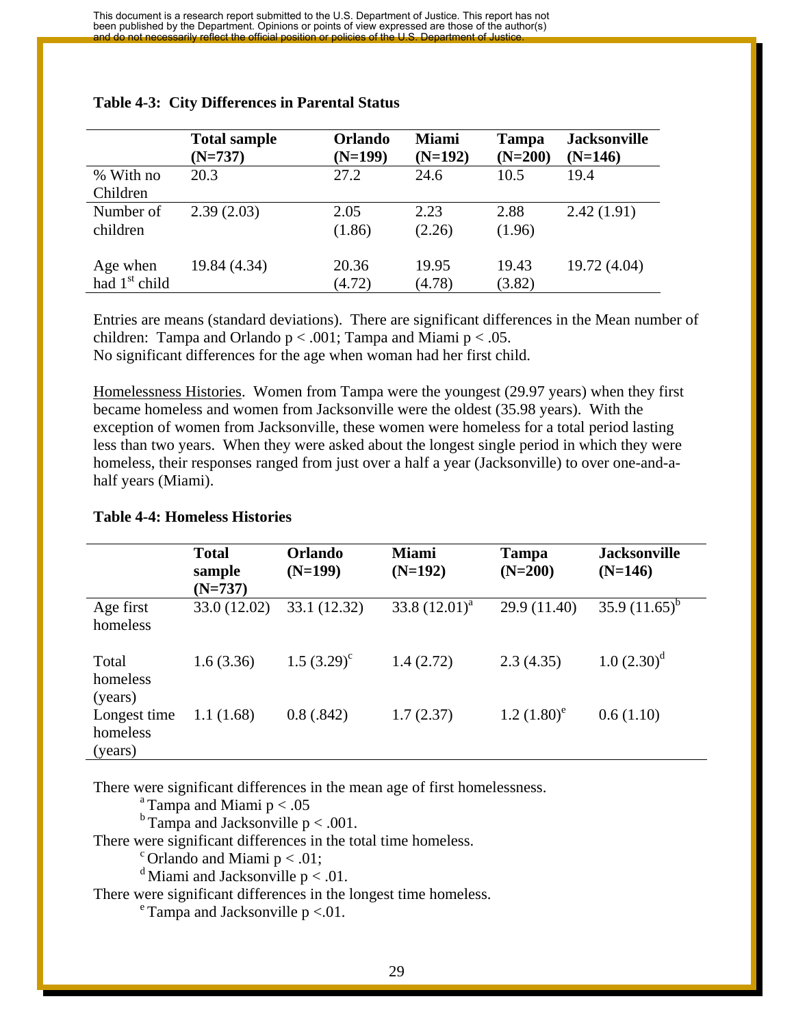**Table 4-3: City Differences in Parental Status**

| | Total sample (N=737) | Orlando (N=199) | Miami (N=192) | Tampa (N=200) | Jacksonville (N=146) |
|---|---|---|---|---|---|
| % With no Children | 20.3 | 27.2 | 24.6 | 10.5 | 19.4 |
| Number of children | 2.39 (2.03) | 2.05 (1.86) | 2.23 (2.26) | 2.88 (1.96) | 2.42 (1.91) |
| Age when had 1st child | 19.84 (4.34) | 20.36 (4.72) | 19.95 (4.78) | 19.43 (3.82) | 19.72 (4.04) |

Entries are means (standard deviations). There are significant differences in the Mean number of children: Tampa and Orlando $p < .001$; Tampa and Miami $p < .05$.
No significant differences for the age when woman had her first child.

Homelessness Histories. Women from Tampa were the youngest (29.97 years) when they first became homeless and women from Jacksonville were the oldest (35.98 years). With the exception of women from Jacksonville, these women were homeless for a total period lasting less than two years. When they were asked about the longest single period in which they were homeless, their responses ranged from just over a half a year (Jacksonville) to over one-and-a-half years (Miami).

**Table 4-4: Homeless Histories**

| | Total sample (N=737) | Orlando (N=199) | Miami (N=192) | Tampa (N=200) | Jacksonville (N=146) |
|---|---|---|---|---|---|
| Age first homeless | 33.0 (12.02) | 33.1 (12.32) | 33.8 (12.01)[a] | 29.9 (11.40) | 35.9 (11.65)[b] |
| Total homeless (years) | 1.6 (3.36) | 1.5 (3.29)[c] | 1.4 (2.72) | 2.3 (4.35) | 1.0 (2.30)[d] |
| Longest time homeless (years) | 1.1 (1.68) | 0.8 (.842) | 1.7 (2.37) | 1.2 (1.80)[e] | 0.6 (1.10) |

There were significant differences in the mean age of first homelessness.

[a] Tampa and Miami $p < .05$

[b] Tampa and Jacksonville $p < .001$.

There were significant differences in the total time homeless.

[c] Orlando and Miami $p < .01$;

[d] Miami and Jacksonville $p < .01$.

There were significant differences in the longest time homeless.

[e] Tampa and Jacksonville $p < .01$.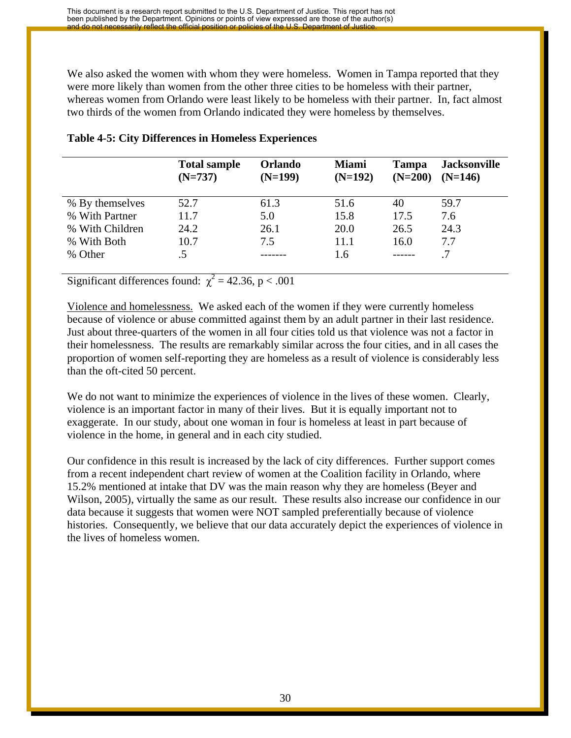We also asked the women with whom they were homeless. Women in Tampa reported that they were more likely than women from the other three cities to be homeless with their partner, whereas women from Orlando were least likely to be homeless with their partner. In, fact almost two thirds of the women from Orlando indicated they were homeless by themselves.

**Table 4-5: City Differences in Homeless Experiences**

| | **Total sample (N=737)** | **Orlando (N=199)** | **Miami (N=192)** | **Tampa (N=200)** | **Jacksonville (N=146)** |
|---|---|---|---|---|---|
| % By themselves | 52.7 | 61.3 | 51.6 | 40 | 59.7 |
| % With Partner | 11.7 | 5.0 | 15.8 | 17.5 | 7.6 |
| % With Children | 24.2 | 26.1 | 20.0 | 26.5 | 24.3 |
| % With Both | 10.7 | 7.5 | 11.1 | 16.0 | 7.7 |
| % Other | .5 | ------- | 1.6 | ------ | .7 |

Significant differences found: $\chi^2 = 42.36$, $p < .001$

Violence and homelessness. We asked each of the women if they were currently homeless because of violence or abuse committed against them by an adult partner in their last residence. Just about three-quarters of the women in all four cities told us that violence was not a factor in their homelessness. The results are remarkably similar across the four cities, and in all cases the proportion of women self-reporting they are homeless as a result of violence is considerably less than the oft-cited 50 percent.

We do not want to minimize the experiences of violence in the lives of these women. Clearly, violence is an important factor in many of their lives. But it is equally important not to exaggerate. In our study, about one woman in four is homeless at least in part because of violence in the home, in general and in each city studied.

Our confidence in this result is increased by the lack of city differences. Further support comes from a recent independent chart review of women at the Coalition facility in Orlando, where 15.2% mentioned at intake that DV was the main reason why they are homeless (Beyer and Wilson, 2005), virtually the same as our result. These results also increase our confidence in our data because it suggests that women were NOT sampled preferentially because of violence histories. Consequently, we believe that our data accurately depict the experiences of violence in the lives of homeless women.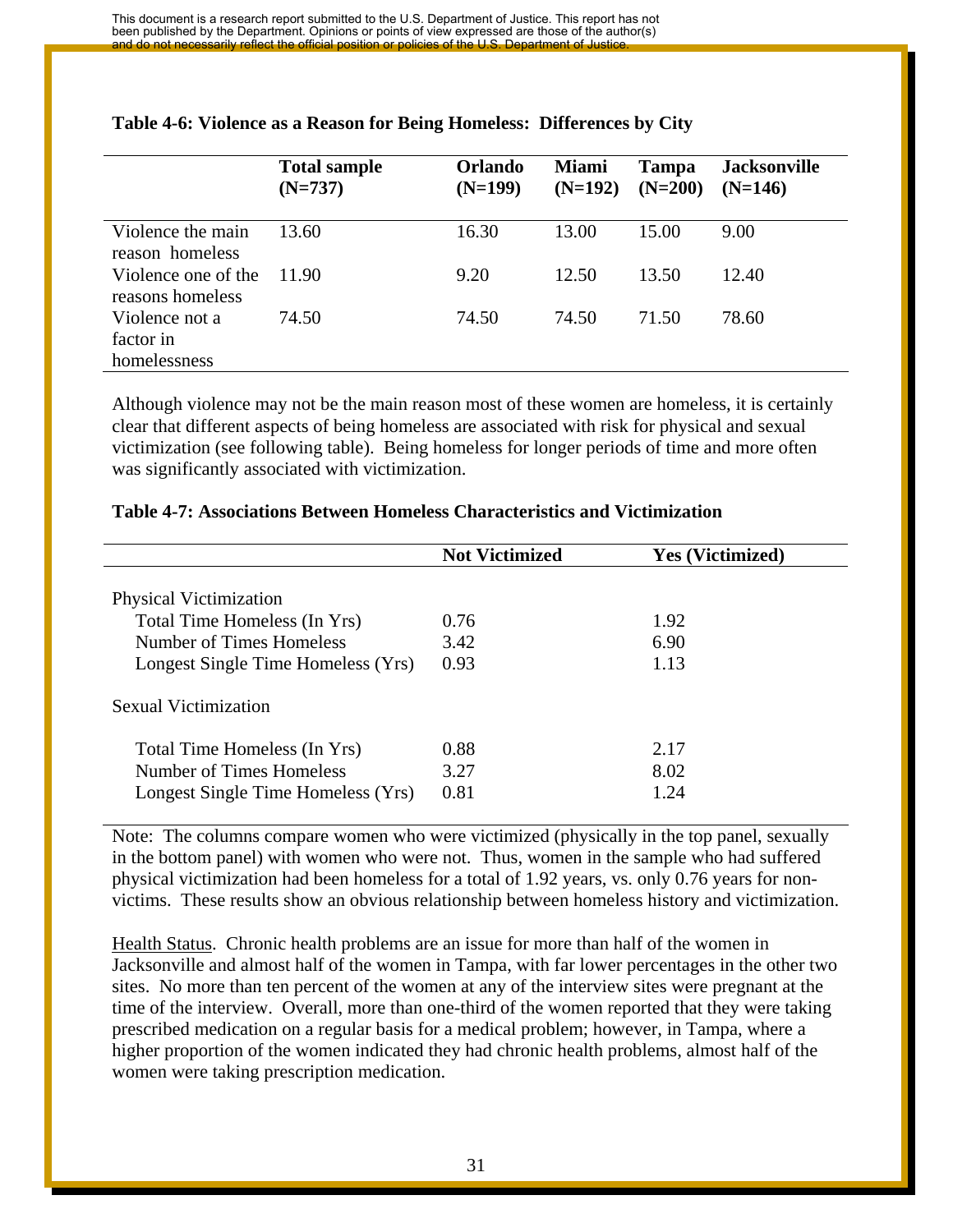**Table 4-6: Violence as a Reason for Being Homeless: Differences by City**

| | Total sample (N=737) | Orlando (N=199) | Miami (N=192) | Tampa (N=200) | Jacksonville (N=146) |
|---|---|---|---|---|---|
| Violence the main reason homeless | 13.60 | 16.30 | 13.00 | 15.00 | 9.00 |
| Violence one of the reasons homeless | 11.90 | 9.20 | 12.50 | 13.50 | 12.40 |
| Violence not a factor in homelessness | 74.50 | 74.50 | 74.50 | 71.50 | 78.60 |

Although violence may not be the main reason most of these women are homeless, it is certainly clear that different aspects of being homeless are associated with risk for physical and sexual victimization (see following table). Being homeless for longer periods of time and more often was significantly associated with victimization.

**Table 4-7: Associations Between Homeless Characteristics and Victimization**

| | Not Victimized | Yes (Victimized) |
|---|---|---|
| Physical Victimization | | |
| Total Time Homeless (In Yrs) | 0.76 | 1.92 |
| Number of Times Homeless | 3.42 | 6.90 |
| Longest Single Time Homeless (Yrs) | 0.93 | 1.13 |
| Sexual Victimization | | |
| Total Time Homeless (In Yrs) | 0.88 | 2.17 |
| Number of Times Homeless | 3.27 | 8.02 |
| Longest Single Time Homeless (Yrs) | 0.81 | 1.24 |

Note: The columns compare women who were victimized (physically in the top panel, sexually in the bottom panel) with women who were not. Thus, women in the sample who had suffered physical victimization had been homeless for a total of 1.92 years, vs. only 0.76 years for non-victims. These results show an obvious relationship between homeless history and victimization.

Health Status. Chronic health problems are an issue for more than half of the women in Jacksonville and almost half of the women in Tampa, with far lower percentages in the other two sites. No more than ten percent of the women at any of the interview sites were pregnant at the time of the interview. Overall, more than one-third of the women reported that they were taking prescribed medication on a regular basis for a medical problem; however, in Tampa, where a higher proportion of the women indicated they had chronic health problems, almost half of the women were taking prescription medication.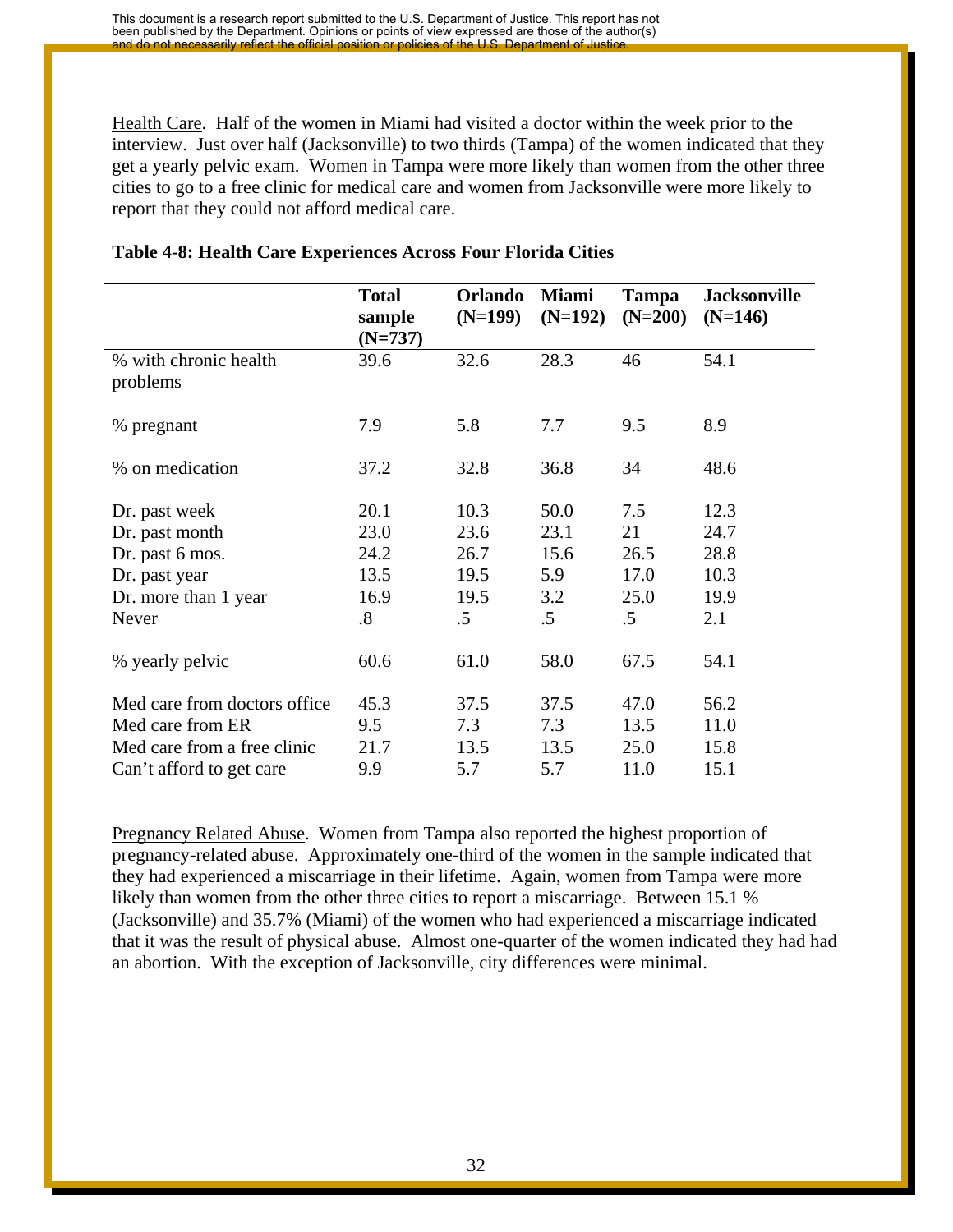Health Care. Half of the women in Miami had visited a doctor within the week prior to the interview. Just over half (Jacksonville) to two thirds (Tampa) of the women indicated that they get a yearly pelvic exam. Women in Tampa were more likely than women from the other three cities to go to a free clinic for medical care and women from Jacksonville were more likely to report that they could not afford medical care.

**Table 4-8: Health Care Experiences Across Four Florida Cities**

| | Total sample (N=737) | Orlando (N=199) | Miami (N=192) | Tampa (N=200) | Jacksonville (N=146) |
|---|---|---|---|---|---|
| % with chronic health problems | 39.6 | 32.6 | 28.3 | 46 | 54.1 |
| % pregnant | 7.9 | 5.8 | 7.7 | 9.5 | 8.9 |
| % on medication | 37.2 | 32.8 | 36.8 | 34 | 48.6 |
| Dr. past week | 20.1 | 10.3 | 50.0 | 7.5 | 12.3 |
| Dr. past month | 23.0 | 23.6 | 23.1 | 21 | 24.7 |
| Dr. past 6 mos. | 24.2 | 26.7 | 15.6 | 26.5 | 28.8 |
| Dr. past year | 13.5 | 19.5 | 5.9 | 17.0 | 10.3 |
| Dr. more than 1 year | 16.9 | 19.5 | 3.2 | 25.0 | 19.9 |
| Never | .8 | .5 | .5 | .5 | 2.1 |
| % yearly pelvic | 60.6 | 61.0 | 58.0 | 67.5 | 54.1 |
| Med care from doctors office | 45.3 | 37.5 | 37.5 | 47.0 | 56.2 |
| Med care from ER | 9.5 | 7.3 | 7.3 | 13.5 | 11.0 |
| Med care from a free clinic | 21.7 | 13.5 | 13.5 | 25.0 | 15.8 |
| Can't afford to get care | 9.9 | 5.7 | 5.7 | 11.0 | 15.1 |

Pregnancy Related Abuse. Women from Tampa also reported the highest proportion of pregnancy-related abuse. Approximately one-third of the women in the sample indicated that they had experienced a miscarriage in their lifetime. Again, women from Tampa were more likely than women from the other three cities to report a miscarriage. Between 15.1 % (Jacksonville) and 35.7% (Miami) of the women who had experienced a miscarriage indicated that it was the result of physical abuse. Almost one-quarter of the women indicated they had had an abortion. With the exception of Jacksonville, city differences were minimal.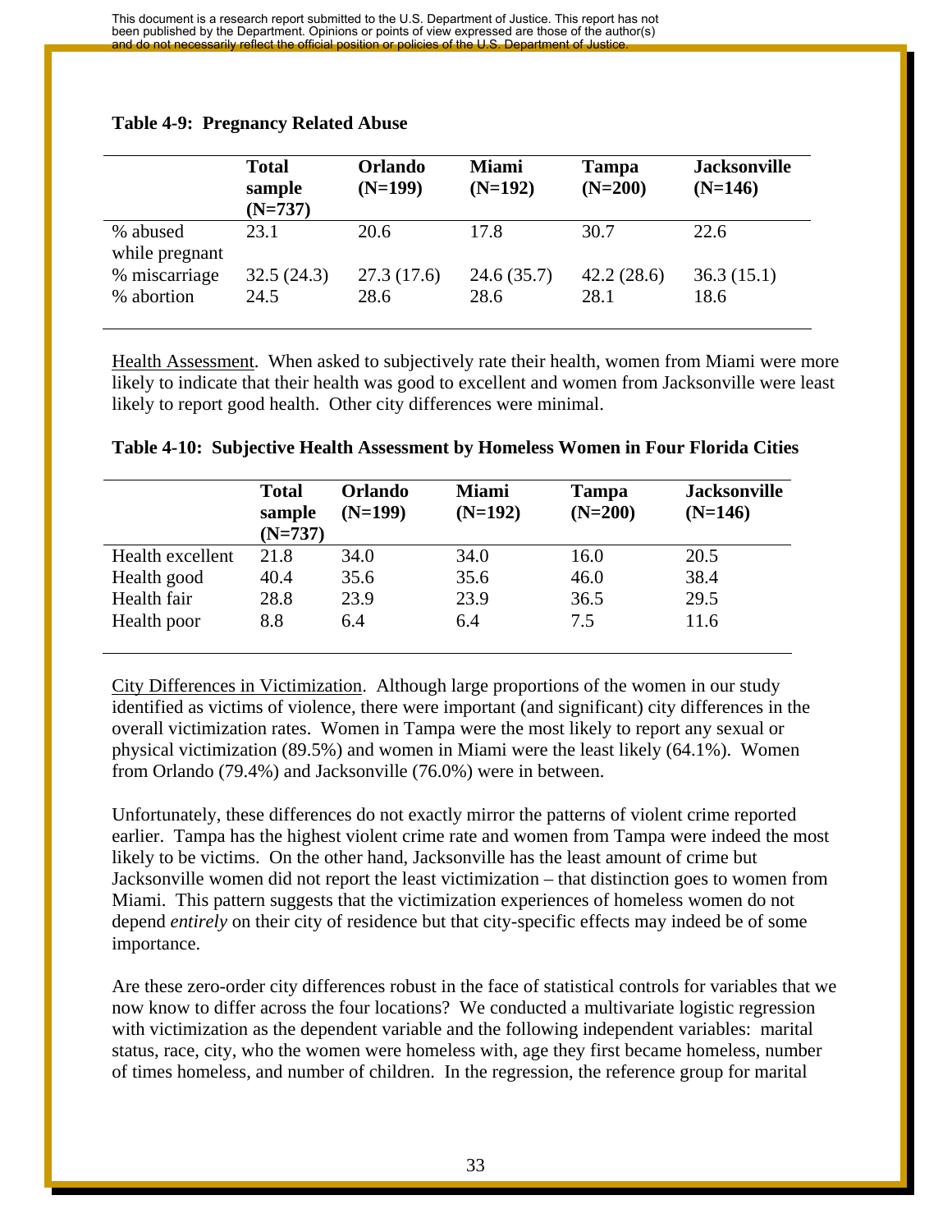**Table 4-9: Pregnancy Related Abuse**

| | Total sample (N=737) | Orlando (N=199) | Miami (N=192) | Tampa (N=200) | Jacksonville (N=146) |
|---|---|---|---|---|---|
| % abused while pregnant | 23.1 | 20.6 | 17.8 | 30.7 | 22.6 |
| % miscarriage | 32.5 (24.3) | 27.3 (17.6) | 24.6 (35.7) | 42.2 (28.6) | 36.3 (15.1) |
| % abortion | 24.5 | 28.6 | 28.6 | 28.1 | 18.6 |

Health Assessment. When asked to subjectively rate their health, women from Miami were more likely to indicate that their health was good to excellent and women from Jacksonville were least likely to report good health. Other city differences were minimal.

**Table 4-10: Subjective Health Assessment by Homeless Women in Four Florida Cities**

| | Total sample (N=737) | Orlando (N=199) | Miami (N=192) | Tampa (N=200) | Jacksonville (N=146) |
|---|---|---|---|---|---|
| Health excellent | 21.8 | 34.0 | 34.0 | 16.0 | 20.5 |
| Health good | 40.4 | 35.6 | 35.6 | 46.0 | 38.4 |
| Health fair | 28.8 | 23.9 | 23.9 | 36.5 | 29.5 |
| Health poor | 8.8 | 6.4 | 6.4 | 7.5 | 11.6 |

City Differences in Victimization. Although large proportions of the women in our study identified as victims of violence, there were important (and significant) city differences in the overall victimization rates. Women in Tampa were the most likely to report any sexual or physical victimization (89.5%) and women in Miami were the least likely (64.1%). Women from Orlando (79.4%) and Jacksonville (76.0%) were in between.

Unfortunately, these differences do not exactly mirror the patterns of violent crime reported earlier. Tampa has the highest violent crime rate and women from Tampa were indeed the most likely to be victims. On the other hand, Jacksonville has the least amount of crime but Jacksonville women did not report the least victimization – that distinction goes to women from Miami. This pattern suggests that the victimization experiences of homeless women do not depend *entirely* on their city of residence but that city-specific effects may indeed be of some importance.

Are these zero-order city differences robust in the face of statistical controls for variables that we now know to differ across the four locations? We conducted a multivariate logistic regression with victimization as the dependent variable and the following independent variables: marital status, race, city, who the women were homeless with, age they first became homeless, number of times homeless, and number of children. In the regression, the reference group for marital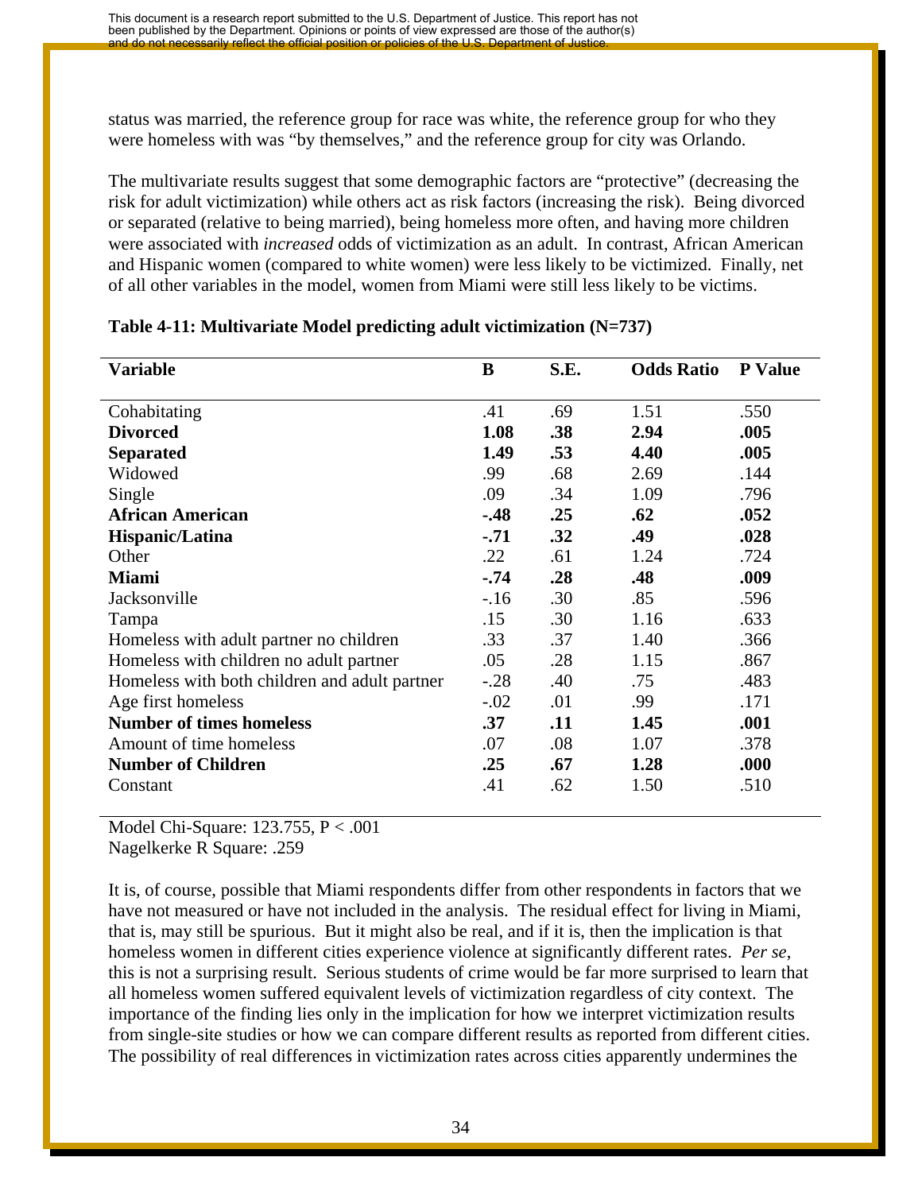status was married, the reference group for race was white, the reference group for who they were homeless with was "by themselves," and the reference group for city was Orlando.

The multivariate results suggest that some demographic factors are "protective" (decreasing the risk for adult victimization) while others act as risk factors (increasing the risk). Being divorced or separated (relative to being married), being homeless more often, and having more children were associated with *increased* odds of victimization as an adult. In contrast, African American and Hispanic women (compared to white women) were less likely to be victimized. Finally, net of all other variables in the model, women from Miami were still less likely to be victims.

**Table 4-11: Multivariate Model predicting adult victimization (N=737)**

| Variable | B | S.E. | Odds Ratio | P Value |
|---|---|---|---|---|
| Cohabitating | .41 | .69 | 1.51 | .550 |
| **Divorced** | **1.08** | **.38** | **2.94** | **.005** |
| **Separated** | **1.49** | **.53** | **4.40** | **.005** |
| Widowed | .99 | .68 | 2.69 | .144 |
| Single | .09 | .34 | 1.09 | .796 |
| **African American** | **-.48** | **.25** | **.62** | **.052** |
| **Hispanic/Latina** | **-.71** | **.32** | **.49** | **.028** |
| Other | .22 | .61 | 1.24 | .724 |
| **Miami** | **-.74** | **.28** | **.48** | **.009** |
| Jacksonville | -.16 | .30 | .85 | .596 |
| Tampa | .15 | .30 | 1.16 | .633 |
| Homeless with adult partner no children | .33 | .37 | 1.40 | .366 |
| Homeless with children no adult partner | .05 | .28 | 1.15 | .867 |
| Homeless with both children and adult partner | -.28 | .40 | .75 | .483 |
| Age first homeless | -.02 | .01 | .99 | .171 |
| **Number of times homeless** | **.37** | **.11** | **1.45** | **.001** |
| Amount of time homeless | .07 | .08 | 1.07 | .378 |
| **Number of Children** | **.25** | **.67** | **1.28** | **.000** |
| Constant | .41 | .62 | 1.50 | .510 |

Model Chi-Square: 123.755, $P < .001$
Nagelkerke R Square: .259

It is, of course, possible that Miami respondents differ from other respondents in factors that we have not measured or have not included in the analysis. The residual effect for living in Miami, that is, may still be spurious. But it might also be real, and if it is, then the implication is that homeless women in different cities experience violence at significantly different rates. *Per se*, this is not a surprising result. Serious students of crime would be far more surprised to learn that all homeless women suffered equivalent levels of victimization regardless of city context. The importance of the finding lies only in the implication for how we interpret victimization results from single-site studies or how we can compare different results as reported from different cities. The possibility of real differences in victimization rates across cities apparently undermines the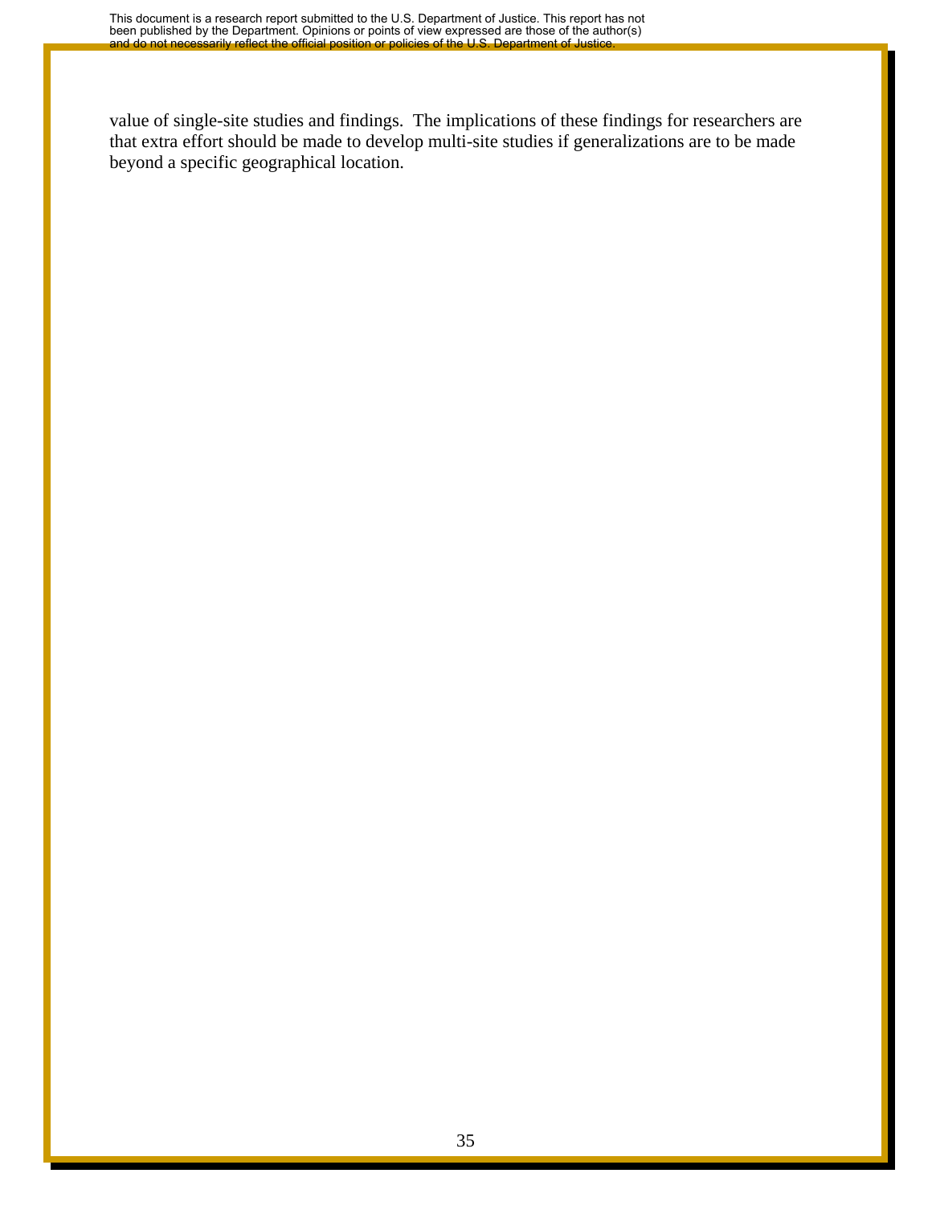value of single-site studies and findings. The implications of these findings for researchers are that extra effort should be made to develop multi-site studies if generalizations are to be made beyond a specific geographical location.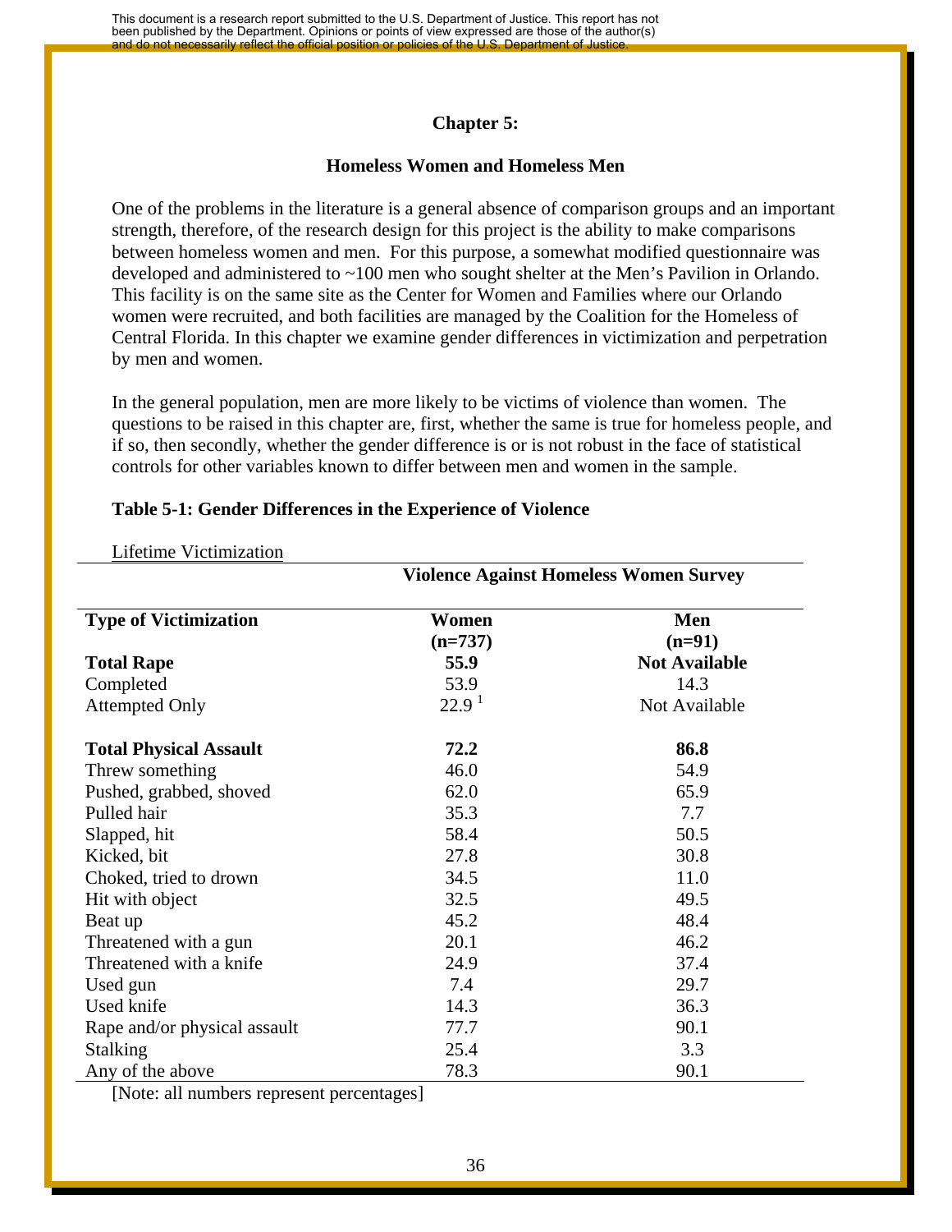## Chapter 5:

### Homeless Women and Homeless Men

One of the problems in the literature is a general absence of comparison groups and an important strength, therefore, of the research design for this project is the ability to make comparisons between homeless women and men. For this purpose, a somewhat modified questionnaire was developed and administered to ~100 men who sought shelter at the Men's Pavilion in Orlando. This facility is on the same site as the Center for Women and Families where our Orlando women were recruited, and both facilities are managed by the Coalition for the Homeless of Central Florida. In this chapter we examine gender differences in victimization and perpetration by men and women.

In the general population, men are more likely to be victims of violence than women. The questions to be raised in this chapter are, first, whether the same is true for homeless people, and if so, then secondly, whether the gender difference is or is not robust in the face of statistical controls for other variables known to differ between men and women in the sample.

**Table 5-1: Gender Differences in the Experience of Violence**

Lifetime Victimization

| | Violence Against Homeless Women Survey | |
|---|---|---|
| **Type of Victimization** | **Women (n=737)** | **Men (n=91)** |
| **Total Rape** | **55.9** | **Not Available** |
| Completed | 53.9 | 14.3 |
| Attempted Only | 22.9 [1] | Not Available |
| | | |
| **Total Physical Assault** | **72.2** | **86.8** |
| Threw something | 46.0 | 54.9 |
| Pushed, grabbed, shoved | 62.0 | 65.9 |
| Pulled hair | 35.3 | 7.7 |
| Slapped, hit | 58.4 | 50.5 |
| Kicked, bit | 27.8 | 30.8 |
| Choked, tried to drown | 34.5 | 11.0 |
| Hit with object | 32.5 | 49.5 |
| Beat up | 45.2 | 48.4 |
| Threatened with a gun | 20.1 | 46.2 |
| Threatened with a knife | 24.9 | 37.4 |
| Used gun | 7.4 | 29.7 |
| Used knife | 14.3 | 36.3 |
| Rape and/or physical assault | 77.7 | 90.1 |
| Stalking | 25.4 | 3.3 |
| Any of the above | 78.3 | 90.1 |

[Note: all numbers represent percentages]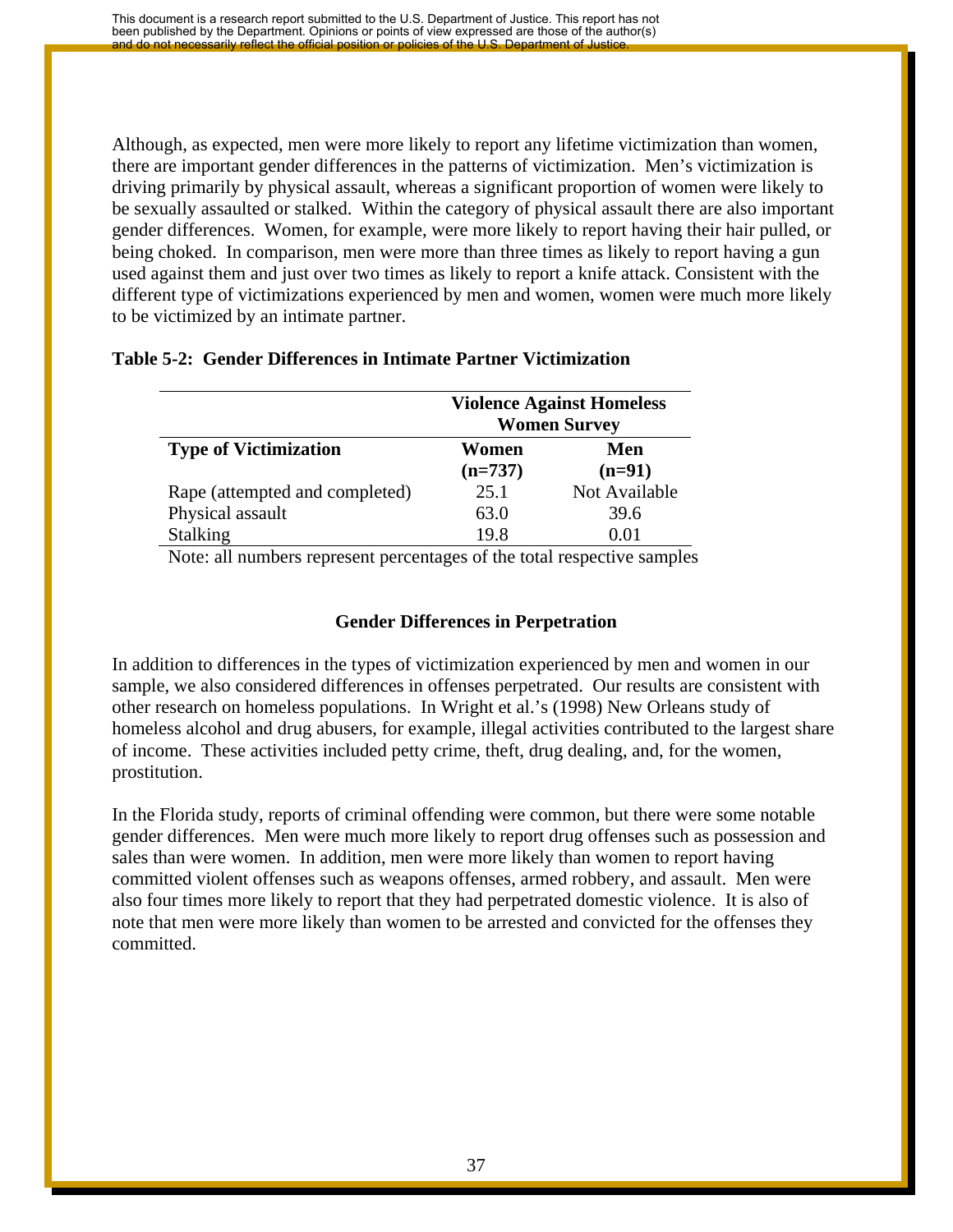Although, as expected, men were more likely to report any lifetime victimization than women, there are important gender differences in the patterns of victimization. Men's victimization is driving primarily by physical assault, whereas a significant proportion of women were likely to be sexually assaulted or stalked. Within the category of physical assault there are also important gender differences. Women, for example, were more likely to report having their hair pulled, or being choked. In comparison, men were more than three times as likely to report having a gun used against them and just over two times as likely to report a knife attack. Consistent with the different type of victimizations experienced by men and women, women were much more likely to be victimized by an intimate partner.

**Table 5-2: Gender Differences in Intimate Partner Victimization**

| | Violence Against Homeless Women Survey | |
|---|---|---|
| **Type of Victimization** | **Women (n=737)** | **Men (n=91)** |
| Rape (attempted and completed) | 25.1 | Not Available |
| Physical assault | 63.0 | 39.6 |
| Stalking | 19.8 | 0.01 |

Note: all numbers represent percentages of the total respective samples

### Gender Differences in Perpetration

In addition to differences in the types of victimization experienced by men and women in our sample, we also considered differences in offenses perpetrated. Our results are consistent with other research on homeless populations. In Wright et al.'s (1998) New Orleans study of homeless alcohol and drug abusers, for example, illegal activities contributed to the largest share of income. These activities included petty crime, theft, drug dealing, and, for the women, prostitution.

In the Florida study, reports of criminal offending were common, but there were some notable gender differences. Men were much more likely to report drug offenses such as possession and sales than were women. In addition, men were more likely than women to report having committed violent offenses such as weapons offenses, armed robbery, and assault. Men were also four times more likely to report that they had perpetrated domestic violence. It is also of note that men were more likely than women to be arrested and convicted for the offenses they committed.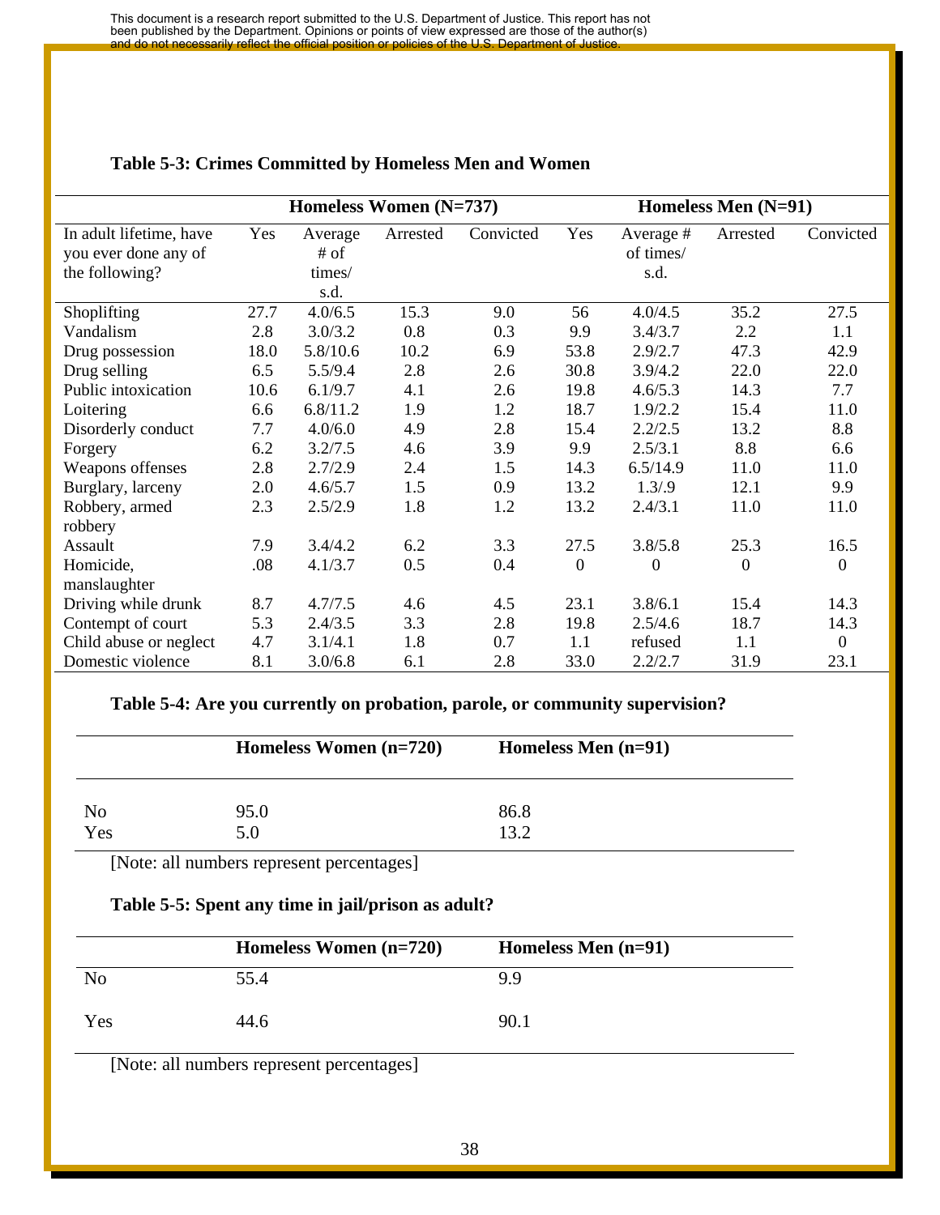This document is a research report submitted to the U.S. Department of Justice. This report has not been published by the Department. Opinions or points of view expressed are those of the author(s) and do not necessarily reflect the official position or policies of the U.S. Department of Justice.

**Table 5-3: Crimes Committed by Homeless Men and Women**

| | Homeless Women (N=737) | | | | Homeless Men (N=91) | | | |
|---|---|---|---|---|---|---|---|---|
| In adult lifetime, have you ever done any of the following? | Yes | Average # of times/ s.d. | Arrested | Convicted | Yes | Average # of times/ s.d. | Arrested | Convicted |
| Shoplifting | 27.7 | 4.0/6.5 | 15.3 | 9.0 | 56 | 4.0/4.5 | 35.2 | 27.5 |
| Vandalism | 2.8 | 3.0/3.2 | 0.8 | 0.3 | 9.9 | 3.4/3.7 | 2.2 | 1.1 |
| Drug possession | 18.0 | 5.8/10.6 | 10.2 | 6.9 | 53.8 | 2.9/2.7 | 47.3 | 42.9 |
| Drug selling | 6.5 | 5.5/9.4 | 2.8 | 2.6 | 30.8 | 3.9/4.2 | 22.0 | 22.0 |
| Public intoxication | 10.6 | 6.1/9.7 | 4.1 | 2.6 | 19.8 | 4.6/5.3 | 14.3 | 7.7 |
| Loitering | 6.6 | 6.8/11.2 | 1.9 | 1.2 | 18.7 | 1.9/2.2 | 15.4 | 11.0 |
| Disorderly conduct | 7.7 | 4.0/6.0 | 4.9 | 2.8 | 15.4 | 2.2/2.5 | 13.2 | 8.8 |
| Forgery | 6.2 | 3.2/7.5 | 4.6 | 3.9 | 9.9 | 2.5/3.1 | 8.8 | 6.6 |
| Weapons offenses | 2.8 | 2.7/2.9 | 2.4 | 1.5 | 14.3 | 6.5/14.9 | 11.0 | 11.0 |
| Burglary, larceny | 2.0 | 4.6/5.7 | 1.5 | 0.9 | 13.2 | 1.3/.9 | 12.1 | 9.9 |
| Robbery, armed robbery | 2.3 | 2.5/2.9 | 1.8 | 1.2 | 13.2 | 2.4/3.1 | 11.0 | 11.0 |
| Assault | 7.9 | 3.4/4.2 | 6.2 | 3.3 | 27.5 | 3.8/5.8 | 25.3 | 16.5 |
| Homicide, manslaughter | .08 | 4.1/3.7 | 0.5 | 0.4 | 0 | 0 | 0 | 0 |
| Driving while drunk | 8.7 | 4.7/7.5 | 4.6 | 4.5 | 23.1 | 3.8/6.1 | 15.4 | 14.3 |
| Contempt of court | 5.3 | 2.4/3.5 | 3.3 | 2.8 | 19.8 | 2.5/4.6 | 18.7 | 14.3 |
| Child abuse or neglect | 4.7 | 3.1/4.1 | 1.8 | 0.7 | 1.1 | refused | 1.1 | 0 |
| Domestic violence | 8.1 | 3.0/6.8 | 6.1 | 2.8 | 33.0 | 2.2/2.7 | 31.9 | 23.1 |

**Table 5-4: Are you currently on probation, parole, or community supervision?**

| | Homeless Women (n=720) | Homeless Men (n=91) |
|---|---|---|
| No | 95.0 | 86.8 |
| Yes | 5.0 | 13.2 |

[Note: all numbers represent percentages]

**Table 5-5: Spent any time in jail/prison as adult?**

| | Homeless Women (n=720) | Homeless Men (n=91) |
|---|---|---|
| No | 55.4 | 9.9 |
| Yes | 44.6 | 90.1 |

[Note: all numbers represent percentages]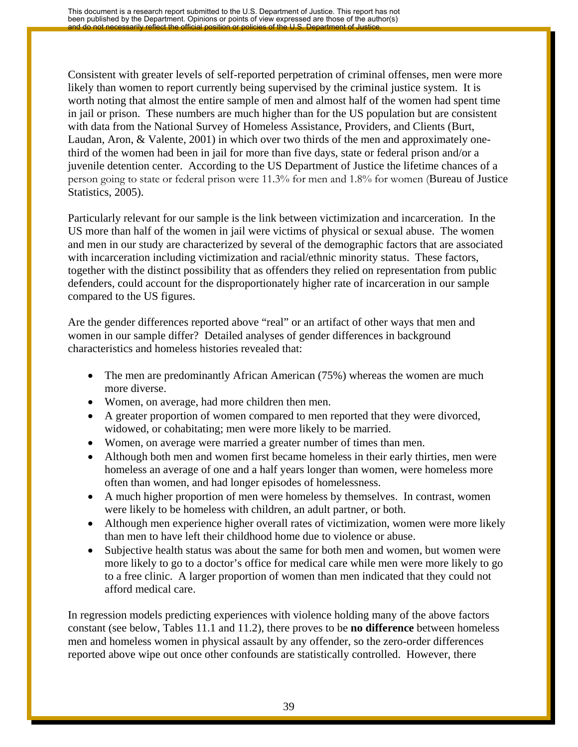Consistent with greater levels of self-reported perpetration of criminal offenses, men were more likely than women to report currently being supervised by the criminal justice system. It is worth noting that almost the entire sample of men and almost half of the women had spent time in jail or prison. These numbers are much higher than for the US population but are consistent with data from the National Survey of Homeless Assistance, Providers, and Clients (Burt, Laudan, Aron, & Valente, 2001) in which over two thirds of the men and approximately one-third of the women had been in jail for more than five days, state or federal prison and/or a juvenile detention center. According to the US Department of Justice the lifetime chances of a person going to state or federal prison were 11.3% for men and 1.8% for women (Bureau of Justice Statistics, 2005).

Particularly relevant for our sample is the link between victimization and incarceration. In the US more than half of the women in jail were victims of physical or sexual abuse. The women and men in our study are characterized by several of the demographic factors that are associated with incarceration including victimization and racial/ethnic minority status. These factors, together with the distinct possibility that as offenders they relied on representation from public defenders, could account for the disproportionately higher rate of incarceration in our sample compared to the US figures.

Are the gender differences reported above "real" or an artifact of other ways that men and women in our sample differ? Detailed analyses of gender differences in background characteristics and homeless histories revealed that:

- The men are predominantly African American (75%) whereas the women are much more diverse.
- Women, on average, had more children then men.
- A greater proportion of women compared to men reported that they were divorced, widowed, or cohabitating; men were more likely to be married.
- Women, on average were married a greater number of times than men.
- Although both men and women first became homeless in their early thirties, men were homeless an average of one and a half years longer than women, were homeless more often than women, and had longer episodes of homelessness.
- A much higher proportion of men were homeless by themselves. In contrast, women were likely to be homeless with children, an adult partner, or both.
- Although men experience higher overall rates of victimization, women were more likely than men to have left their childhood home due to violence or abuse.
- Subjective health status was about the same for both men and women, but women were more likely to go to a doctor's office for medical care while men were more likely to go to a free clinic. A larger proportion of women than men indicated that they could not afford medical care.

In regression models predicting experiences with violence holding many of the above factors constant (see below, Tables 11.1 and 11.2), there proves to be **no difference** between homeless men and homeless women in physical assault by any offender, so the zero-order differences reported above wipe out once other confounds are statistically controlled. However, there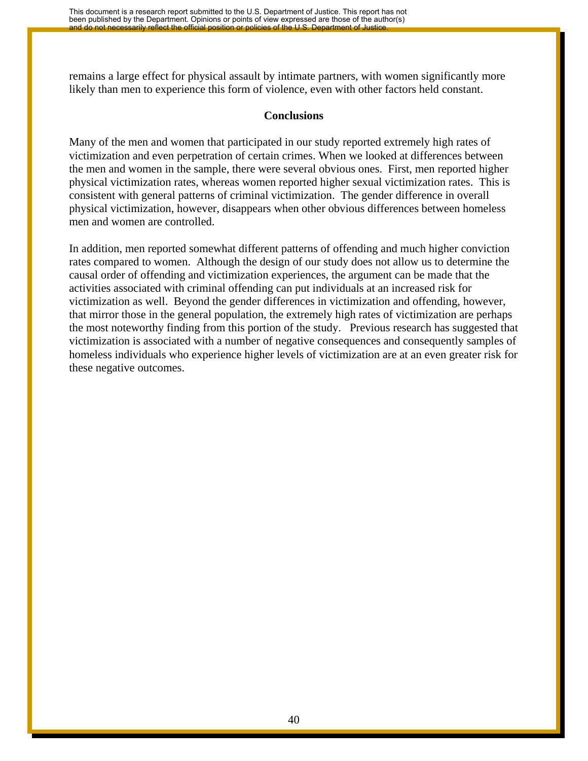remains a large effect for physical assault by intimate partners, with women significantly more likely than men to experience this form of violence, even with other factors held constant.

## Conclusions

Many of the men and women that participated in our study reported extremely high rates of victimization and even perpetration of certain crimes. When we looked at differences between the men and women in the sample, there were several obvious ones. First, men reported higher physical victimization rates, whereas women reported higher sexual victimization rates. This is consistent with general patterns of criminal victimization. The gender difference in overall physical victimization, however, disappears when other obvious differences between homeless men and women are controlled.

In addition, men reported somewhat different patterns of offending and much higher conviction rates compared to women. Although the design of our study does not allow us to determine the causal order of offending and victimization experiences, the argument can be made that the activities associated with criminal offending can put individuals at an increased risk for victimization as well. Beyond the gender differences in victimization and offending, however, that mirror those in the general population, the extremely high rates of victimization are perhaps the most noteworthy finding from this portion of the study. Previous research has suggested that victimization is associated with a number of negative consequences and consequently samples of homeless individuals who experience higher levels of victimization are at an even greater risk for these negative outcomes.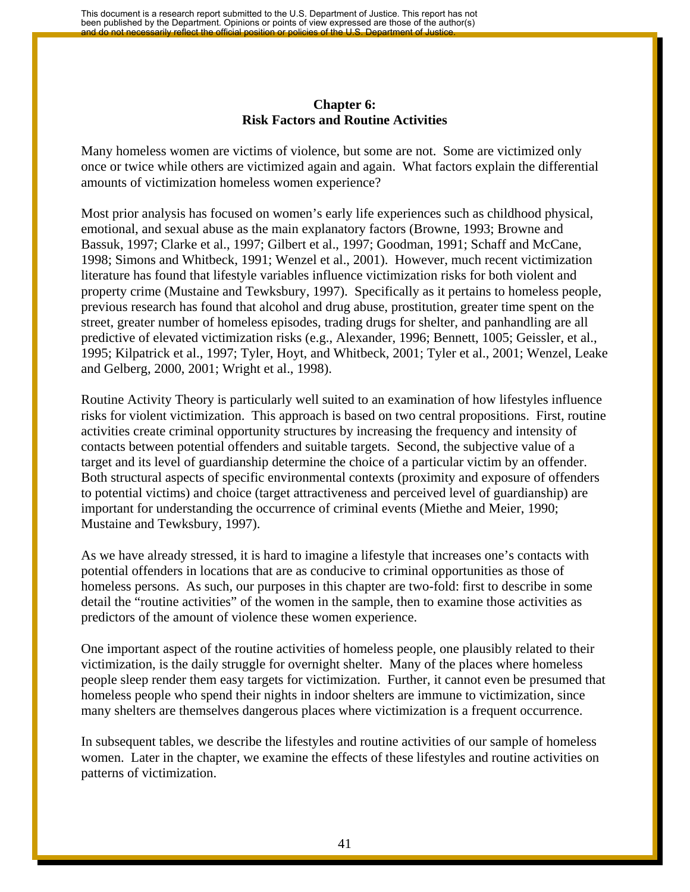## Chapter 6:
## Risk Factors and Routine Activities

Many homeless women are victims of violence, but some are not. Some are victimized only once or twice while others are victimized again and again. What factors explain the differential amounts of victimization homeless women experience?

Most prior analysis has focused on women's early life experiences such as childhood physical, emotional, and sexual abuse as the main explanatory factors (Browne, 1993; Browne and Bassuk, 1997; Clarke et al., 1997; Gilbert et al., 1997; Goodman, 1991; Schaff and McCane, 1998; Simons and Whitbeck, 1991; Wenzel et al., 2001). However, much recent victimization literature has found that lifestyle variables influence victimization risks for both violent and property crime (Mustaine and Tewksbury, 1997). Specifically as it pertains to homeless people, previous research has found that alcohol and drug abuse, prostitution, greater time spent on the street, greater number of homeless episodes, trading drugs for shelter, and panhandling are all predictive of elevated victimization risks (e.g., Alexander, 1996; Bennett, 1005; Geissler, et al., 1995; Kilpatrick et al., 1997; Tyler, Hoyt, and Whitbeck, 2001; Tyler et al., 2001; Wenzel, Leake and Gelberg, 2000, 2001; Wright et al., 1998).

Routine Activity Theory is particularly well suited to an examination of how lifestyles influence risks for violent victimization. This approach is based on two central propositions. First, routine activities create criminal opportunity structures by increasing the frequency and intensity of contacts between potential offenders and suitable targets. Second, the subjective value of a target and its level of guardianship determine the choice of a particular victim by an offender. Both structural aspects of specific environmental contexts (proximity and exposure of offenders to potential victims) and choice (target attractiveness and perceived level of guardianship) are important for understanding the occurrence of criminal events (Miethe and Meier, 1990; Mustaine and Tewksbury, 1997).

As we have already stressed, it is hard to imagine a lifestyle that increases one's contacts with potential offenders in locations that are as conducive to criminal opportunities as those of homeless persons. As such, our purposes in this chapter are two-fold: first to describe in some detail the "routine activities" of the women in the sample, then to examine those activities as predictors of the amount of violence these women experience.

One important aspect of the routine activities of homeless people, one plausibly related to their victimization, is the daily struggle for overnight shelter. Many of the places where homeless people sleep render them easy targets for victimization. Further, it cannot even be presumed that homeless people who spend their nights in indoor shelters are immune to victimization, since many shelters are themselves dangerous places where victimization is a frequent occurrence.

In subsequent tables, we describe the lifestyles and routine activities of our sample of homeless women. Later in the chapter, we examine the effects of these lifestyles and routine activities on patterns of victimization.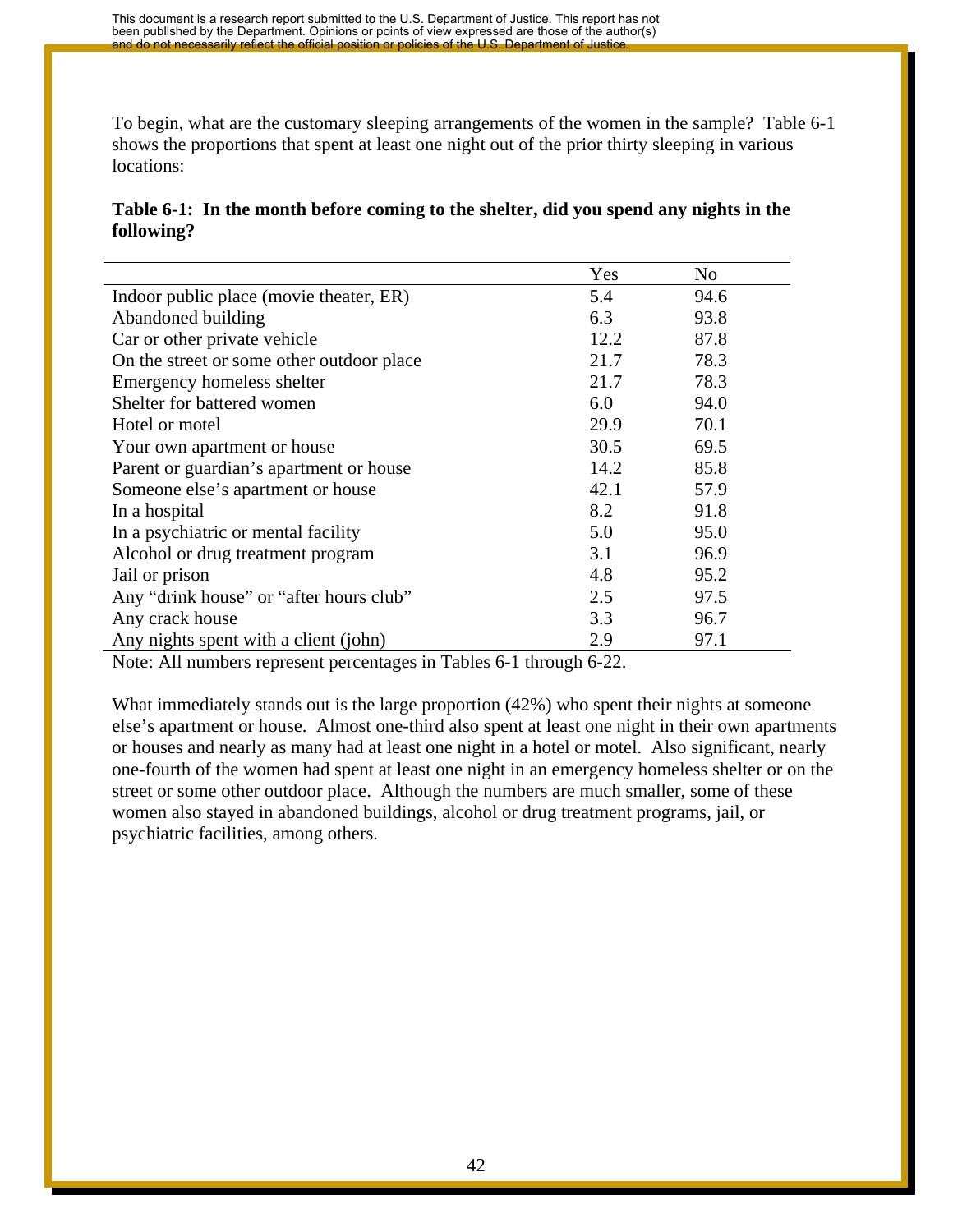To begin, what are the customary sleeping arrangements of the women in the sample? Table 6-1 shows the proportions that spent at least one night out of the prior thirty sleeping in various locations:

**Table 6-1: In the month before coming to the shelter, did you spend any nights in the following?**

| | Yes | No |
|---|---|---|
| Indoor public place (movie theater, ER) | 5.4 | 94.6 |
| Abandoned building | 6.3 | 93.8 |
| Car or other private vehicle | 12.2 | 87.8 |
| On the street or some other outdoor place | 21.7 | 78.3 |
| Emergency homeless shelter | 21.7 | 78.3 |
| Shelter for battered women | 6.0 | 94.0 |
| Hotel or motel | 29.9 | 70.1 |
| Your own apartment or house | 30.5 | 69.5 |
| Parent or guardian's apartment or house | 14.2 | 85.8 |
| Someone else's apartment or house | 42.1 | 57.9 |
| In a hospital | 8.2 | 91.8 |
| In a psychiatric or mental facility | 5.0 | 95.0 |
| Alcohol or drug treatment program | 3.1 | 96.9 |
| Jail or prison | 4.8 | 95.2 |
| Any "drink house" or "after hours club" | 2.5 | 97.5 |
| Any crack house | 3.3 | 96.7 |
| Any nights spent with a client (john) | 2.9 | 97.1 |

Note: All numbers represent percentages in Tables 6-1 through 6-22.

What immediately stands out is the large proportion (42%) who spent their nights at someone else's apartment or house. Almost one-third also spent at least one night in their own apartments or houses and nearly as many had at least one night in a hotel or motel. Also significant, nearly one-fourth of the women had spent at least one night in an emergency homeless shelter or on the street or some other outdoor place. Although the numbers are much smaller, some of these women also stayed in abandoned buildings, alcohol or drug treatment programs, jail, or psychiatric facilities, among others.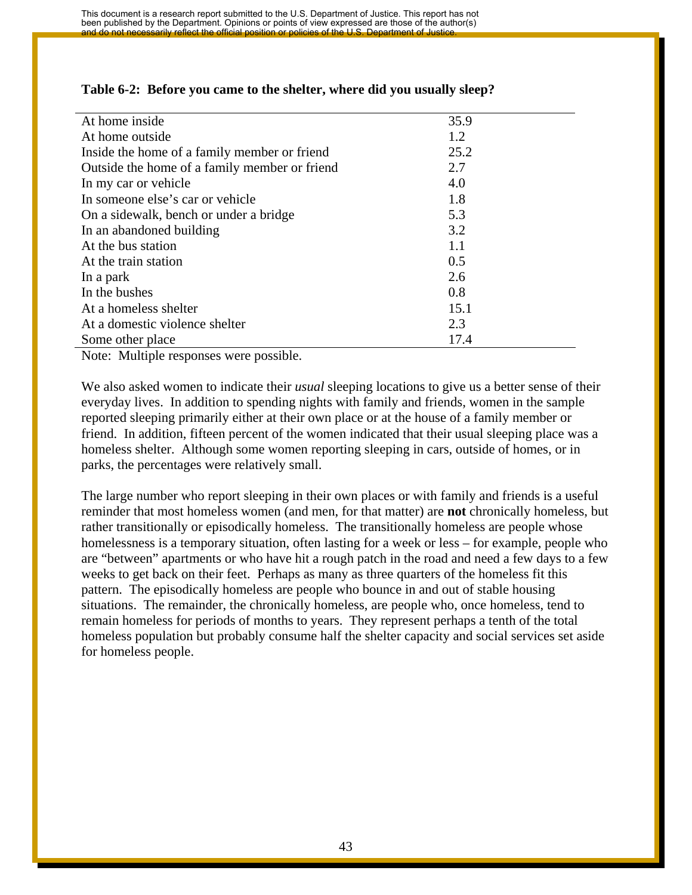**Table 6-2: Before you came to the shelter, where did you usually sleep?**

| | |
|---|---|
| At home inside | 35.9 |
| At home outside | 1.2 |
| Inside the home of a family member or friend | 25.2 |
| Outside the home of a family member or friend | 2.7 |
| In my car or vehicle | 4.0 |
| In someone else's car or vehicle | 1.8 |
| On a sidewalk, bench or under a bridge | 5.3 |
| In an abandoned building | 3.2 |
| At the bus station | 1.1 |
| At the train station | 0.5 |
| In a park | 2.6 |
| In the bushes | 0.8 |
| At a homeless shelter | 15.1 |
| At a domestic violence shelter | 2.3 |
| Some other place | 17.4 |

Note: Multiple responses were possible.

We also asked women to indicate their *usual* sleeping locations to give us a better sense of their everyday lives. In addition to spending nights with family and friends, women in the sample reported sleeping primarily either at their own place or at the house of a family member or friend. In addition, fifteen percent of the women indicated that their usual sleeping place was a homeless shelter. Although some women reporting sleeping in cars, outside of homes, or in parks, the percentages were relatively small.

The large number who report sleeping in their own places or with family and friends is a useful reminder that most homeless women (and men, for that matter) are **not** chronically homeless, but rather transitionally or episodically homeless. The transitionally homeless are people whose homelessness is a temporary situation, often lasting for a week or less – for example, people who are "between" apartments or who have hit a rough patch in the road and need a few days to a few weeks to get back on their feet. Perhaps as many as three quarters of the homeless fit this pattern. The episodically homeless are people who bounce in and out of stable housing situations. The remainder, the chronically homeless, are people who, once homeless, tend to remain homeless for periods of months to years. They represent perhaps a tenth of the total homeless population but probably consume half the shelter capacity and social services set aside for homeless people.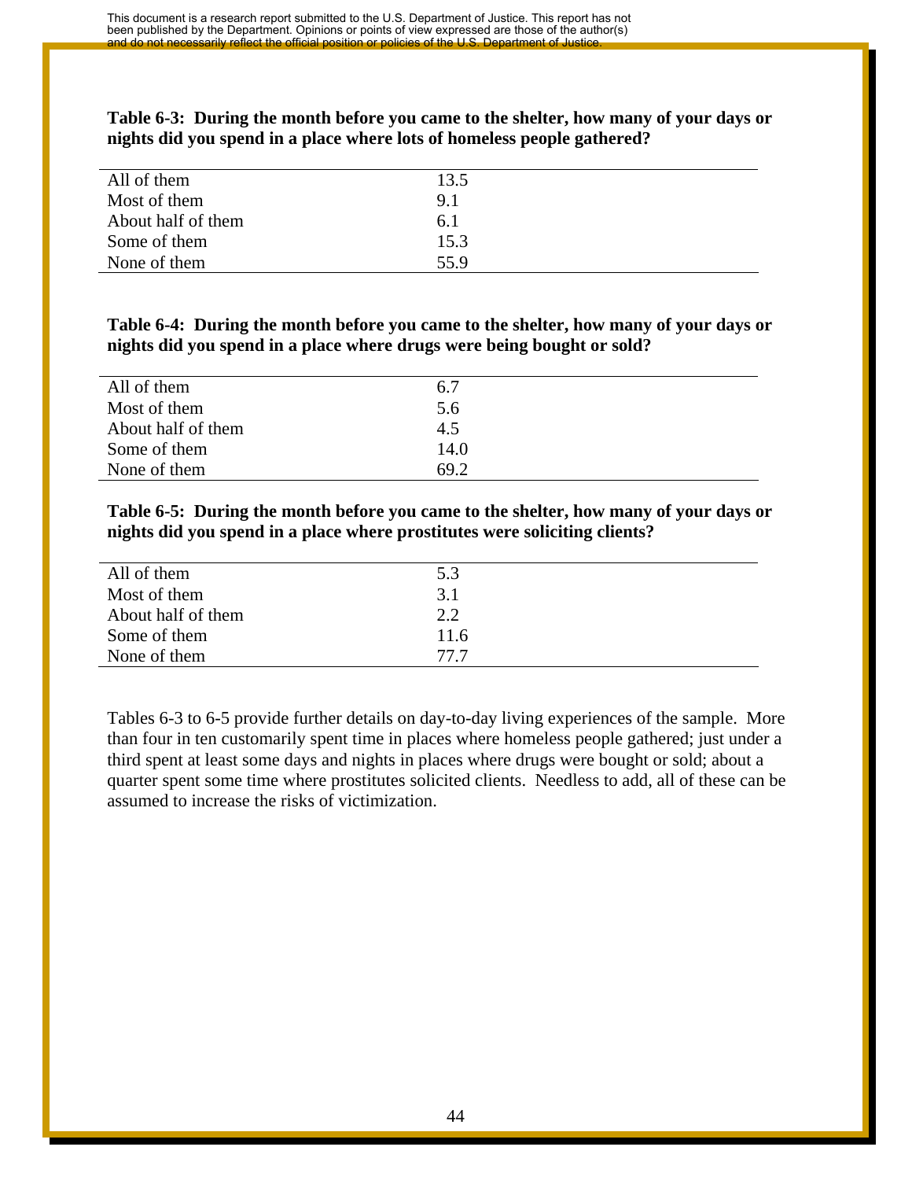**Table 6-3: During the month before you came to the shelter, how many of your days or nights did you spend in a place where lots of homeless people gathered?**

| | |
|---|---|
| All of them | 13.5 |
| Most of them | 9.1 |
| About half of them | 6.1 |
| Some of them | 15.3 |
| None of them | 55.9 |

**Table 6-4: During the month before you came to the shelter, how many of your days or nights did you spend in a place where drugs were being bought or sold?**

| | |
|---|---|
| All of them | 6.7 |
| Most of them | 5.6 |
| About half of them | 4.5 |
| Some of them | 14.0 |
| None of them | 69.2 |

**Table 6-5: During the month before you came to the shelter, how many of your days or nights did you spend in a place where prostitutes were soliciting clients?**

| | |
|---|---|
| All of them | 5.3 |
| Most of them | 3.1 |
| About half of them | 2.2 |
| Some of them | 11.6 |
| None of them | 77.7 |

Tables 6-3 to 6-5 provide further details on day-to-day living experiences of the sample. More than four in ten customarily spent time in places where homeless people gathered; just under a third spent at least some days and nights in places where drugs were bought or sold; about a quarter spent some time where prostitutes solicited clients. Needless to add, all of these can be assumed to increase the risks of victimization.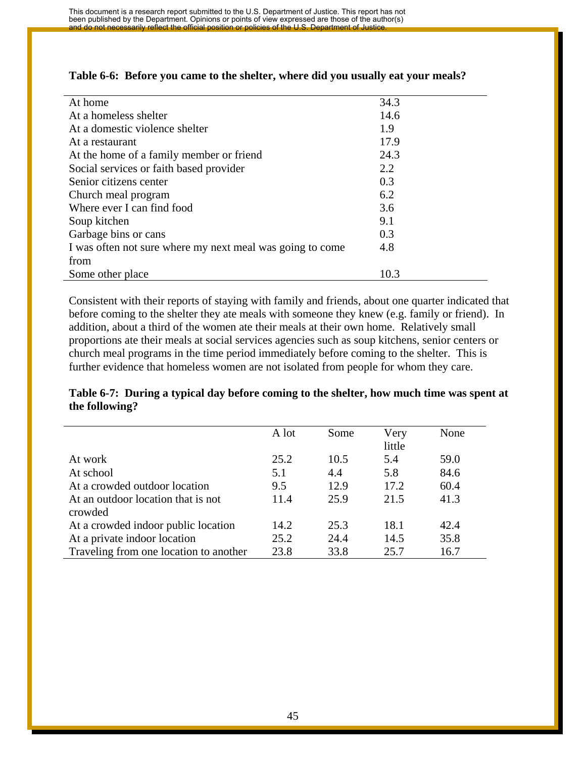**Table 6-6: Before you came to the shelter, where did you usually eat your meals?**

| | |
|---|---|
| At home | 34.3 |
| At a homeless shelter | 14.6 |
| At a domestic violence shelter | 1.9 |
| At a restaurant | 17.9 |
| At the home of a family member or friend | 24.3 |
| Social services or faith based provider | 2.2 |
| Senior citizens center | 0.3 |
| Church meal program | 6.2 |
| Where ever I can find food | 3.6 |
| Soup kitchen | 9.1 |
| Garbage bins or cans | 0.3 |
| I was often not sure where my next meal was going to come from | 4.8 |
| Some other place | 10.3 |

Consistent with their reports of staying with family and friends, about one quarter indicated that before coming to the shelter they ate meals with someone they knew (e.g. family or friend). In addition, about a third of the women ate their meals at their own home. Relatively small proportions ate their meals at social services agencies such as soup kitchens, senior centers or church meal programs in the time period immediately before coming to the shelter. This is further evidence that homeless women are not isolated from people for whom they care.

**Table 6-7: During a typical day before coming to the shelter, how much time was spent at the following?**

| | A lot | Some | Very little | None |
|---|---|---|---|---|
| At work | 25.2 | 10.5 | 5.4 | 59.0 |
| At school | 5.1 | 4.4 | 5.8 | 84.6 |
| At a crowded outdoor location | 9.5 | 12.9 | 17.2 | 60.4 |
| At an outdoor location that is not crowded | 11.4 | 25.9 | 21.5 | 41.3 |
| At a crowded indoor public location | 14.2 | 25.3 | 18.1 | 42.4 |
| At a private indoor location | 25.2 | 24.4 | 14.5 | 35.8 |
| Traveling from one location to another | 23.8 | 33.8 | 25.7 | 16.7 |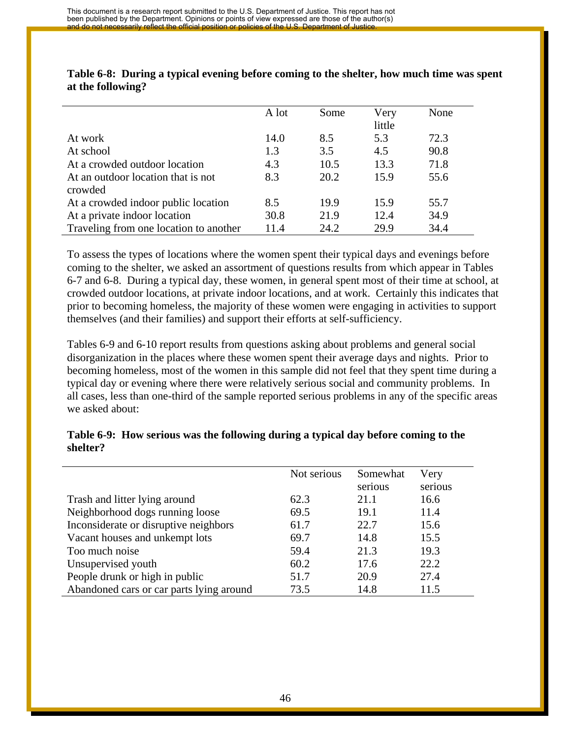**Table 6-8: During a typical evening before coming to the shelter, how much time was spent at the following?**

| | A lot | Some | Very little | None |
|---|---|---|---|---|
| At work | 14.0 | 8.5 | 5.3 | 72.3 |
| At school | 1.3 | 3.5 | 4.5 | 90.8 |
| At a crowded outdoor location | 4.3 | 10.5 | 13.3 | 71.8 |
| At an outdoor location that is not crowded | 8.3 | 20.2 | 15.9 | 55.6 |
| At a crowded indoor public location | 8.5 | 19.9 | 15.9 | 55.7 |
| At a private indoor location | 30.8 | 21.9 | 12.4 | 34.9 |
| Traveling from one location to another | 11.4 | 24.2 | 29.9 | 34.4 |

To assess the types of locations where the women spent their typical days and evenings before coming to the shelter, we asked an assortment of questions results from which appear in Tables 6-7 and 6-8. During a typical day, these women, in general spent most of their time at school, at crowded outdoor locations, at private indoor locations, and at work. Certainly this indicates that prior to becoming homeless, the majority of these women were engaging in activities to support themselves (and their families) and support their efforts at self-sufficiency.

Tables 6-9 and 6-10 report results from questions asking about problems and general social disorganization in the places where these women spent their average days and nights. Prior to becoming homeless, most of the women in this sample did not feel that they spent time during a typical day or evening where there were relatively serious social and community problems. In all cases, less than one-third of the sample reported serious problems in any of the specific areas we asked about:

**Table 6-9: How serious was the following during a typical day before coming to the shelter?**

| | Not serious | Somewhat serious | Very serious |
|---|---|---|---|
| Trash and litter lying around | 62.3 | 21.1 | 16.6 |
| Neighborhood dogs running loose | 69.5 | 19.1 | 11.4 |
| Inconsiderate or disruptive neighbors | 61.7 | 22.7 | 15.6 |
| Vacant houses and unkempt lots | 69.7 | 14.8 | 15.5 |
| Too much noise | 59.4 | 21.3 | 19.3 |
| Unsupervised youth | 60.2 | 17.6 | 22.2 |
| People drunk or high in public | 51.7 | 20.9 | 27.4 |
| Abandoned cars or car parts lying around | 73.5 | 14.8 | 11.5 |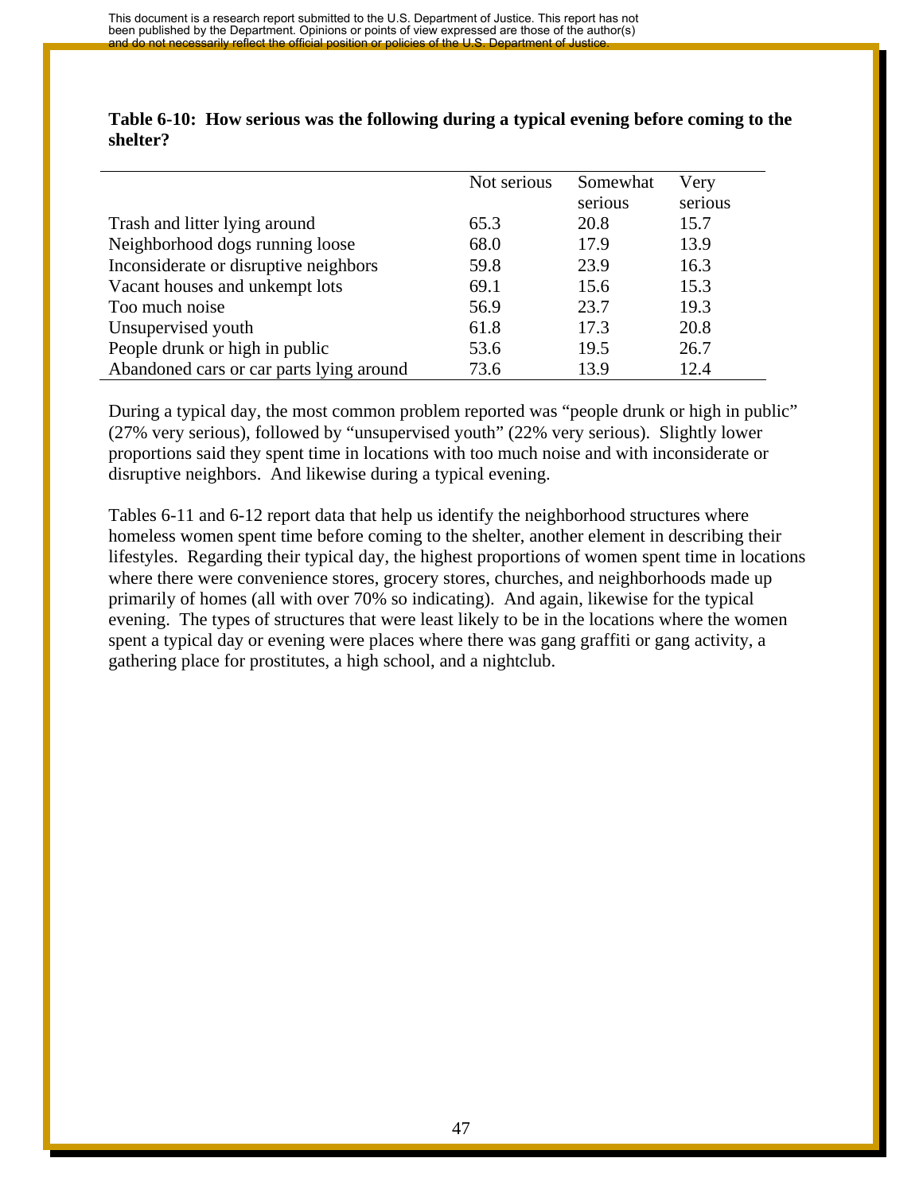**Table 6-10: How serious was the following during a typical evening before coming to the shelter?**

| | Not serious | Somewhat serious | Very serious |
|---|---|---|---|
| Trash and litter lying around | 65.3 | 20.8 | 15.7 |
| Neighborhood dogs running loose | 68.0 | 17.9 | 13.9 |
| Inconsiderate or disruptive neighbors | 59.8 | 23.9 | 16.3 |
| Vacant houses and unkempt lots | 69.1 | 15.6 | 15.3 |
| Too much noise | 56.9 | 23.7 | 19.3 |
| Unsupervised youth | 61.8 | 17.3 | 20.8 |
| People drunk or high in public | 53.6 | 19.5 | 26.7 |
| Abandoned cars or car parts lying around | 73.6 | 13.9 | 12.4 |

During a typical day, the most common problem reported was "people drunk or high in public" (27% very serious), followed by "unsupervised youth" (22% very serious). Slightly lower proportions said they spent time in locations with too much noise and with inconsiderate or disruptive neighbors. And likewise during a typical evening.

Tables 6-11 and 6-12 report data that help us identify the neighborhood structures where homeless women spent time before coming to the shelter, another element in describing their lifestyles. Regarding their typical day, the highest proportions of women spent time in locations where there were convenience stores, grocery stores, churches, and neighborhoods made up primarily of homes (all with over 70% so indicating). And again, likewise for the typical evening. The types of structures that were least likely to be in the locations where the women spent a typical day or evening were places where there was gang graffiti or gang activity, a gathering place for prostitutes, a high school, and a nightclub.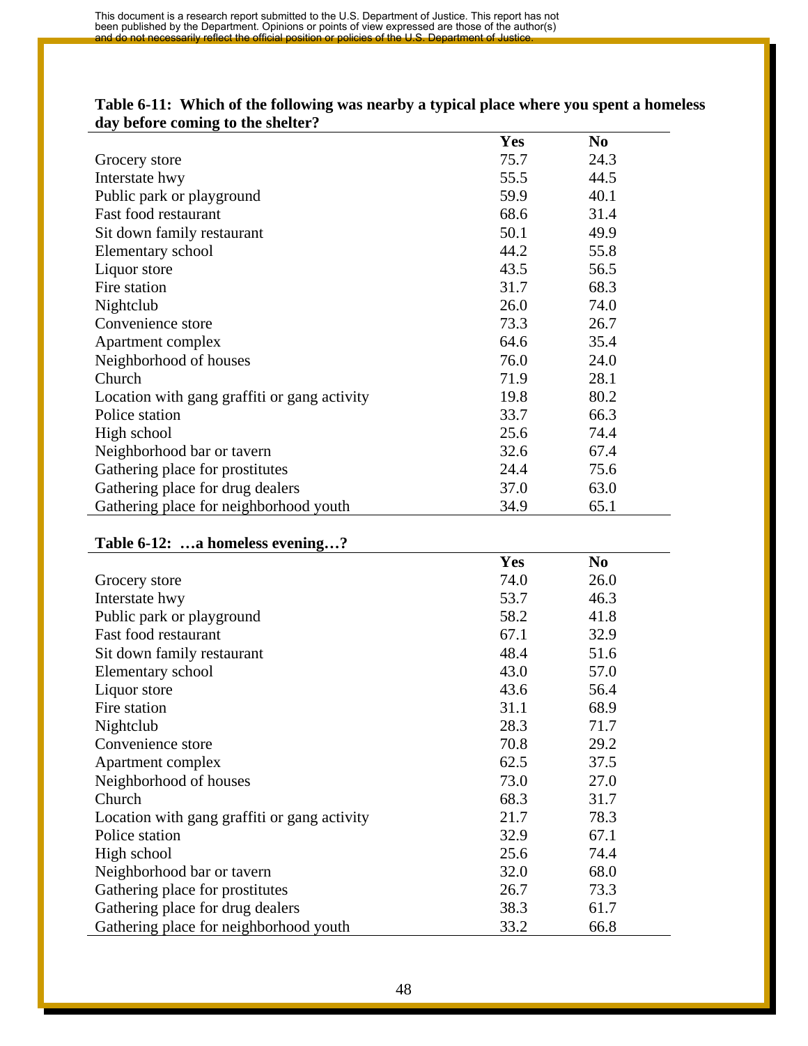**Table 6-11: Which of the following was nearby a typical place where you spent a homeless day before coming to the shelter?**

| | Yes | No |
|---|---|---|
| Grocery store | 75.7 | 24.3 |
| Interstate hwy | 55.5 | 44.5 |
| Public park or playground | 59.9 | 40.1 |
| Fast food restaurant | 68.6 | 31.4 |
| Sit down family restaurant | 50.1 | 49.9 |
| Elementary school | 44.2 | 55.8 |
| Liquor store | 43.5 | 56.5 |
| Fire station | 31.7 | 68.3 |
| Nightclub | 26.0 | 74.0 |
| Convenience store | 73.3 | 26.7 |
| Apartment complex | 64.6 | 35.4 |
| Neighborhood of houses | 76.0 | 24.0 |
| Church | 71.9 | 28.1 |
| Location with gang graffiti or gang activity | 19.8 | 80.2 |
| Police station | 33.7 | 66.3 |
| High school | 25.6 | 74.4 |
| Neighborhood bar or tavern | 32.6 | 67.4 |
| Gathering place for prostitutes | 24.4 | 75.6 |
| Gathering place for drug dealers | 37.0 | 63.0 |
| Gathering place for neighborhood youth | 34.9 | 65.1 |

**Table 6-12: …a homeless evening…?**

| | Yes | No |
|---|---|---|
| Grocery store | 74.0 | 26.0 |
| Interstate hwy | 53.7 | 46.3 |
| Public park or playground | 58.2 | 41.8 |
| Fast food restaurant | 67.1 | 32.9 |
| Sit down family restaurant | 48.4 | 51.6 |
| Elementary school | 43.0 | 57.0 |
| Liquor store | 43.6 | 56.4 |
| Fire station | 31.1 | 68.9 |
| Nightclub | 28.3 | 71.7 |
| Convenience store | 70.8 | 29.2 |
| Apartment complex | 62.5 | 37.5 |
| Neighborhood of houses | 73.0 | 27.0 |
| Church | 68.3 | 31.7 |
| Location with gang graffiti or gang activity | 21.7 | 78.3 |
| Police station | 32.9 | 67.1 |
| High school | 25.6 | 74.4 |
| Neighborhood bar or tavern | 32.0 | 68.0 |
| Gathering place for prostitutes | 26.7 | 73.3 |
| Gathering place for drug dealers | 38.3 | 61.7 |
| Gathering place for neighborhood youth | 33.2 | 66.8 |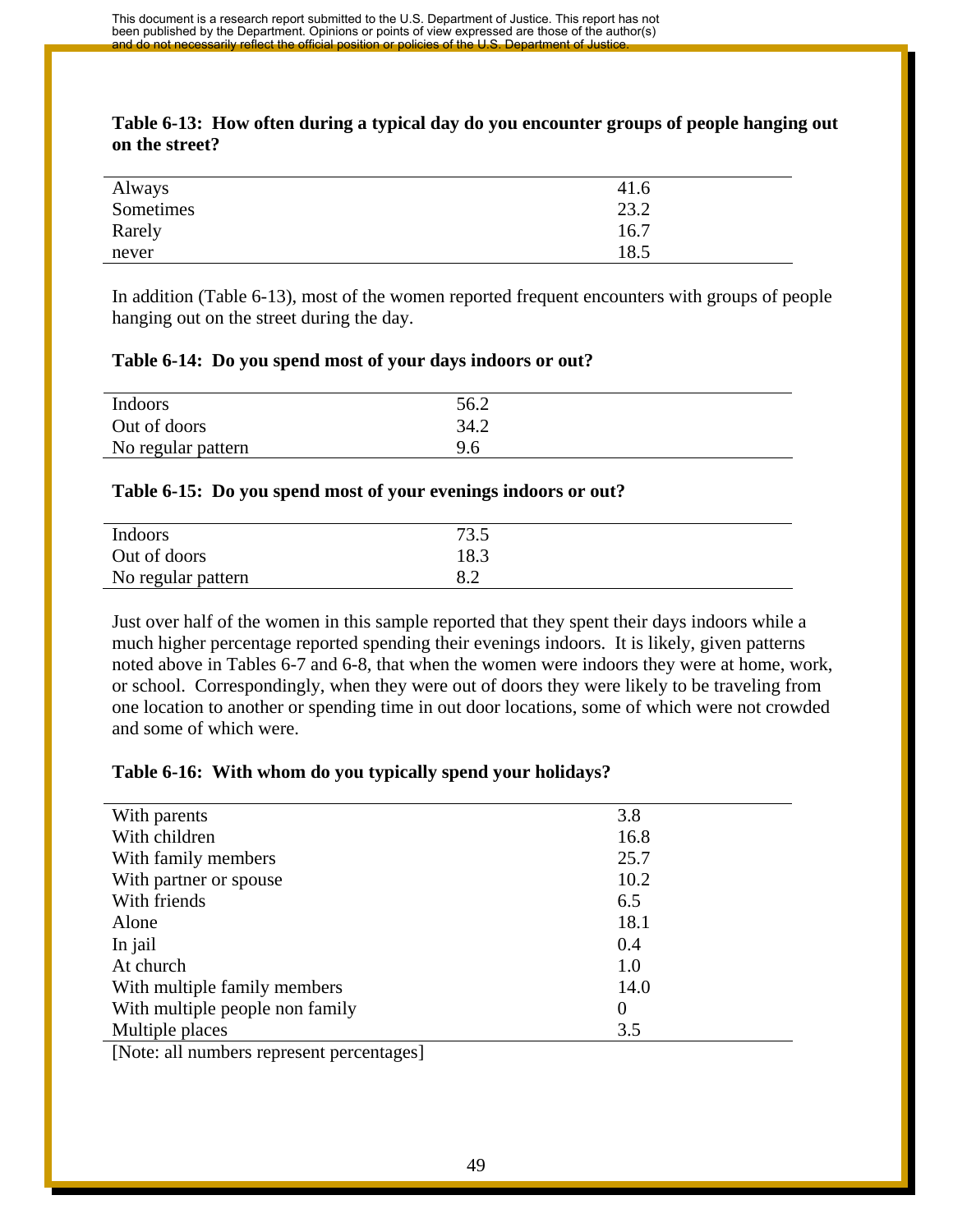**Table 6-13: How often during a typical day do you encounter groups of people hanging out on the street?**

| | |
|---|---|
| Always | 41.6 |
| Sometimes | 23.2 |
| Rarely | 16.7 |
| never | 18.5 |

In addition (Table 6-13), most of the women reported frequent encounters with groups of people hanging out on the street during the day.

**Table 6-14: Do you spend most of your days indoors or out?**

| | |
|---|---|
| Indoors | 56.2 |
| Out of doors | 34.2 |
| No regular pattern | 9.6 |

**Table 6-15: Do you spend most of your evenings indoors or out?**

| | |
|---|---|
| Indoors | 73.5 |
| Out of doors | 18.3 |
| No regular pattern | 8.2 |

Just over half of the women in this sample reported that they spent their days indoors while a much higher percentage reported spending their evenings indoors. It is likely, given patterns noted above in Tables 6-7 and 6-8, that when the women were indoors they were at home, work, or school. Correspondingly, when they were out of doors they were likely to be traveling from one location to another or spending time in out door locations, some of which were not crowded and some of which were.

**Table 6-16: With whom do you typically spend your holidays?**

| | |
|---|---|
| With parents | 3.8 |
| With children | 16.8 |
| With family members | 25.7 |
| With partner or spouse | 10.2 |
| With friends | 6.5 |
| Alone | 18.1 |
| In jail | 0.4 |
| At church | 1.0 |
| With multiple family members | 14.0 |
| With multiple people non family | 0 |
| Multiple places | 3.5 |

[Note: all numbers represent percentages]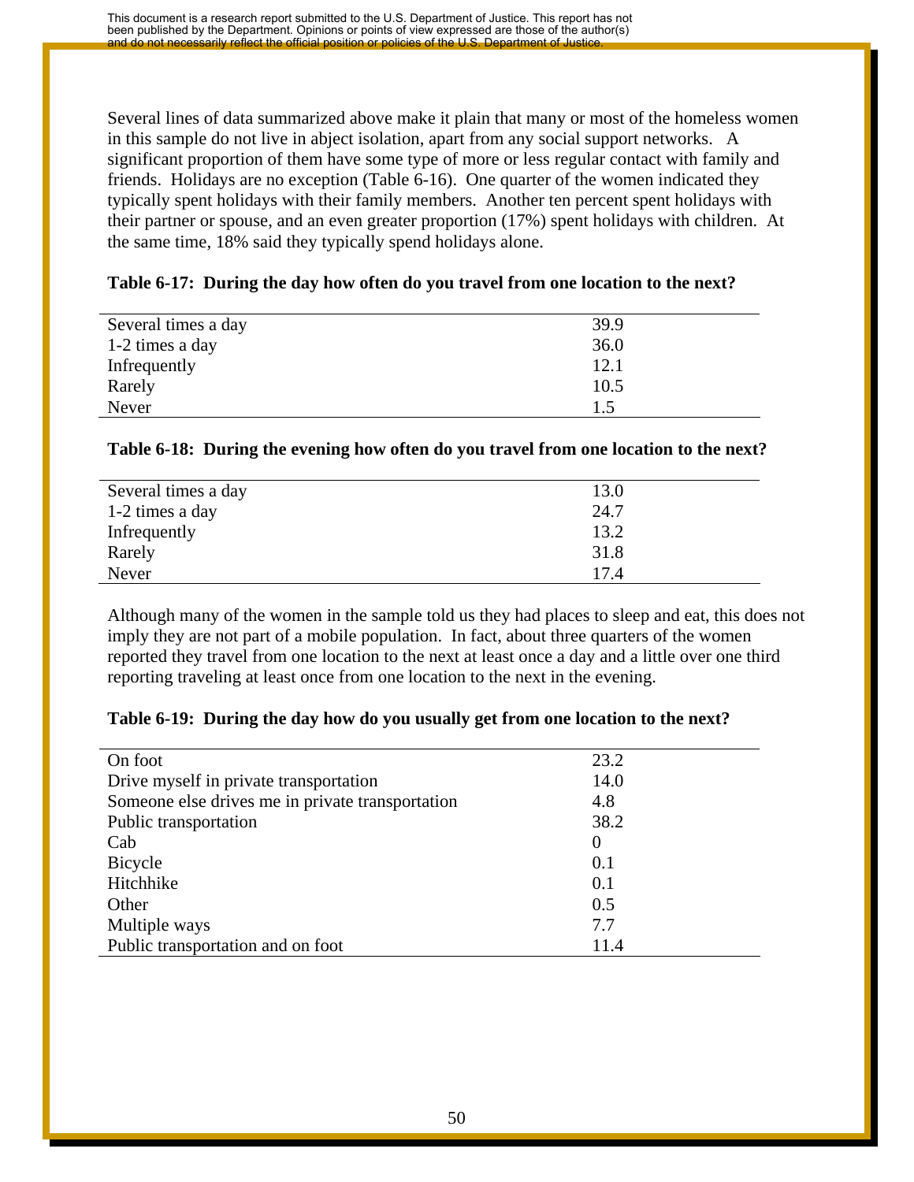Several lines of data summarized above make it plain that many or most of the homeless women in this sample do not live in abject isolation, apart from any social support networks. A significant proportion of them have some type of more or less regular contact with family and friends. Holidays are no exception (Table 6-16). One quarter of the women indicated they typically spent holidays with their family members. Another ten percent spent holidays with their partner or spouse, and an even greater proportion (17%) spent holidays with children. At the same time, 18% said they typically spend holidays alone.

**Table 6-17: During the day how often do you travel from one location to the next?**

| | |
|---|---|
| Several times a day | 39.9 |
| 1-2 times a day | 36.0 |
| Infrequently | 12.1 |
| Rarely | 10.5 |
| Never | 1.5 |

**Table 6-18: During the evening how often do you travel from one location to the next?**

| | |
|---|---|
| Several times a day | 13.0 |
| 1-2 times a day | 24.7 |
| Infrequently | 13.2 |
| Rarely | 31.8 |
| Never | 17.4 |

Although many of the women in the sample told us they had places to sleep and eat, this does not imply they are not part of a mobile population. In fact, about three quarters of the women reported they travel from one location to the next at least once a day and a little over one third reporting traveling at least once from one location to the next in the evening.

**Table 6-19: During the day how do you usually get from one location to the next?**

| | |
|---|---|
| On foot | 23.2 |
| Drive myself in private transportation | 14.0 |
| Someone else drives me in private transportation | 4.8 |
| Public transportation | 38.2 |
| Cab | 0 |
| Bicycle | 0.1 |
| Hitchhike | 0.1 |
| Other | 0.5 |
| Multiple ways | 7.7 |
| Public transportation and on foot | 11.4 |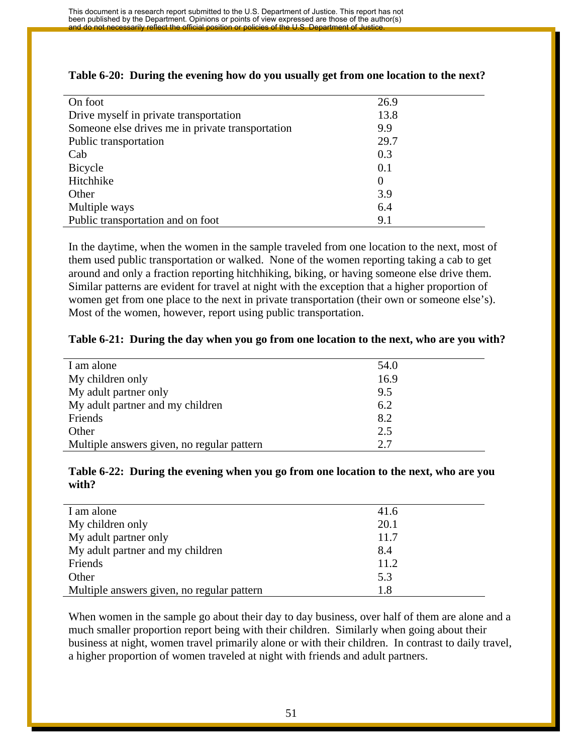**Table 6-20: During the evening how do you usually get from one location to the next?**

| | |
|---|---|
| On foot | 26.9 |
| Drive myself in private transportation | 13.8 |
| Someone else drives me in private transportation | 9.9 |
| Public transportation | 29.7 |
| Cab | 0.3 |
| Bicycle | 0.1 |
| Hitchhike | 0 |
| Other | 3.9 |
| Multiple ways | 6.4 |
| Public transportation and on foot | 9.1 |

In the daytime, when the women in the sample traveled from one location to the next, most of them used public transportation or walked. None of the women reporting taking a cab to get around and only a fraction reporting hitchhiking, biking, or having someone else drive them. Similar patterns are evident for travel at night with the exception that a higher proportion of women get from one place to the next in private transportation (their own or someone else's). Most of the women, however, report using public transportation.

**Table 6-21: During the day when you go from one location to the next, who are you with?**

| | |
|---|---|
| I am alone | 54.0 |
| My children only | 16.9 |
| My adult partner only | 9.5 |
| My adult partner and my children | 6.2 |
| Friends | 8.2 |
| Other | 2.5 |
| Multiple answers given, no regular pattern | 2.7 |

**Table 6-22: During the evening when you go from one location to the next, who are you with?**

| | |
|---|---|
| I am alone | 41.6 |
| My children only | 20.1 |
| My adult partner only | 11.7 |
| My adult partner and my children | 8.4 |
| Friends | 11.2 |
| Other | 5.3 |
| Multiple answers given, no regular pattern | 1.8 |

When women in the sample go about their day to day business, over half of them are alone and a much smaller proportion report being with their children. Similarly when going about their business at night, women travel primarily alone or with their children. In contrast to daily travel, a higher proportion of women traveled at night with friends and adult partners.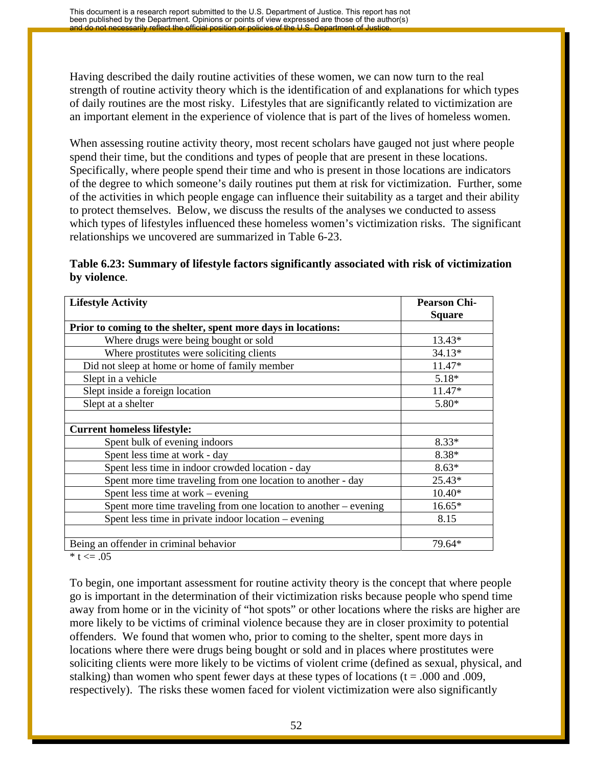Having described the daily routine activities of these women, we can now turn to the real strength of routine activity theory which is the identification of and explanations for which types of daily routines are the most risky. Lifestyles that are significantly related to victimization are an important element in the experience of violence that is part of the lives of homeless women.

When assessing routine activity theory, most recent scholars have gauged not just where people spend their time, but the conditions and types of people that are present in these locations. Specifically, where people spend their time and who is present in those locations are indicators of the degree to which someone's daily routines put them at risk for victimization. Further, some of the activities in which people engage can influence their suitability as a target and their ability to protect themselves. Below, we discuss the results of the analyses we conducted to assess which types of lifestyles influenced these homeless women's victimization risks. The significant relationships we uncovered are summarized in Table 6-23.

**Table 6.23: Summary of lifestyle factors significantly associated with risk of victimization by violence**.

| Lifestyle Activity | Pearson Chi-Square |
|---|---|
| **Prior to coming to the shelter, spent more days in locations:** | |
| Where drugs were being bought or sold | 13.43* |
| Where prostitutes were soliciting clients | 34.13* |
| Did not sleep at home or home of family member | 11.47* |
| Slept in a vehicle | 5.18* |
| Slept inside a foreign location | 11.47* |
| Slept at a shelter | 5.80* |
| | |
| **Current homeless lifestyle:** | |
| Spent bulk of evening indoors | 8.33* |
| Spent less time at work - day | 8.38* |
| Spent less time in indoor crowded location - day | 8.63* |
| Spent more time traveling from one location to another - day | 25.43* |
| Spent less time at work – evening | 10.40* |
| Spent more time traveling from one location to another – evening | 16.65* |
| Spent less time in private indoor location – evening | 8.15 |
| | |
| Being an offender in criminal behavior | 79.64* |

* $t <= .05$

To begin, one important assessment for routine activity theory is the concept that where people go is important in the determination of their victimization risks because people who spend time away from home or in the vicinity of "hot spots" or other locations where the risks are higher are more likely to be victims of criminal violence because they are in closer proximity to potential offenders. We found that women who, prior to coming to the shelter, spent more days in locations where there were drugs being bought or sold and in places where prostitutes were soliciting clients were more likely to be victims of violent crime (defined as sexual, physical, and stalking) than women who spent fewer days at these types of locations ($t = .000$ and $.009$, respectively). The risks these women faced for violent victimization were also significantly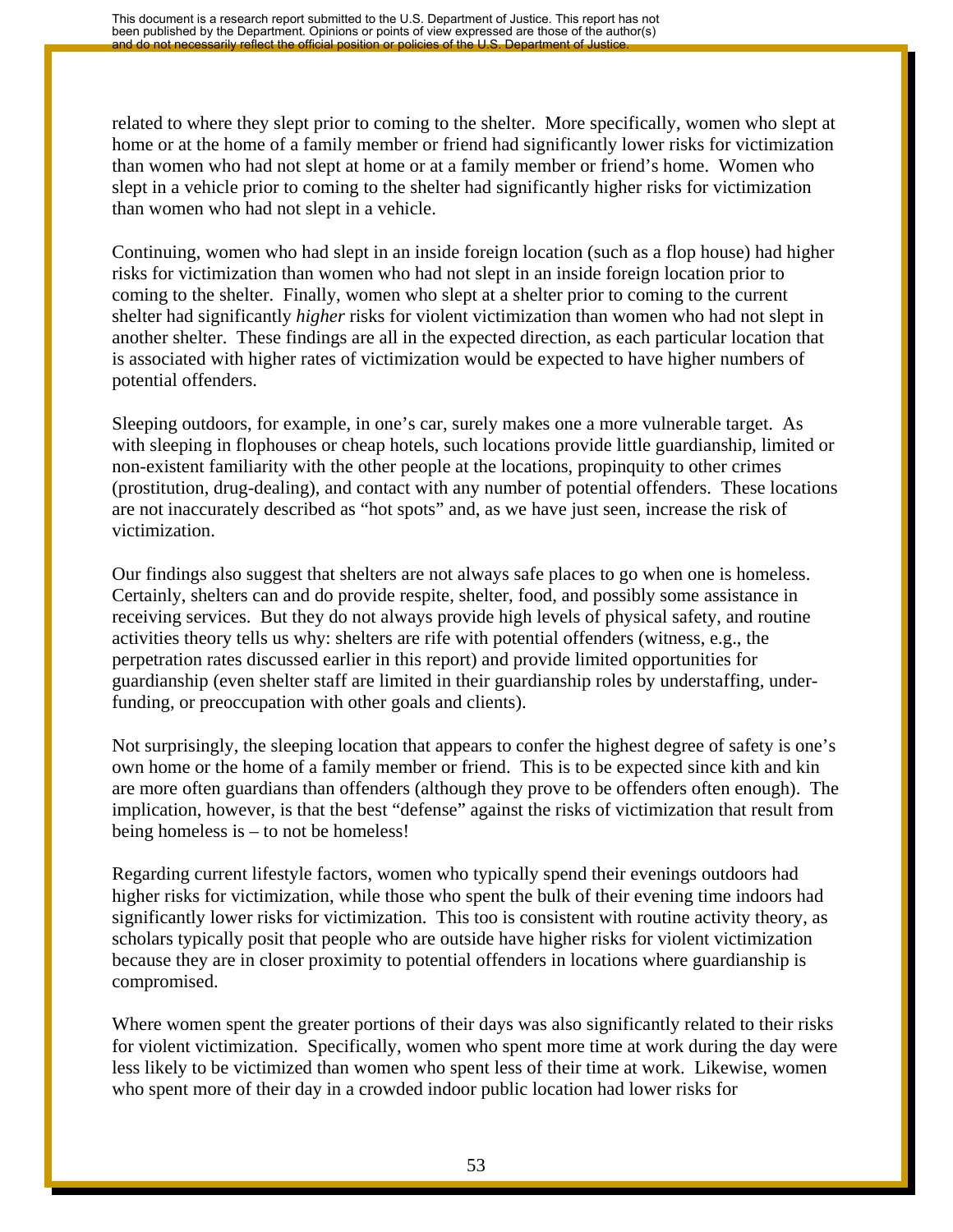related to where they slept prior to coming to the shelter. More specifically, women who slept at home or at the home of a family member or friend had significantly lower risks for victimization than women who had not slept at home or at a family member or friend's home. Women who slept in a vehicle prior to coming to the shelter had significantly higher risks for victimization than women who had not slept in a vehicle.

Continuing, women who had slept in an inside foreign location (such as a flop house) had higher risks for victimization than women who had not slept in an inside foreign location prior to coming to the shelter. Finally, women who slept at a shelter prior to coming to the current shelter had significantly *higher* risks for violent victimization than women who had not slept in another shelter. These findings are all in the expected direction, as each particular location that is associated with higher rates of victimization would be expected to have higher numbers of potential offenders.

Sleeping outdoors, for example, in one's car, surely makes one a more vulnerable target. As with sleeping in flophouses or cheap hotels, such locations provide little guardianship, limited or non-existent familiarity with the other people at the locations, propinquity to other crimes (prostitution, drug-dealing), and contact with any number of potential offenders. These locations are not inaccurately described as "hot spots" and, as we have just seen, increase the risk of victimization.

Our findings also suggest that shelters are not always safe places to go when one is homeless. Certainly, shelters can and do provide respite, shelter, food, and possibly some assistance in receiving services. But they do not always provide high levels of physical safety, and routine activities theory tells us why: shelters are rife with potential offenders (witness, e.g., the perpetration rates discussed earlier in this report) and provide limited opportunities for guardianship (even shelter staff are limited in their guardianship roles by understaffing, under-funding, or preoccupation with other goals and clients).

Not surprisingly, the sleeping location that appears to confer the highest degree of safety is one's own home or the home of a family member or friend. This is to be expected since kith and kin are more often guardians than offenders (although they prove to be offenders often enough). The implication, however, is that the best "defense" against the risks of victimization that result from being homeless is – to not be homeless!

Regarding current lifestyle factors, women who typically spend their evenings outdoors had higher risks for victimization, while those who spent the bulk of their evening time indoors had significantly lower risks for victimization. This too is consistent with routine activity theory, as scholars typically posit that people who are outside have higher risks for violent victimization because they are in closer proximity to potential offenders in locations where guardianship is compromised.

Where women spent the greater portions of their days was also significantly related to their risks for violent victimization. Specifically, women who spent more time at work during the day were less likely to be victimized than women who spent less of their time at work. Likewise, women who spent more of their day in a crowded indoor public location had lower risks for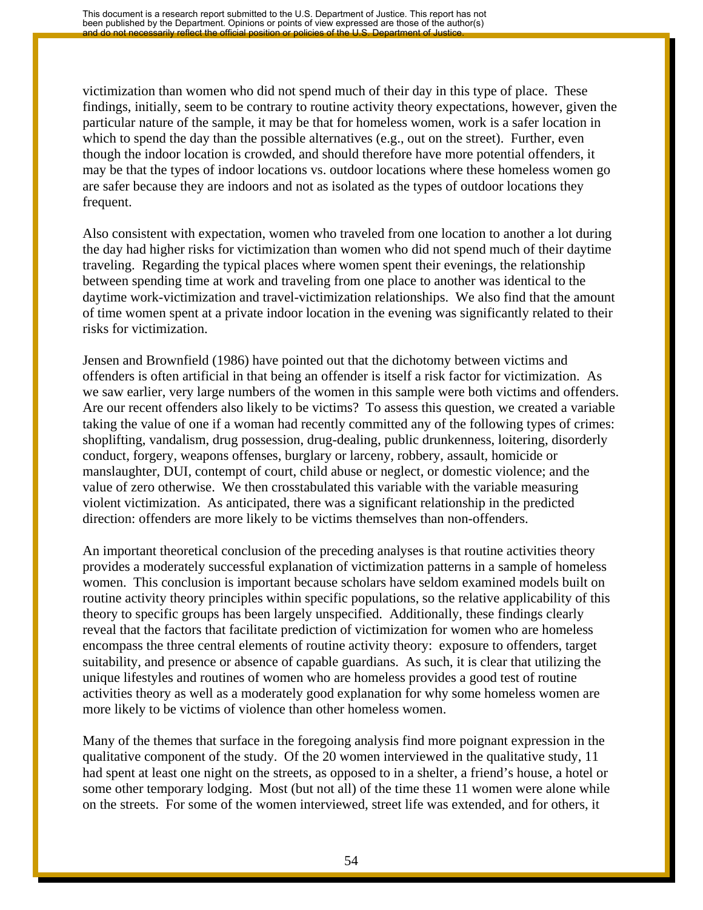victimization than women who did not spend much of their day in this type of place. These findings, initially, seem to be contrary to routine activity theory expectations, however, given the particular nature of the sample, it may be that for homeless women, work is a safer location in which to spend the day than the possible alternatives (e.g., out on the street). Further, even though the indoor location is crowded, and should therefore have more potential offenders, it may be that the types of indoor locations vs. outdoor locations where these homeless women go are safer because they are indoors and not as isolated as the types of outdoor locations they frequent.

Also consistent with expectation, women who traveled from one location to another a lot during the day had higher risks for victimization than women who did not spend much of their daytime traveling. Regarding the typical places where women spent their evenings, the relationship between spending time at work and traveling from one place to another was identical to the daytime work-victimization and travel-victimization relationships. We also find that the amount of time women spent at a private indoor location in the evening was significantly related to their risks for victimization.

Jensen and Brownfield (1986) have pointed out that the dichotomy between victims and offenders is often artificial in that being an offender is itself a risk factor for victimization. As we saw earlier, very large numbers of the women in this sample were both victims and offenders. Are our recent offenders also likely to be victims? To assess this question, we created a variable taking the value of one if a woman had recently committed any of the following types of crimes: shoplifting, vandalism, drug possession, drug-dealing, public drunkenness, loitering, disorderly conduct, forgery, weapons offenses, burglary or larceny, robbery, assault, homicide or manslaughter, DUI, contempt of court, child abuse or neglect, or domestic violence; and the value of zero otherwise. We then crosstabulated this variable with the variable measuring violent victimization. As anticipated, there was a significant relationship in the predicted direction: offenders are more likely to be victims themselves than non-offenders.

An important theoretical conclusion of the preceding analyses is that routine activities theory provides a moderately successful explanation of victimization patterns in a sample of homeless women. This conclusion is important because scholars have seldom examined models built on routine activity theory principles within specific populations, so the relative applicability of this theory to specific groups has been largely unspecified. Additionally, these findings clearly reveal that the factors that facilitate prediction of victimization for women who are homeless encompass the three central elements of routine activity theory: exposure to offenders, target suitability, and presence or absence of capable guardians. As such, it is clear that utilizing the unique lifestyles and routines of women who are homeless provides a good test of routine activities theory as well as a moderately good explanation for why some homeless women are more likely to be victims of violence than other homeless women.

Many of the themes that surface in the foregoing analysis find more poignant expression in the qualitative component of the study. Of the 20 women interviewed in the qualitative study, 11 had spent at least one night on the streets, as opposed to in a shelter, a friend's house, a hotel or some other temporary lodging. Most (but not all) of the time these 11 women were alone while on the streets. For some of the women interviewed, street life was extended, and for others, it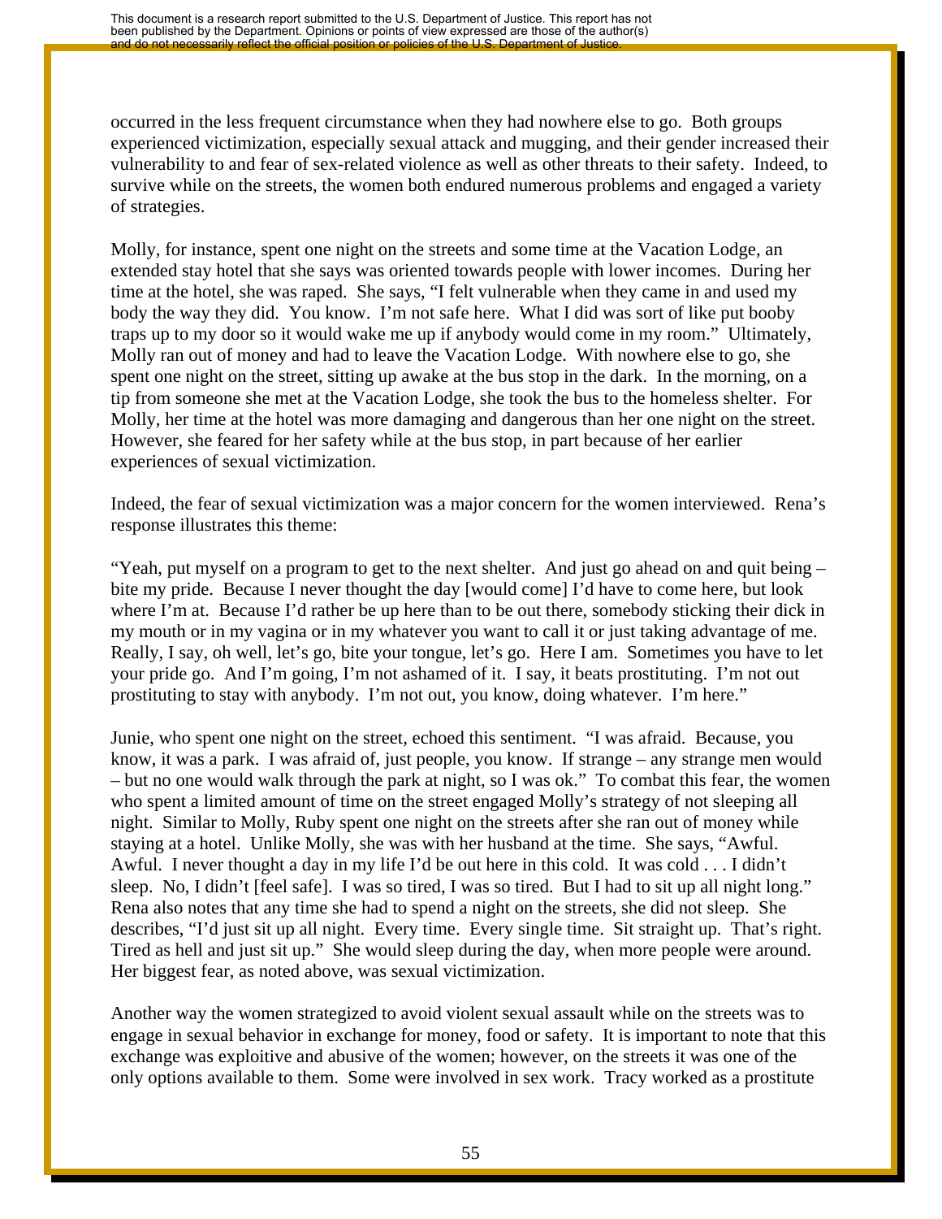occurred in the less frequent circumstance when they had nowhere else to go. Both groups experienced victimization, especially sexual attack and mugging, and their gender increased their vulnerability to and fear of sex-related violence as well as other threats to their safety. Indeed, to survive while on the streets, the women both endured numerous problems and engaged a variety of strategies.

Molly, for instance, spent one night on the streets and some time at the Vacation Lodge, an extended stay hotel that she says was oriented towards people with lower incomes. During her time at the hotel, she was raped. She says, "I felt vulnerable when they came in and used my body the way they did. You know. I'm not safe here. What I did was sort of like put booby traps up to my door so it would wake me up if anybody would come in my room." Ultimately, Molly ran out of money and had to leave the Vacation Lodge. With nowhere else to go, she spent one night on the street, sitting up awake at the bus stop in the dark. In the morning, on a tip from someone she met at the Vacation Lodge, she took the bus to the homeless shelter. For Molly, her time at the hotel was more damaging and dangerous than her one night on the street. However, she feared for her safety while at the bus stop, in part because of her earlier experiences of sexual victimization.

Indeed, the fear of sexual victimization was a major concern for the women interviewed. Rena's response illustrates this theme:

"Yeah, put myself on a program to get to the next shelter. And just go ahead on and quit being – bite my pride. Because I never thought the day [would come] I'd have to come here, but look where I'm at. Because I'd rather be up here than to be out there, somebody sticking their dick in my mouth or in my vagina or in my whatever you want to call it or just taking advantage of me. Really, I say, oh well, let's go, bite your tongue, let's go. Here I am. Sometimes you have to let your pride go. And I'm going, I'm not ashamed of it. I say, it beats prostituting. I'm not out prostituting to stay with anybody. I'm not out, you know, doing whatever. I'm here."

Junie, who spent one night on the street, echoed this sentiment. "I was afraid. Because, you know, it was a park. I was afraid of, just people, you know. If strange – any strange men would – but no one would walk through the park at night, so I was ok." To combat this fear, the women who spent a limited amount of time on the street engaged Molly's strategy of not sleeping all night. Similar to Molly, Ruby spent one night on the streets after she ran out of money while staying at a hotel. Unlike Molly, she was with her husband at the time. She says, "Awful. Awful. I never thought a day in my life I'd be out here in this cold. It was cold . . . I didn't sleep. No, I didn't [feel safe]. I was so tired, I was so tired. But I had to sit up all night long." Rena also notes that any time she had to spend a night on the streets, she did not sleep. She describes, "I'd just sit up all night. Every time. Every single time. Sit straight up. That's right. Tired as hell and just sit up." She would sleep during the day, when more people were around. Her biggest fear, as noted above, was sexual victimization.

Another way the women strategized to avoid violent sexual assault while on the streets was to engage in sexual behavior in exchange for money, food or safety. It is important to note that this exchange was exploitive and abusive of the women; however, on the streets it was one of the only options available to them. Some were involved in sex work. Tracy worked as a prostitute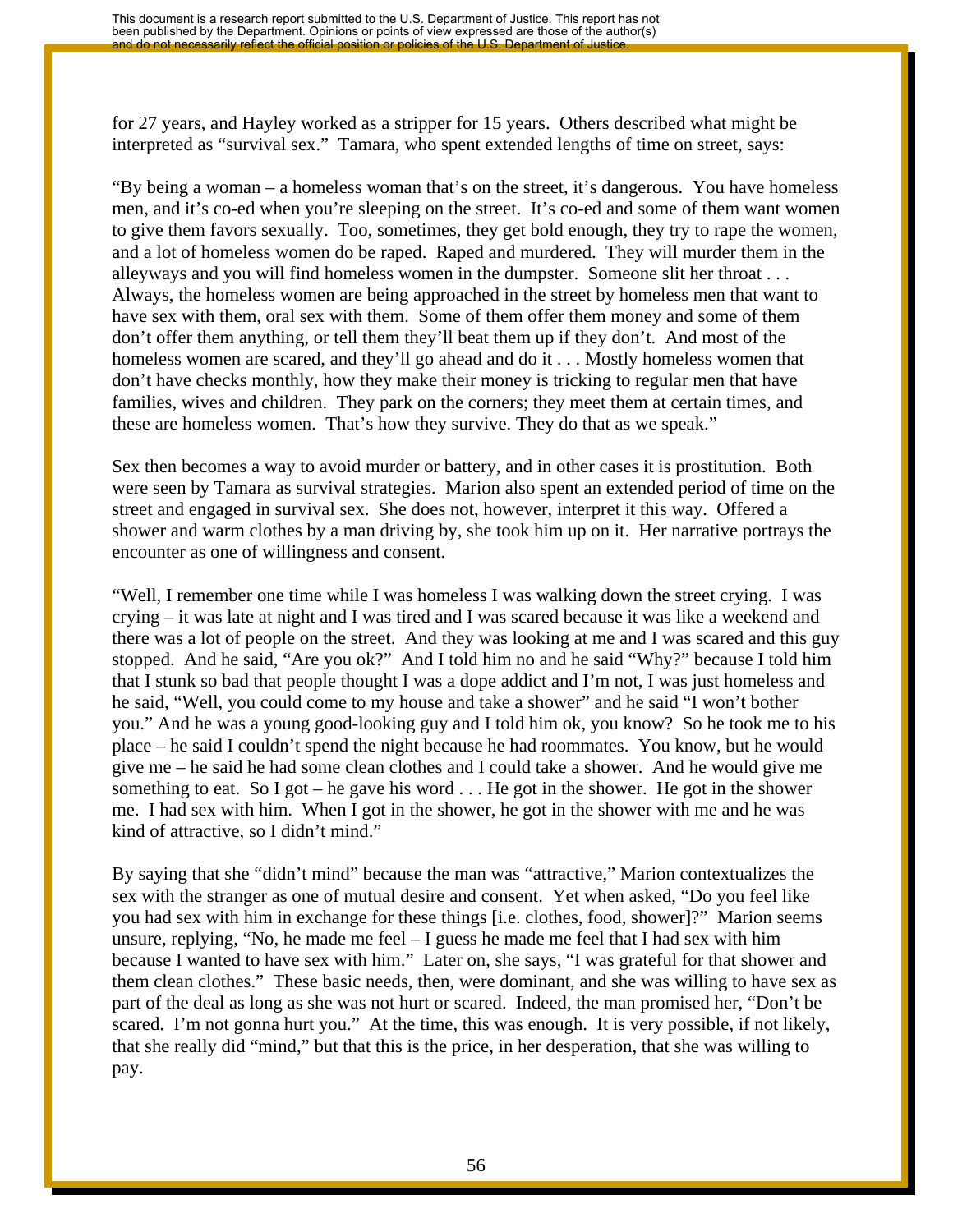for 27 years, and Hayley worked as a stripper for 15 years. Others described what might be interpreted as "survival sex." Tamara, who spent extended lengths of time on street, says:

"By being a woman – a homeless woman that's on the street, it's dangerous. You have homeless men, and it's co-ed when you're sleeping on the street. It's co-ed and some of them want women to give them favors sexually. Too, sometimes, they get bold enough, they try to rape the women, and a lot of homeless women do be raped. Raped and murdered. They will murder them in the alleyways and you will find homeless women in the dumpster. Someone slit her throat . . . Always, the homeless women are being approached in the street by homeless men that want to have sex with them, oral sex with them. Some of them offer them money and some of them don't offer them anything, or tell them they'll beat them up if they don't. And most of the homeless women are scared, and they'll go ahead and do it . . . Mostly homeless women that don't have checks monthly, how they make their money is tricking to regular men that have families, wives and children. They park on the corners; they meet them at certain times, and these are homeless women. That's how they survive. They do that as we speak."

Sex then becomes a way to avoid murder or battery, and in other cases it is prostitution. Both were seen by Tamara as survival strategies. Marion also spent an extended period of time on the street and engaged in survival sex. She does not, however, interpret it this way. Offered a shower and warm clothes by a man driving by, she took him up on it. Her narrative portrays the encounter as one of willingness and consent.

"Well, I remember one time while I was homeless I was walking down the street crying. I was crying – it was late at night and I was tired and I was scared because it was like a weekend and there was a lot of people on the street. And they was looking at me and I was scared and this guy stopped. And he said, "Are you ok?" And I told him no and he said "Why?" because I told him that I stunk so bad that people thought I was a dope addict and I'm not, I was just homeless and he said, "Well, you could come to my house and take a shower" and he said "I won't bother you." And he was a young good-looking guy and I told him ok, you know? So he took me to his place – he said I couldn't spend the night because he had roommates. You know, but he would give me – he said he had some clean clothes and I could take a shower. And he would give me something to eat. So I got – he gave his word . . . He got in the shower. He got in the shower me. I had sex with him. When I got in the shower, he got in the shower with me and he was kind of attractive, so I didn't mind."

By saying that she "didn't mind" because the man was "attractive," Marion contextualizes the sex with the stranger as one of mutual desire and consent. Yet when asked, "Do you feel like you had sex with him in exchange for these things [i.e. clothes, food, shower]?" Marion seems unsure, replying, "No, he made me feel – I guess he made me feel that I had sex with him because I wanted to have sex with him." Later on, she says, "I was grateful for that shower and them clean clothes." These basic needs, then, were dominant, and she was willing to have sex as part of the deal as long as she was not hurt or scared. Indeed, the man promised her, "Don't be scared. I'm not gonna hurt you." At the time, this was enough. It is very possible, if not likely, that she really did "mind," but that this is the price, in her desperation, that she was willing to pay.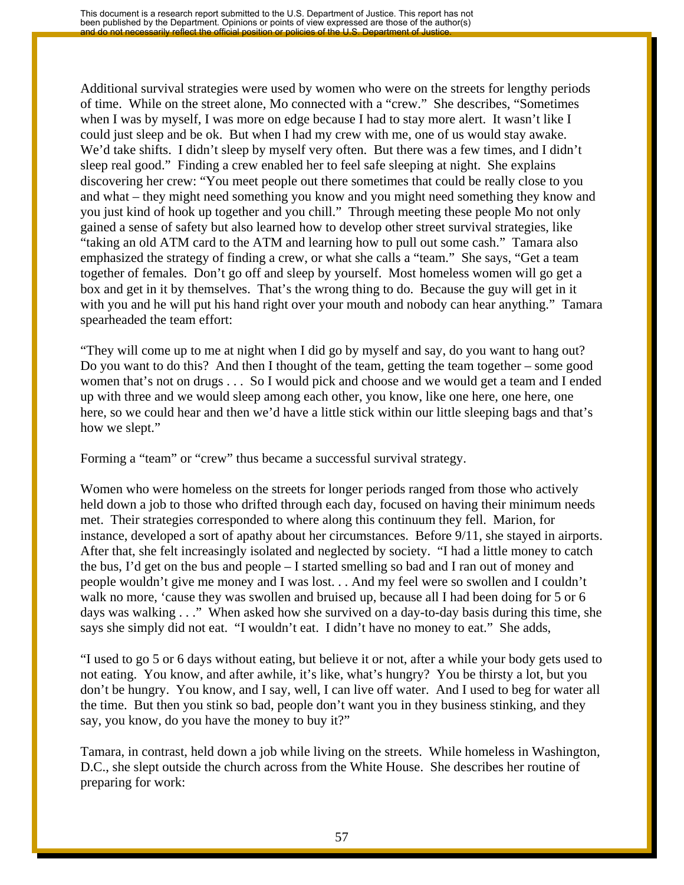Additional survival strategies were used by women who were on the streets for lengthy periods of time. While on the street alone, Mo connected with a "crew." She describes, "Sometimes when I was by myself, I was more on edge because I had to stay more alert. It wasn't like I could just sleep and be ok. But when I had my crew with me, one of us would stay awake. We'd take shifts. I didn't sleep by myself very often. But there was a few times, and I didn't sleep real good." Finding a crew enabled her to feel safe sleeping at night. She explains discovering her crew: "You meet people out there sometimes that could be really close to you and what – they might need something you know and you might need something they know and you just kind of hook up together and you chill." Through meeting these people Mo not only gained a sense of safety but also learned how to develop other street survival strategies, like "taking an old ATM card to the ATM and learning how to pull out some cash." Tamara also emphasized the strategy of finding a crew, or what she calls a "team." She says, "Get a team together of females. Don't go off and sleep by yourself. Most homeless women will go get a box and get in it by themselves. That's the wrong thing to do. Because the guy will get in it with you and he will put his hand right over your mouth and nobody can hear anything." Tamara spearheaded the team effort:

"They will come up to me at night when I did go by myself and say, do you want to hang out? Do you want to do this? And then I thought of the team, getting the team together – some good women that's not on drugs . . . So I would pick and choose and we would get a team and I ended up with three and we would sleep among each other, you know, like one here, one here, one here, so we could hear and then we'd have a little stick within our little sleeping bags and that's how we slept."

Forming a "team" or "crew" thus became a successful survival strategy.

Women who were homeless on the streets for longer periods ranged from those who actively held down a job to those who drifted through each day, focused on having their minimum needs met. Their strategies corresponded to where along this continuum they fell. Marion, for instance, developed a sort of apathy about her circumstances. Before 9/11, she stayed in airports. After that, she felt increasingly isolated and neglected by society. "I had a little money to catch the bus, I'd get on the bus and people – I started smelling so bad and I ran out of money and people wouldn't give me money and I was lost. . . And my feel were so swollen and I couldn't walk no more, 'cause they was swollen and bruised up, because all I had been doing for 5 or 6 days was walking . . ." When asked how she survived on a day-to-day basis during this time, she says she simply did not eat. "I wouldn't eat. I didn't have no money to eat." She adds,

"I used to go 5 or 6 days without eating, but believe it or not, after a while your body gets used to not eating. You know, and after awhile, it's like, what's hungry? You be thirsty a lot, but you don't be hungry. You know, and I say, well, I can live off water. And I used to beg for water all the time. But then you stink so bad, people don't want you in they business stinking, and they say, you know, do you have the money to buy it?"

Tamara, in contrast, held down a job while living on the streets. While homeless in Washington, D.C., she slept outside the church across from the White House. She describes her routine of preparing for work: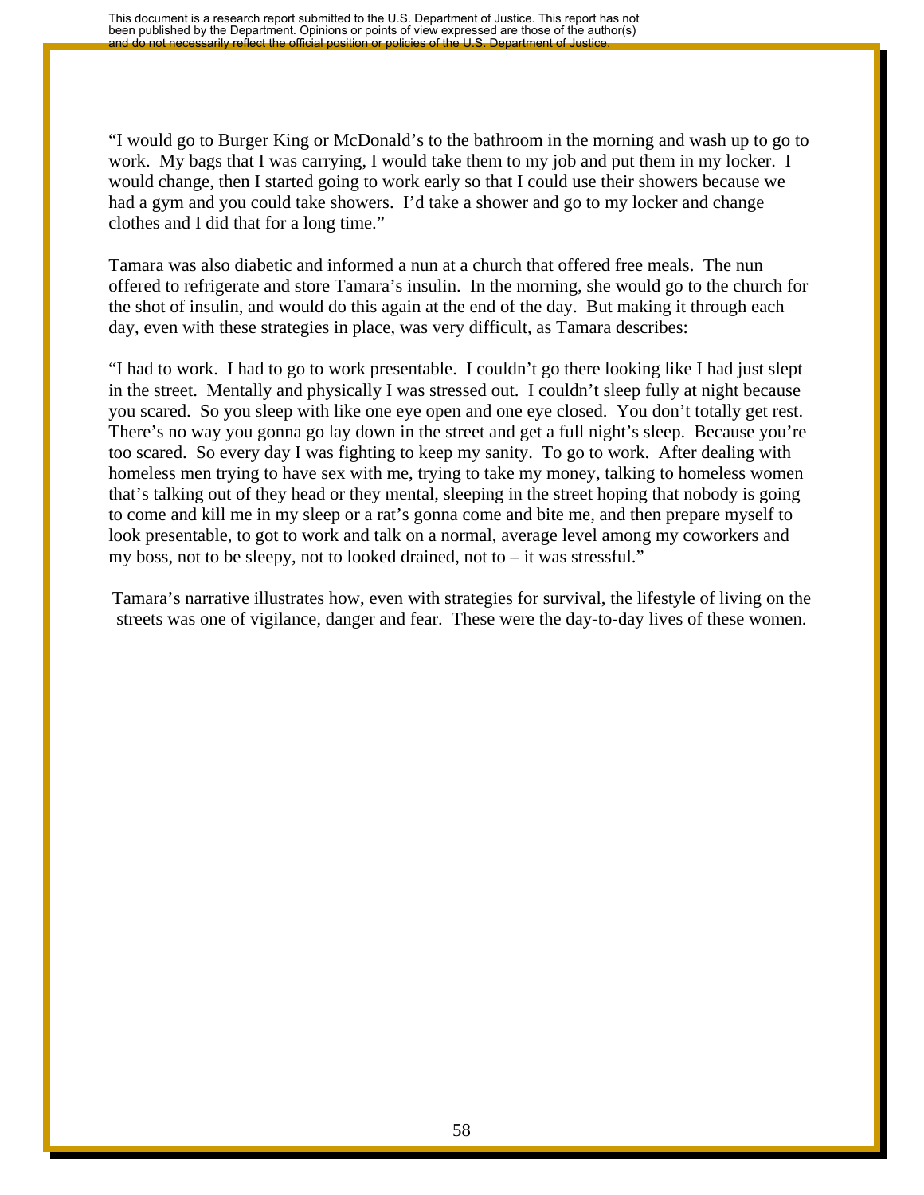"I would go to Burger King or McDonald's to the bathroom in the morning and wash up to go to work. My bags that I was carrying, I would take them to my job and put them in my locker. I would change, then I started going to work early so that I could use their showers because we had a gym and you could take showers. I'd take a shower and go to my locker and change clothes and I did that for a long time."

Tamara was also diabetic and informed a nun at a church that offered free meals. The nun offered to refrigerate and store Tamara's insulin. In the morning, she would go to the church for the shot of insulin, and would do this again at the end of the day. But making it through each day, even with these strategies in place, was very difficult, as Tamara describes:

"I had to work. I had to go to work presentable. I couldn't go there looking like I had just slept in the street. Mentally and physically I was stressed out. I couldn't sleep fully at night because you scared. So you sleep with like one eye open and one eye closed. You don't totally get rest. There's no way you gonna go lay down in the street and get a full night's sleep. Because you're too scared. So every day I was fighting to keep my sanity. To go to work. After dealing with homeless men trying to have sex with me, trying to take my money, talking to homeless women that's talking out of they head or they mental, sleeping in the street hoping that nobody is going to come and kill me in my sleep or a rat's gonna come and bite me, and then prepare myself to look presentable, to got to work and talk on a normal, average level among my coworkers and my boss, not to be sleepy, not to looked drained, not to – it was stressful."

Tamara's narrative illustrates how, even with strategies for survival, the lifestyle of living on the streets was one of vigilance, danger and fear. These were the day-to-day lives of these women.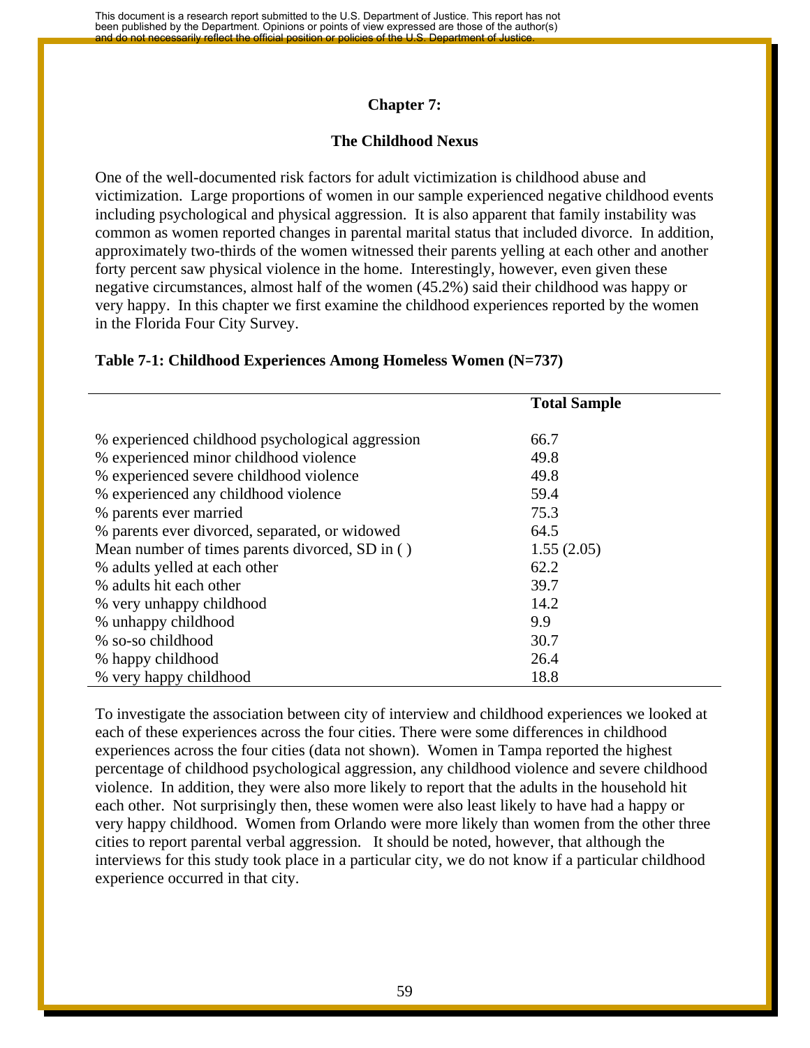# Chapter 7:

## The Childhood Nexus

One of the well-documented risk factors for adult victimization is childhood abuse and victimization. Large proportions of women in our sample experienced negative childhood events including psychological and physical aggression. It is also apparent that family instability was common as women reported changes in parental marital status that included divorce. In addition, approximately two-thirds of the women witnessed their parents yelling at each other and another forty percent saw physical violence in the home. Interestingly, however, even given these negative circumstances, almost half of the women (45.2%) said their childhood was happy or very happy. In this chapter we first examine the childhood experiences reported by the women in the Florida Four City Survey.

**Table 7-1: Childhood Experiences Among Homeless Women (N=737)**

| | Total Sample |
|---|---|
| % experienced childhood psychological aggression | 66.7 |
| % experienced minor childhood violence | 49.8 |
| % experienced severe childhood violence | 49.8 |
| % experienced any childhood violence | 59.4 |
| % parents ever married | 75.3 |
| % parents ever divorced, separated, or widowed | 64.5 |
| Mean number of times parents divorced, SD in ( ) | 1.55 (2.05) |
| % adults yelled at each other | 62.2 |
| % adults hit each other | 39.7 |
| % very unhappy childhood | 14.2 |
| % unhappy childhood | 9.9 |
| % so-so childhood | 30.7 |
| % happy childhood | 26.4 |
| % very happy childhood | 18.8 |

To investigate the association between city of interview and childhood experiences we looked at each of these experiences across the four cities. There were some differences in childhood experiences across the four cities (data not shown). Women in Tampa reported the highest percentage of childhood psychological aggression, any childhood violence and severe childhood violence. In addition, they were also more likely to report that the adults in the household hit each other. Not surprisingly then, these women were also least likely to have had a happy or very happy childhood. Women from Orlando were more likely than women from the other three cities to report parental verbal aggression. It should be noted, however, that although the interviews for this study took place in a particular city, we do not know if a particular childhood experience occurred in that city.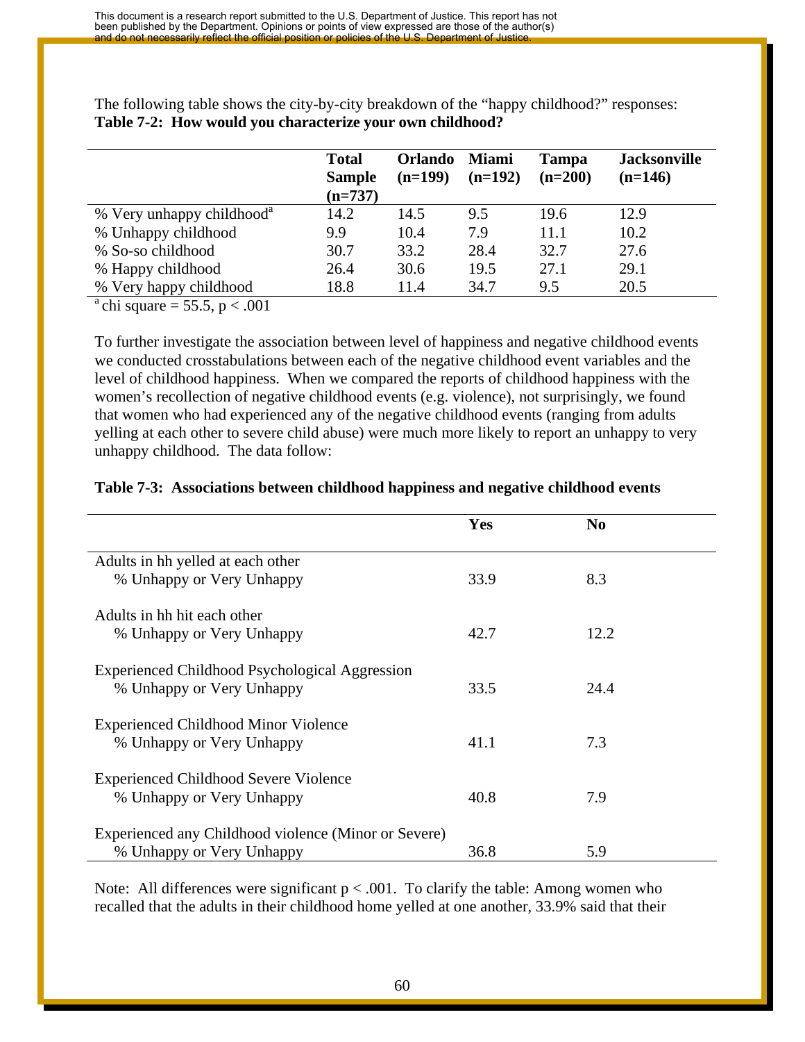The following table shows the city-by-city breakdown of the "happy childhood?" responses:

**Table 7-2: How would you characterize your own childhood?**

| | Total Sample (n=737) | Orlando (n=199) | Miami (n=192) | Tampa (n=200) | Jacksonville (n=146) |
|---|---|---|---|---|---|
| % Very unhappy childhood[a] | 14.2 | 14.5 | 9.5 | 19.6 | 12.9 |
| % Unhappy childhood | 9.9 | 10.4 | 7.9 | 11.1 | 10.2 |
| % So-so childhood | 30.7 | 33.2 | 28.4 | 32.7 | 27.6 |
| % Happy childhood | 26.4 | 30.6 | 19.5 | 27.1 | 29.1 |
| % Very happy childhood | 18.8 | 11.4 | 34.7 | 9.5 | 20.5 |

[a] chi square = 55.5, $p < .001$

To further investigate the association between level of happiness and negative childhood events we conducted crosstabulations between each of the negative childhood event variables and the level of childhood happiness. When we compared the reports of childhood happiness with the women's recollection of negative childhood events (e.g. violence), not surprisingly, we found that women who had experienced any of the negative childhood events (ranging from adults yelling at each other to severe child abuse) were much more likely to report an unhappy to very unhappy childhood. The data follow:

**Table 7-3: Associations between childhood happiness and negative childhood events**

| | Yes | No |
|---|---|---|
| Adults in hh yelled at each other | | |
| % Unhappy or Very Unhappy | 33.9 | 8.3 |
| Adults in hh hit each other | | |
| % Unhappy or Very Unhappy | 42.7 | 12.2 |
| Experienced Childhood Psychological Aggression | | |
| % Unhappy or Very Unhappy | 33.5 | 24.4 |
| Experienced Childhood Minor Violence | | |
| % Unhappy or Very Unhappy | 41.1 | 7.3 |
| Experienced Childhood Severe Violence | | |
| % Unhappy or Very Unhappy | 40.8 | 7.9 |
| Experienced any Childhood violence (Minor or Severe) | | |
| % Unhappy or Very Unhappy | 36.8 | 5.9 |

Note: All differences were significant $p < .001$. To clarify the table: Among women who recalled that the adults in their childhood home yelled at one another, 33.9% said that their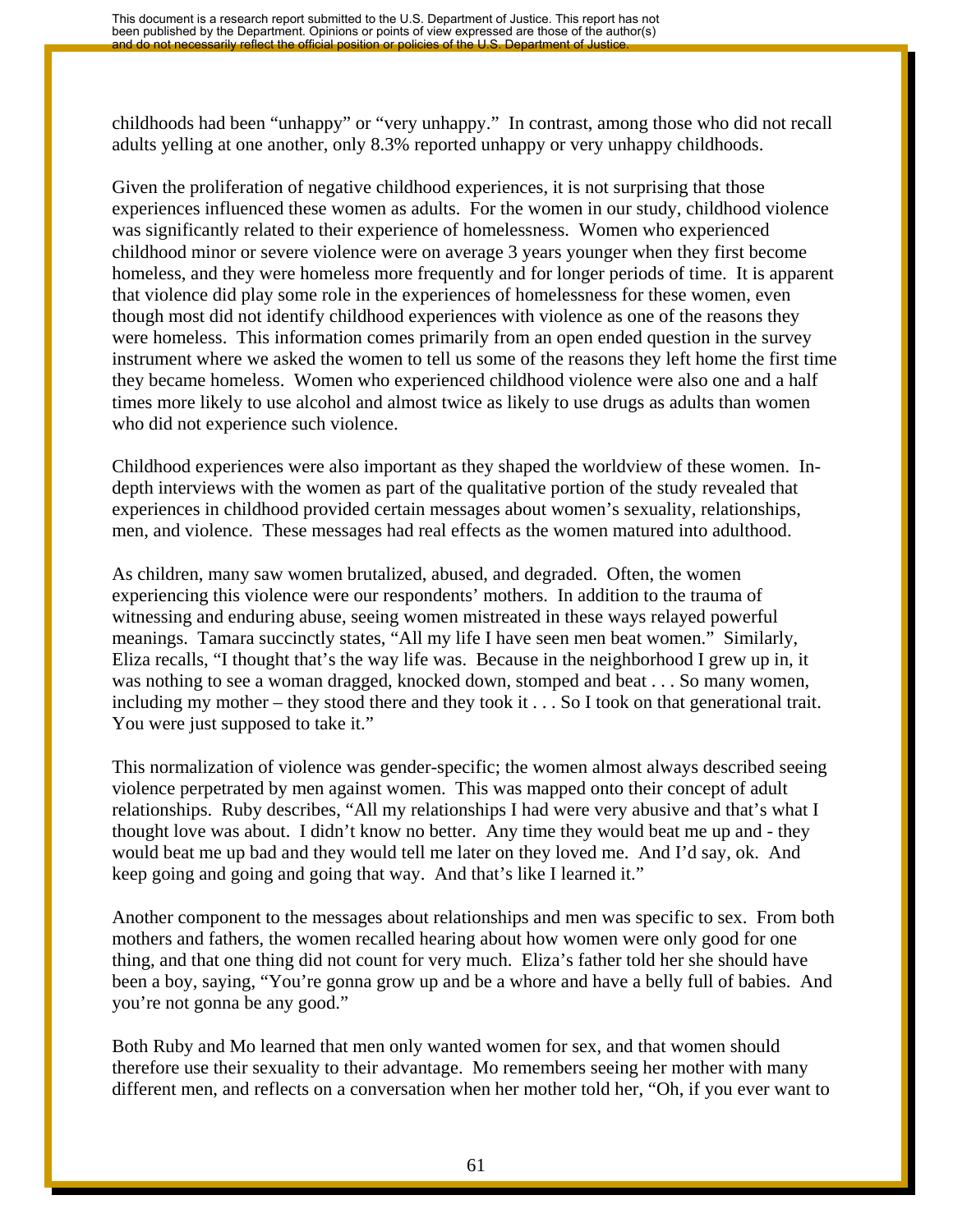childhoods had been "unhappy" or "very unhappy." In contrast, among those who did not recall adults yelling at one another, only 8.3% reported unhappy or very unhappy childhoods.

Given the proliferation of negative childhood experiences, it is not surprising that those experiences influenced these women as adults. For the women in our study, childhood violence was significantly related to their experience of homelessness. Women who experienced childhood minor or severe violence were on average 3 years younger when they first become homeless, and they were homeless more frequently and for longer periods of time. It is apparent that violence did play some role in the experiences of homelessness for these women, even though most did not identify childhood experiences with violence as one of the reasons they were homeless. This information comes primarily from an open ended question in the survey instrument where we asked the women to tell us some of the reasons they left home the first time they became homeless. Women who experienced childhood violence were also one and a half times more likely to use alcohol and almost twice as likely to use drugs as adults than women who did not experience such violence.

Childhood experiences were also important as they shaped the worldview of these women. In-depth interviews with the women as part of the qualitative portion of the study revealed that experiences in childhood provided certain messages about women's sexuality, relationships, men, and violence. These messages had real effects as the women matured into adulthood.

As children, many saw women brutalized, abused, and degraded. Often, the women experiencing this violence were our respondents' mothers. In addition to the trauma of witnessing and enduring abuse, seeing women mistreated in these ways relayed powerful meanings. Tamara succinctly states, "All my life I have seen men beat women." Similarly, Eliza recalls, "I thought that's the way life was. Because in the neighborhood I grew up in, it was nothing to see a woman dragged, knocked down, stomped and beat . . . So many women, including my mother – they stood there and they took it . . . So I took on that generational trait. You were just supposed to take it."

This normalization of violence was gender-specific; the women almost always described seeing violence perpetrated by men against women. This was mapped onto their concept of adult relationships. Ruby describes, "All my relationships I had were very abusive and that's what I thought love was about. I didn't know no better. Any time they would beat me up and - they would beat me up bad and they would tell me later on they loved me. And I'd say, ok. And keep going and going and going that way. And that's like I learned it."

Another component to the messages about relationships and men was specific to sex. From both mothers and fathers, the women recalled hearing about how women were only good for one thing, and that one thing did not count for very much. Eliza's father told her she should have been a boy, saying, "You're gonna grow up and be a whore and have a belly full of babies. And you're not gonna be any good."

Both Ruby and Mo learned that men only wanted women for sex, and that women should therefore use their sexuality to their advantage. Mo remembers seeing her mother with many different men, and reflects on a conversation when her mother told her, "Oh, if you ever want to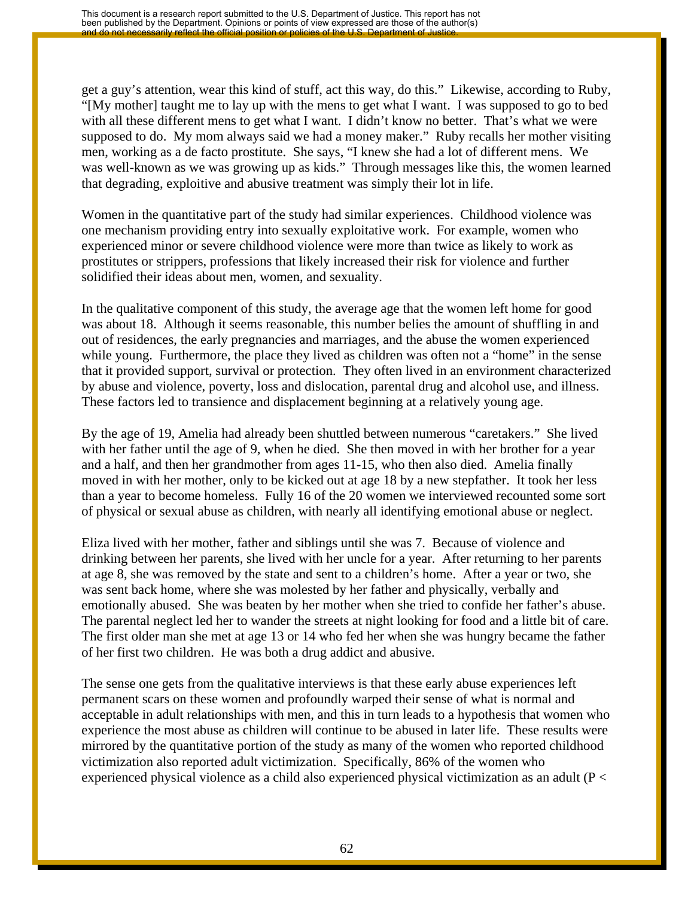get a guy's attention, wear this kind of stuff, act this way, do this." Likewise, according to Ruby, "[My mother] taught me to lay up with the mens to get what I want. I was supposed to go to bed with all these different mens to get what I want. I didn't know no better. That's what we were supposed to do. My mom always said we had a money maker." Ruby recalls her mother visiting men, working as a de facto prostitute. She says, "I knew she had a lot of different mens. We was well-known as we was growing up as kids." Through messages like this, the women learned that degrading, exploitive and abusive treatment was simply their lot in life.

Women in the quantitative part of the study had similar experiences. Childhood violence was one mechanism providing entry into sexually exploitative work. For example, women who experienced minor or severe childhood violence were more than twice as likely to work as prostitutes or strippers, professions that likely increased their risk for violence and further solidified their ideas about men, women, and sexuality.

In the qualitative component of this study, the average age that the women left home for good was about 18. Although it seems reasonable, this number belies the amount of shuffling in and out of residences, the early pregnancies and marriages, and the abuse the women experienced while young. Furthermore, the place they lived as children was often not a "home" in the sense that it provided support, survival or protection. They often lived in an environment characterized by abuse and violence, poverty, loss and dislocation, parental drug and alcohol use, and illness. These factors led to transience and displacement beginning at a relatively young age.

By the age of 19, Amelia had already been shuttled between numerous "caretakers." She lived with her father until the age of 9, when he died. She then moved in with her brother for a year and a half, and then her grandmother from ages 11-15, who then also died. Amelia finally moved in with her mother, only to be kicked out at age 18 by a new stepfather. It took her less than a year to become homeless. Fully 16 of the 20 women we interviewed recounted some sort of physical or sexual abuse as children, with nearly all identifying emotional abuse or neglect.

Eliza lived with her mother, father and siblings until she was 7. Because of violence and drinking between her parents, she lived with her uncle for a year. After returning to her parents at age 8, she was removed by the state and sent to a children's home. After a year or two, she was sent back home, where she was molested by her father and physically, verbally and emotionally abused. She was beaten by her mother when she tried to confide her father's abuse. The parental neglect led her to wander the streets at night looking for food and a little bit of care. The first older man she met at age 13 or 14 who fed her when she was hungry became the father of her first two children. He was both a drug addict and abusive.

The sense one gets from the qualitative interviews is that these early abuse experiences left permanent scars on these women and profoundly warped their sense of what is normal and acceptable in adult relationships with men, and this in turn leads to a hypothesis that women who experience the most abuse as children will continue to be abused in later life. These results were mirrored by the quantitative portion of the study as many of the women who reported childhood victimization also reported adult victimization. Specifically, 86% of the women who experienced physical violence as a child also experienced physical victimization as an adult ($P <$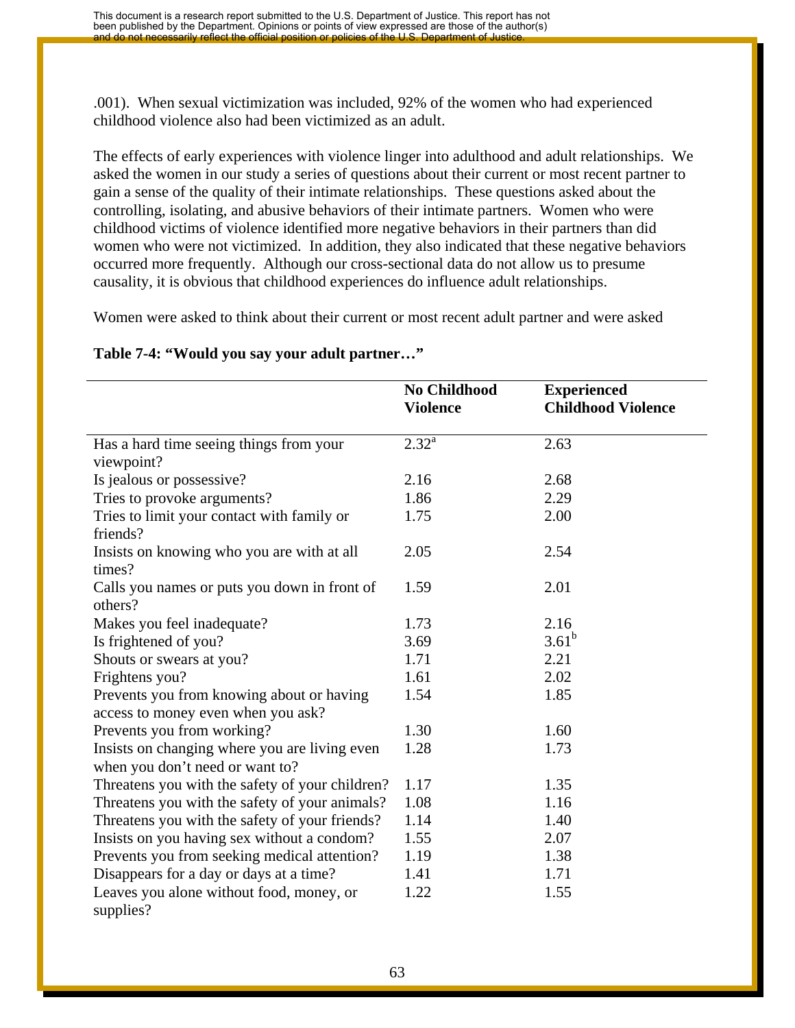.001). When sexual victimization was included, 92% of the women who had experienced childhood violence also had been victimized as an adult.

The effects of early experiences with violence linger into adulthood and adult relationships. We asked the women in our study a series of questions about their current or most recent partner to gain a sense of the quality of their intimate relationships. These questions asked about the controlling, isolating, and abusive behaviors of their intimate partners. Women who were childhood victims of violence identified more negative behaviors in their partners than did women who were not victimized. In addition, they also indicated that these negative behaviors occurred more frequently. Although our cross-sectional data do not allow us to presume causality, it is obvious that childhood experiences do influence adult relationships.

Women were asked to think about their current or most recent adult partner and were asked

**Table 7-4: "Would you say your adult partner…"**

| | No Childhood Violence | Experienced Childhood Violence |
|---|---|---|
| Has a hard time seeing things from your viewpoint? | 2.32[a] | 2.63 |
| Is jealous or possessive? | 2.16 | 2.68 |
| Tries to provoke arguments? | 1.86 | 2.29 |
| Tries to limit your contact with family or friends? | 1.75 | 2.00 |
| Insists on knowing who you are with at all times? | 2.05 | 2.54 |
| Calls you names or puts you down in front of others? | 1.59 | 2.01 |
| Makes you feel inadequate? | 1.73 | 2.16 |
| Is frightened of you? | 3.69 | 3.61[b] |
| Shouts or swears at you? | 1.71 | 2.21 |
| Frightens you? | 1.61 | 2.02 |
| Prevents you from knowing about or having access to money even when you ask? | 1.54 | 1.85 |
| Prevents you from working? | 1.30 | 1.60 |
| Insists on changing where you are living even when you don't need or want to? | 1.28 | 1.73 |
| Threatens you with the safety of your children? | 1.17 | 1.35 |
| Threatens you with the safety of your animals? | 1.08 | 1.16 |
| Threatens you with the safety of your friends? | 1.14 | 1.40 |
| Insists on you having sex without a condom? | 1.55 | 2.07 |
| Prevents you from seeking medical attention? | 1.19 | 1.38 |
| Disappears for a day or days at a time? | 1.41 | 1.71 |
| Leaves you alone without food, money, or supplies? | 1.22 | 1.55 |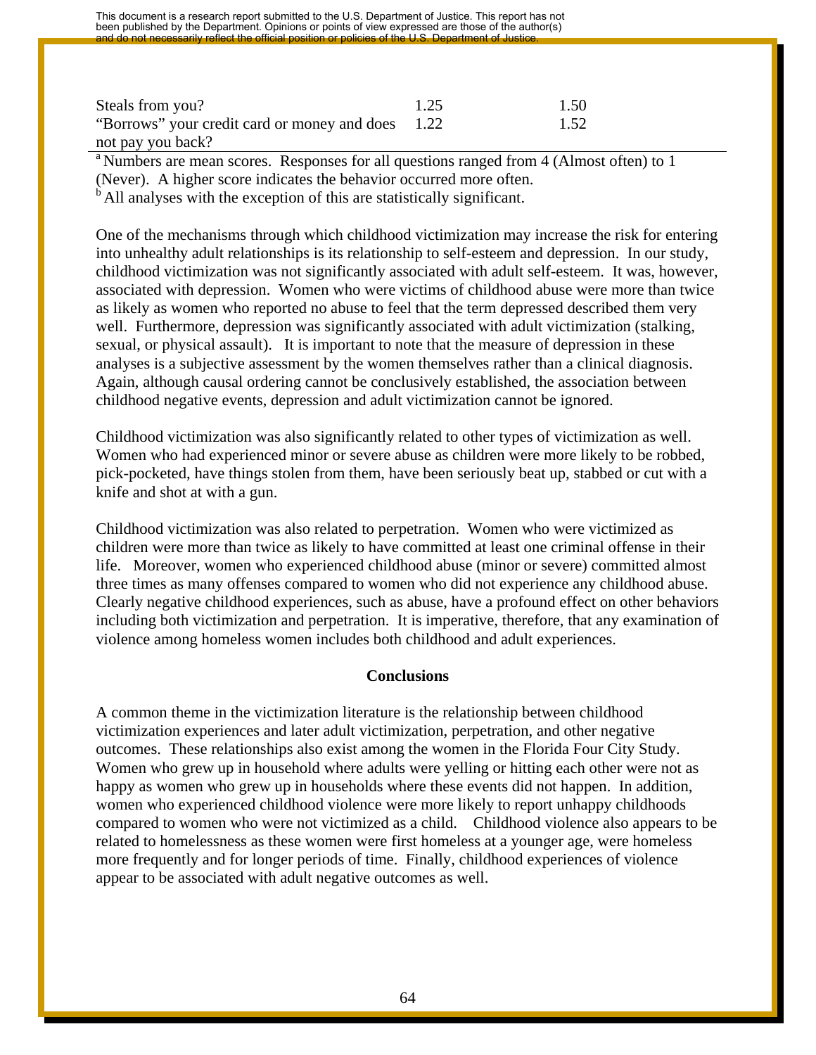| | | |
|---|---|---|
| Steals from you? | 1.25 | 1.50 |
| "Borrows" your credit card or money and does not pay you back? | 1.22 | 1.52 |

[a] Numbers are mean scores. Responses for all questions ranged from 4 (Almost often) to 1 (Never). A higher score indicates the behavior occurred more often.
[b] All analyses with the exception of this are statistically significant.

One of the mechanisms through which childhood victimization may increase the risk for entering into unhealthy adult relationships is its relationship to self-esteem and depression. In our study, childhood victimization was not significantly associated with adult self-esteem. It was, however, associated with depression. Women who were victims of childhood abuse were more than twice as likely as women who reported no abuse to feel that the term depressed described them very well. Furthermore, depression was significantly associated with adult victimization (stalking, sexual, or physical assault). It is important to note that the measure of depression in these analyses is a subjective assessment by the women themselves rather than a clinical diagnosis. Again, although causal ordering cannot be conclusively established, the association between childhood negative events, depression and adult victimization cannot be ignored.

Childhood victimization was also significantly related to other types of victimization as well. Women who had experienced minor or severe abuse as children were more likely to be robbed, pick-pocketed, have things stolen from them, have been seriously beat up, stabbed or cut with a knife and shot at with a gun.

Childhood victimization was also related to perpetration. Women who were victimized as children were more than twice as likely to have committed at least one criminal offense in their life. Moreover, women who experienced childhood abuse (minor or severe) committed almost three times as many offenses compared to women who did not experience any childhood abuse. Clearly negative childhood experiences, such as abuse, have a profound effect on other behaviors including both victimization and perpetration. It is imperative, therefore, that any examination of violence among homeless women includes both childhood and adult experiences.

## Conclusions

A common theme in the victimization literature is the relationship between childhood victimization experiences and later adult victimization, perpetration, and other negative outcomes. These relationships also exist among the women in the Florida Four City Study. Women who grew up in household where adults were yelling or hitting each other were not as happy as women who grew up in households where these events did not happen. In addition, women who experienced childhood violence were more likely to report unhappy childhoods compared to women who were not victimized as a child. Childhood violence also appears to be related to homelessness as these women were first homeless at a younger age, were homeless more frequently and for longer periods of time. Finally, childhood experiences of violence appear to be associated with adult negative outcomes as well.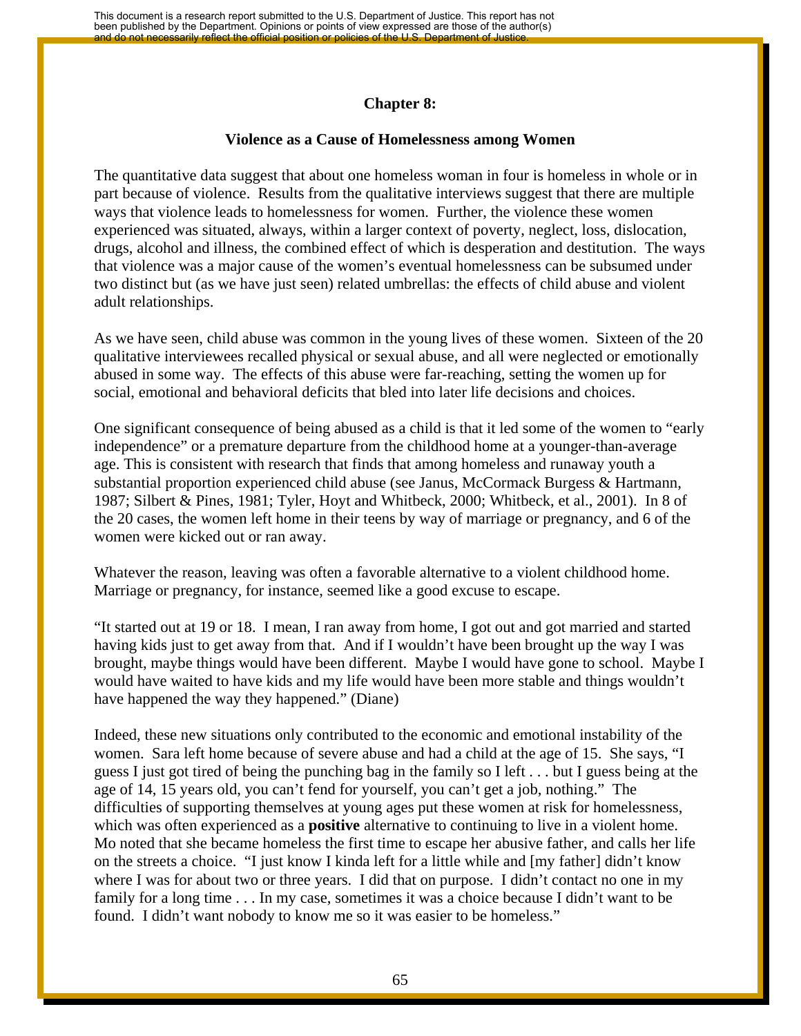## Chapter 8:

### Violence as a Cause of Homelessness among Women

The quantitative data suggest that about one homeless woman in four is homeless in whole or in part because of violence. Results from the qualitative interviews suggest that there are multiple ways that violence leads to homelessness for women. Further, the violence these women experienced was situated, always, within a larger context of poverty, neglect, loss, dislocation, drugs, alcohol and illness, the combined effect of which is desperation and destitution. The ways that violence was a major cause of the women's eventual homelessness can be subsumed under two distinct but (as we have just seen) related umbrellas: the effects of child abuse and violent adult relationships.

As we have seen, child abuse was common in the young lives of these women. Sixteen of the 20 qualitative interviewees recalled physical or sexual abuse, and all were neglected or emotionally abused in some way. The effects of this abuse were far-reaching, setting the women up for social, emotional and behavioral deficits that bled into later life decisions and choices.

One significant consequence of being abused as a child is that it led some of the women to "early independence" or a premature departure from the childhood home at a younger-than-average age. This is consistent with research that finds that among homeless and runaway youth a substantial proportion experienced child abuse (see Janus, McCormack Burgess & Hartmann, 1987; Silbert & Pines, 1981; Tyler, Hoyt and Whitbeck, 2000; Whitbeck, et al., 2001). In 8 of the 20 cases, the women left home in their teens by way of marriage or pregnancy, and 6 of the women were kicked out or ran away.

Whatever the reason, leaving was often a favorable alternative to a violent childhood home. Marriage or pregnancy, for instance, seemed like a good excuse to escape.

"It started out at 19 or 18. I mean, I ran away from home, I got out and got married and started having kids just to get away from that. And if I wouldn't have been brought up the way I was brought, maybe things would have been different. Maybe I would have gone to school. Maybe I would have waited to have kids and my life would have been more stable and things wouldn't have happened the way they happened." (Diane)

Indeed, these new situations only contributed to the economic and emotional instability of the women. Sara left home because of severe abuse and had a child at the age of 15. She says, "I guess I just got tired of being the punching bag in the family so I left . . . but I guess being at the age of 14, 15 years old, you can't fend for yourself, you can't get a job, nothing." The difficulties of supporting themselves at young ages put these women at risk for homelessness, which was often experienced as a **positive** alternative to continuing to live in a violent home. Mo noted that she became homeless the first time to escape her abusive father, and calls her life on the streets a choice. "I just know I kinda left for a little while and [my father] didn't know where I was for about two or three years. I did that on purpose. I didn't contact no one in my family for a long time . . . In my case, sometimes it was a choice because I didn't want to be found. I didn't want nobody to know me so it was easier to be homeless."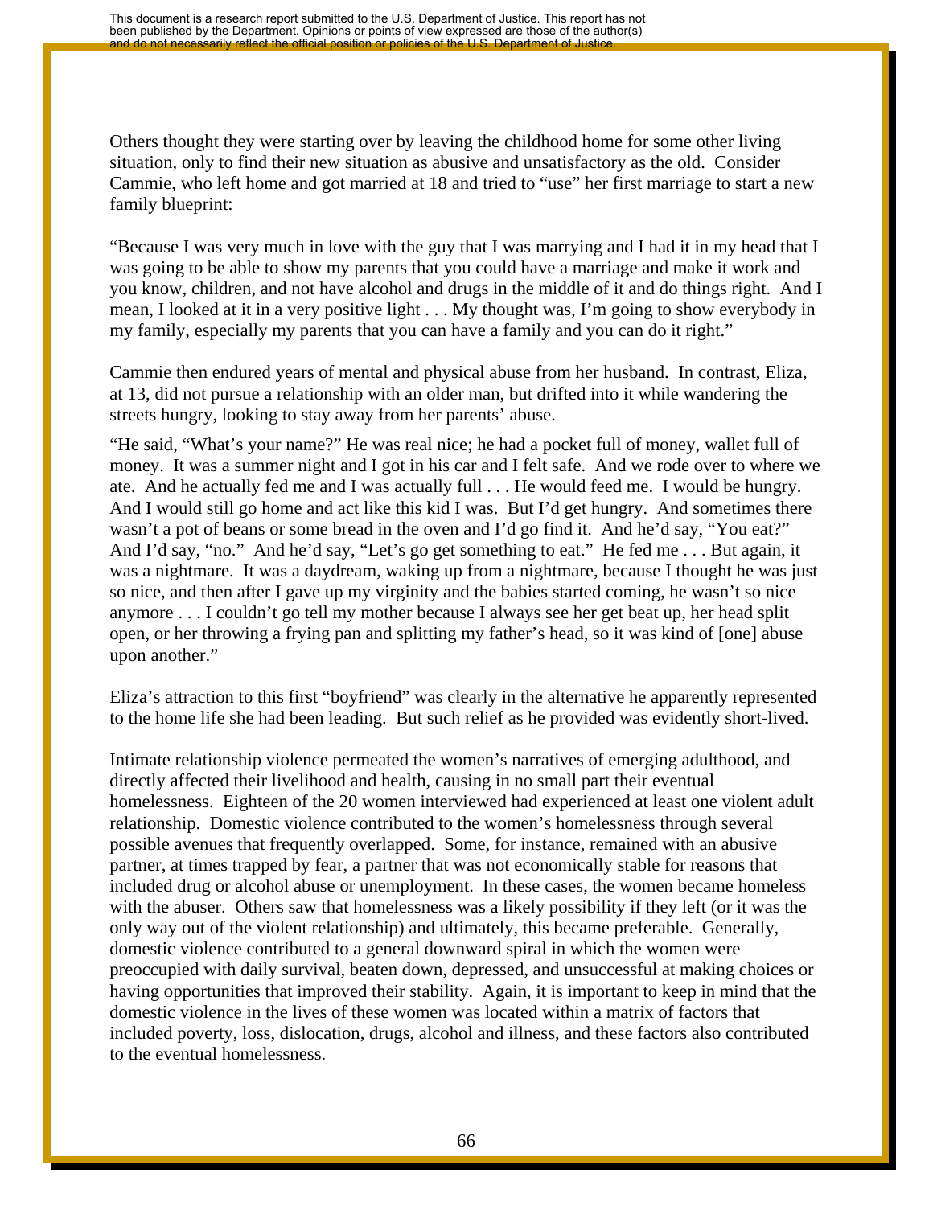Others thought they were starting over by leaving the childhood home for some other living situation, only to find their new situation as abusive and unsatisfactory as the old. Consider Cammie, who left home and got married at 18 and tried to "use" her first marriage to start a new family blueprint:

"Because I was very much in love with the guy that I was marrying and I had it in my head that I was going to be able to show my parents that you could have a marriage and make it work and you know, children, and not have alcohol and drugs in the middle of it and do things right. And I mean, I looked at it in a very positive light . . . My thought was, I'm going to show everybody in my family, especially my parents that you can have a family and you can do it right."

Cammie then endured years of mental and physical abuse from her husband. In contrast, Eliza, at 13, did not pursue a relationship with an older man, but drifted into it while wandering the streets hungry, looking to stay away from her parents' abuse.

"He said, "What's your name?" He was real nice; he had a pocket full of money, wallet full of money. It was a summer night and I got in his car and I felt safe. And we rode over to where we ate. And he actually fed me and I was actually full . . . He would feed me. I would be hungry. And I would still go home and act like this kid I was. But I'd get hungry. And sometimes there wasn't a pot of beans or some bread in the oven and I'd go find it. And he'd say, "You eat?" And I'd say, "no." And he'd say, "Let's go get something to eat." He fed me . . . But again, it was a nightmare. It was a daydream, waking up from a nightmare, because I thought he was just so nice, and then after I gave up my virginity and the babies started coming, he wasn't so nice anymore . . . I couldn't go tell my mother because I always see her get beat up, her head split open, or her throwing a frying pan and splitting my father's head, so it was kind of [one] abuse upon another."

Eliza's attraction to this first "boyfriend" was clearly in the alternative he apparently represented to the home life she had been leading. But such relief as he provided was evidently short-lived.

Intimate relationship violence permeated the women's narratives of emerging adulthood, and directly affected their livelihood and health, causing in no small part their eventual homelessness. Eighteen of the 20 women interviewed had experienced at least one violent adult relationship. Domestic violence contributed to the women's homelessness through several possible avenues that frequently overlapped. Some, for instance, remained with an abusive partner, at times trapped by fear, a partner that was not economically stable for reasons that included drug or alcohol abuse or unemployment. In these cases, the women became homeless with the abuser. Others saw that homelessness was a likely possibility if they left (or it was the only way out of the violent relationship) and ultimately, this became preferable. Generally, domestic violence contributed to a general downward spiral in which the women were preoccupied with daily survival, beaten down, depressed, and unsuccessful at making choices or having opportunities that improved their stability. Again, it is important to keep in mind that the domestic violence in the lives of these women was located within a matrix of factors that included poverty, loss, dislocation, drugs, alcohol and illness, and these factors also contributed to the eventual homelessness.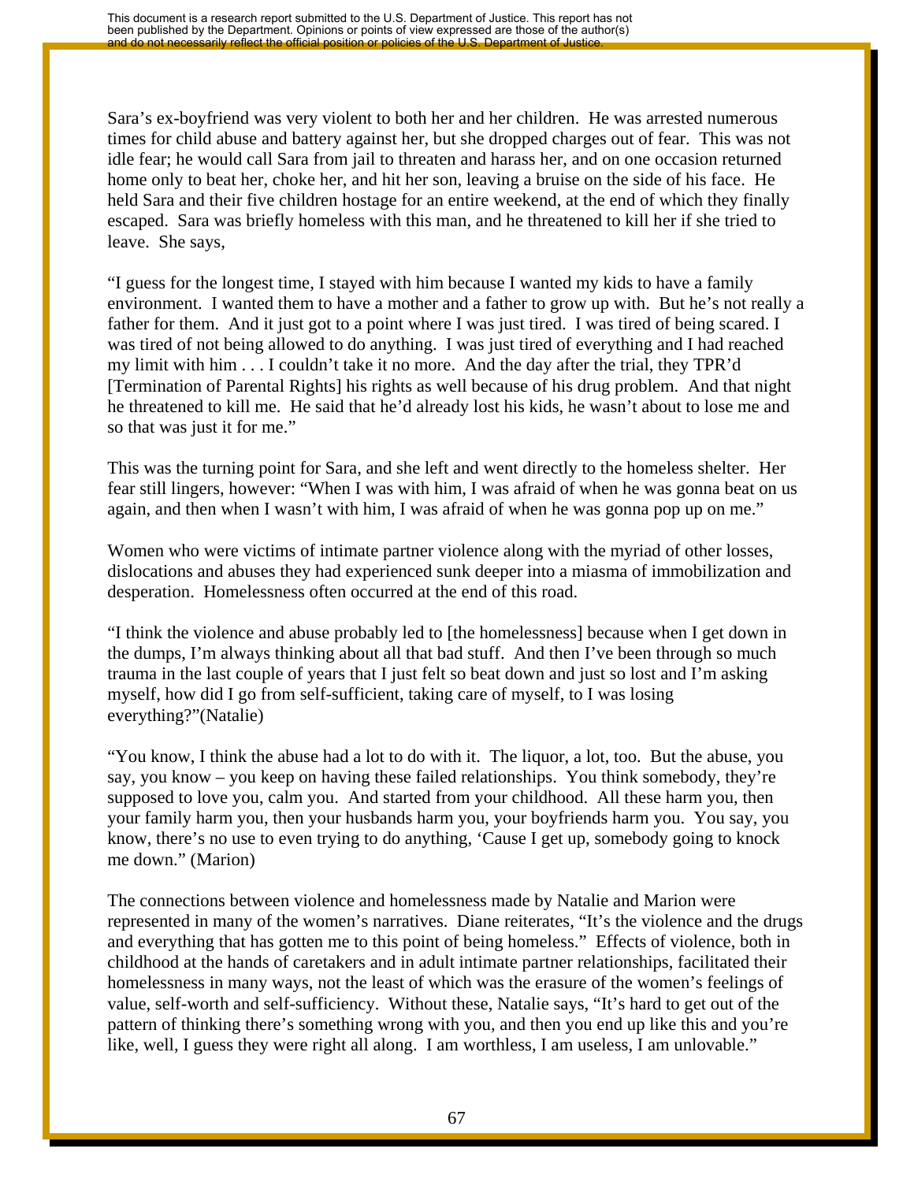Sara's ex-boyfriend was very violent to both her and her children. He was arrested numerous times for child abuse and battery against her, but she dropped charges out of fear. This was not idle fear; he would call Sara from jail to threaten and harass her, and on one occasion returned home only to beat her, choke her, and hit her son, leaving a bruise on the side of his face. He held Sara and their five children hostage for an entire weekend, at the end of which they finally escaped. Sara was briefly homeless with this man, and he threatened to kill her if she tried to leave. She says,

"I guess for the longest time, I stayed with him because I wanted my kids to have a family environment. I wanted them to have a mother and a father to grow up with. But he's not really a father for them. And it just got to a point where I was just tired. I was tired of being scared. I was tired of not being allowed to do anything. I was just tired of everything and I had reached my limit with him . . . I couldn't take it no more. And the day after the trial, they TPR'd [Termination of Parental Rights] his rights as well because of his drug problem. And that night he threatened to kill me. He said that he'd already lost his kids, he wasn't about to lose me and so that was just it for me."

This was the turning point for Sara, and she left and went directly to the homeless shelter. Her fear still lingers, however: "When I was with him, I was afraid of when he was gonna beat on us again, and then when I wasn't with him, I was afraid of when he was gonna pop up on me."

Women who were victims of intimate partner violence along with the myriad of other losses, dislocations and abuses they had experienced sunk deeper into a miasma of immobilization and desperation. Homelessness often occurred at the end of this road.

"I think the violence and abuse probably led to [the homelessness] because when I get down in the dumps, I'm always thinking about all that bad stuff. And then I've been through so much trauma in the last couple of years that I just felt so beat down and just so lost and I'm asking myself, how did I go from self-sufficient, taking care of myself, to I was losing everything?"(Natalie)

"You know, I think the abuse had a lot to do with it. The liquor, a lot, too. But the abuse, you say, you know – you keep on having these failed relationships. You think somebody, they're supposed to love you, calm you. And started from your childhood. All these harm you, then your family harm you, then your husbands harm you, your boyfriends harm you. You say, you know, there's no use to even trying to do anything, 'Cause I get up, somebody going to knock me down." (Marion)

The connections between violence and homelessness made by Natalie and Marion were represented in many of the women's narratives. Diane reiterates, "It's the violence and the drugs and everything that has gotten me to this point of being homeless." Effects of violence, both in childhood at the hands of caretakers and in adult intimate partner relationships, facilitated their homelessness in many ways, not the least of which was the erasure of the women's feelings of value, self-worth and self-sufficiency. Without these, Natalie says, "It's hard to get out of the pattern of thinking there's something wrong with you, and then you end up like this and you're like, well, I guess they were right all along. I am worthless, I am useless, I am unlovable."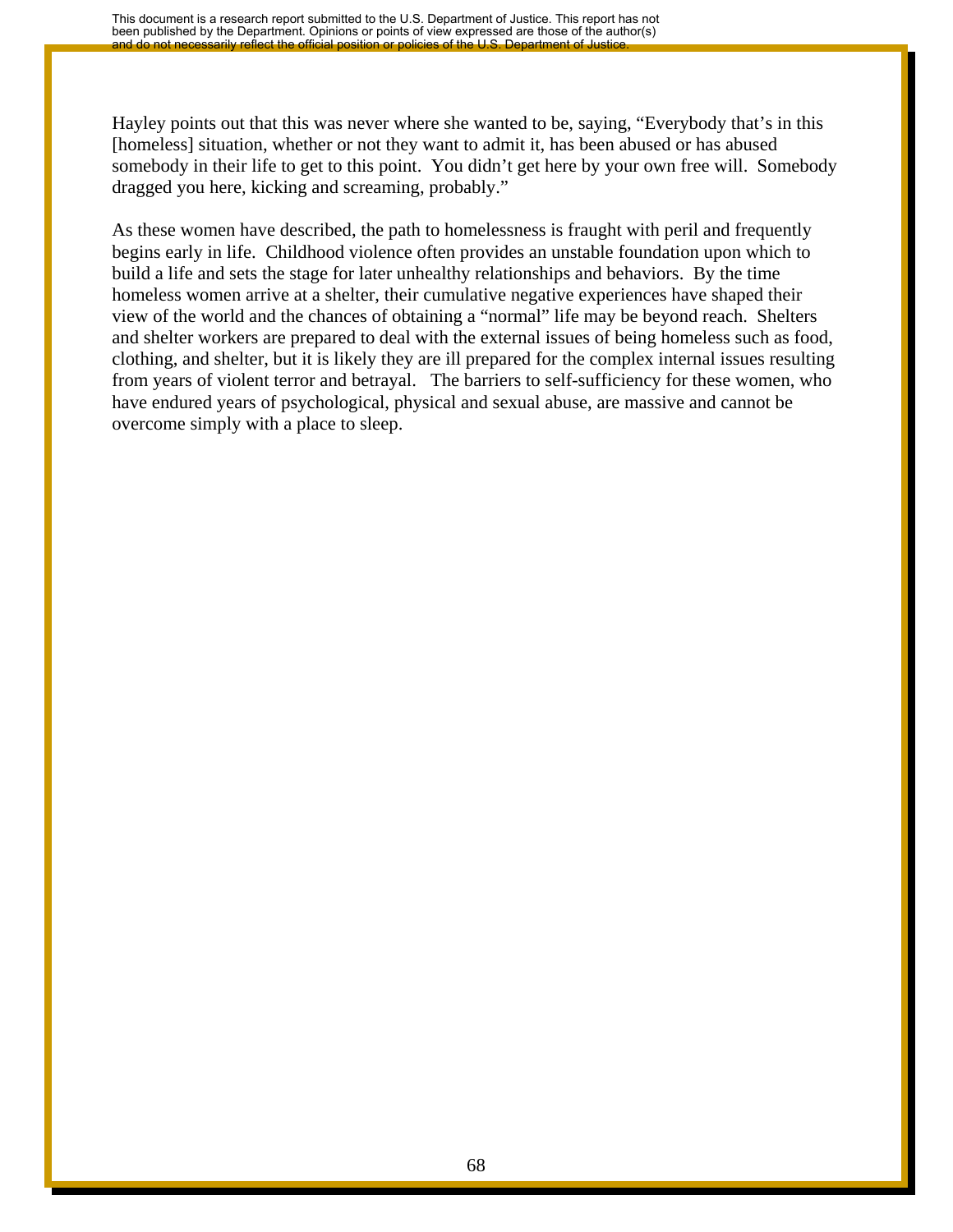Hayley points out that this was never where she wanted to be, saying, "Everybody that's in this [homeless] situation, whether or not they want to admit it, has been abused or has abused somebody in their life to get to this point. You didn't get here by your own free will. Somebody dragged you here, kicking and screaming, probably."

As these women have described, the path to homelessness is fraught with peril and frequently begins early in life. Childhood violence often provides an unstable foundation upon which to build a life and sets the stage for later unhealthy relationships and behaviors. By the time homeless women arrive at a shelter, their cumulative negative experiences have shaped their view of the world and the chances of obtaining a "normal" life may be beyond reach. Shelters and shelter workers are prepared to deal with the external issues of being homeless such as food, clothing, and shelter, but it is likely they are ill prepared for the complex internal issues resulting from years of violent terror and betrayal. The barriers to self-sufficiency for these women, who have endured years of psychological, physical and sexual abuse, are massive and cannot be overcome simply with a place to sleep.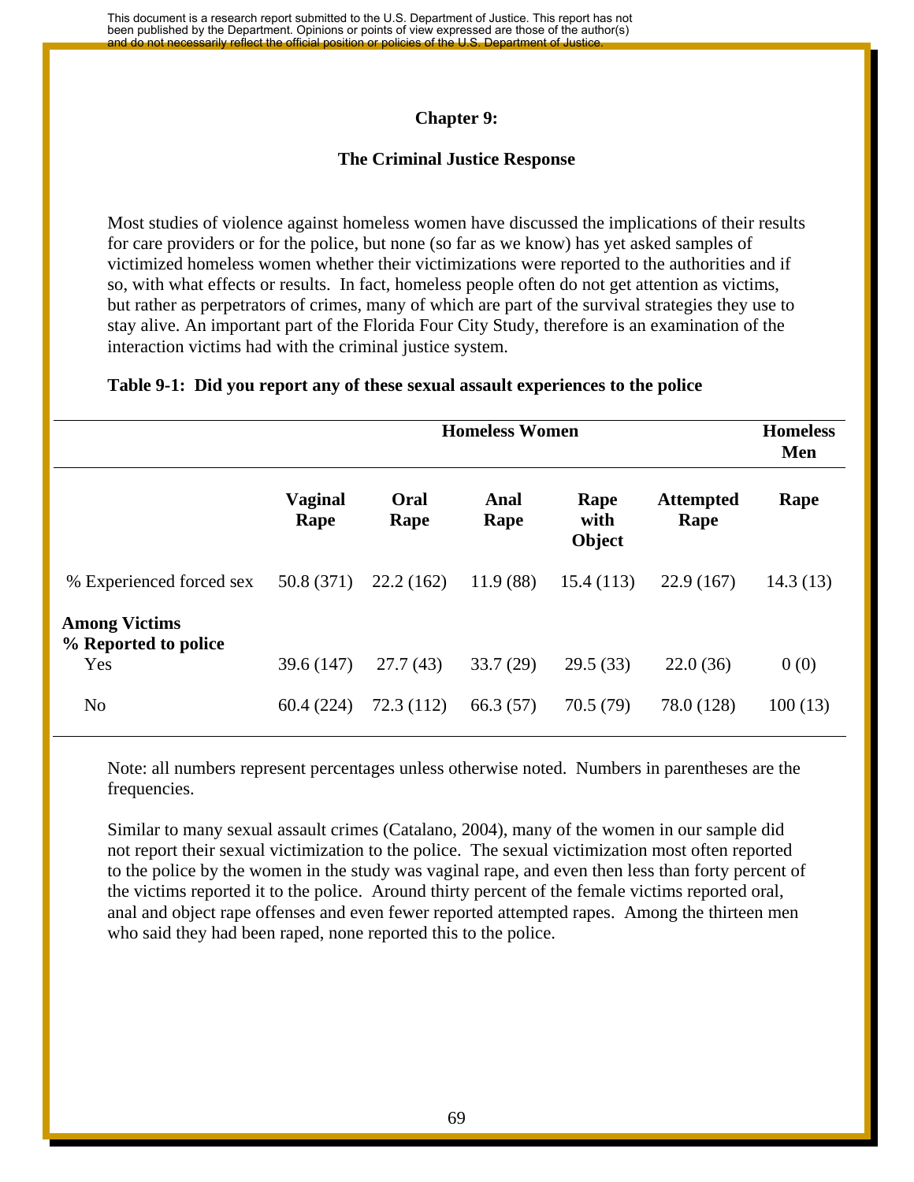## Chapter 9:

## The Criminal Justice Response

Most studies of violence against homeless women have discussed the implications of their results for care providers or for the police, but none (so far as we know) has yet asked samples of victimized homeless women whether their victimizations were reported to the authorities and if so, with what effects or results. In fact, homeless people often do not get attention as victims, but rather as perpetrators of crimes, many of which are part of the survival strategies they use to stay alive. An important part of the Florida Four City Study, therefore is an examination of the interaction victims had with the criminal justice system.

**Table 9-1: Did you report any of these sexual assault experiences to the police**

| | Homeless Women | | | | | Homeless Men |
|---|---|---|---|---|---|---|
| | Vaginal Rape | Oral Rape | Anal Rape | Rape with Object | Attempted Rape | Rape |
| % Experienced forced sex | 50.8 (371) | 22.2 (162) | 11.9 (88) | 15.4 (113) | 22.9 (167) | 14.3 (13) |
| **Among Victims % Reported to police** | | | | | | |
| Yes | 39.6 (147) | 27.7 (43) | 33.7 (29) | 29.5 (33) | 22.0 (36) | 0 (0) |
| No | 60.4 (224) | 72.3 (112) | 66.3 (57) | 70.5 (79) | 78.0 (128) | 100 (13) |

Note: all numbers represent percentages unless otherwise noted. Numbers in parentheses are the frequencies.

Similar to many sexual assault crimes (Catalano, 2004), many of the women in our sample did not report their sexual victimization to the police. The sexual victimization most often reported to the police by the women in the study was vaginal rape, and even then less than forty percent of the victims reported it to the police. Around thirty percent of the female victims reported oral, anal and object rape offenses and even fewer reported attempted rapes. Among the thirteen men who said they had been raped, none reported this to the police.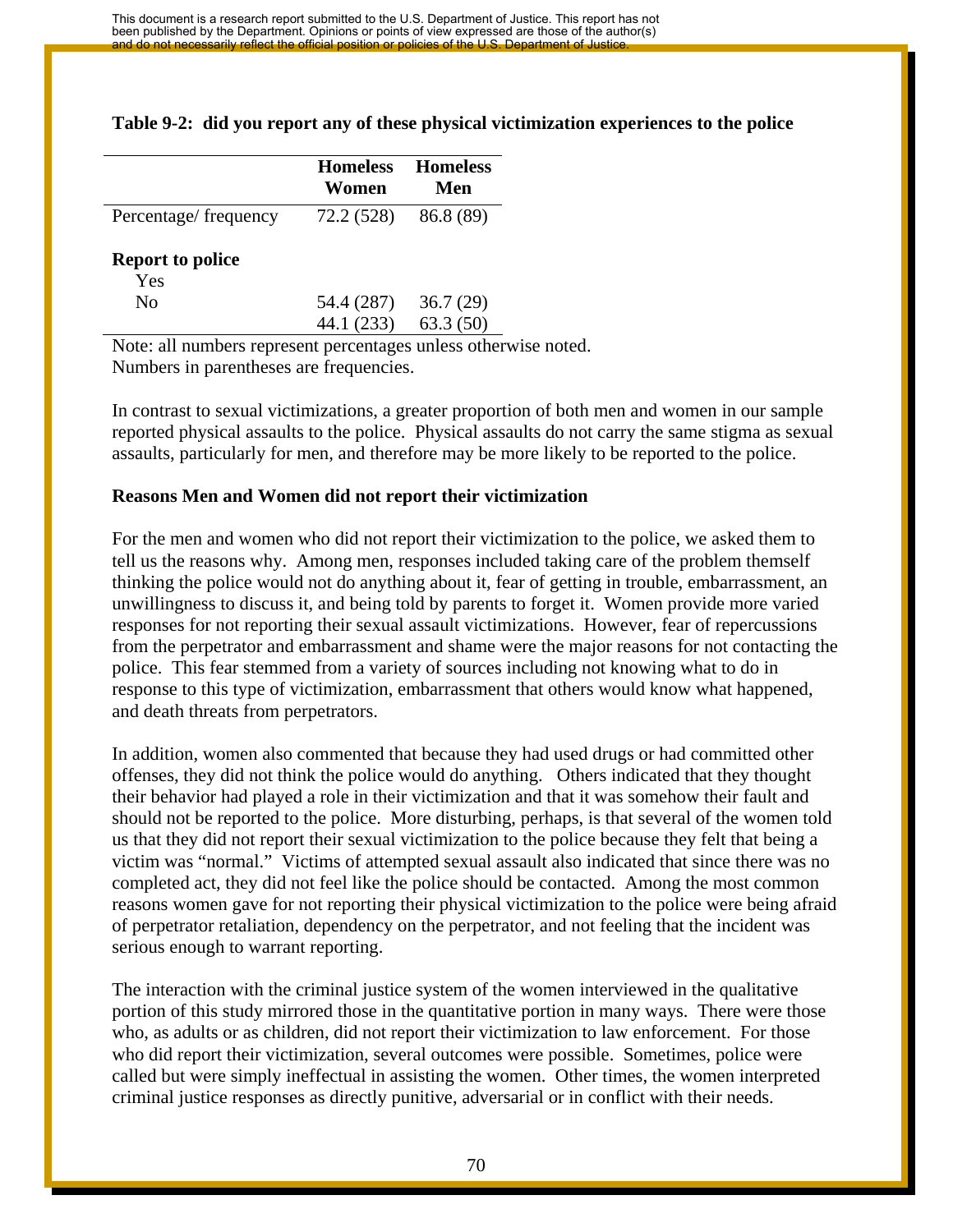This document is a research report submitted to the U.S. Department of Justice. This report has not been published by the Department. Opinions or points of view expressed are those of the author(s) and do not necessarily reflect the official position or policies of the U.S. Department of Justice.

**Table 9-2: did you report any of these physical victimization experiences to the police**

| | Homeless Women | Homeless Men |
|---|---|---|
| Percentage/ frequency | 72.2 (528) | 86.8 (89) |
| **Report to police** | | |
| Yes | 54.4 (287) | 36.7 (29) |
| No | 44.1 (233) | 63.3 (50) |

Note: all numbers represent percentages unless otherwise noted.
Numbers in parentheses are frequencies.

In contrast to sexual victimizations, a greater proportion of both men and women in our sample reported physical assaults to the police. Physical assaults do not carry the same stigma as sexual assaults, particularly for men, and therefore may be more likely to be reported to the police.

**Reasons Men and Women did not report their victimization**

For the men and women who did not report their victimization to the police, we asked them to tell us the reasons why. Among men, responses included taking care of the problem themself thinking the police would not do anything about it, fear of getting in trouble, embarrassment, an unwillingness to discuss it, and being told by parents to forget it. Women provide more varied responses for not reporting their sexual assault victimizations. However, fear of repercussions from the perpetrator and embarrassment and shame were the major reasons for not contacting the police. This fear stemmed from a variety of sources including not knowing what to do in response to this type of victimization, embarrassment that others would know what happened, and death threats from perpetrators.

In addition, women also commented that because they had used drugs or had committed other offenses, they did not think the police would do anything. Others indicated that they thought their behavior had played a role in their victimization and that it was somehow their fault and should not be reported to the police. More disturbing, perhaps, is that several of the women told us that they did not report their sexual victimization to the police because they felt that being a victim was "normal." Victims of attempted sexual assault also indicated that since there was no completed act, they did not feel like the police should be contacted. Among the most common reasons women gave for not reporting their physical victimization to the police were being afraid of perpetrator retaliation, dependency on the perpetrator, and not feeling that the incident was serious enough to warrant reporting.

The interaction with the criminal justice system of the women interviewed in the qualitative portion of this study mirrored those in the quantitative portion in many ways. There were those who, as adults or as children, did not report their victimization to law enforcement. For those who did report their victimization, several outcomes were possible. Sometimes, police were called but were simply ineffectual in assisting the women. Other times, the women interpreted criminal justice responses as directly punitive, adversarial or in conflict with their needs.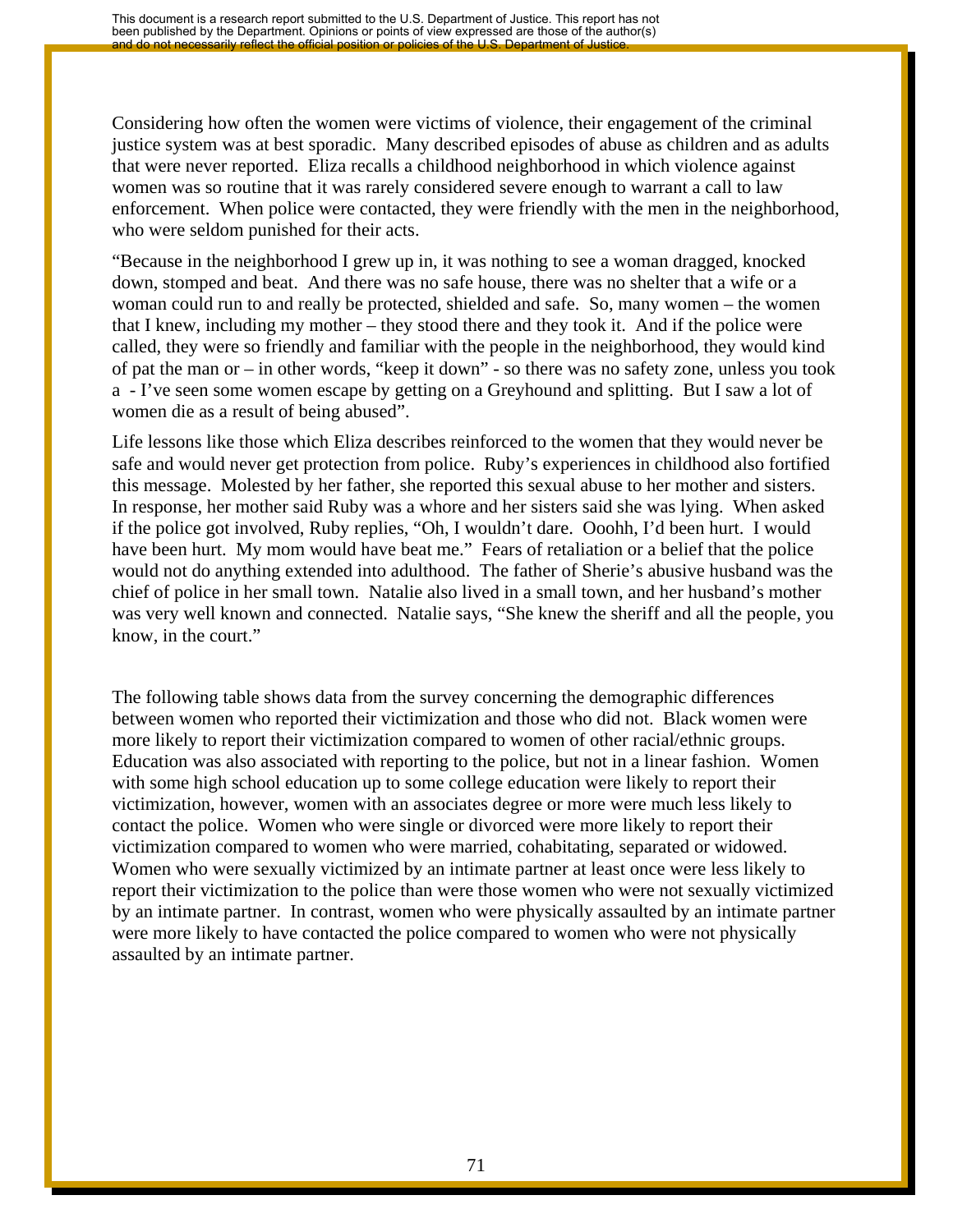Considering how often the women were victims of violence, their engagement of the criminal justice system was at best sporadic. Many described episodes of abuse as children and as adults that were never reported. Eliza recalls a childhood neighborhood in which violence against women was so routine that it was rarely considered severe enough to warrant a call to law enforcement. When police were contacted, they were friendly with the men in the neighborhood, who were seldom punished for their acts.

"Because in the neighborhood I grew up in, it was nothing to see a woman dragged, knocked down, stomped and beat. And there was no safe house, there was no shelter that a wife or a woman could run to and really be protected, shielded and safe. So, many women – the women that I knew, including my mother – they stood there and they took it. And if the police were called, they were so friendly and familiar with the people in the neighborhood, they would kind of pat the man or – in other words, "keep it down" - so there was no safety zone, unless you took a - I've seen some women escape by getting on a Greyhound and splitting. But I saw a lot of women die as a result of being abused".

Life lessons like those which Eliza describes reinforced to the women that they would never be safe and would never get protection from police. Ruby's experiences in childhood also fortified this message. Molested by her father, she reported this sexual abuse to her mother and sisters. In response, her mother said Ruby was a whore and her sisters said she was lying. When asked if the police got involved, Ruby replies, "Oh, I wouldn't dare. Ooohh, I'd been hurt. I would have been hurt. My mom would have beat me." Fears of retaliation or a belief that the police would not do anything extended into adulthood. The father of Sherie's abusive husband was the chief of police in her small town. Natalie also lived in a small town, and her husband's mother was very well known and connected. Natalie says, "She knew the sheriff and all the people, you know, in the court."

The following table shows data from the survey concerning the demographic differences between women who reported their victimization and those who did not. Black women were more likely to report their victimization compared to women of other racial/ethnic groups. Education was also associated with reporting to the police, but not in a linear fashion. Women with some high school education up to some college education were likely to report their victimization, however, women with an associates degree or more were much less likely to contact the police. Women who were single or divorced were more likely to report their victimization compared to women who were married, cohabitating, separated or widowed. Women who were sexually victimized by an intimate partner at least once were less likely to report their victimization to the police than were those women who were not sexually victimized by an intimate partner. In contrast, women who were physically assaulted by an intimate partner were more likely to have contacted the police compared to women who were not physically assaulted by an intimate partner.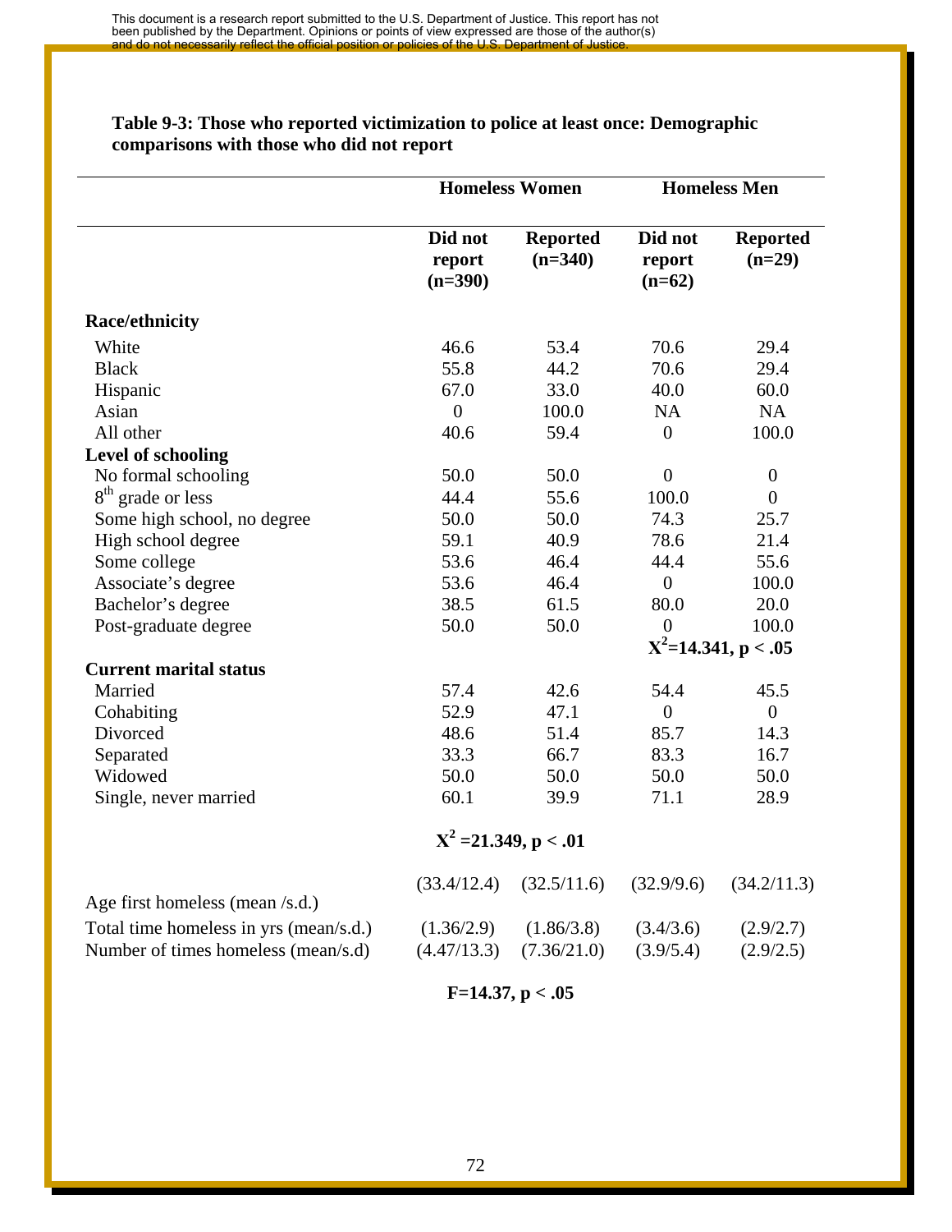**Table 9-3: Those who reported victimization to police at least once: Demographic comparisons with those who did not report**

| | Homeless Women | | Homeless Men | |
|---|---|---|---|---|
| | Did not report (n=390) | Reported (n=340) | Did not report (n=62) | Reported (n=29) |
| **Race/ethnicity** | | | | |
| White | 46.6 | 53.4 | 70.6 | 29.4 |
| Black | 55.8 | 44.2 | 70.6 | 29.4 |
| Hispanic | 67.0 | 33.0 | 40.0 | 60.0 |
| Asian | 0 | 100.0 | NA | NA |
| All other | 40.6 | 59.4 | 0 | 100.0 |
| **Level of schooling** | | | | |
| No formal schooling | 50.0 | 50.0 | 0 | 0 |
| 8th grade or less | 44.4 | 55.6 | 100.0 | 0 |
| Some high school, no degree | 50.0 | 50.0 | 74.3 | 25.7 |
| High school degree | 59.1 | 40.9 | 78.6 | 21.4 |
| Some college | 53.6 | 46.4 | 44.4 | 55.6 |
| Associate's degree | 53.6 | 46.4 | 0 | 100.0 |
| Bachelor's degree | 38.5 | 61.5 | 80.0 | 20.0 |
| Post-graduate degree | 50.0 | 50.0 | 0 | 100.0 |
| | | | $X^2$=14.341, $p < .05$ | |
| **Current marital status** | | | | |
| Married | 57.4 | 42.6 | 54.4 | 45.5 |
| Cohabiting | 52.9 | 47.1 | 0 | 0 |
| Divorced | 48.6 | 51.4 | 85.7 | 14.3 |
| Separated | 33.3 | 66.7 | 83.3 | 16.7 |
| Widowed | 50.0 | 50.0 | 50.0 | 50.0 |
| Single, never married | 60.1 | 39.9 | 71.1 | 28.9 |
| | $X^2$ =21.349, $p < .01$ | | | |
| Age first homeless (mean /s.d.) | (33.4/12.4) | (32.5/11.6) | (32.9/9.6) | (34.2/11.3) |
| Total time homeless in yrs (mean/s.d.) | (1.36/2.9) | (1.86/3.8) | (3.4/3.6) | (2.9/2.7) |
| Number of times homeless (mean/s.d) | (4.47/13.3) | (7.36/21.0) | (3.9/5.4) | (2.9/2.5) |
| | F=14.37, $p < .05$ | | | |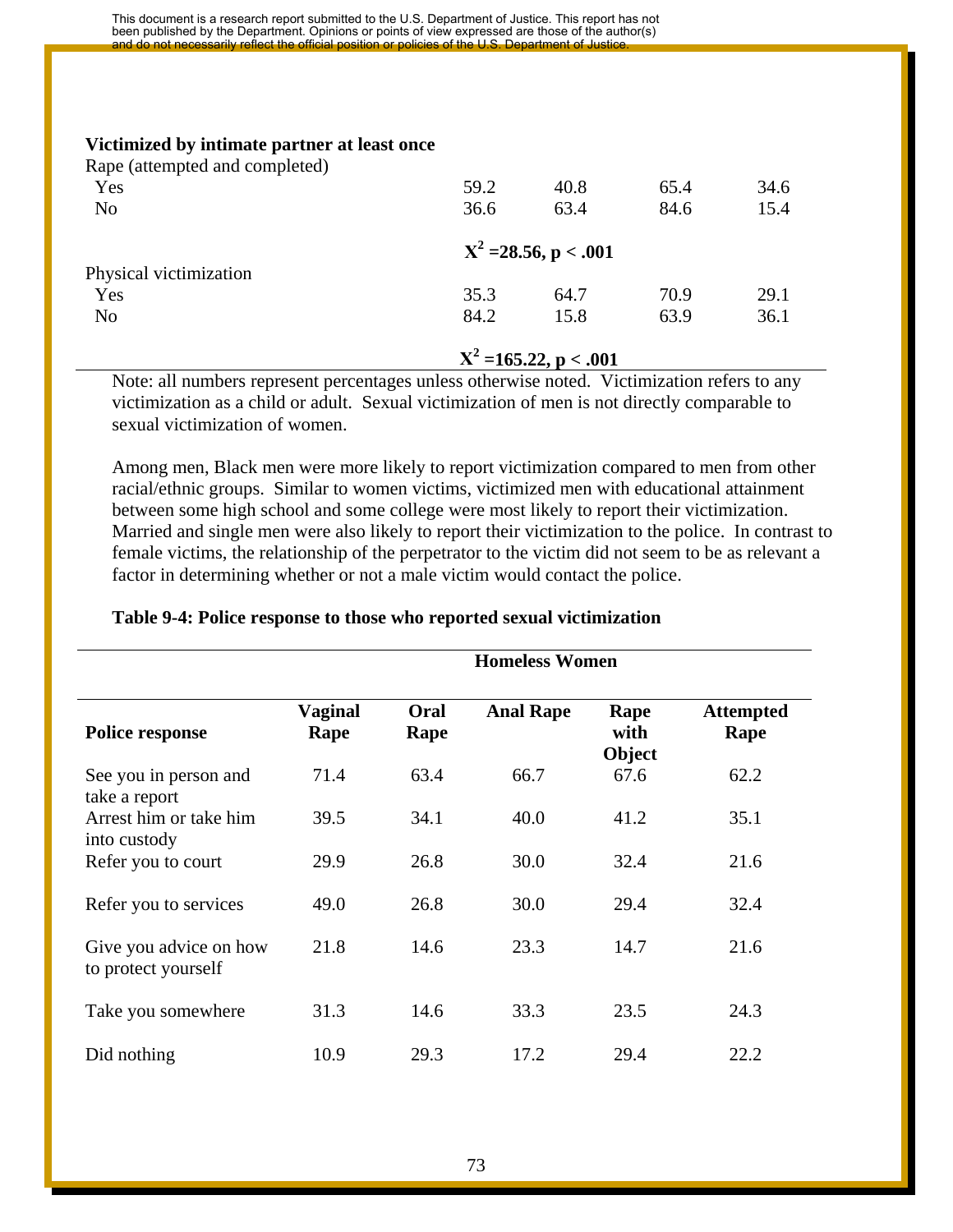This document is a research report submitted to the U.S. Department of Justice. This report has not been published by the Department. Opinions or points of view expressed are those of the author(s) and do not necessarily reflect the official position or policies of the U.S. Department of Justice.

| | | | | |
|---|---|---|---|---|
| **Victimized by intimate partner at least once** | | | | |
| Rape (attempted and completed) | | | | |
| Yes | 59.2 | 40.8 | 65.4 | 34.6 |
| No | 36.6 | 63.4 | 84.6 | 15.4 |
| | **$X^2$ =28.56, p < .001** | | | |
| Physical victimization | | | | |
| Yes | 35.3 | 64.7 | 70.9 | 29.1 |
| No | 84.2 | 15.8 | 63.9 | 36.1 |
| | **$X^2$ =165.22, p < .001** | | | |

Note: all numbers represent percentages unless otherwise noted. Victimization refers to any victimization as a child or adult. Sexual victimization of men is not directly comparable to sexual victimization of women.

Among men, Black men were more likely to report victimization compared to men from other racial/ethnic groups. Similar to women victims, victimized men with educational attainment between some high school and some college were most likely to report their victimization. Married and single men were also likely to report their victimization to the police. In contrast to female victims, the relationship of the perpetrator to the victim did not seem to be as relevant a factor in determining whether or not a male victim would contact the police.

**Table 9-4: Police response to those who reported sexual victimization**

| | Homeless Women | | | | |
|---|---|---|---|---|---|
| **Police response** | **Vaginal Rape** | **Oral Rape** | **Anal Rape** | **Rape with Object** | **Attempted Rape** |
| See you in person and take a report | 71.4 | 63.4 | 66.7 | 67.6 | 62.2 |
| Arrest him or take him into custody | 39.5 | 34.1 | 40.0 | 41.2 | 35.1 |
| Refer you to court | 29.9 | 26.8 | 30.0 | 32.4 | 21.6 |
| Refer you to services | 49.0 | 26.8 | 30.0 | 29.4 | 32.4 |
| Give you advice on how to protect yourself | 21.8 | 14.6 | 23.3 | 14.7 | 21.6 |
| Take you somewhere | 31.3 | 14.6 | 33.3 | 23.5 | 24.3 |
| Did nothing | 10.9 | 29.3 | 17.2 | 29.4 | 22.2 |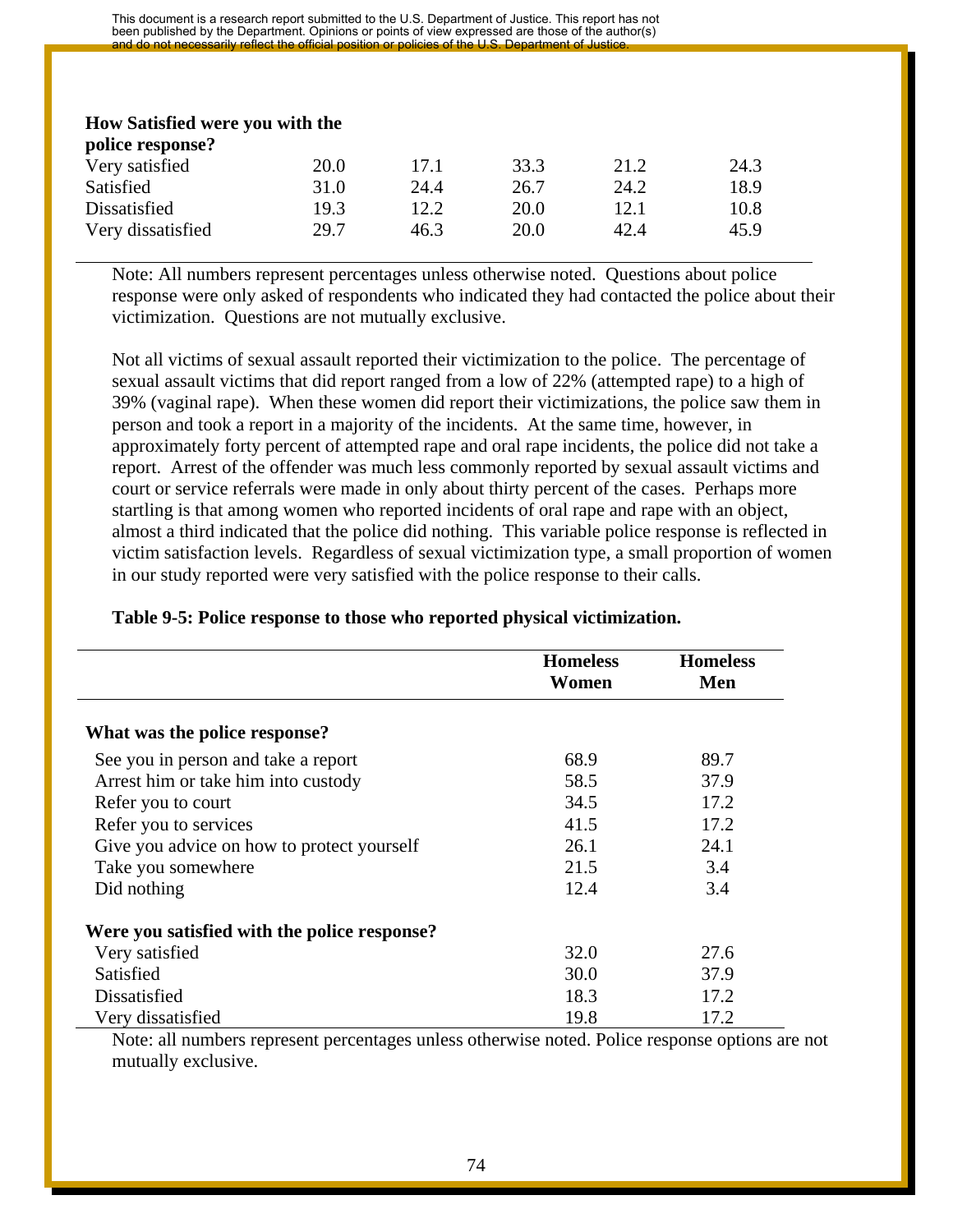| | | | | | |
|---|---|---|---|---|---|
| **How Satisfied were you with the police response?** | | | | | |
| Very satisfied | 20.0 | 17.1 | 33.3 | 21.2 | 24.3 |
| Satisfied | 31.0 | 24.4 | 26.7 | 24.2 | 18.9 |
| Dissatisfied | 19.3 | 12.2 | 20.0 | 12.1 | 10.8 |
| Very dissatisfied | 29.7 | 46.3 | 20.0 | 42.4 | 45.9 |

Note: All numbers represent percentages unless otherwise noted. Questions about police response were only asked of respondents who indicated they had contacted the police about their victimization. Questions are not mutually exclusive.

Not all victims of sexual assault reported their victimization to the police. The percentage of sexual assault victims that did report ranged from a low of 22% (attempted rape) to a high of 39% (vaginal rape). When these women did report their victimizations, the police saw them in person and took a report in a majority of the incidents. At the same time, however, in approximately forty percent of attempted rape and oral rape incidents, the police did not take a report. Arrest of the offender was much less commonly reported by sexual assault victims and court or service referrals were made in only about thirty percent of the cases. Perhaps more startling is that among women who reported incidents of oral rape and rape with an object, almost a third indicated that the police did nothing. This variable police response is reflected in victim satisfaction levels. Regardless of sexual victimization type, a small proportion of women in our study reported were very satisfied with the police response to their calls.

**Table 9-5: Police response to those who reported physical victimization.**

| | Homeless Women | Homeless Men |
|---|---|---|
| **What was the police response?** | | |
| See you in person and take a report | 68.9 | 89.7 |
| Arrest him or take him into custody | 58.5 | 37.9 |
| Refer you to court | 34.5 | 17.2 |
| Refer you to services | 41.5 | 17.2 |
| Give you advice on how to protect yourself | 26.1 | 24.1 |
| Take you somewhere | 21.5 | 3.4 |
| Did nothing | 12.4 | 3.4 |
| **Were you satisfied with the police response?** | | |
| Very satisfied | 32.0 | 27.6 |
| Satisfied | 30.0 | 37.9 |
| Dissatisfied | 18.3 | 17.2 |
| Very dissatisfied | 19.8 | 17.2 |

Note: all numbers represent percentages unless otherwise noted. Police response options are not mutually exclusive.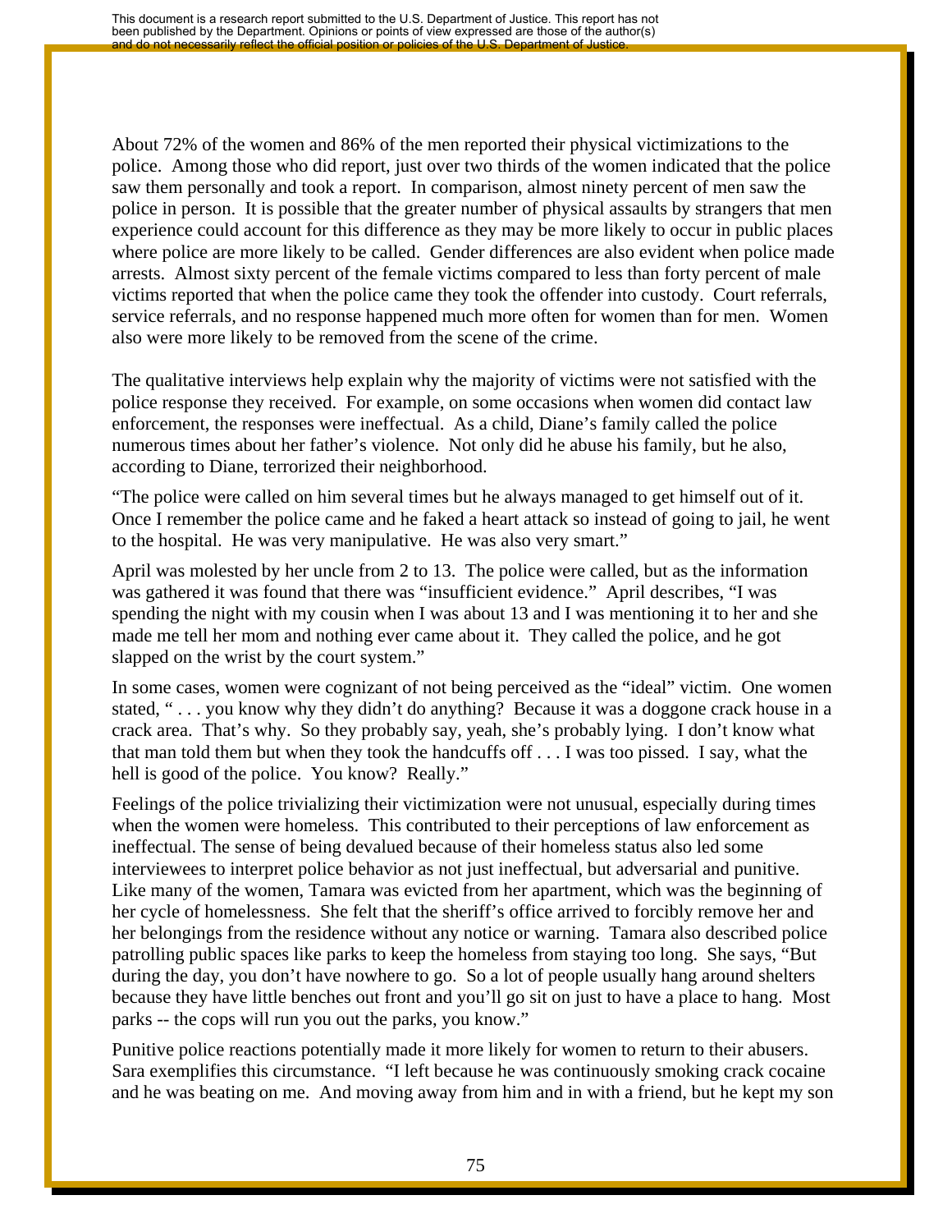About 72% of the women and 86% of the men reported their physical victimizations to the police. Among those who did report, just over two thirds of the women indicated that the police saw them personally and took a report. In comparison, almost ninety percent of men saw the police in person. It is possible that the greater number of physical assaults by strangers that men experience could account for this difference as they may be more likely to occur in public places where police are more likely to be called. Gender differences are also evident when police made arrests. Almost sixty percent of the female victims compared to less than forty percent of male victims reported that when the police came they took the offender into custody. Court referrals, service referrals, and no response happened much more often for women than for men. Women also were more likely to be removed from the scene of the crime.

The qualitative interviews help explain why the majority of victims were not satisfied with the police response they received. For example, on some occasions when women did contact law enforcement, the responses were ineffectual. As a child, Diane's family called the police numerous times about her father's violence. Not only did he abuse his family, but he also, according to Diane, terrorized their neighborhood.

"The police were called on him several times but he always managed to get himself out of it. Once I remember the police came and he faked a heart attack so instead of going to jail, he went to the hospital. He was very manipulative. He was also very smart."

April was molested by her uncle from 2 to 13. The police were called, but as the information was gathered it was found that there was "insufficient evidence." April describes, "I was spending the night with my cousin when I was about 13 and I was mentioning it to her and she made me tell her mom and nothing ever came about it. They called the police, and he got slapped on the wrist by the court system."

In some cases, women were cognizant of not being perceived as the "ideal" victim. One women stated, " . . . you know why they didn't do anything? Because it was a doggone crack house in a crack area. That's why. So they probably say, yeah, she's probably lying. I don't know what that man told them but when they took the handcuffs off . . . I was too pissed. I say, what the hell is good of the police. You know? Really."

Feelings of the police trivializing their victimization were not unusual, especially during times when the women were homeless. This contributed to their perceptions of law enforcement as ineffectual. The sense of being devalued because of their homeless status also led some interviewees to interpret police behavior as not just ineffectual, but adversarial and punitive. Like many of the women, Tamara was evicted from her apartment, which was the beginning of her cycle of homelessness. She felt that the sheriff's office arrived to forcibly remove her and her belongings from the residence without any notice or warning. Tamara also described police patrolling public spaces like parks to keep the homeless from staying too long. She says, "But during the day, you don't have nowhere to go. So a lot of people usually hang around shelters because they have little benches out front and you'll go sit on just to have a place to hang. Most parks -- the cops will run you out the parks, you know."

Punitive police reactions potentially made it more likely for women to return to their abusers. Sara exemplifies this circumstance. "I left because he was continuously smoking crack cocaine and he was beating on me. And moving away from him and in with a friend, but he kept my son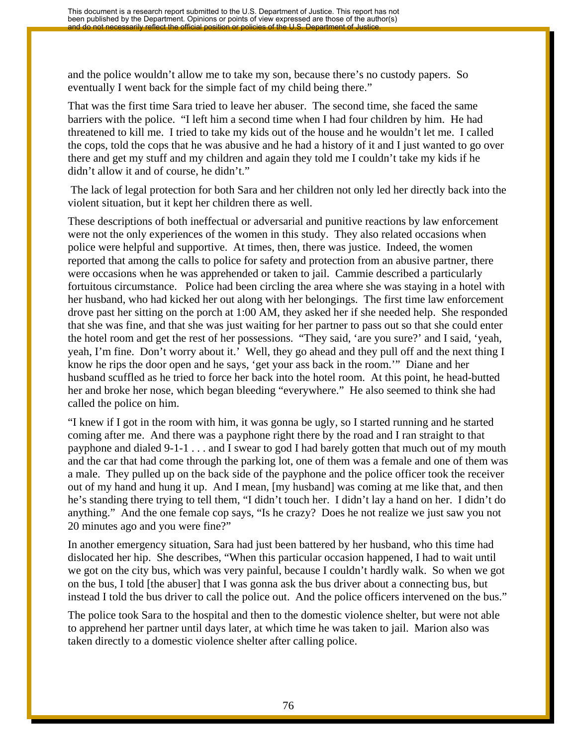and the police wouldn't allow me to take my son, because there's no custody papers. So eventually I went back for the simple fact of my child being there."

That was the first time Sara tried to leave her abuser. The second time, she faced the same barriers with the police. "I left him a second time when I had four children by him. He had threatened to kill me. I tried to take my kids out of the house and he wouldn't let me. I called the cops, told the cops that he was abusive and he had a history of it and I just wanted to go over there and get my stuff and my children and again they told me I couldn't take my kids if he didn't allow it and of course, he didn't."

The lack of legal protection for both Sara and her children not only led her directly back into the violent situation, but it kept her children there as well.

These descriptions of both ineffectual or adversarial and punitive reactions by law enforcement were not the only experiences of the women in this study. They also related occasions when police were helpful and supportive. At times, then, there was justice. Indeed, the women reported that among the calls to police for safety and protection from an abusive partner, there were occasions when he was apprehended or taken to jail. Cammie described a particularly fortuitous circumstance. Police had been circling the area where she was staying in a hotel with her husband, who had kicked her out along with her belongings. The first time law enforcement drove past her sitting on the porch at 1:00 AM, they asked her if she needed help. She responded that she was fine, and that she was just waiting for her partner to pass out so that she could enter the hotel room and get the rest of her possessions. "They said, 'are you sure?' and I said, 'yeah, yeah, I'm fine. Don't worry about it.' Well, they go ahead and they pull off and the next thing I know he rips the door open and he says, 'get your ass back in the room.'" Diane and her husband scuffled as he tried to force her back into the hotel room. At this point, he head-butted her and broke her nose, which began bleeding "everywhere." He also seemed to think she had called the police on him.

"I knew if I got in the room with him, it was gonna be ugly, so I started running and he started coming after me. And there was a payphone right there by the road and I ran straight to that payphone and dialed 9-1-1 . . . and I swear to god I had barely gotten that much out of my mouth and the car that had come through the parking lot, one of them was a female and one of them was a male. They pulled up on the back side of the payphone and the police officer took the receiver out of my hand and hung it up. And I mean, [my husband] was coming at me like that, and then he's standing there trying to tell them, "I didn't touch her. I didn't lay a hand on her. I didn't do anything." And the one female cop says, "Is he crazy? Does he not realize we just saw you not 20 minutes ago and you were fine?"

In another emergency situation, Sara had just been battered by her husband, who this time had dislocated her hip. She describes, "When this particular occasion happened, I had to wait until we got on the city bus, which was very painful, because I couldn't hardly walk. So when we got on the bus, I told [the abuser] that I was gonna ask the bus driver about a connecting bus, but instead I told the bus driver to call the police out. And the police officers intervened on the bus."

The police took Sara to the hospital and then to the domestic violence shelter, but were not able to apprehend her partner until days later, at which time he was taken to jail. Marion also was taken directly to a domestic violence shelter after calling police.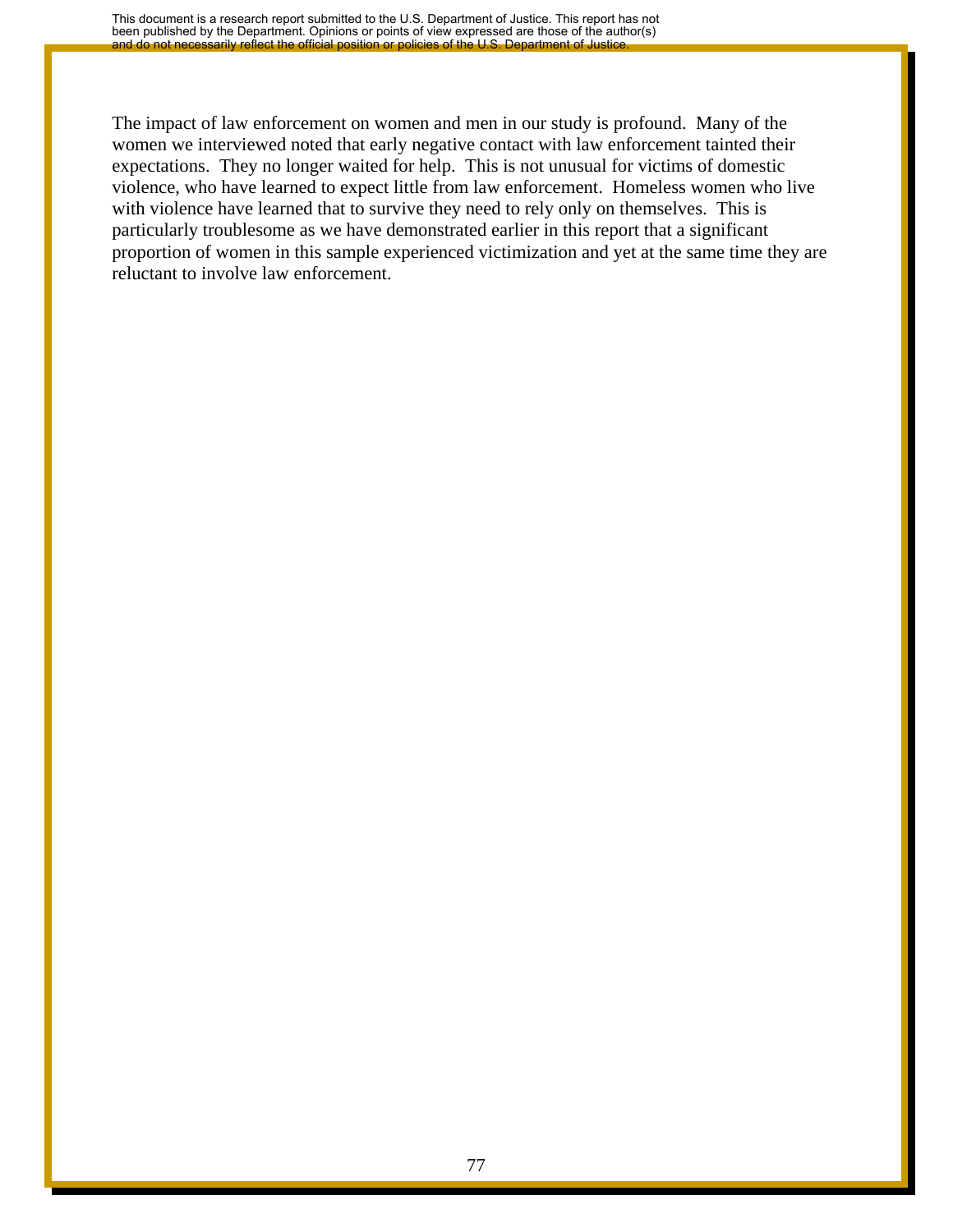The impact of law enforcement on women and men in our study is profound. Many of the women we interviewed noted that early negative contact with law enforcement tainted their expectations. They no longer waited for help. This is not unusual for victims of domestic violence, who have learned to expect little from law enforcement. Homeless women who live with violence have learned that to survive they need to rely only on themselves. This is particularly troublesome as we have demonstrated earlier in this report that a significant proportion of women in this sample experienced victimization and yet at the same time they are reluctant to involve law enforcement.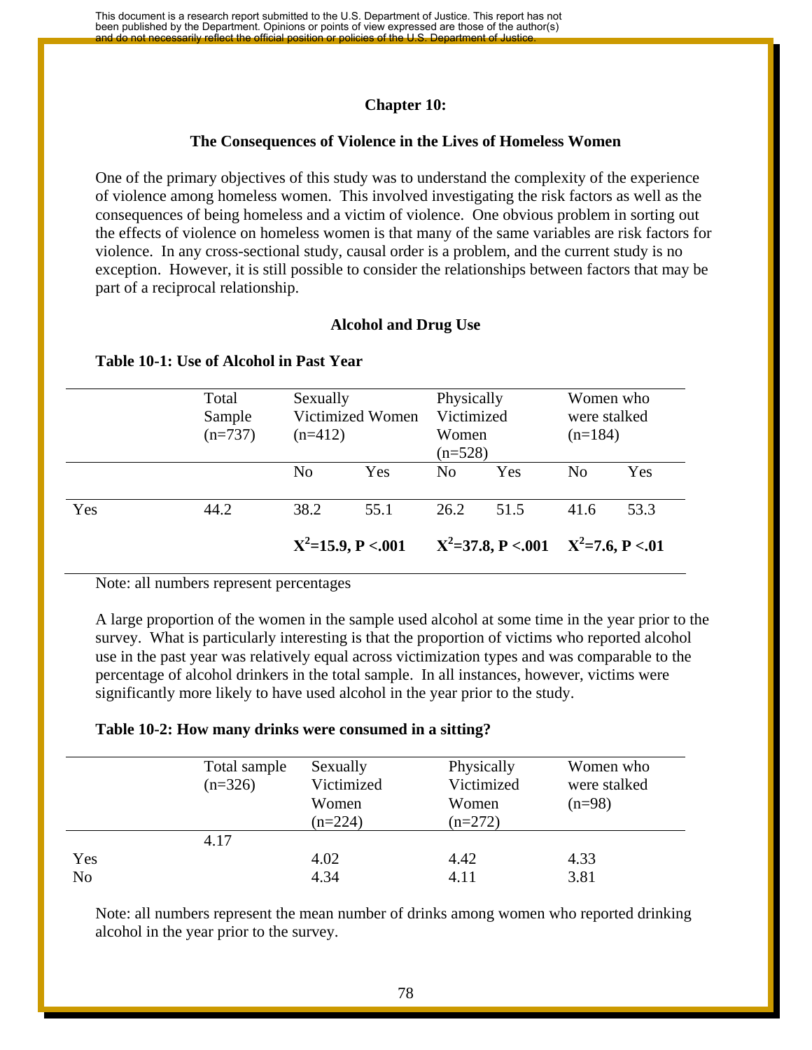## Chapter 10:

### The Consequences of Violence in the Lives of Homeless Women

One of the primary objectives of this study was to understand the complexity of the experience of violence among homeless women. This involved investigating the risk factors as well as the consequences of being homeless and a victim of violence. One obvious problem in sorting out the effects of violence on homeless women is that many of the same variables are risk factors for violence. In any cross-sectional study, causal order is a problem, and the current study is no exception. However, it is still possible to consider the relationships between factors that may be part of a reciprocal relationship.

### Alcohol and Drug Use

**Table 10-1: Use of Alcohol in Past Year**

| | Total Sample (n=737) | Sexually Victimized Women (n=412) | | Physically Victimized Women (n=528) | | Women who were stalked (n=184) | |
|---|---|---|---|---|---|---|---|
| | | No | Yes | No | Yes | No | Yes |
| Yes | 44.2 | 38.2 | 55.1 | 26.2 | 51.5 | 41.6 | 53.3 |
| | | **$X^2$=15.9, P <.001** | | **$X^2$=37.8, P <.001** | | **$X^2$=7.6, P <.01** | |

Note: all numbers represent percentages

A large proportion of the women in the sample used alcohol at some time in the year prior to the survey. What is particularly interesting is that the proportion of victims who reported alcohol use in the past year was relatively equal across victimization types and was comparable to the percentage of alcohol drinkers in the total sample. In all instances, however, victims were significantly more likely to have used alcohol in the year prior to the study.

**Table 10-2: How many drinks were consumed in a sitting?**

| | Total sample (n=326) | Sexually Victimized Women (n=224) | Physically Victimized Women (n=272) | Women who were stalked (n=98) |
|---|---|---|---|---|
| | 4.17 | | | |
| Yes | | 4.02 | 4.42 | 4.33 |
| No | | 4.34 | 4.11 | 3.81 |

Note: all numbers represent the mean number of drinks among women who reported drinking alcohol in the year prior to the survey.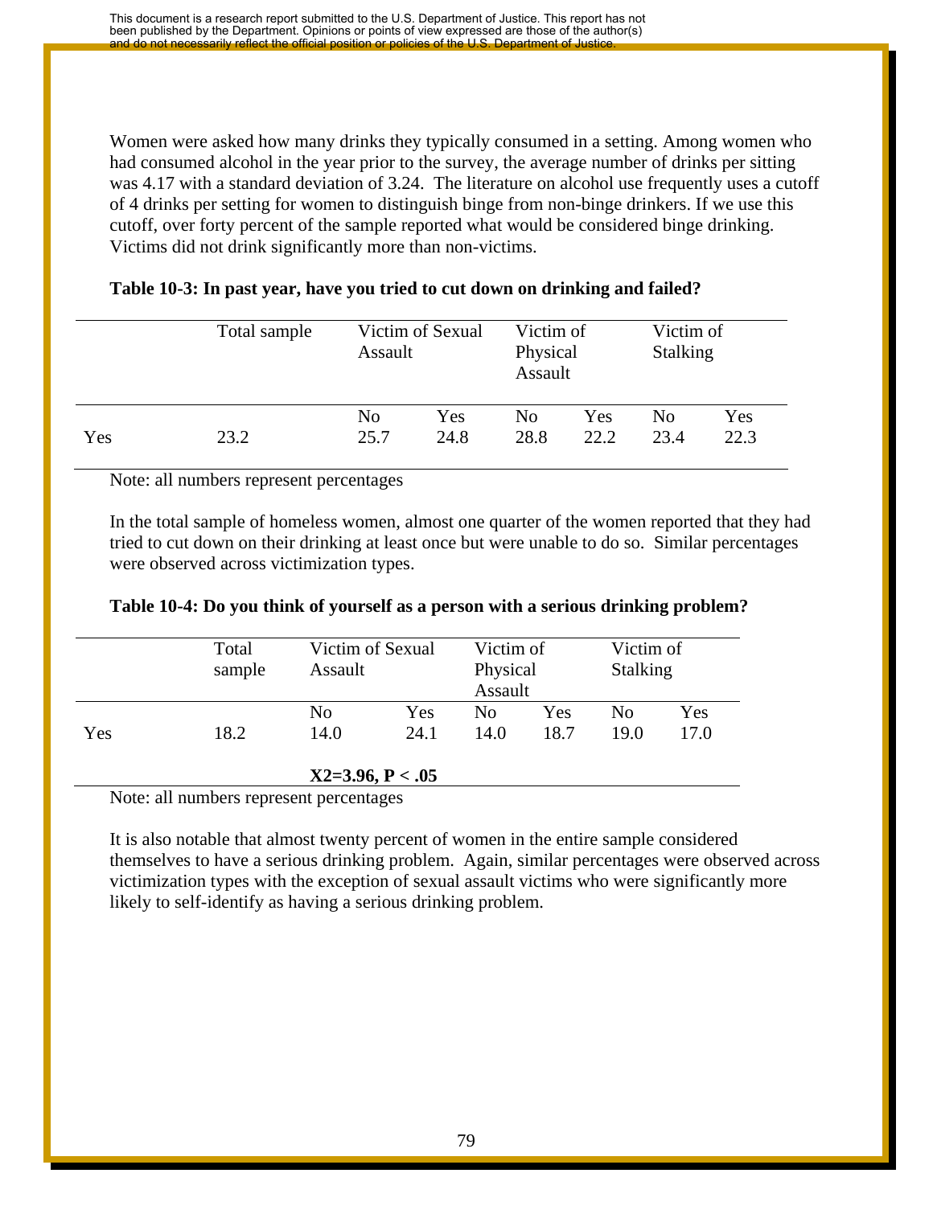Women were asked how many drinks they typically consumed in a setting. Among women who had consumed alcohol in the year prior to the survey, the average number of drinks per sitting was 4.17 with a standard deviation of 3.24. The literature on alcohol use frequently uses a cutoff of 4 drinks per setting for women to distinguish binge from non-binge drinkers. If we use this cutoff, over forty percent of the sample reported what would be considered binge drinking. Victims did not drink significantly more than non-victims.

**Table 10-3: In past year, have you tried to cut down on drinking and failed?**

| | Total sample | Victim of Sexual Assault | | Victim of Physical Assault | | Victim of Stalking | |
|---|---|---|---|---|---|---|---|
| | | No | Yes | No | Yes | No | Yes |
| Yes | 23.2 | 25.7 | 24.8 | 28.8 | 22.2 | 23.4 | 22.3 |

Note: all numbers represent percentages

In the total sample of homeless women, almost one quarter of the women reported that they had tried to cut down on their drinking at least once but were unable to do so. Similar percentages were observed across victimization types.

**Table 10-4: Do you think of yourself as a person with a serious drinking problem?**

| | Total sample | Victim of Sexual Assault | | Victim of Physical Assault | | Victim of Stalking | |
|---|---|---|---|---|---|---|---|
| | | No | Yes | No | Yes | No | Yes |
| Yes | 18.2 | 14.0 | 24.1 | 14.0 | 18.7 | 19.0 | 17.0 |
| | | **$X2=3.96, P < .05$** | | | | | |

Note: all numbers represent percentages

It is also notable that almost twenty percent of women in the entire sample considered themselves to have a serious drinking problem. Again, similar percentages were observed across victimization types with the exception of sexual assault victims who were significantly more likely to self-identify as having a serious drinking problem.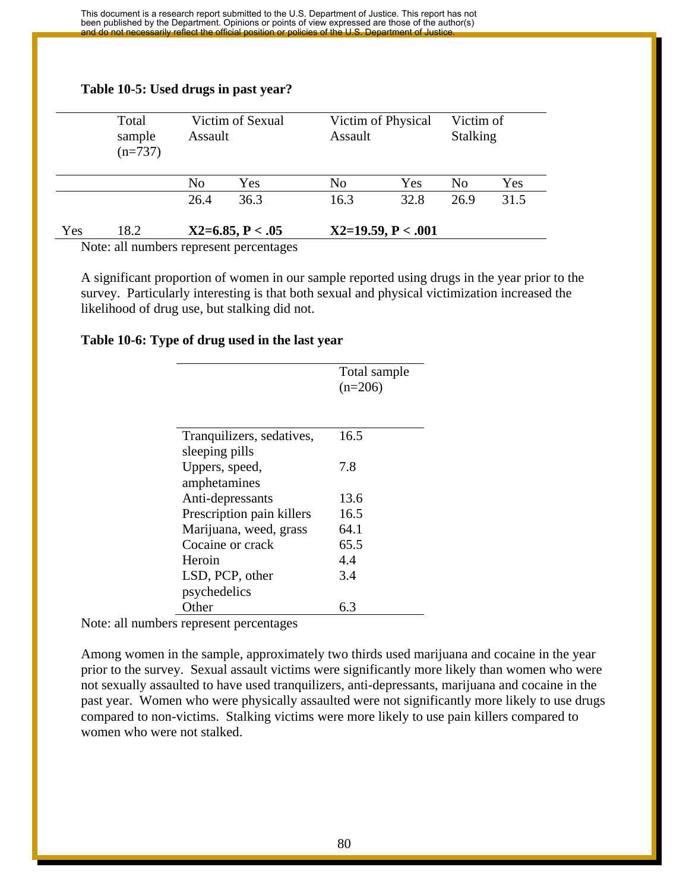**Table 10-5: Used drugs in past year?**

| | Total sample (n=737) | Victim of Sexual Assault | | Victim of Physical Assault | | Victim of Stalking | |
|---|---|---|---|---|---|---|---|
| | | No | Yes | No | Yes | No | Yes |
| | | 26.4 | 36.3 | 16.3 | 32.8 | 26.9 | 31.5 |
| Yes | 18.2 | **$X2=6.85$, $P < .05$** | | **$X2=19.59$, $P < .001$** | | | |

Note: all numbers represent percentages

A significant proportion of women in our sample reported using drugs in the year prior to the survey. Particularly interesting is that both sexual and physical victimization increased the likelihood of drug use, but stalking did not.

**Table 10-6: Type of drug used in the last year**

| | Total sample (n=206) |
|---|---|
| Tranquilizers, sedatives, sleeping pills | 16.5 |
| Uppers, speed, amphetamines | 7.8 |
| Anti-depressants | 13.6 |
| Prescription pain killers | 16.5 |
| Marijuana, weed, grass | 64.1 |
| Cocaine or crack | 65.5 |
| Heroin | 4.4 |
| LSD, PCP, other psychedelics | 3.4 |
| Other | 6.3 |

Note: all numbers represent percentages

Among women in the sample, approximately two thirds used marijuana and cocaine in the year prior to the survey. Sexual assault victims were significantly more likely than women who were not sexually assaulted to have used tranquilizers, anti-depressants, marijuana and cocaine in the past year. Women who were physically assaulted were not significantly more likely to use drugs compared to non-victims. Stalking victims were more likely to use pain killers compared to women who were not stalked.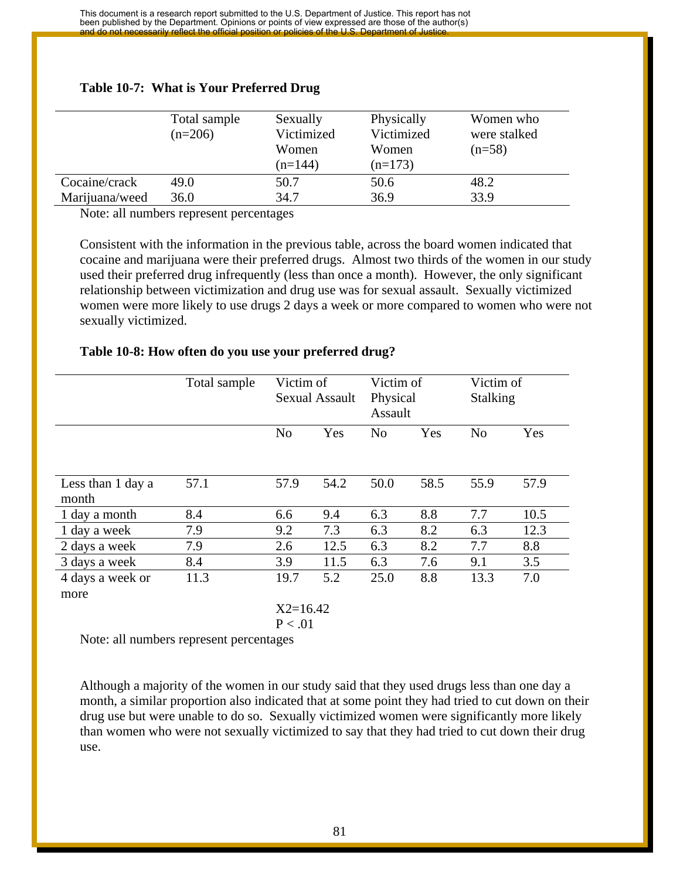**Table 10-7: What is Your Preferred Drug**

| | Total sample (n=206) | Sexually Victimized Women (n=144) | Physically Victimized Women (n=173) | Women who were stalked (n=58) |
|---|---|---|---|---|
| Cocaine/crack | 49.0 | 50.7 | 50.6 | 48.2 |
| Marijuana/weed | 36.0 | 34.7 | 36.9 | 33.9 |

Note: all numbers represent percentages

Consistent with the information in the previous table, across the board women indicated that cocaine and marijuana were their preferred drugs. Almost two thirds of the women in our study used their preferred drug infrequently (less than once a month). However, the only significant relationship between victimization and drug use was for sexual assault. Sexually victimized women were more likely to use drugs 2 days a week or more compared to women who were not sexually victimized.

**Table 10-8: How often do you use your preferred drug?**

| | Total sample | Victim of Sexual Assault | | Victim of Physical Assault | | Victim of Stalking | |
|---|---|---|---|---|---|---|---|
| | | No | Yes | No | Yes | No | Yes |
| Less than 1 day a month | 57.1 | 57.9 | 54.2 | 50.0 | 58.5 | 55.9 | 57.9 |
| 1 day a month | 8.4 | 6.6 | 9.4 | 6.3 | 8.8 | 7.7 | 10.5 |
| 1 day a week | 7.9 | 9.2 | 7.3 | 6.3 | 8.2 | 6.3 | 12.3 |
| 2 days a week | 7.9 | 2.6 | 12.5 | 6.3 | 8.2 | 7.7 | 8.8 |
| 3 days a week | 8.4 | 3.9 | 11.5 | 6.3 | 7.6 | 9.1 | 3.5 |
| 4 days a week or more | 11.3 | 19.7 | 5.2 | 25.0 | 8.8 | 13.3 | 7.0 |
| | | X2=16.42 P < .01 | | | | | |

Note: all numbers represent percentages

Although a majority of the women in our study said that they used drugs less than one day a month, a similar proportion also indicated that at some point they had tried to cut down on their drug use but were unable to do so. Sexually victimized women were significantly more likely than women who were not sexually victimized to say that they had tried to cut down their drug use.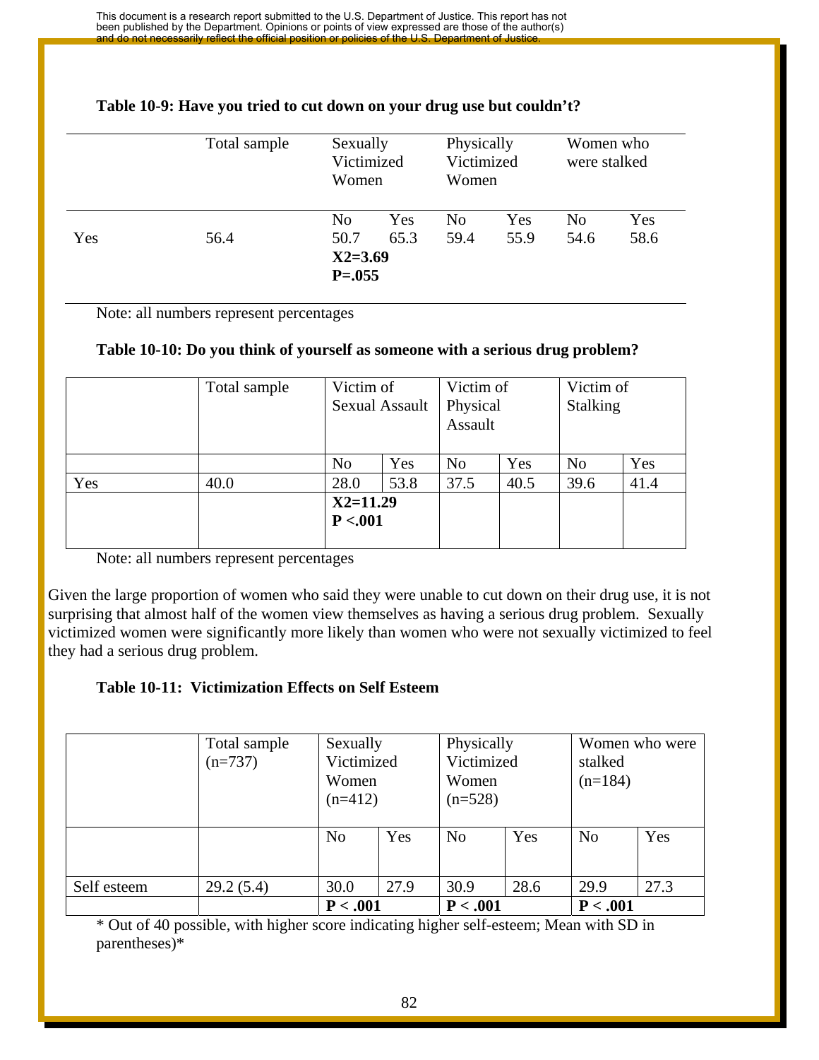**Table 10-9: Have you tried to cut down on your drug use but couldn't?**

| | Total sample | Sexually Victimized Women | | Physically Victimized Women | | Women who were stalked | |
|---|---|---|---|---|---|---|---|
| | | No | Yes | No | Yes | No | Yes |
| Yes | 56.4 | 50.7 | 65.3 | 59.4 | 55.9 | 54.6 | 58.6 |
| | | **X2=3.69** **P=.055** | | | | | |

Note: all numbers represent percentages

**Table 10-10: Do you think of yourself as someone with a serious drug problem?**

| | Total sample | Victim of Sexual Assault | | Victim of Physical Assault | | Victim of Stalking | |
|---|---|---|---|---|---|---|---|
| | | No | Yes | No | Yes | No | Yes |
| Yes | 40.0 | 28.0 | 53.8 | 37.5 | 40.5 | 39.6 | 41.4 |
| | | **X2=11.29** **P <.001** | | | | | |

Note: all numbers represent percentages

Given the large proportion of women who said they were unable to cut down on their drug use, it is not surprising that almost half of the women view themselves as having a serious drug problem. Sexually victimized women were significantly more likely than women who were not sexually victimized to feel they had a serious drug problem.

**Table 10-11: Victimization Effects on Self Esteem**

| | Total sample (n=737) | Sexually Victimized Women (n=412) | | Physically Victimized Women (n=528) | | Women who were stalked (n=184) | |
|---|---|---|---|---|---|---|---|
| | | No | Yes | No | Yes | No | Yes |
| Self esteem | 29.2 (5.4) | 30.0 | 27.9 | 30.9 | 28.6 | 29.9 | 27.3 |
| | | **P < .001** | | **P < .001** | | **P < .001** | |

\* Out of 40 possible, with higher score indicating higher self-esteem; Mean with SD in parentheses)*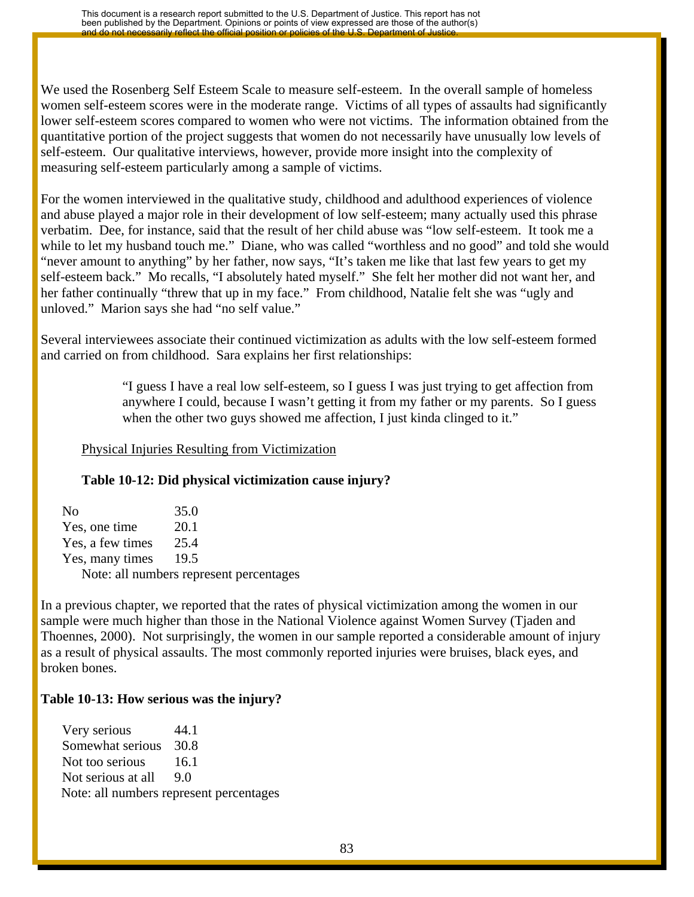We used the Rosenberg Self Esteem Scale to measure self-esteem. In the overall sample of homeless women self-esteem scores were in the moderate range. Victims of all types of assaults had significantly lower self-esteem scores compared to women who were not victims. The information obtained from the quantitative portion of the project suggests that women do not necessarily have unusually low levels of self-esteem. Our qualitative interviews, however, provide more insight into the complexity of measuring self-esteem particularly among a sample of victims.

For the women interviewed in the qualitative study, childhood and adulthood experiences of violence and abuse played a major role in their development of low self-esteem; many actually used this phrase verbatim. Dee, for instance, said that the result of her child abuse was "low self-esteem. It took me a while to let my husband touch me." Diane, who was called "worthless and no good" and told she would "never amount to anything" by her father, now says, "It's taken me like that last few years to get my self-esteem back." Mo recalls, "I absolutely hated myself." She felt her mother did not want her, and her father continually "threw that up in my face." From childhood, Natalie felt she was "ugly and unloved." Marion says she had "no self value."

Several interviewees associate their continued victimization as adults with the low self-esteem formed and carried on from childhood. Sara explains her first relationships:

> "I guess I have a real low self-esteem, so I guess I was just trying to get affection from anywhere I could, because I wasn't getting it from my father or my parents. So I guess when the other two guys showed me affection, I just kinda clinged to it."

Physical Injuries Resulting from Victimization

**Table 10-12: Did physical victimization cause injury?**

| | |
|---|---|
| No | 35.0 |
| Yes, one time | 20.1 |
| Yes, a few times | 25.4 |
| Yes, many times | 19.5 |

Note: all numbers represent percentages

In a previous chapter, we reported that the rates of physical victimization among the women in our sample were much higher than those in the National Violence against Women Survey (Tjaden and Thoennes, 2000). Not surprisingly, the women in our sample reported a considerable amount of injury as a result of physical assaults. The most commonly reported injuries were bruises, black eyes, and broken bones.

**Table 10-13: How serious was the injury?**

| | |
|---|---|
| Very serious | 44.1 |
| Somewhat serious | 30.8 |
| Not too serious | 16.1 |
| Not serious at all | 9.0 |

Note: all numbers represent percentages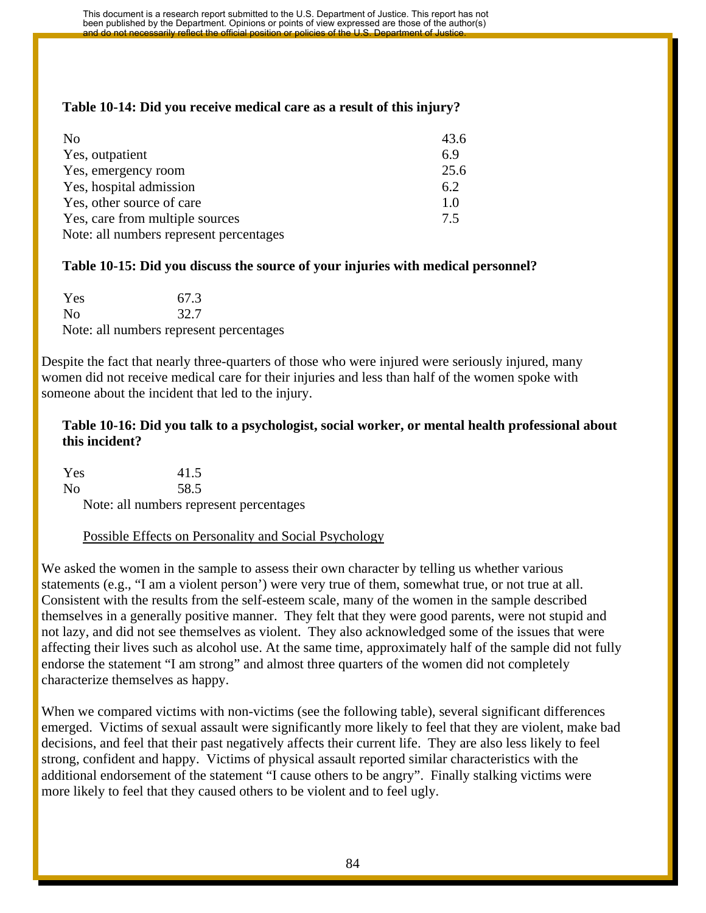**Table 10-14: Did you receive medical care as a result of this injury?**

| | |
|---|---|
| No | 43.6 |
| Yes, outpatient | 6.9 |
| Yes, emergency room | 25.6 |
| Yes, hospital admission | 6.2 |
| Yes, other source of care | 1.0 |
| Yes, care from multiple sources | 7.5 |

Note: all numbers represent percentages

**Table 10-15: Did you discuss the source of your injuries with medical personnel?**

| | |
|---|---|
| Yes | 67.3 |
| No | 32.7 |

Note: all numbers represent percentages

Despite the fact that nearly three-quarters of those who were injured were seriously injured, many women did not receive medical care for their injuries and less than half of the women spoke with someone about the incident that led to the injury.

**Table 10-16: Did you talk to a psychologist, social worker, or mental health professional about this incident?**

| | |
|---|---|
| Yes | 41.5 |
| No | 58.5 |

Note: all numbers represent percentages

Possible Effects on Personality and Social Psychology

We asked the women in the sample to assess their own character by telling us whether various statements (e.g., "I am a violent person') were very true of them, somewhat true, or not true at all. Consistent with the results from the self-esteem scale, many of the women in the sample described themselves in a generally positive manner. They felt that they were good parents, were not stupid and not lazy, and did not see themselves as violent. They also acknowledged some of the issues that were affecting their lives such as alcohol use. At the same time, approximately half of the sample did not fully endorse the statement "I am strong" and almost three quarters of the women did not completely characterize themselves as happy.

When we compared victims with non-victims (see the following table), several significant differences emerged. Victims of sexual assault were significantly more likely to feel that they are violent, make bad decisions, and feel that their past negatively affects their current life. They are also less likely to feel strong, confident and happy. Victims of physical assault reported similar characteristics with the additional endorsement of the statement "I cause others to be angry". Finally stalking victims were more likely to feel that they caused others to be violent and to feel ugly.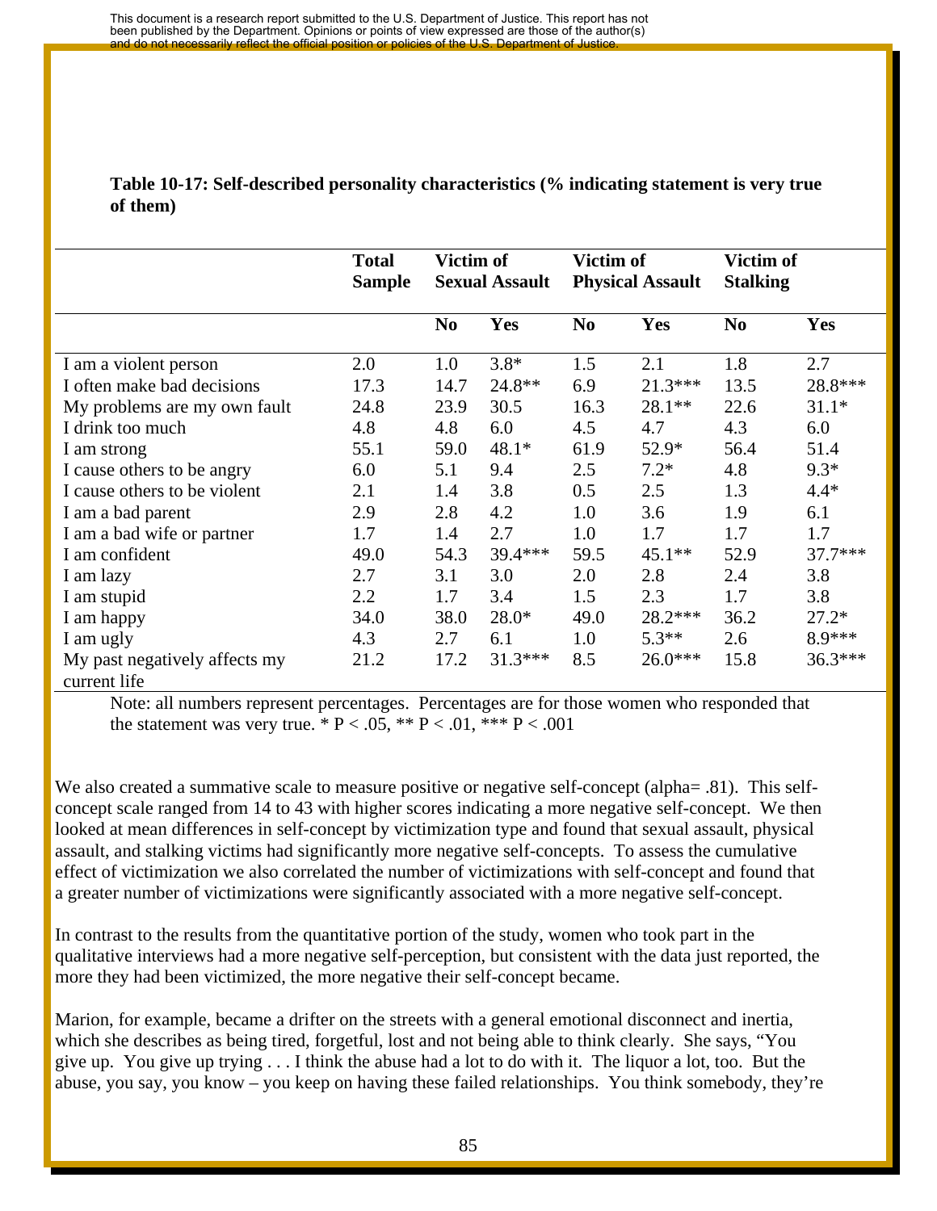**Table 10-17: Self-described personality characteristics (% indicating statement is very true of them)**

| | Total Sample | Victim of Sexual Assault | | Victim of Physical Assault | | Victim of Stalking | |
|---|---|---|---|---|---|---|---|
| | | No | Yes | No | Yes | No | Yes |
| I am a violent person | 2.0 | 1.0 | 3.8* | 1.5 | 2.1 | 1.8 | 2.7 |
| I often make bad decisions | 17.3 | 14.7 | 24.8** | 6.9 | 21.3*** | 13.5 | 28.8*** |
| My problems are my own fault | 24.8 | 23.9 | 30.5 | 16.3 | 28.1** | 22.6 | 31.1* |
| I drink too much | 4.8 | 4.8 | 6.0 | 4.5 | 4.7 | 4.3 | 6.0 |
| I am strong | 55.1 | 59.0 | 48.1* | 61.9 | 52.9* | 56.4 | 51.4 |
| I cause others to be angry | 6.0 | 5.1 | 9.4 | 2.5 | 7.2* | 4.8 | 9.3* |
| I cause others to be violent | 2.1 | 1.4 | 3.8 | 0.5 | 2.5 | 1.3 | 4.4* |
| I am a bad parent | 2.9 | 2.8 | 4.2 | 1.0 | 3.6 | 1.9 | 6.1 |
| I am a bad wife or partner | 1.7 | 1.4 | 2.7 | 1.0 | 1.7 | 1.7 | 1.7 |
| I am confident | 49.0 | 54.3 | 39.4*** | 59.5 | 45.1** | 52.9 | 37.7*** |
| I am lazy | 2.7 | 3.1 | 3.0 | 2.0 | 2.8 | 2.4 | 3.8 |
| I am stupid | 2.2 | 1.7 | 3.4 | 1.5 | 2.3 | 1.7 | 3.8 |
| I am happy | 34.0 | 38.0 | 28.0* | 49.0 | 28.2*** | 36.2 | 27.2* |
| I am ugly | 4.3 | 2.7 | 6.1 | 1.0 | 5.3** | 2.6 | 8.9*** |
| My past negatively affects my current life | 21.2 | 17.2 | 31.3*** | 8.5 | 26.0*** | 15.8 | 36.3*** |

Note: all numbers represent percentages. Percentages are for those women who responded that the statement was very true. * P < .05, ** P < .01, *** P < .001

We also created a summative scale to measure positive or negative self-concept (alpha= .81). This self-concept scale ranged from 14 to 43 with higher scores indicating a more negative self-concept. We then looked at mean differences in self-concept by victimization type and found that sexual assault, physical assault, and stalking victims had significantly more negative self-concepts. To assess the cumulative effect of victimization we also correlated the number of victimizations with self-concept and found that a greater number of victimizations were significantly associated with a more negative self-concept.

In contrast to the results from the quantitative portion of the study, women who took part in the qualitative interviews had a more negative self-perception, but consistent with the data just reported, the more they had been victimized, the more negative their self-concept became.

Marion, for example, became a drifter on the streets with a general emotional disconnect and inertia, which she describes as being tired, forgetful, lost and not being able to think clearly. She says, "You give up. You give up trying . . . I think the abuse had a lot to do with it. The liquor a lot, too. But the abuse, you say, you know – you keep on having these failed relationships. You think somebody, they're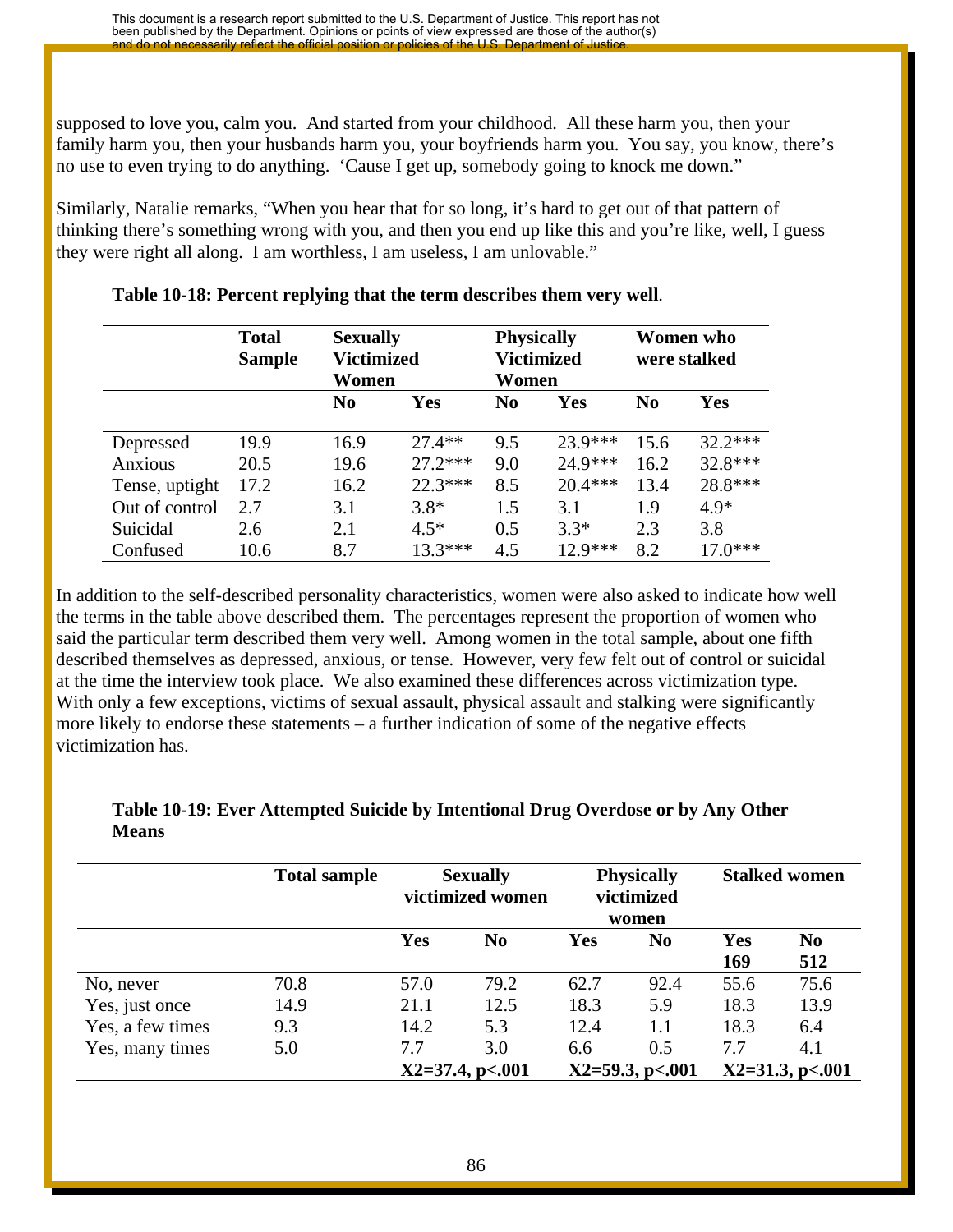supposed to love you, calm you. And started from your childhood. All these harm you, then your family harm you, then your husbands harm you, your boyfriends harm you. You say, you know, there's no use to even trying to do anything. 'Cause I get up, somebody going to knock me down."

Similarly, Natalie remarks, "When you hear that for so long, it's hard to get out of that pattern of thinking there's something wrong with you, and then you end up like this and you're like, well, I guess they were right all along. I am worthless, I am useless, I am unlovable."

**Table 10-18: Percent replying that the term describes them very well.**

| | Total Sample | Sexually Victimized Women | | Physically Victimized Women | | Women who were stalked | |
|---|---|---|---|---|---|---|---|
| | | No | Yes | No | Yes | No | Yes |
| Depressed | 19.9 | 16.9 | 27.4** | 9.5 | 23.9*** | 15.6 | 32.2*** |
| Anxious | 20.5 | 19.6 | 27.2*** | 9.0 | 24.9*** | 16.2 | 32.8*** |
| Tense, uptight | 17.2 | 16.2 | 22.3*** | 8.5 | 20.4*** | 13.4 | 28.8*** |
| Out of control | 2.7 | 3.1 | 3.8* | 1.5 | 3.1 | 1.9 | 4.9* |
| Suicidal | 2.6 | 2.1 | 4.5* | 0.5 | 3.3* | 2.3 | 3.8 |
| Confused | 10.6 | 8.7 | 13.3*** | 4.5 | 12.9*** | 8.2 | 17.0*** |

In addition to the self-described personality characteristics, women were also asked to indicate how well the terms in the table above described them. The percentages represent the proportion of women who said the particular term described them very well. Among women in the total sample, about one fifth described themselves as depressed, anxious, or tense. However, very few felt out of control or suicidal at the time the interview took place. We also examined these differences across victimization type. With only a few exceptions, victims of sexual assault, physical assault and stalking were significantly more likely to endorse these statements – a further indication of some of the negative effects victimization has.

**Table 10-19: Ever Attempted Suicide by Intentional Drug Overdose or by Any Other Means**

| | Total sample | Sexually victimized women | | Physically victimized women | | Stalked women | |
|---|---|---|---|---|---|---|---|
| | | Yes | No | Yes | No | Yes 169 | No 512 |
| No, never | 70.8 | 57.0 | 79.2 | 62.7 | 92.4 | 55.6 | 75.6 |
| Yes, just once | 14.9 | 21.1 | 12.5 | 18.3 | 5.9 | 18.3 | 13.9 |
| Yes, a few times | 9.3 | 14.2 | 5.3 | 12.4 | 1.1 | 18.3 | 6.4 |
| Yes, many times | 5.0 | 7.7 | 3.0 | 6.6 | 0.5 | 7.7 | 4.1 |
| | | $X2=37.4$, $p<.001$ | | $X2=59.3$, $p<.001$ | | $X2=31.3$, $p<.001$ | |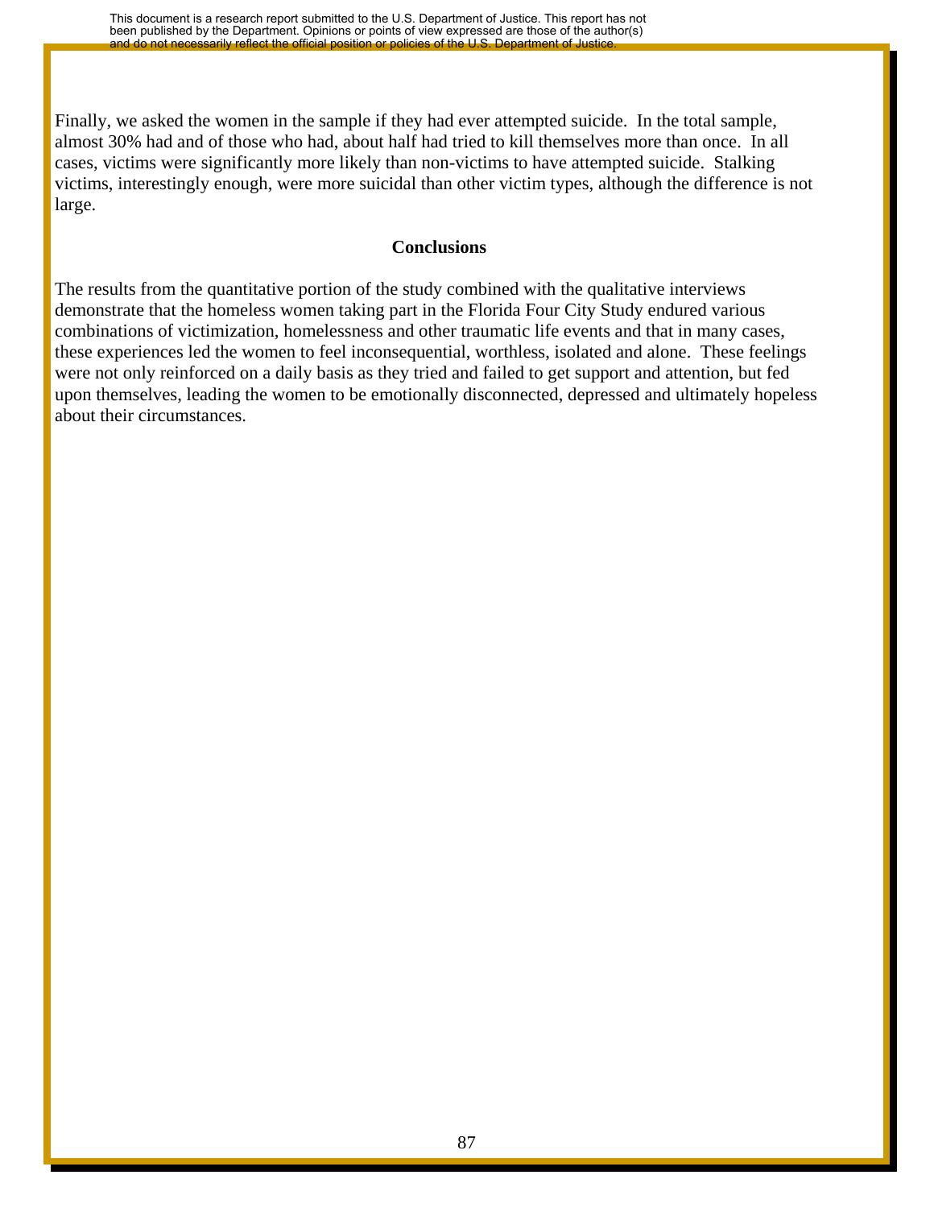Finally, we asked the women in the sample if they had ever attempted suicide. In the total sample, almost 30% had and of those who had, about half had tried to kill themselves more than once. In all cases, victims were significantly more likely than non-victims to have attempted suicide. Stalking victims, interestingly enough, were more suicidal than other victim types, although the difference is not large.

## Conclusions

The results from the quantitative portion of the study combined with the qualitative interviews demonstrate that the homeless women taking part in the Florida Four City Study endured various combinations of victimization, homelessness and other traumatic life events and that in many cases, these experiences led the women to feel inconsequential, worthless, isolated and alone. These feelings were not only reinforced on a daily basis as they tried and failed to get support and attention, but fed upon themselves, leading the women to be emotionally disconnected, depressed and ultimately hopeless about their circumstances.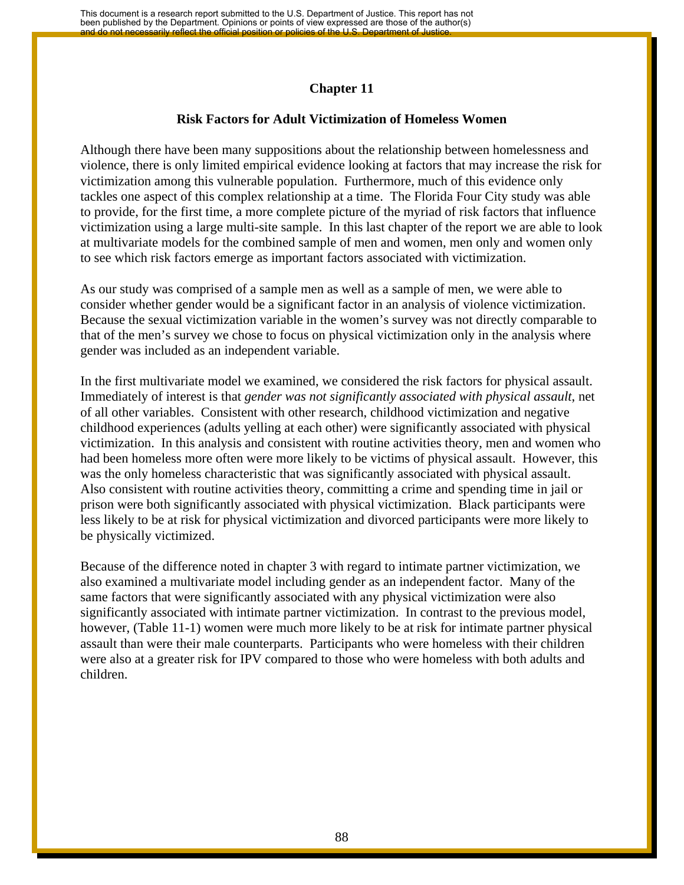# Chapter 11

## Risk Factors for Adult Victimization of Homeless Women

Although there have been many suppositions about the relationship between homelessness and violence, there is only limited empirical evidence looking at factors that may increase the risk for victimization among this vulnerable population. Furthermore, much of this evidence only tackles one aspect of this complex relationship at a time. The Florida Four City study was able to provide, for the first time, a more complete picture of the myriad of risk factors that influence victimization using a large multi-site sample. In this last chapter of the report we are able to look at multivariate models for the combined sample of men and women, men only and women only to see which risk factors emerge as important factors associated with victimization.

As our study was comprised of a sample men as well as a sample of men, we were able to consider whether gender would be a significant factor in an analysis of violence victimization. Because the sexual victimization variable in the women's survey was not directly comparable to that of the men's survey we chose to focus on physical victimization only in the analysis where gender was included as an independent variable.

In the first multivariate model we examined, we considered the risk factors for physical assault. Immediately of interest is that *gender was not significantly associated with physical assault*, net of all other variables. Consistent with other research, childhood victimization and negative childhood experiences (adults yelling at each other) were significantly associated with physical victimization. In this analysis and consistent with routine activities theory, men and women who had been homeless more often were more likely to be victims of physical assault. However, this was the only homeless characteristic that was significantly associated with physical assault. Also consistent with routine activities theory, committing a crime and spending time in jail or prison were both significantly associated with physical victimization. Black participants were less likely to be at risk for physical victimization and divorced participants were more likely to be physically victimized.

Because of the difference noted in chapter 3 with regard to intimate partner victimization, we also examined a multivariate model including gender as an independent factor. Many of the same factors that were significantly associated with any physical victimization were also significantly associated with intimate partner victimization. In contrast to the previous model, however, (Table 11-1) women were much more likely to be at risk for intimate partner physical assault than were their male counterparts. Participants who were homeless with their children were also at a greater risk for IPV compared to those who were homeless with both adults and children.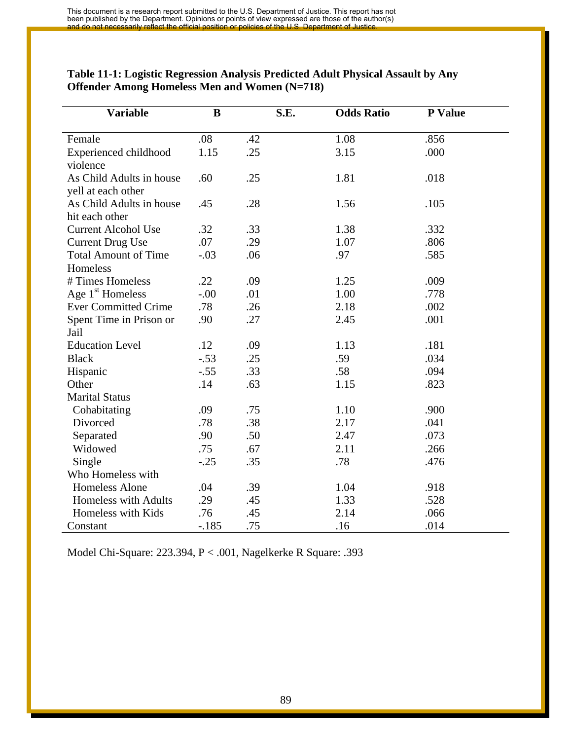**Table 11-1: Logistic Regression Analysis Predicted Adult Physical Assault by Any Offender Among Homeless Men and Women (N=718)**

| Variable | B | S.E. | Odds Ratio | P Value |
|---|---|---|---|---|
| Female | .08 | .42 | 1.08 | .856 |
| Experienced childhood violence | 1.15 | .25 | 3.15 | .000 |
| As Child Adults in house yell at each other | .60 | .25 | 1.81 | .018 |
| As Child Adults in house hit each other | .45 | .28 | 1.56 | .105 |
| Current Alcohol Use | .32 | .33 | 1.38 | .332 |
| Current Drug Use | .07 | .29 | 1.07 | .806 |
| Total Amount of Time Homeless | -.03 | .06 | .97 | .585 |
| # Times Homeless | .22 | .09 | 1.25 | .009 |
| Age 1st Homeless | -.00 | .01 | 1.00 | .778 |
| Ever Committed Crime | .78 | .26 | 2.18 | .002 |
| Spent Time in Prison or Jail | .90 | .27 | 2.45 | .001 |
| Education Level | .12 | .09 | 1.13 | .181 |
| Black | -.53 | .25 | .59 | .034 |
| Hispanic | -.55 | .33 | .58 | .094 |
| Other | .14 | .63 | 1.15 | .823 |
| Marital Status | | | | |
| Cohabitating | .09 | .75 | 1.10 | .900 |
| Divorced | .78 | .38 | 2.17 | .041 |
| Separated | .90 | .50 | 2.47 | .073 |
| Widowed | .75 | .67 | 2.11 | .266 |
| Single | -.25 | .35 | .78 | .476 |
| Who Homeless with | | | | |
| Homeless Alone | .04 | .39 | 1.04 | .918 |
| Homeless with Adults | .29 | .45 | 1.33 | .528 |
| Homeless with Kids | .76 | .45 | 2.14 | .066 |
| Constant | -.185 | .75 | .16 | .014 |

Model Chi-Square: 223.394, $P < .001$, Nagelkerke R Square: .393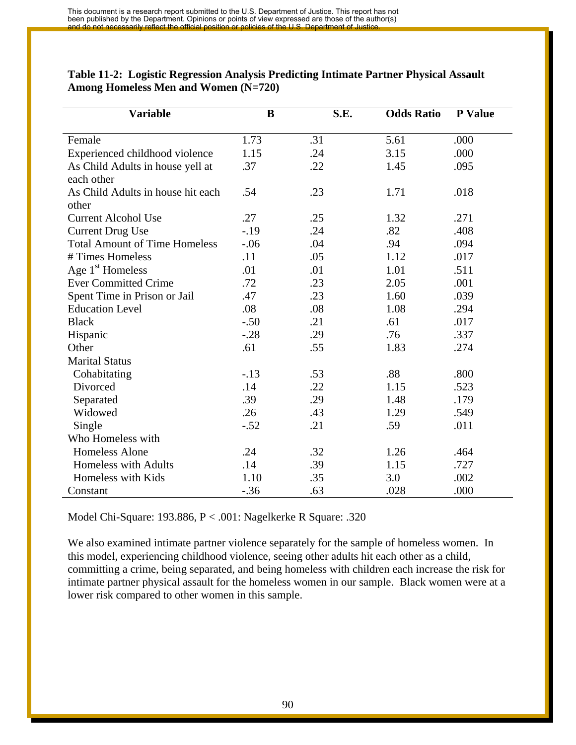**Table 11-2: Logistic Regression Analysis Predicting Intimate Partner Physical Assault Among Homeless Men and Women (N=720)**

| Variable | B | S.E. | Odds Ratio | P Value |
|---|---|---|---|---|
| Female | 1.73 | .31 | 5.61 | .000 |
| Experienced childhood violence | 1.15 | .24 | 3.15 | .000 |
| As Child Adults in house yell at each other | .37 | .22 | 1.45 | .095 |
| As Child Adults in house hit each other | .54 | .23 | 1.71 | .018 |
| Current Alcohol Use | .27 | .25 | 1.32 | .271 |
| Current Drug Use | -.19 | .24 | .82 | .408 |
| Total Amount of Time Homeless | -.06 | .04 | .94 | .094 |
| # Times Homeless | .11 | .05 | 1.12 | .017 |
| Age 1st Homeless | .01 | .01 | 1.01 | .511 |
| Ever Committed Crime | .72 | .23 | 2.05 | .001 |
| Spent Time in Prison or Jail | .47 | .23 | 1.60 | .039 |
| Education Level | .08 | .08 | 1.08 | .294 |
| Black | -.50 | .21 | .61 | .017 |
| Hispanic | -.28 | .29 | .76 | .337 |
| Other | .61 | .55 | 1.83 | .274 |
| Marital Status | | | | |
| Cohabitating | -.13 | .53 | .88 | .800 |
| Divorced | .14 | .22 | 1.15 | .523 |
| Separated | .39 | .29 | 1.48 | .179 |
| Widowed | .26 | .43 | 1.29 | .549 |
| Single | -.52 | .21 | .59 | .011 |
| Who Homeless with | | | | |
| Homeless Alone | .24 | .32 | 1.26 | .464 |
| Homeless with Adults | .14 | .39 | 1.15 | .727 |
| Homeless with Kids | 1.10 | .35 | 3.0 | .002 |
| Constant | -.36 | .63 | .028 | .000 |

Model Chi-Square: 193.886, $P < .001$: Nagelkerke R Square: .320

We also examined intimate partner violence separately for the sample of homeless women. In this model, experiencing childhood violence, seeing other adults hit each other as a child, committing a crime, being separated, and being homeless with children each increase the risk for intimate partner physical assault for the homeless women in our sample. Black women were at a lower risk compared to other women in this sample.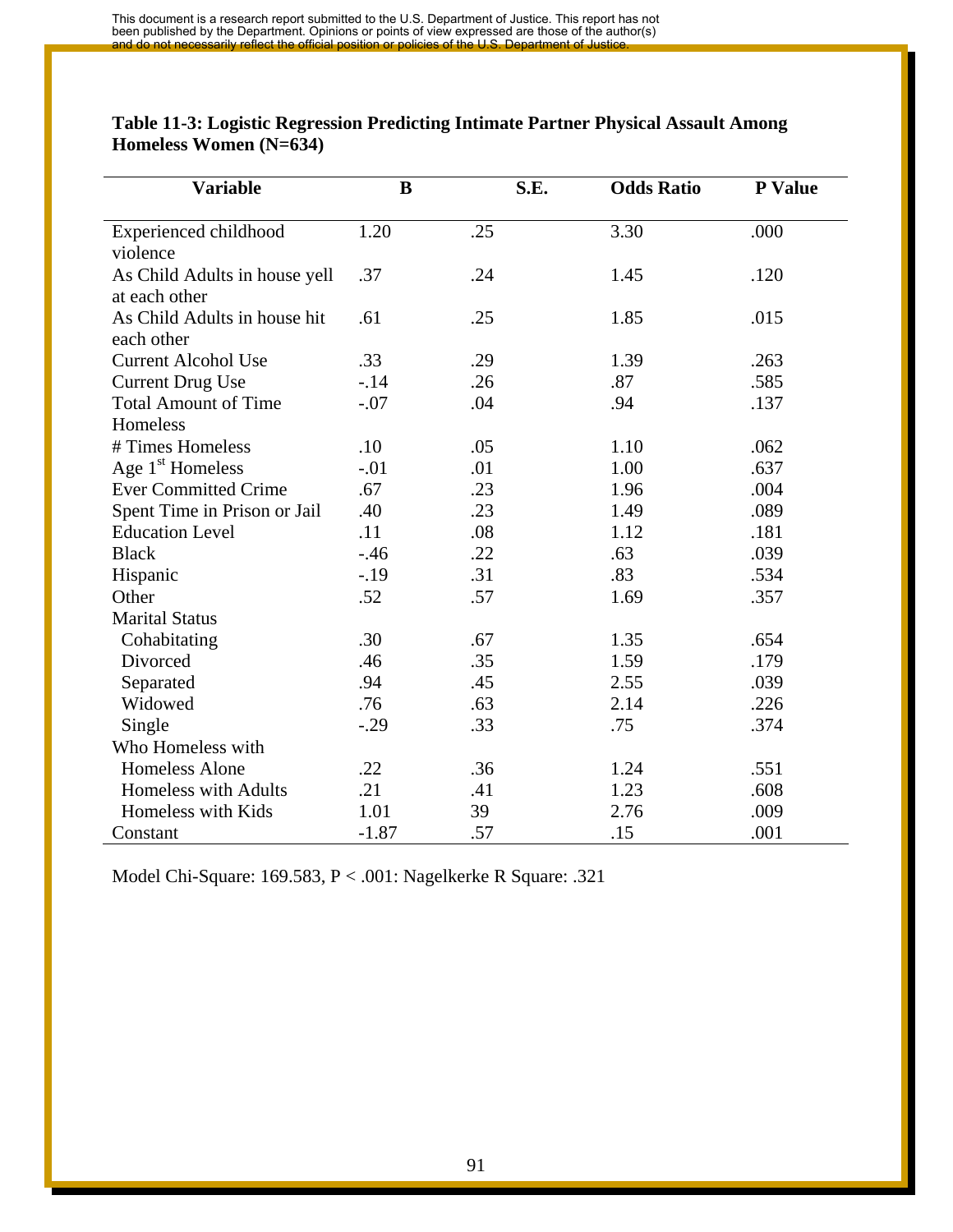**Table 11-3: Logistic Regression Predicting Intimate Partner Physical Assault Among Homeless Women (N=634)**

| Variable | B | S.E. | Odds Ratio | P Value |
|---|---|---|---|---|
| Experienced childhood violence | 1.20 | .25 | 3.30 | .000 |
| As Child Adults in house yell at each other | .37 | .24 | 1.45 | .120 |
| As Child Adults in house hit each other | .61 | .25 | 1.85 | .015 |
| Current Alcohol Use | .33 | .29 | 1.39 | .263 |
| Current Drug Use | -.14 | .26 | .87 | .585 |
| Total Amount of Time Homeless | -.07 | .04 | .94 | .137 |
| # Times Homeless | .10 | .05 | 1.10 | .062 |
| Age 1st Homeless | -.01 | .01 | 1.00 | .637 |
| Ever Committed Crime | .67 | .23 | 1.96 | .004 |
| Spent Time in Prison or Jail | .40 | .23 | 1.49 | .089 |
| Education Level | .11 | .08 | 1.12 | .181 |
| Black | -.46 | .22 | .63 | .039 |
| Hispanic | -.19 | .31 | .83 | .534 |
| Other | .52 | .57 | 1.69 | .357 |
| Marital Status | | | | |
| Cohabitating | .30 | .67 | 1.35 | .654 |
| Divorced | .46 | .35 | 1.59 | .179 |
| Separated | .94 | .45 | 2.55 | .039 |
| Widowed | .76 | .63 | 2.14 | .226 |
| Single | -.29 | .33 | .75 | .374 |
| Who Homeless with | | | | |
| Homeless Alone | .22 | .36 | 1.24 | .551 |
| Homeless with Adults | .21 | .41 | 1.23 | .608 |
| Homeless with Kids | 1.01 | 39 | 2.76 | .009 |
| Constant | -1.87 | .57 | .15 | .001 |

Model Chi-Square: 169.583, P < .001: Nagelkerke R Square: .321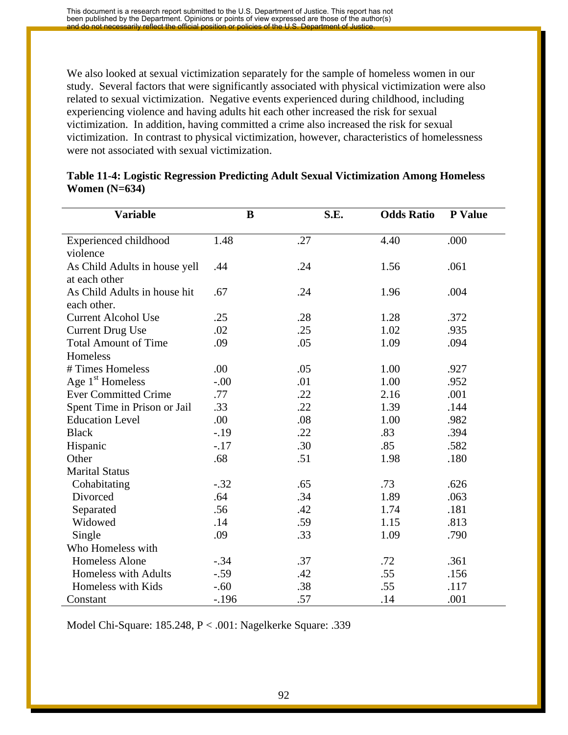We also looked at sexual victimization separately for the sample of homeless women in our study. Several factors that were significantly associated with physical victimization were also related to sexual victimization. Negative events experienced during childhood, including experiencing violence and having adults hit each other increased the risk for sexual victimization. In addition, having committed a crime also increased the risk for sexual victimization. In contrast to physical victimization, however, characteristics of homelessness were not associated with sexual victimization.

**Table 11-4: Logistic Regression Predicting Adult Sexual Victimization Among Homeless Women (N=634)**

| Variable | B | S.E. | Odds Ratio | P Value |
|---|---|---|---|---|
| Experienced childhood violence | 1.48 | .27 | 4.40 | .000 |
| As Child Adults in house yell at each other | .44 | .24 | 1.56 | .061 |
| As Child Adults in house hit each other. | .67 | .24 | 1.96 | .004 |
| Current Alcohol Use | .25 | .28 | 1.28 | .372 |
| Current Drug Use | .02 | .25 | 1.02 | .935 |
| Total Amount of Time Homeless | .09 | .05 | 1.09 | .094 |
| # Times Homeless | .00 | .05 | 1.00 | .927 |
| Age 1st Homeless | -.00 | .01 | 1.00 | .952 |
| Ever Committed Crime | .77 | .22 | 2.16 | .001 |
| Spent Time in Prison or Jail | .33 | .22 | 1.39 | .144 |
| Education Level | .00 | .08 | 1.00 | .982 |
| Black | -.19 | .22 | .83 | .394 |
| Hispanic | -.17 | .30 | .85 | .582 |
| Other | .68 | .51 | 1.98 | .180 |
| Marital Status | | | | |
| Cohabitating | -.32 | .65 | .73 | .626 |
| Divorced | .64 | .34 | 1.89 | .063 |
| Separated | .56 | .42 | 1.74 | .181 |
| Widowed | .14 | .59 | 1.15 | .813 |
| Single | .09 | .33 | 1.09 | .790 |
| Who Homeless with | | | | |
| Homeless Alone | -.34 | .37 | .72 | .361 |
| Homeless with Adults | -.59 | .42 | .55 | .156 |
| Homeless with Kids | -.60 | .38 | .55 | .117 |
| Constant | -.196 | .57 | .14 | .001 |

Model Chi-Square: 185.248, $P < .001$: Nagelkerke Square: .339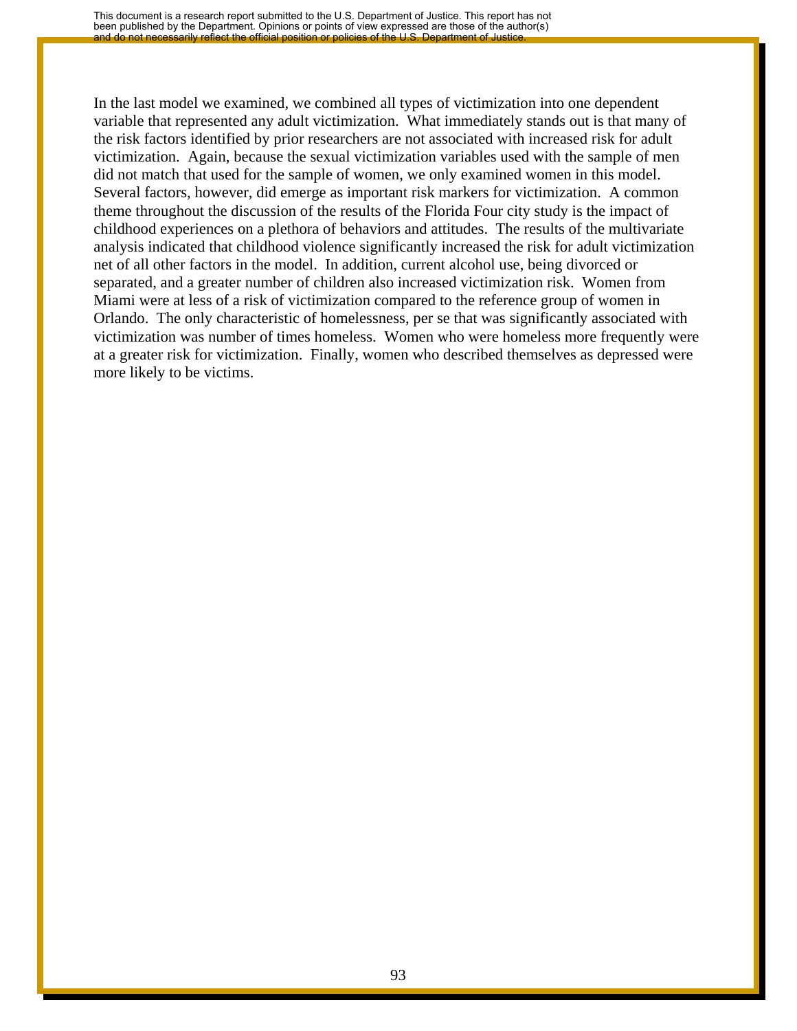In the last model we examined, we combined all types of victimization into one dependent variable that represented any adult victimization. What immediately stands out is that many of the risk factors identified by prior researchers are not associated with increased risk for adult victimization. Again, because the sexual victimization variables used with the sample of men did not match that used for the sample of women, we only examined women in this model. Several factors, however, did emerge as important risk markers for victimization. A common theme throughout the discussion of the results of the Florida Four city study is the impact of childhood experiences on a plethora of behaviors and attitudes. The results of the multivariate analysis indicated that childhood violence significantly increased the risk for adult victimization net of all other factors in the model. In addition, current alcohol use, being divorced or separated, and a greater number of children also increased victimization risk. Women from Miami were at less of a risk of victimization compared to the reference group of women in Orlando. The only characteristic of homelessness, per se that was significantly associated with victimization was number of times homeless. Women who were homeless more frequently were at a greater risk for victimization. Finally, women who described themselves as depressed were more likely to be victims.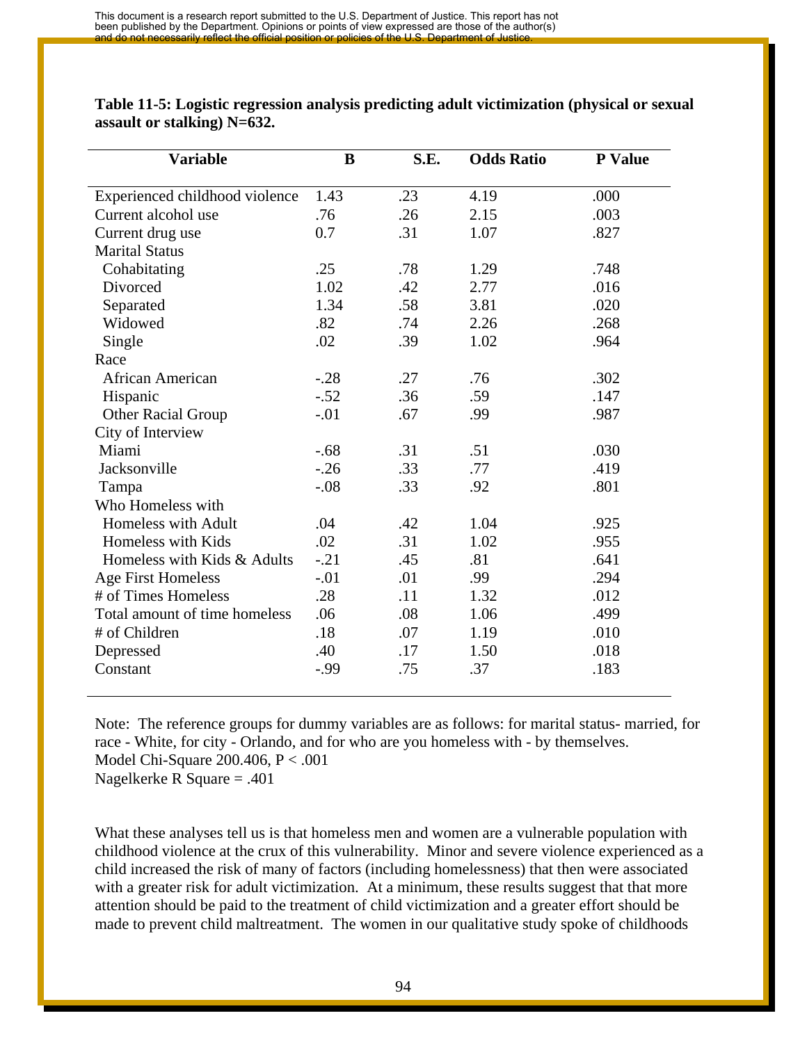**Table 11-5: Logistic regression analysis predicting adult victimization (physical or sexual assault or stalking) N=632.**

| Variable | B | S.E. | Odds Ratio | P Value |
|---|---|---|---|---|
| Experienced childhood violence | 1.43 | .23 | 4.19 | .000 |
| Current alcohol use | .76 | .26 | 2.15 | .003 |
| Current drug use | 0.7 | .31 | 1.07 | .827 |
| Marital Status | | | | |
| Cohabitating | .25 | .78 | 1.29 | .748 |
| Divorced | 1.02 | .42 | 2.77 | .016 |
| Separated | 1.34 | .58 | 3.81 | .020 |
| Widowed | .82 | .74 | 2.26 | .268 |
| Single | .02 | .39 | 1.02 | .964 |
| Race | | | | |
| African American | -.28 | .27 | .76 | .302 |
| Hispanic | -.52 | .36 | .59 | .147 |
| Other Racial Group | -.01 | .67 | .99 | .987 |
| City of Interview | | | | |
| Miami | -.68 | .31 | .51 | .030 |
| Jacksonville | -.26 | .33 | .77 | .419 |
| Tampa | -.08 | .33 | .92 | .801 |
| Who Homeless with | | | | |
| Homeless with Adult | .04 | .42 | 1.04 | .925 |
| Homeless with Kids | .02 | .31 | 1.02 | .955 |
| Homeless with Kids & Adults | -.21 | .45 | .81 | .641 |
| Age First Homeless | -.01 | .01 | .99 | .294 |
| # of Times Homeless | .28 | .11 | 1.32 | .012 |
| Total amount of time homeless | .06 | .08 | 1.06 | .499 |
| # of Children | .18 | .07 | 1.19 | .010 |
| Depressed | .40 | .17 | 1.50 | .018 |
| Constant | -.99 | .75 | .37 | .183 |

Note: The reference groups for dummy variables are as follows: for marital status- married, for race - White, for city - Orlando, and for who are you homeless with - by themselves.
Model Chi-Square 200.406, P < .001
Nagelkerke R Square = .401

What these analyses tell us is that homeless men and women are a vulnerable population with childhood violence at the crux of this vulnerability. Minor and severe violence experienced as a child increased the risk of many of factors (including homelessness) that then were associated with a greater risk for adult victimization. At a minimum, these results suggest that that more attention should be paid to the treatment of child victimization and a greater effort should be made to prevent child maltreatment. The women in our qualitative study spoke of childhoods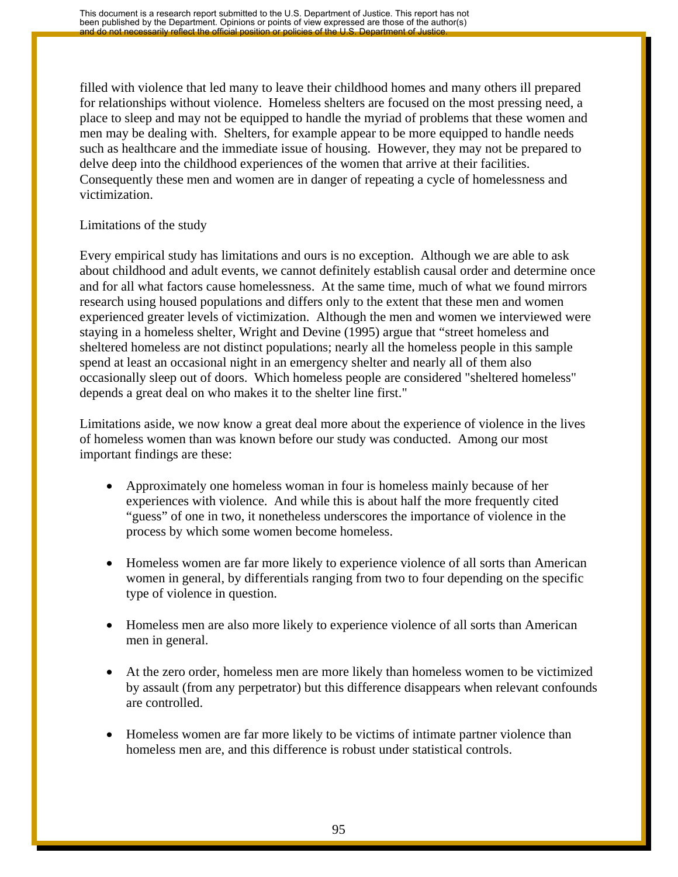filled with violence that led many to leave their childhood homes and many others ill prepared for relationships without violence. Homeless shelters are focused on the most pressing need, a place to sleep and may not be equipped to handle the myriad of problems that these women and men may be dealing with. Shelters, for example appear to be more equipped to handle needs such as healthcare and the immediate issue of housing. However, they may not be prepared to delve deep into the childhood experiences of the women that arrive at their facilities. Consequently these men and women are in danger of repeating a cycle of homelessness and victimization.

Limitations of the study

Every empirical study has limitations and ours is no exception. Although we are able to ask about childhood and adult events, we cannot definitely establish causal order and determine once and for all what factors cause homelessness. At the same time, much of what we found mirrors research using housed populations and differs only to the extent that these men and women experienced greater levels of victimization. Although the men and women we interviewed were staying in a homeless shelter, Wright and Devine (1995) argue that "street homeless and sheltered homeless are not distinct populations; nearly all the homeless people in this sample spend at least an occasional night in an emergency shelter and nearly all of them also occasionally sleep out of doors. Which homeless people are considered "sheltered homeless" depends a great deal on who makes it to the shelter line first."

Limitations aside, we now know a great deal more about the experience of violence in the lives of homeless women than was known before our study was conducted. Among our most important findings are these:

- Approximately one homeless woman in four is homeless mainly because of her experiences with violence. And while this is about half the more frequently cited "guess" of one in two, it nonetheless underscores the importance of violence in the process by which some women become homeless.

- Homeless women are far more likely to experience violence of all sorts than American women in general, by differentials ranging from two to four depending on the specific type of violence in question.

- Homeless men are also more likely to experience violence of all sorts than American men in general.

- At the zero order, homeless men are more likely than homeless women to be victimized by assault (from any perpetrator) but this difference disappears when relevant confounds are controlled.

- Homeless women are far more likely to be victims of intimate partner violence than homeless men are, and this difference is robust under statistical controls.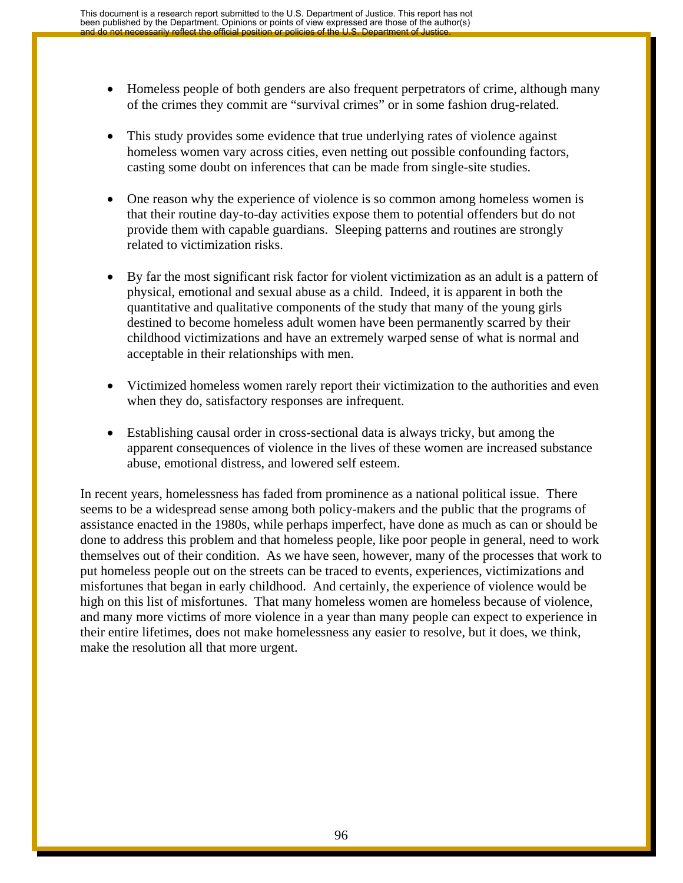- Homeless people of both genders are also frequent perpetrators of crime, although many of the crimes they commit are "survival crimes" or in some fashion drug-related.

- This study provides some evidence that true underlying rates of violence against homeless women vary across cities, even netting out possible confounding factors, casting some doubt on inferences that can be made from single-site studies.

- One reason why the experience of violence is so common among homeless women is that their routine day-to-day activities expose them to potential offenders but do not provide them with capable guardians. Sleeping patterns and routines are strongly related to victimization risks.

- By far the most significant risk factor for violent victimization as an adult is a pattern of physical, emotional and sexual abuse as a child. Indeed, it is apparent in both the quantitative and qualitative components of the study that many of the young girls destined to become homeless adult women have been permanently scarred by their childhood victimizations and have an extremely warped sense of what is normal and acceptable in their relationships with men.

- Victimized homeless women rarely report their victimization to the authorities and even when they do, satisfactory responses are infrequent.

- Establishing causal order in cross-sectional data is always tricky, but among the apparent consequences of violence in the lives of these women are increased substance abuse, emotional distress, and lowered self esteem.

In recent years, homelessness has faded from prominence as a national political issue. There seems to be a widespread sense among both policy-makers and the public that the programs of assistance enacted in the 1980s, while perhaps imperfect, have done as much as can or should be done to address this problem and that homeless people, like poor people in general, need to work themselves out of their condition. As we have seen, however, many of the processes that work to put homeless people out on the streets can be traced to events, experiences, victimizations and misfortunes that began in early childhood. And certainly, the experience of violence would be high on this list of misfortunes. That many homeless women are homeless because of violence, and many more victims of more violence in a year than many people can expect to experience in their entire lifetimes, does not make homelessness any easier to resolve, but it does, we think, make the resolution all that more urgent.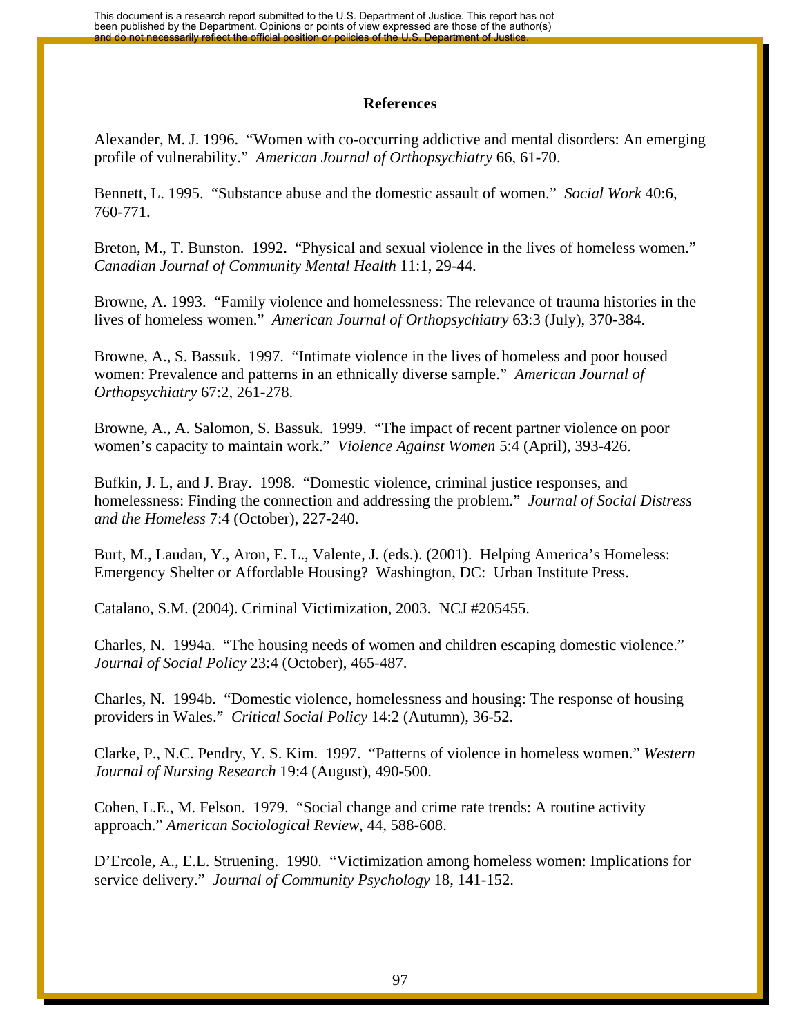## References

Alexander, M. J. 1996. "Women with co-occurring addictive and mental disorders: An emerging profile of vulnerability." *American Journal of Orthopsychiatry* 66, 61-70.

Bennett, L. 1995. "Substance abuse and the domestic assault of women." *Social Work* 40:6, 760-771.

Breton, M., T. Bunston. 1992. "Physical and sexual violence in the lives of homeless women." *Canadian Journal of Community Mental Health* 11:1, 29-44.

Browne, A. 1993. "Family violence and homelessness: The relevance of trauma histories in the lives of homeless women." *American Journal of Orthopsychiatry* 63:3 (July), 370-384.

Browne, A., S. Bassuk. 1997. "Intimate violence in the lives of homeless and poor housed women: Prevalence and patterns in an ethnically diverse sample." *American Journal of Orthopsychiatry* 67:2, 261-278.

Browne, A., A. Salomon, S. Bassuk. 1999. "The impact of recent partner violence on poor women's capacity to maintain work." *Violence Against Women* 5:4 (April), 393-426.

Bufkin, J. L, and J. Bray. 1998. "Domestic violence, criminal justice responses, and homelessness: Finding the connection and addressing the problem." *Journal of Social Distress and the Homeless* 7:4 (October), 227-240.

Burt, M., Laudan, Y., Aron, E. L., Valente, J. (eds.). (2001). Helping America's Homeless: Emergency Shelter or Affordable Housing? Washington, DC: Urban Institute Press.

Catalano, S.M. (2004). Criminal Victimization, 2003. NCJ #205455.

Charles, N. 1994a. "The housing needs of women and children escaping domestic violence." *Journal of Social Policy* 23:4 (October), 465-487.

Charles, N. 1994b. "Domestic violence, homelessness and housing: The response of housing providers in Wales." *Critical Social Policy* 14:2 (Autumn), 36-52.

Clarke, P., N.C. Pendry, Y. S. Kim. 1997. "Patterns of violence in homeless women." *Western Journal of Nursing Research* 19:4 (August), 490-500.

Cohen, L.E., M. Felson. 1979. "Social change and crime rate trends: A routine activity approach." *American Sociological Review*, 44, 588-608.

D'Ercole, A., E.L. Struening. 1990. "Victimization among homeless women: Implications for service delivery." *Journal of Community Psychology* 18, 141-152.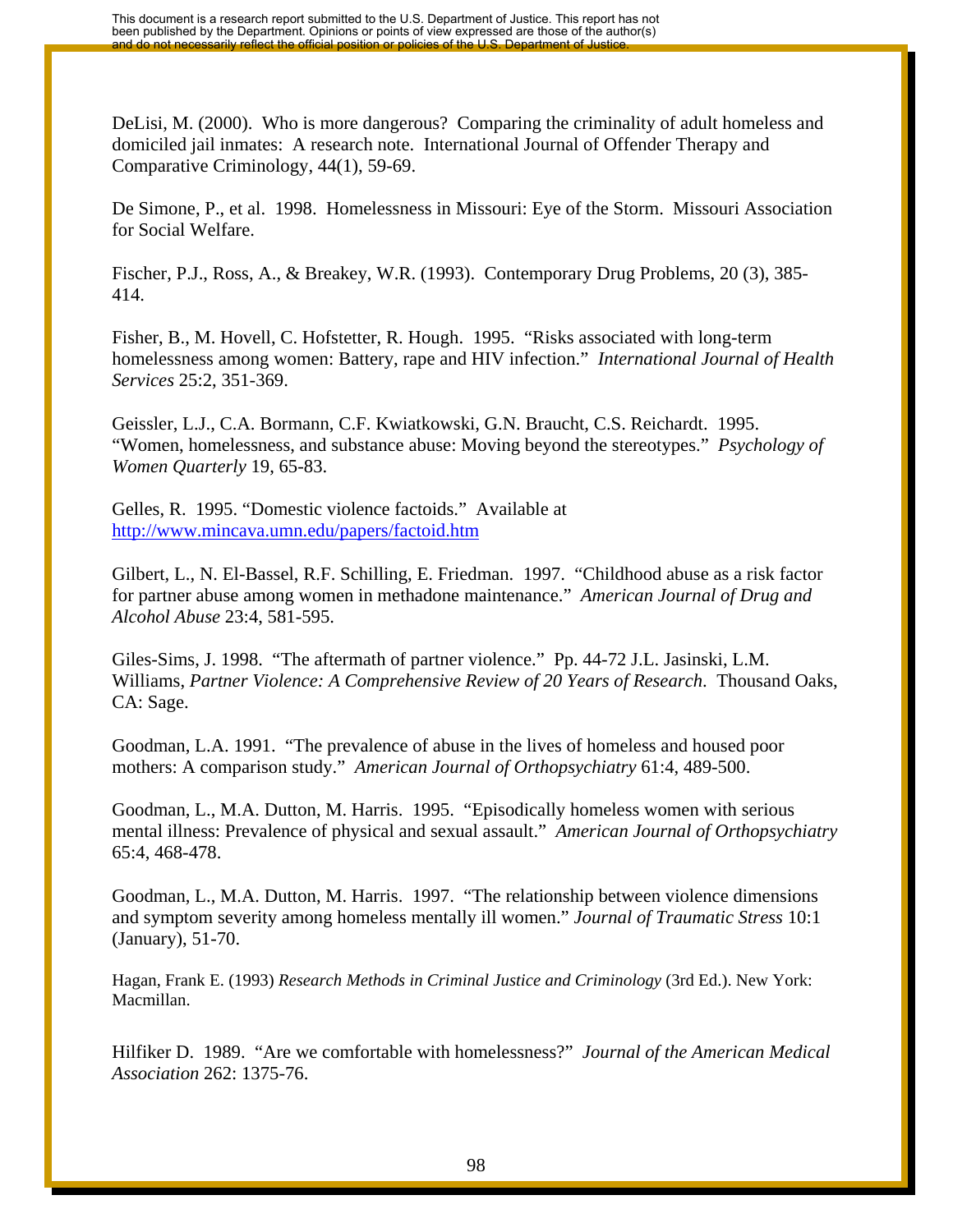DeLisi, M. (2000). Who is more dangerous? Comparing the criminality of adult homeless and domiciled jail inmates: A research note. International Journal of Offender Therapy and Comparative Criminology, 44(1), 59-69.

De Simone, P., et al. 1998. Homelessness in Missouri: Eye of the Storm. Missouri Association for Social Welfare.

Fischer, P.J., Ross, A., & Breakey, W.R. (1993). Contemporary Drug Problems, 20 (3), 385-414.

Fisher, B., M. Hovell, C. Hofstetter, R. Hough. 1995. "Risks associated with long-term homelessness among women: Battery, rape and HIV infection." *International Journal of Health Services* 25:2, 351-369.

Geissler, L.J., C.A. Bormann, C.F. Kwiatkowski, G.N. Braucht, C.S. Reichardt. 1995. "Women, homelessness, and substance abuse: Moving beyond the stereotypes." *Psychology of Women Quarterly* 19, 65-83.

Gelles, R. 1995. "Domestic violence factoids." Available at http://www.mincava.umn.edu/papers/factoid.htm

Gilbert, L., N. El-Bassel, R.F. Schilling, E. Friedman. 1997. "Childhood abuse as a risk factor for partner abuse among women in methadone maintenance." *American Journal of Drug and Alcohol Abuse* 23:4, 581-595.

Giles-Sims, J. 1998. "The aftermath of partner violence." Pp. 44-72 J.L. Jasinski, L.M. Williams, *Partner Violence: A Comprehensive Review of 20 Years of Research*. Thousand Oaks, CA: Sage.

Goodman, L.A. 1991. "The prevalence of abuse in the lives of homeless and housed poor mothers: A comparison study." *American Journal of Orthopsychiatry* 61:4, 489-500.

Goodman, L., M.A. Dutton, M. Harris. 1995. "Episodically homeless women with serious mental illness: Prevalence of physical and sexual assault." *American Journal of Orthopsychiatry* 65:4, 468-478.

Goodman, L., M.A. Dutton, M. Harris. 1997. "The relationship between violence dimensions and symptom severity among homeless mentally ill women." *Journal of Traumatic Stress* 10:1 (January), 51-70.

Hagan, Frank E. (1993) *Research Methods in Criminal Justice and Criminology* (3rd Ed.). New York: Macmillan.

Hilfiker D. 1989. "Are we comfortable with homelessness?" *Journal of the American Medical Association* 262: 1375-76.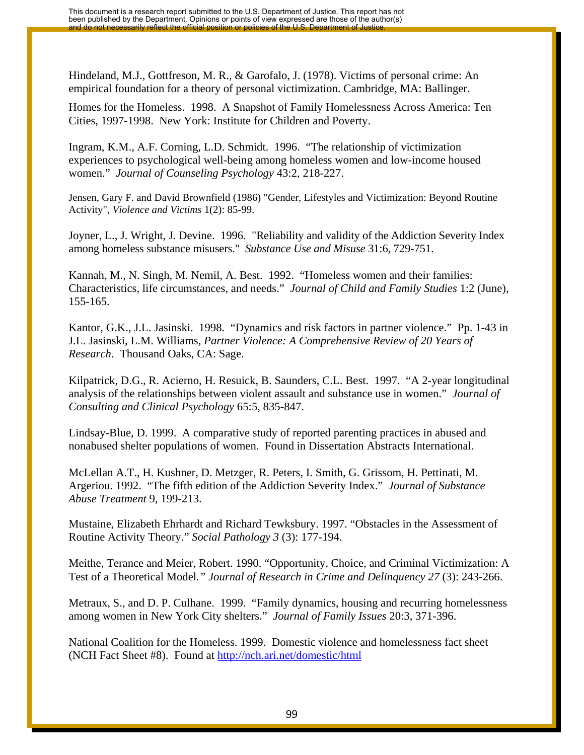Hindeland, M.J., Gottfreson, M. R., & Garofalo, J. (1978). Victims of personal crime: An empirical foundation for a theory of personal victimization. Cambridge, MA: Ballinger.

Homes for the Homeless. 1998. A Snapshot of Family Homelessness Across America: Ten Cities, 1997-1998. New York: Institute for Children and Poverty.

Ingram, K.M., A.F. Corning, L.D. Schmidt. 1996. "The relationship of victimization experiences to psychological well-being among homeless women and low-income housed women." *Journal of Counseling Psychology* 43:2, 218-227.

Jensen, Gary F. and David Brownfield (1986) "Gender, Lifestyles and Victimization: Beyond Routine Activity", *Violence and Victims* 1(2): 85-99.

Joyner, L., J. Wright, J. Devine. 1996. "Reliability and validity of the Addiction Severity Index among homeless substance misusers." *Substance Use and Misuse* 31:6, 729-751.

Kannah, M., N. Singh, M. Nemil, A. Best. 1992. "Homeless women and their families: Characteristics, life circumstances, and needs." *Journal of Child and Family Studies* 1:2 (June), 155-165.

Kantor, G.K., J.L. Jasinski. 1998. "Dynamics and risk factors in partner violence." Pp. 1-43 in J.L. Jasinski, L.M. Williams, *Partner Violence: A Comprehensive Review of 20 Years of Research*. Thousand Oaks, CA: Sage.

Kilpatrick, D.G., R. Acierno, H. Resuick, B. Saunders, C.L. Best. 1997. "A 2-year longitudinal analysis of the relationships between violent assault and substance use in women." *Journal of Consulting and Clinical Psychology* 65:5, 835-847.

Lindsay-Blue, D. 1999. A comparative study of reported parenting practices in abused and nonabused shelter populations of women. Found in Dissertation Abstracts International.

McLellan A.T., H. Kushner, D. Metzger, R. Peters, I. Smith, G. Grissom, H. Pettinati, M. Argeriou. 1992. "The fifth edition of the Addiction Severity Index." *Journal of Substance Abuse Treatment* 9, 199-213.

Mustaine, Elizabeth Ehrhardt and Richard Tewksbury. 1997. "Obstacles in the Assessment of Routine Activity Theory." *Social Pathology 3* (3): 177-194.

Meithe, Terance and Meier, Robert. 1990. "Opportunity, Choice, and Criminal Victimization: A Test of a Theoretical Model*." Journal of Research in Crime and Delinquency 27* (3): 243-266.

Metraux, S., and D. P. Culhane. 1999. "Family dynamics, housing and recurring homelessness among women in New York City shelters." *Journal of Family Issues* 20:3, 371-396.

National Coalition for the Homeless. 1999. Domestic violence and homelessness fact sheet (NCH Fact Sheet #8). Found at http://nch.ari.net/domestic/html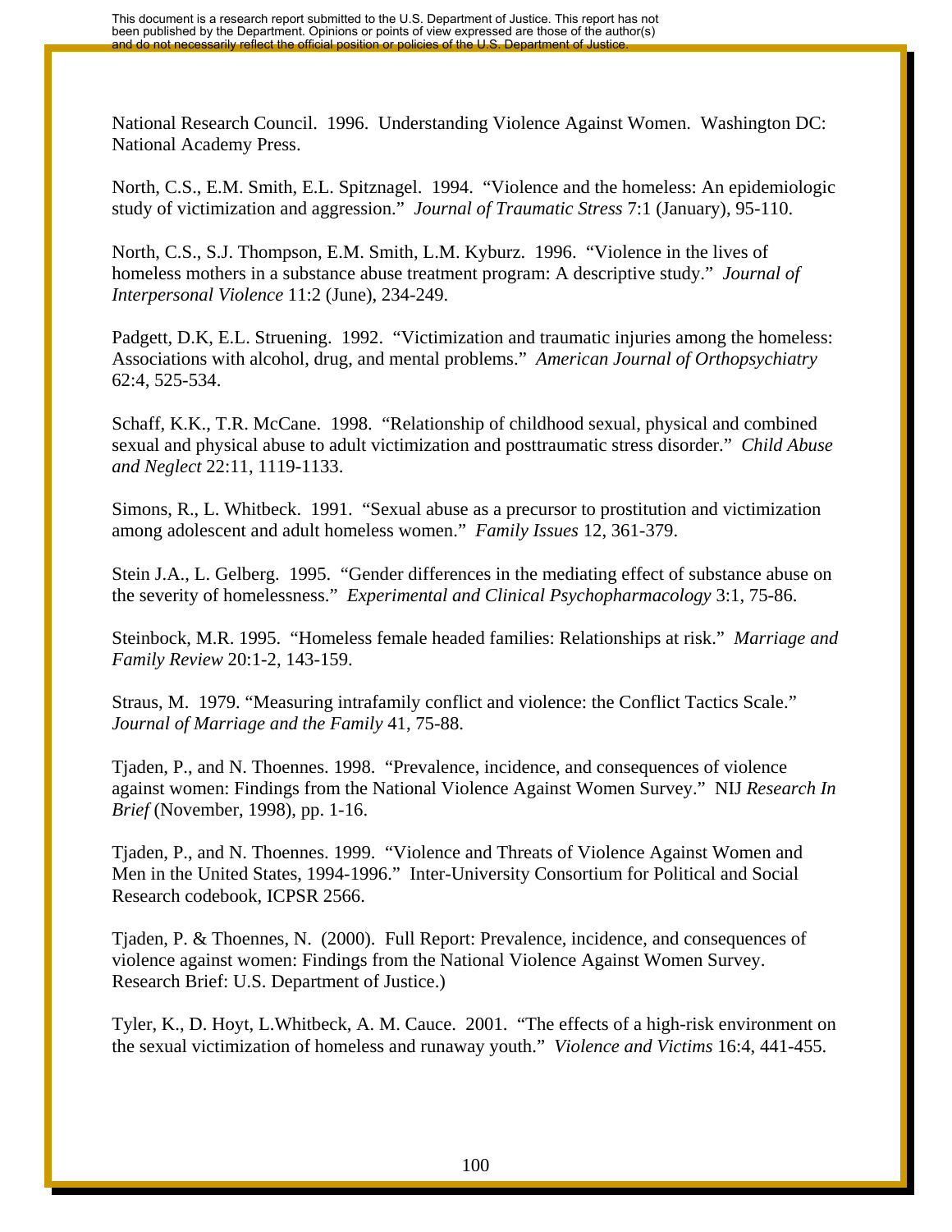National Research Council. 1996. Understanding Violence Against Women. Washington DC: National Academy Press.

North, C.S., E.M. Smith, E.L. Spitznagel. 1994. "Violence and the homeless: An epidemiologic study of victimization and aggression." *Journal of Traumatic Stress* 7:1 (January), 95-110.

North, C.S., S.J. Thompson, E.M. Smith, L.M. Kyburz. 1996. "Violence in the lives of homeless mothers in a substance abuse treatment program: A descriptive study." *Journal of Interpersonal Violence* 11:2 (June), 234-249.

Padgett, D.K, E.L. Struening. 1992. "Victimization and traumatic injuries among the homeless: Associations with alcohol, drug, and mental problems." *American Journal of Orthopsychiatry* 62:4, 525-534.

Schaff, K.K., T.R. McCane. 1998. "Relationship of childhood sexual, physical and combined sexual and physical abuse to adult victimization and posttraumatic stress disorder." *Child Abuse and Neglect* 22:11, 1119-1133.

Simons, R., L. Whitbeck. 1991. "Sexual abuse as a precursor to prostitution and victimization among adolescent and adult homeless women." *Family Issues* 12, 361-379.

Stein J.A., L. Gelberg. 1995. "Gender differences in the mediating effect of substance abuse on the severity of homelessness." *Experimental and Clinical Psychopharmacology* 3:1, 75-86.

Steinbock, M.R. 1995. "Homeless female headed families: Relationships at risk." *Marriage and Family Review* 20:1-2, 143-159.

Straus, M. 1979. "Measuring intrafamily conflict and violence: the Conflict Tactics Scale." *Journal of Marriage and the Family* 41, 75-88.

Tjaden, P., and N. Thoennes. 1998. "Prevalence, incidence, and consequences of violence against women: Findings from the National Violence Against Women Survey." NIJ *Research In Brief* (November, 1998), pp. 1-16.

Tjaden, P., and N. Thoennes. 1999. "Violence and Threats of Violence Against Women and Men in the United States, 1994-1996." Inter-University Consortium for Political and Social Research codebook, ICPSR 2566.

Tjaden, P. & Thoennes, N. (2000). Full Report: Prevalence, incidence, and consequences of violence against women: Findings from the National Violence Against Women Survey. Research Brief: U.S. Department of Justice.)

Tyler, K., D. Hoyt, L.Whitbeck, A. M. Cauce. 2001. "The effects of a high-risk environment on the sexual victimization of homeless and runaway youth." *Violence and Victims* 16:4, 441-455.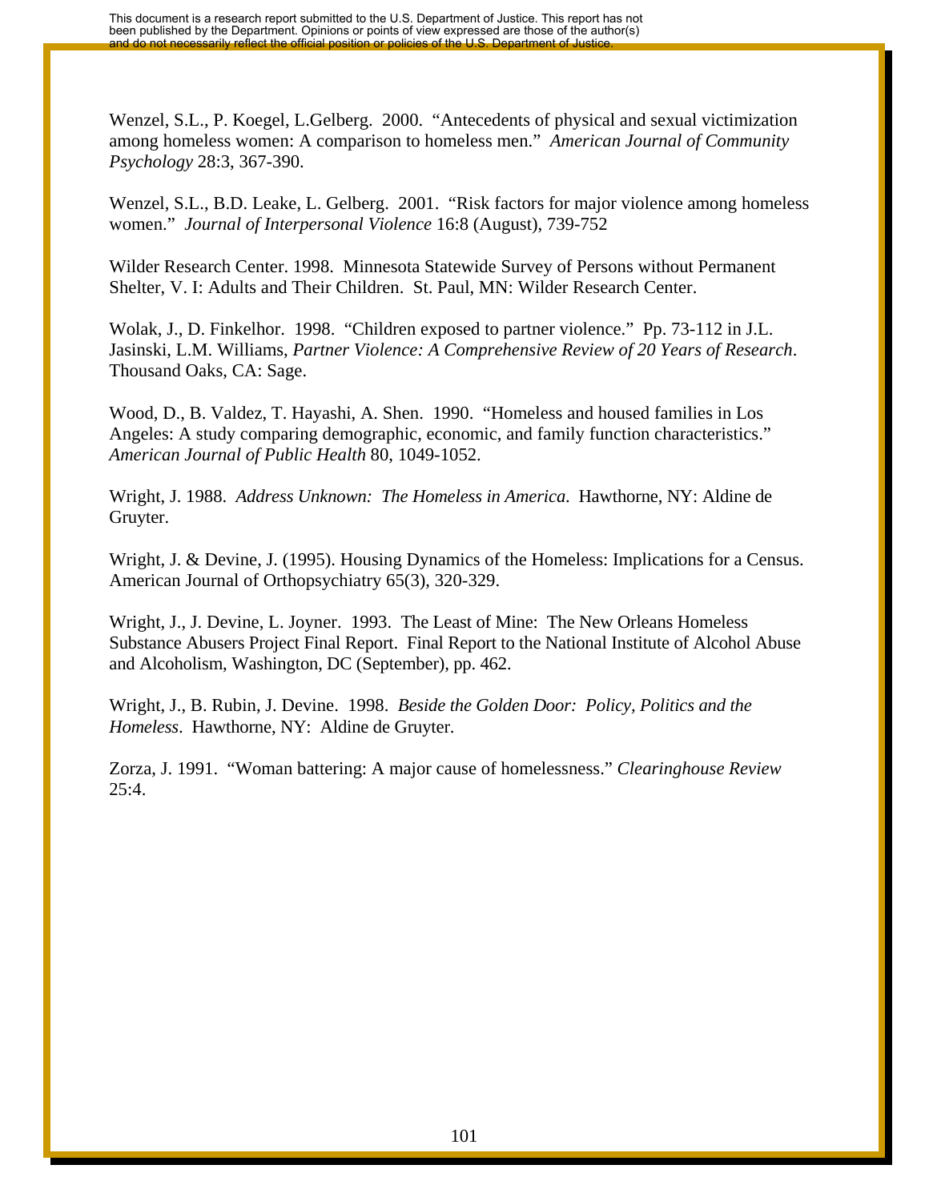Wenzel, S.L., P. Koegel, L.Gelberg. 2000. "Antecedents of physical and sexual victimization among homeless women: A comparison to homeless men." *American Journal of Community Psychology* 28:3, 367-390.

Wenzel, S.L., B.D. Leake, L. Gelberg. 2001. "Risk factors for major violence among homeless women." *Journal of Interpersonal Violence* 16:8 (August), 739-752

Wilder Research Center. 1998. Minnesota Statewide Survey of Persons without Permanent Shelter, V. I: Adults and Their Children. St. Paul, MN: Wilder Research Center.

Wolak, J., D. Finkelhor. 1998. "Children exposed to partner violence." Pp. 73-112 in J.L. Jasinski, L.M. Williams, *Partner Violence: A Comprehensive Review of 20 Years of Research*. Thousand Oaks, CA: Sage.

Wood, D., B. Valdez, T. Hayashi, A. Shen. 1990. "Homeless and housed families in Los Angeles: A study comparing demographic, economic, and family function characteristics." *American Journal of Public Health* 80, 1049-1052.

Wright, J. 1988. *Address Unknown: The Homeless in America*. Hawthorne, NY: Aldine de Gruyter.

Wright, J. & Devine, J. (1995). Housing Dynamics of the Homeless: Implications for a Census. American Journal of Orthopsychiatry 65(3), 320-329.

Wright, J., J. Devine, L. Joyner. 1993. The Least of Mine: The New Orleans Homeless Substance Abusers Project Final Report. Final Report to the National Institute of Alcohol Abuse and Alcoholism, Washington, DC (September), pp. 462.

Wright, J., B. Rubin, J. Devine. 1998. *Beside the Golden Door: Policy, Politics and the Homeless*. Hawthorne, NY: Aldine de Gruyter.

Zorza, J. 1991. "Woman battering: A major cause of homelessness." *Clearinghouse Review* 25:4.